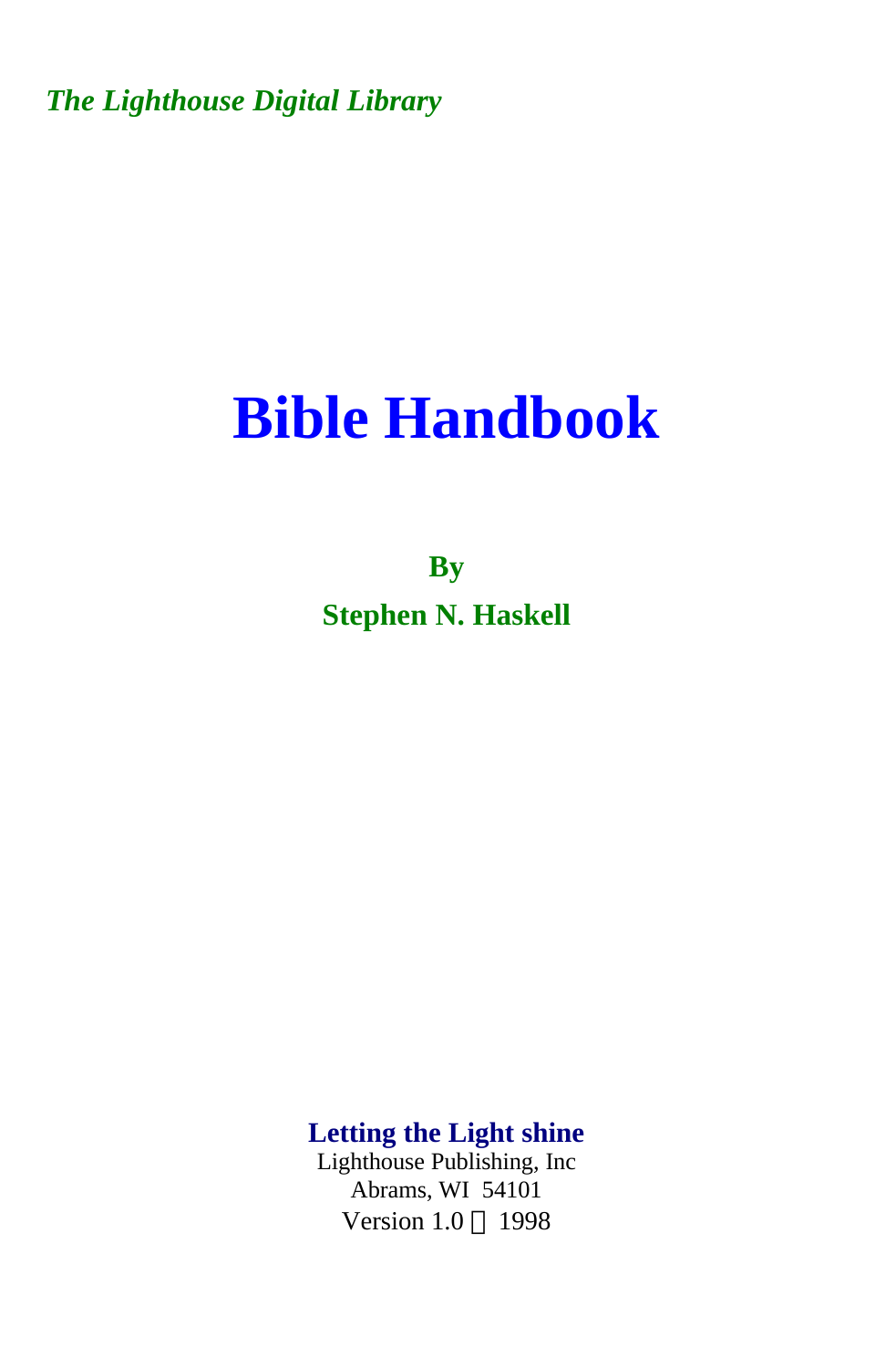*The Lighthouse Digital Library*

# Bible Handbook

**By**

**Stephen N. Haskell**

**Letting the Light shine**

Lighthouse Publishing, Inc

Abrams, WI 54101

Version 1.0 © 1998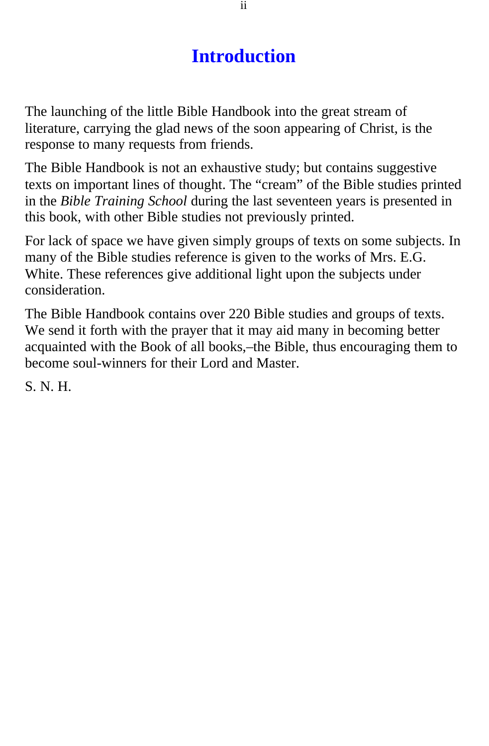# Introduction

The launching of the little Bible Handbook into the great stream of literature, carrying the glad news of the soon appearing of Christ, is the response to many requests from friends.

The Bible Handbook is not an exhaustive study; but contains suggestive texts on important lines of thought. The "cream" of the Bible studies printed in the *Bible Training School* during the last seventeen years is presented in this book, with other Bible studies not previously printed.

For lack of space we have given simply groups of texts on some subjects. In many of the Bible studies reference is given to the works of Mrs. E.G. White. These references give additional light upon the subjects under consideration.

The Bible Handbook contains over 220 Bible studies and groups of texts. We send it forth with the prayer that it may aid many in becoming better acquainted with the Book of all books,–the Bible, thus encouraging them to become soul-winners for their Lord and Master.

S. N. H.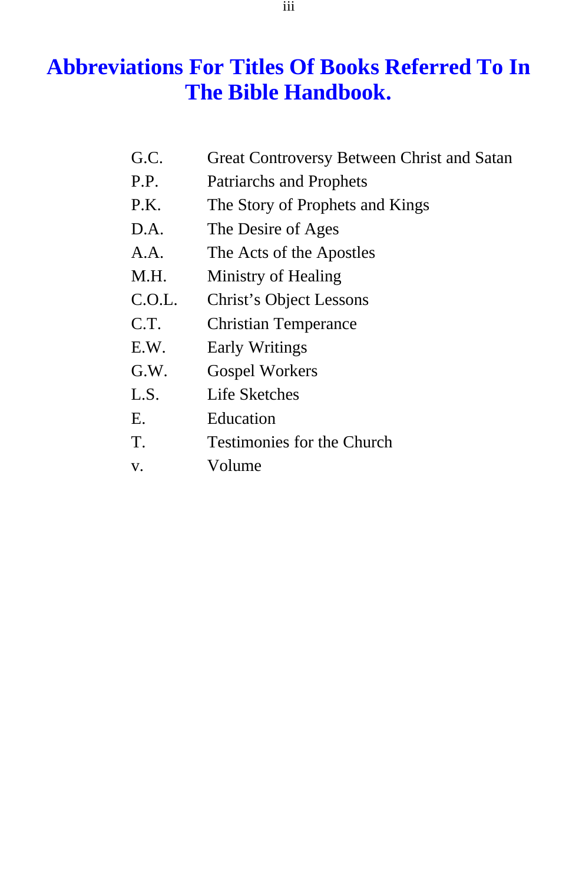# Abbreviations For Titles Of Books Referred To In The Bible Handbook.

| | |
|---|---|
| G.C. | Great Controversy Between Christ and Satan |
| P.P. | Patriarchs and Prophets |
| P.K. | The Story of Prophets and Kings |
| D.A. | The Desire of Ages |
| A.A. | The Acts of the Apostles |
| M.H. | Ministry of Healing |
| C.O.L. | Christ's Object Lessons |
| C.T. | Christian Temperance |
| E.W. | Early Writings |
| G.W. | Gospel Workers |
| L.S. | Life Sketches |
| E. | Education |
| T. | Testimonies for the Church |
| v. | Volume |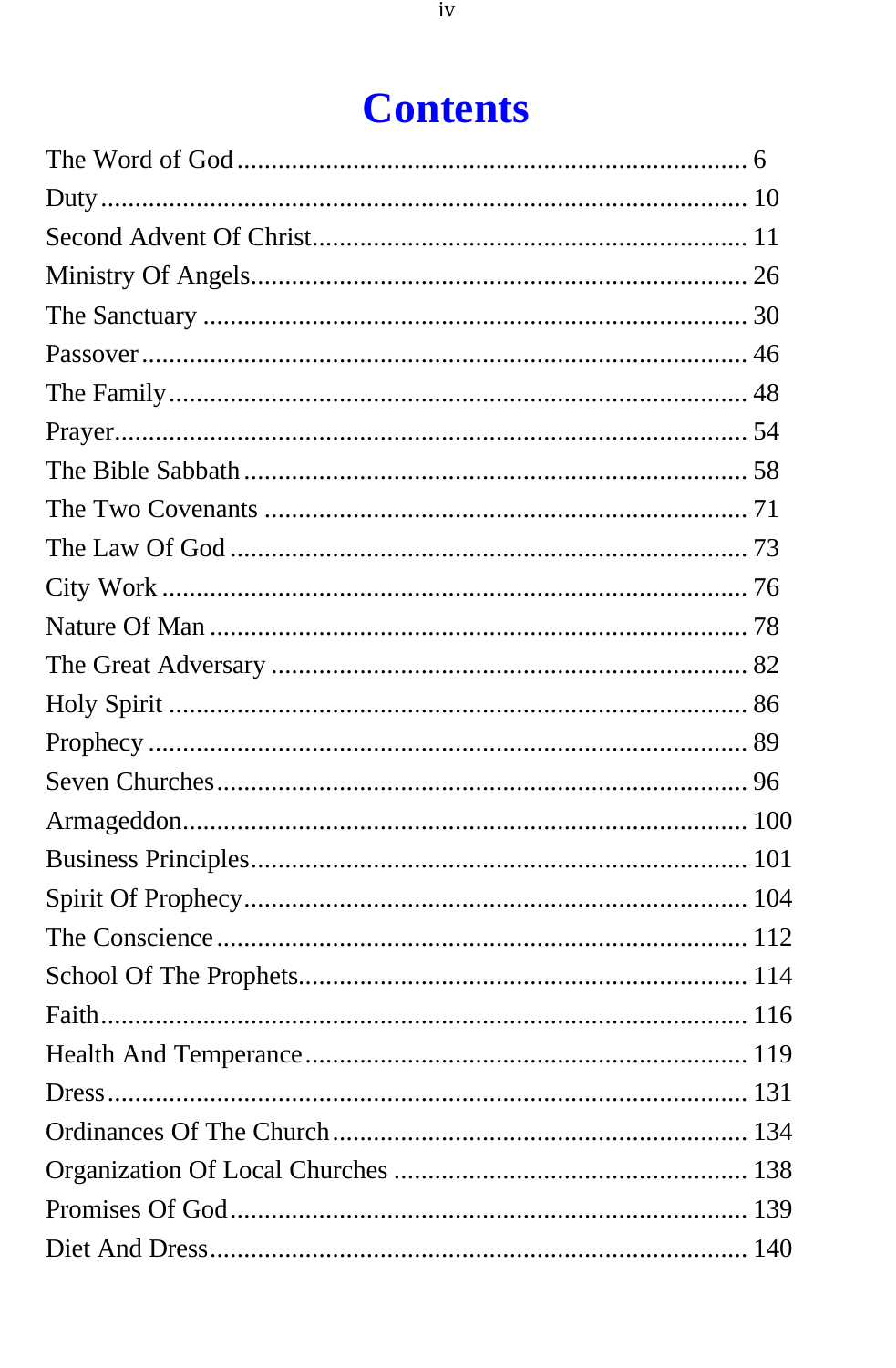# Contents

The Word of God ............................................................ 6
Duty ............................................................................ 10
Second Advent Of Christ ............................................... 11
Ministry Of Angels ........................................................ 26
The Sanctuary ............................................................... 30
Passover ....................................................................... 46
The Family .................................................................... 48
Prayer ........................................................................... 54
The Bible Sabbath .......................................................... 58
The Two Covenants ....................................................... 71
The Law Of God ............................................................ 73
City Work ..................................................................... 76
Nature Of Man .............................................................. 78
The Great Adversary ...................................................... 82
Holy Spirit .................................................................... 86
Prophecy ....................................................................... 89
Seven Churches ............................................................. 96
Armageddon ................................................................. 100
Business Principles ....................................................... 101
Spirit Of Prophecy ........................................................ 104
The Conscience ............................................................ 112
School Of The Prophets ................................................ 114
Faith ............................................................................ 116
Health And Temperance ............................................... 119
Dress ........................................................................... 131
Ordinances Of The Church ........................................... 134
Organization Of Local Churches ................................... 138
Promises Of God .......................................................... 139
Diet And Dress ............................................................. 140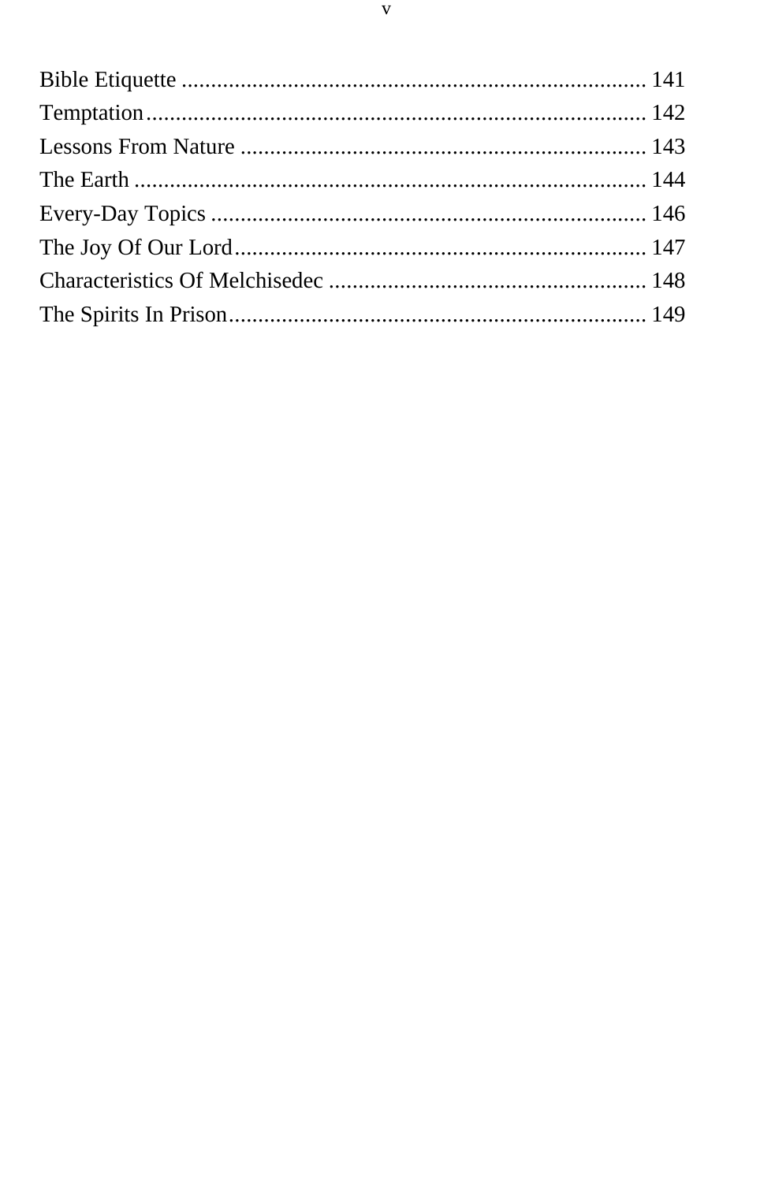Bible Etiquette ............................................................................. 141
Temptation.................................................................................. 142
Lessons From Nature .................................................................... 143
The Earth ..................................................................................... 144
Every-Day Topics ......................................................................... 146
The Joy Of Our Lord..................................................................... 147
Characteristics Of Melchisedec ..................................................... 148
The Spirits In Prison...................................................................... 149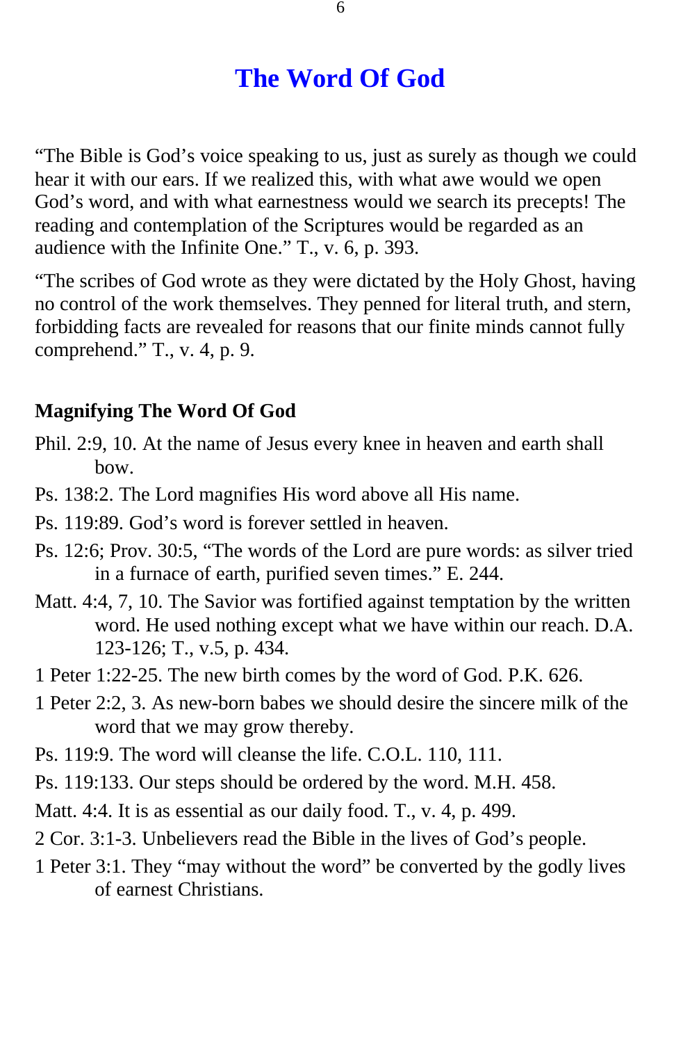# The Word Of God

"The Bible is God's voice speaking to us, just as surely as though we could hear it with our ears. If we realized this, with what awe would we open God's word, and with what earnestness would we search its precepts! The reading and contemplation of the Scriptures would be regarded as an audience with the Infinite One." T., v. 6, p. 393.

"The scribes of God wrote as they were dictated by the Holy Ghost, having no control of the work themselves. They penned for literal truth, and stern, forbidding facts are revealed for reasons that our finite minds cannot fully comprehend." T., v. 4, p. 9.

### Magnifying The Word Of God

Phil. 2:9, 10. At the name of Jesus every knee in heaven and earth shall bow.

Ps. 138:2. The Lord magnifies His word above all His name.

Ps. 119:89. God's word is forever settled in heaven.

Ps. 12:6; Prov. 30:5, "The words of the Lord are pure words: as silver tried in a furnace of earth, purified seven times." E. 244.

Matt. 4:4, 7, 10. The Savior was fortified against temptation by the written word. He used nothing except what we have within our reach. D.A. 123-126; T., v.5, p. 434.

1 Peter 1:22-25. The new birth comes by the word of God. P.K. 626.

1 Peter 2:2, 3. As new-born babes we should desire the sincere milk of the word that we may grow thereby.

Ps. 119:9. The word will cleanse the life. C.O.L. 110, 111.

Ps. 119:133. Our steps should be ordered by the word. M.H. 458.

Matt. 4:4. It is as essential as our daily food. T., v. 4, p. 499.

2 Cor. 3:1-3. Unbelievers read the Bible in the lives of God's people.

1 Peter 3:1. They "may without the word" be converted by the godly lives of earnest Christians.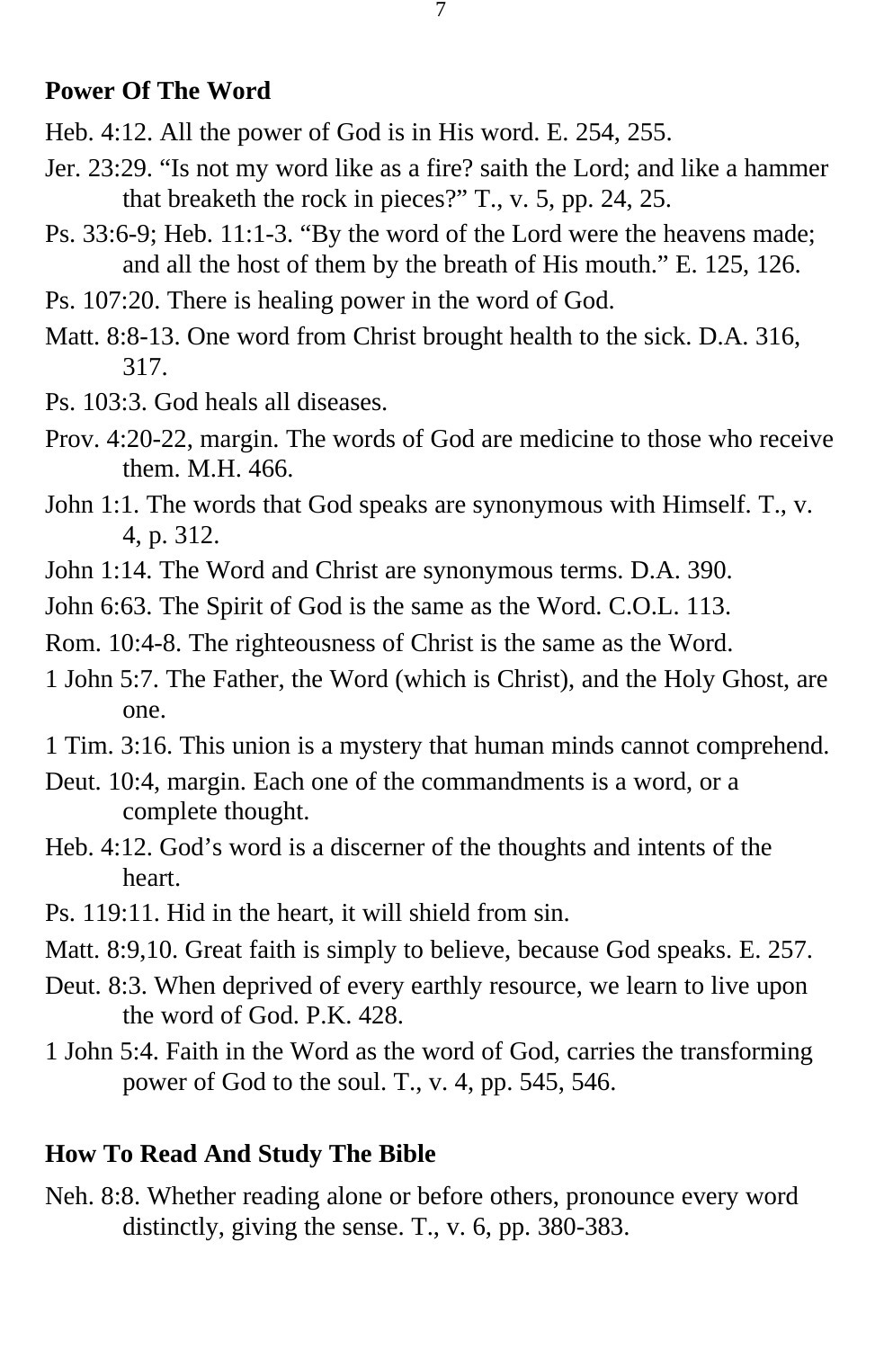## Power Of The Word

Heb. 4:12. All the power of God is in His word. E. 254, 255.

Jer. 23:29. "Is not my word like as a fire? saith the Lord; and like a hammer that breaketh the rock in pieces?" T., v. 5, pp. 24, 25.

Ps. 33:6-9; Heb. 11:1-3. "By the word of the Lord were the heavens made; and all the host of them by the breath of His mouth." E. 125, 126.

Ps. 107:20. There is healing power in the word of God.

Matt. 8:8-13. One word from Christ brought health to the sick. D.A. 316, 317.

Ps. 103:3. God heals all diseases.

Prov. 4:20-22, margin. The words of God are medicine to those who receive them. M.H. 466.

John 1:1. The words that God speaks are synonymous with Himself. T., v. 4, p. 312.

John 1:14. The Word and Christ are synonymous terms. D.A. 390.

John 6:63. The Spirit of God is the same as the Word. C.O.L. 113.

Rom. 10:4-8. The righteousness of Christ is the same as the Word.

1 John 5:7. The Father, the Word (which is Christ), and the Holy Ghost, are one.

1 Tim. 3:16. This union is a mystery that human minds cannot comprehend.

Deut. 10:4, margin. Each one of the commandments is a word, or a complete thought.

Heb. 4:12. God's word is a discerner of the thoughts and intents of the heart.

Ps. 119:11. Hid in the heart, it will shield from sin.

Matt. 8:9,10. Great faith is simply to believe, because God speaks. E. 257.

Deut. 8:3. When deprived of every earthly resource, we learn to live upon the word of God. P.K. 428.

1 John 5:4. Faith in the Word as the word of God, carries the transforming power of God to the soul. T., v. 4, pp. 545, 546.

## How To Read And Study The Bible

Neh. 8:8. Whether reading alone or before others, pronounce every word distinctly, giving the sense. T., v. 6, pp. 380-383.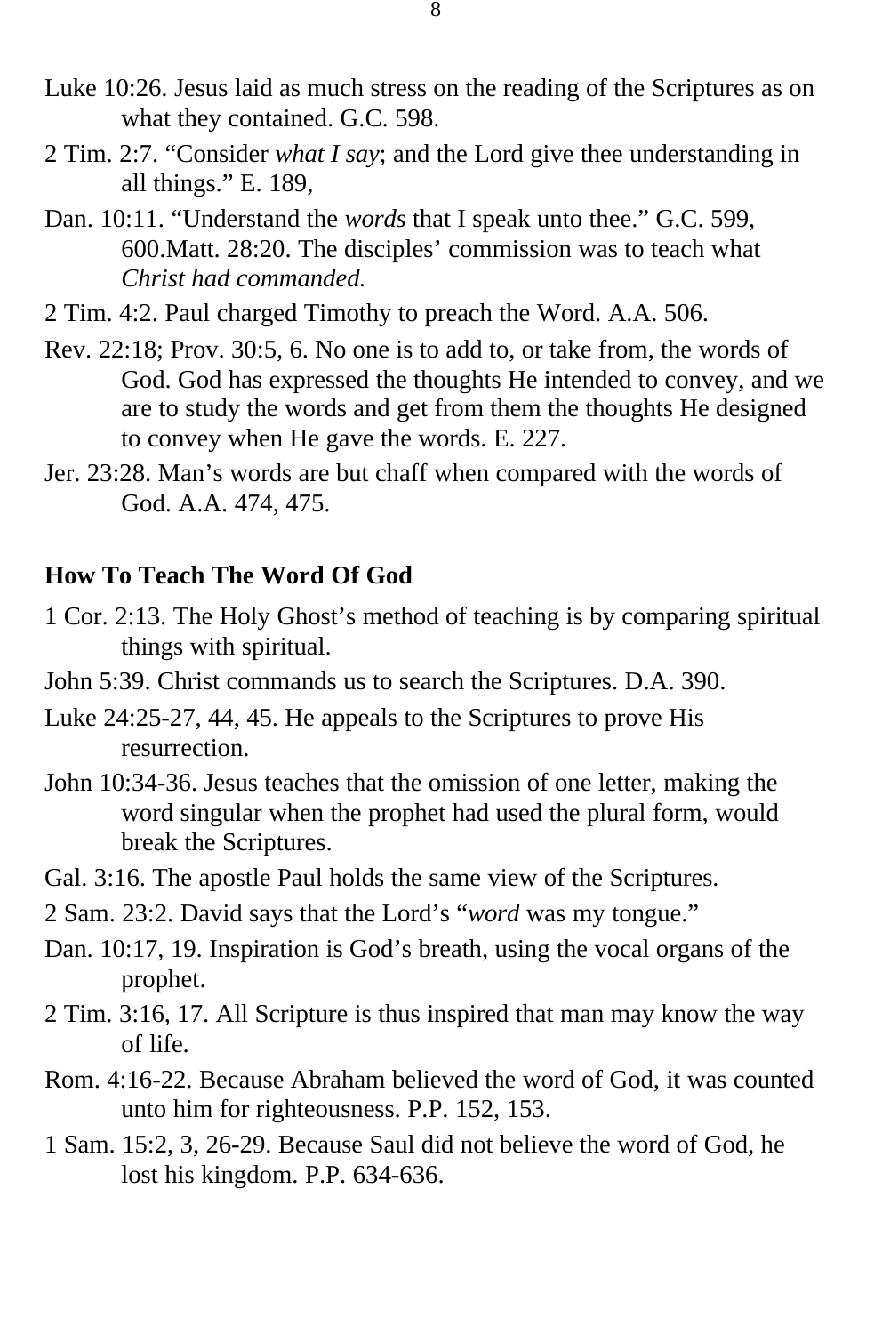Luke 10:26. Jesus laid as much stress on the reading of the Scriptures as on what they contained. G.C. 598.

2 Tim. 2:7. "Consider *what I say*; and the Lord give thee understanding in all things." E. 189,

Dan. 10:11. "Understand the *words* that I speak unto thee." G.C. 599, 600.Matt. 28:20. The disciples' commission was to teach what *Christ had commanded.*

2 Tim. 4:2. Paul charged Timothy to preach the Word. A.A. 506.

Rev. 22:18; Prov. 30:5, 6. No one is to add to, or take from, the words of God. God has expressed the thoughts He intended to convey, and we are to study the words and get from them the thoughts He designed to convey when He gave the words. E. 227.

Jer. 23:28. Man's words are but chaff when compared with the words of God. A.A. 474, 475.

**How To Teach The Word Of God**

1 Cor. 2:13. The Holy Ghost's method of teaching is by comparing spiritual things with spiritual.

John 5:39. Christ commands us to search the Scriptures. D.A. 390.

Luke 24:25-27, 44, 45. He appeals to the Scriptures to prove His resurrection.

John 10:34-36. Jesus teaches that the omission of one letter, making the word singular when the prophet had used the plural form, would break the Scriptures.

Gal. 3:16. The apostle Paul holds the same view of the Scriptures.

2 Sam. 23:2. David says that the Lord's "*word* was my tongue."

Dan. 10:17, 19. Inspiration is God's breath, using the vocal organs of the prophet.

2 Tim. 3:16, 17. All Scripture is thus inspired that man may know the way of life.

Rom. 4:16-22. Because Abraham believed the word of God, it was counted unto him for righteousness. P.P. 152, 153.

1 Sam. 15:2, 3, 26-29. Because Saul did not believe the word of God, he lost his kingdom. P.P. 634-636.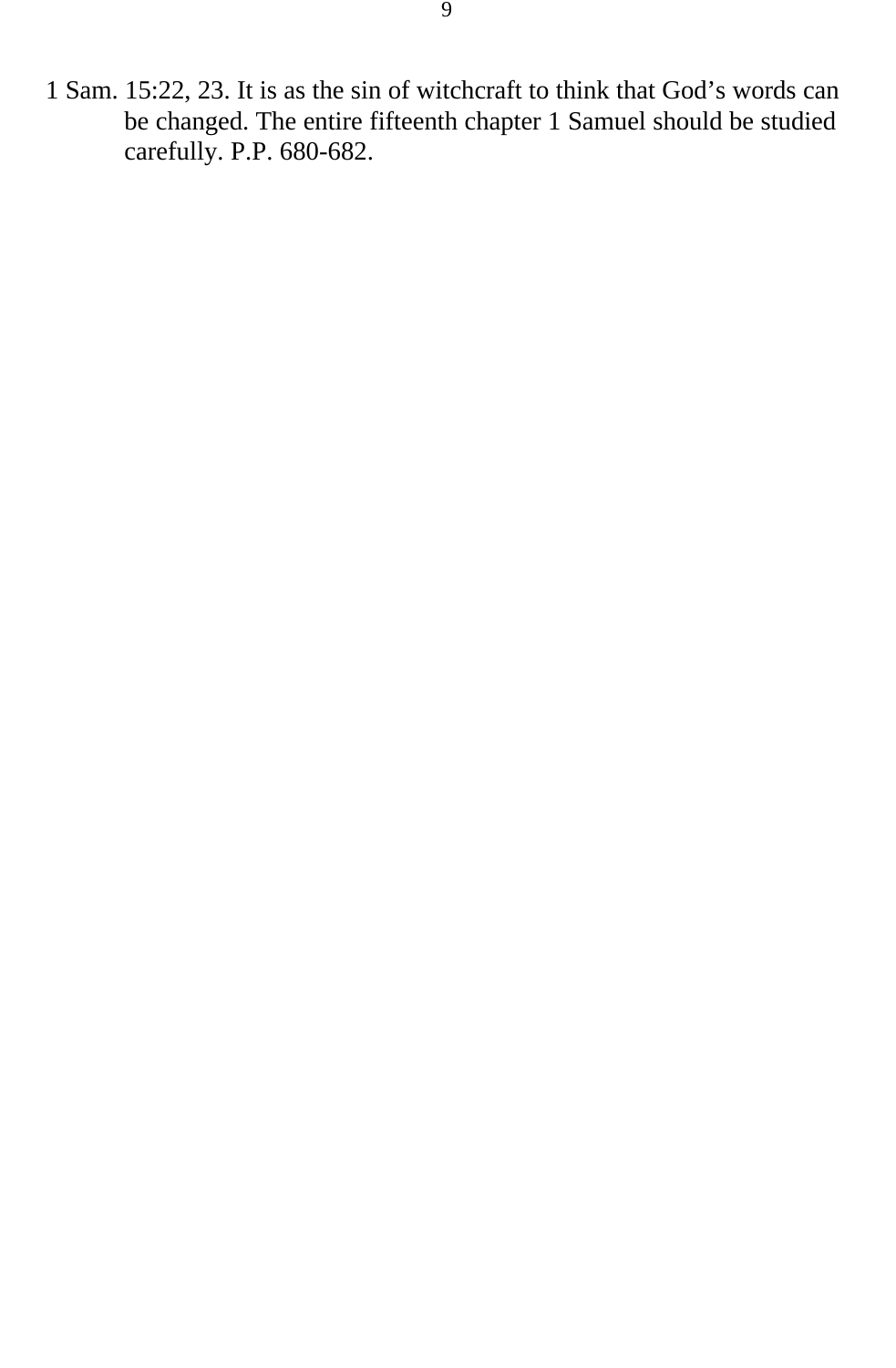1 Sam. 15:22, 23. It is as the sin of witchcraft to think that God’s words can be changed. The entire fifteenth chapter 1 Samuel should be studied carefully. P.P. 680-682.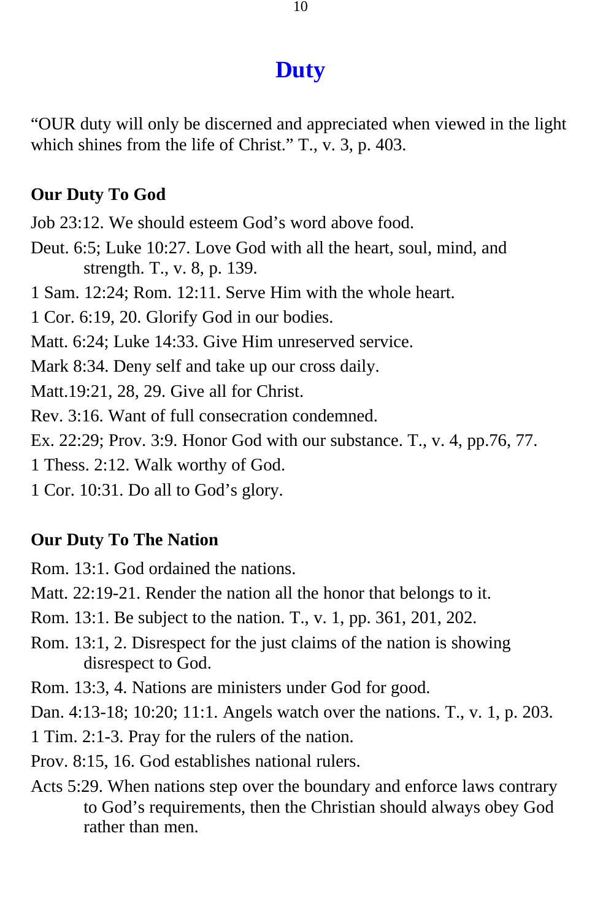# Duty

"OUR duty will only be discerned and appreciated when viewed in the light which shines from the life of Christ." T., v. 3, p. 403.

### Our Duty To God

Job 23:12. We should esteem God's word above food.

Deut. 6:5; Luke 10:27. Love God with all the heart, soul, mind, and strength. T., v. 8, p. 139.

1 Sam. 12:24; Rom. 12:11. Serve Him with the whole heart.

1 Cor. 6:19, 20. Glorify God in our bodies.

Matt. 6:24; Luke 14:33. Give Him unreserved service.

Mark 8:34. Deny self and take up our cross daily.

Matt.19:21, 28, 29. Give all for Christ.

Rev. 3:16. Want of full consecration condemned.

Ex. 22:29; Prov. 3:9. Honor God with our substance. T., v. 4, pp.76, 77.

1 Thess. 2:12. Walk worthy of God.

1 Cor. 10:31. Do all to God's glory.

### Our Duty To The Nation

Rom. 13:1. God ordained the nations.

Matt. 22:19-21. Render the nation all the honor that belongs to it.

Rom. 13:1. Be subject to the nation. T., v. 1, pp. 361, 201, 202.

Rom. 13:1, 2. Disrespect for the just claims of the nation is showing disrespect to God.

Rom. 13:3, 4. Nations are ministers under God for good.

Dan. 4:13-18; 10:20; 11:1. Angels watch over the nations. T., v. 1, p. 203.

1 Tim. 2:1-3. Pray for the rulers of the nation.

Prov. 8:15, 16. God establishes national rulers.

Acts 5:29. When nations step over the boundary and enforce laws contrary to God's requirements, then the Christian should always obey God rather than men.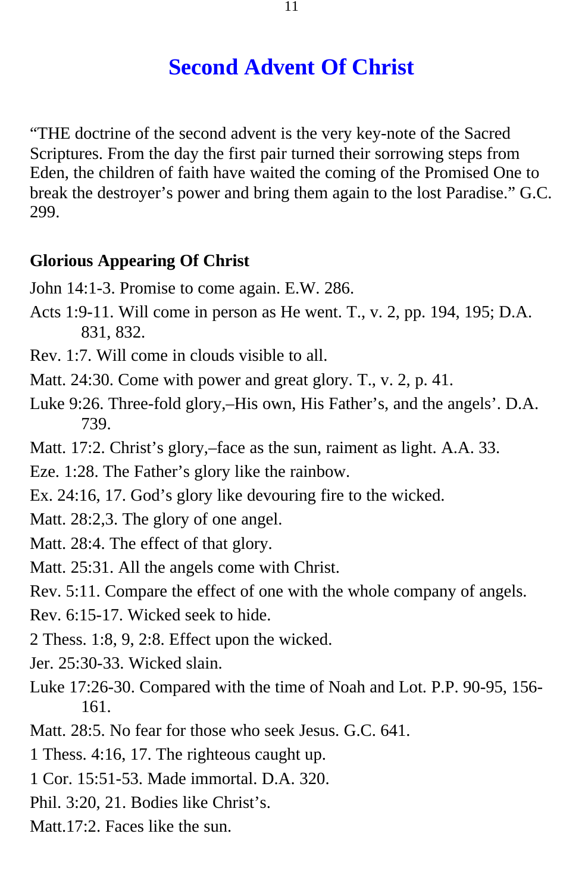# Second Advent Of Christ

"THE doctrine of the second advent is the very key-note of the Sacred Scriptures. From the day the first pair turned their sorrowing steps from Eden, the children of faith have waited the coming of the Promised One to break the destroyer's power and bring them again to the lost Paradise." G.C. 299.

**Glorious Appearing Of Christ**

John 14:1-3. Promise to come again. E.W. 286.

Acts 1:9-11. Will come in person as He went. T., v. 2, pp. 194, 195; D.A. 831, 832.

Rev. 1:7. Will come in clouds visible to all.

Matt. 24:30. Come with power and great glory. T., v. 2, p. 41.

Luke 9:26. Three-fold glory,–His own, His Father's, and the angels'. D.A. 739.

Matt. 17:2. Christ's glory,–face as the sun, raiment as light. A.A. 33.

Eze. 1:28. The Father's glory like the rainbow.

Ex. 24:16, 17. God's glory like devouring fire to the wicked.

Matt. 28:2,3. The glory of one angel.

Matt. 28:4. The effect of that glory.

Matt. 25:31. All the angels come with Christ.

Rev. 5:11. Compare the effect of one with the whole company of angels.

Rev. 6:15-17. Wicked seek to hide.

2 Thess. 1:8, 9, 2:8. Effect upon the wicked.

Jer. 25:30-33. Wicked slain.

Luke 17:26-30. Compared with the time of Noah and Lot. P.P. 90-95, 156-161.

Matt. 28:5. No fear for those who seek Jesus. G.C. 641.

1 Thess. 4:16, 17. The righteous caught up.

1 Cor. 15:51-53. Made immortal. D.A. 320.

Phil. 3:20, 21. Bodies like Christ's.

Matt.17:2. Faces like the sun.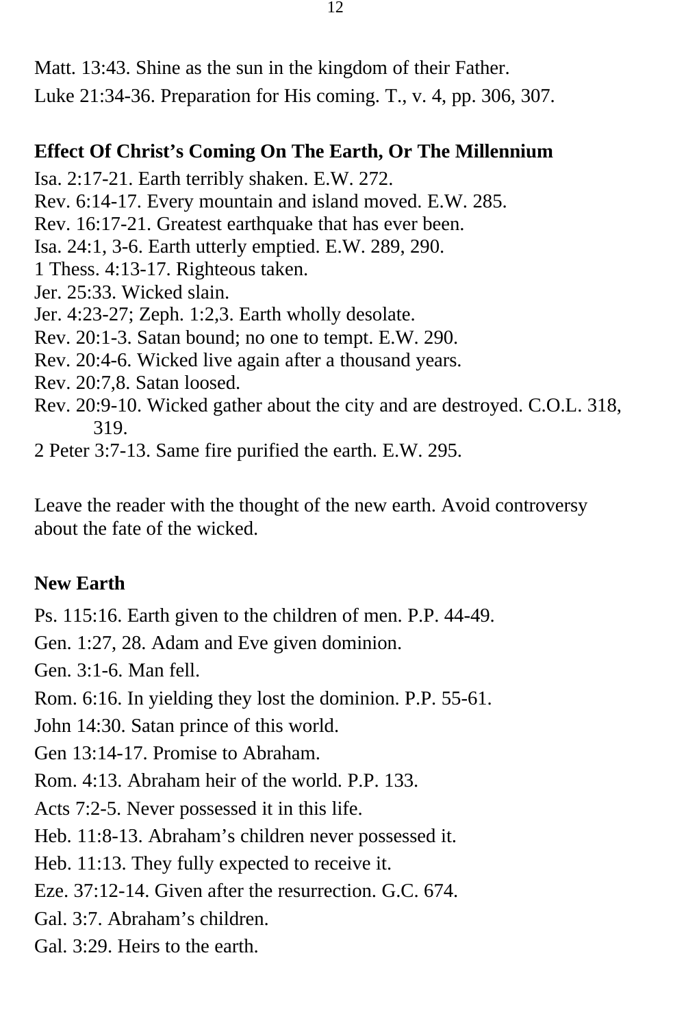Matt. 13:43. Shine as the sun in the kingdom of their Father.

Luke 21:34-36. Preparation for His coming. T., v. 4, pp. 306, 307.

**Effect Of Christ's Coming On The Earth, Or The Millennium**

Isa. 2:17-21. Earth terribly shaken. E.W. 272.
Rev. 6:14-17. Every mountain and island moved. E.W. 285.
Rev. 16:17-21. Greatest earthquake that has ever been.
Isa. 24:1, 3-6. Earth utterly emptied. E.W. 289, 290.
1 Thess. 4:13-17. Righteous taken.
Jer. 25:33. Wicked slain.
Jer. 4:23-27; Zeph. 1:2,3. Earth wholly desolate.
Rev. 20:1-3. Satan bound; no one to tempt. E.W. 290.
Rev. 20:4-6. Wicked live again after a thousand years.
Rev. 20:7,8. Satan loosed.
Rev. 20:9-10. Wicked gather about the city and are destroyed. C.O.L. 318, 319.
2 Peter 3:7-13. Same fire purified the earth. E.W. 295.

Leave the reader with the thought of the new earth. Avoid controversy about the fate of the wicked.

**New Earth**

Ps. 115:16. Earth given to the children of men. P.P. 44-49.

Gen. 1:27, 28. Adam and Eve given dominion.

Gen. 3:1-6. Man fell.

Rom. 6:16. In yielding they lost the dominion. P.P. 55-61.

John 14:30. Satan prince of this world.

Gen 13:14-17. Promise to Abraham.

Rom. 4:13. Abraham heir of the world. P.P. 133.

Acts 7:2-5. Never possessed it in this life.

Heb. 11:8-13. Abraham's children never possessed it.

Heb. 11:13. They fully expected to receive it.

Eze. 37:12-14. Given after the resurrection. G.C. 674.

Gal. 3:7. Abraham's children.

Gal. 3:29. Heirs to the earth.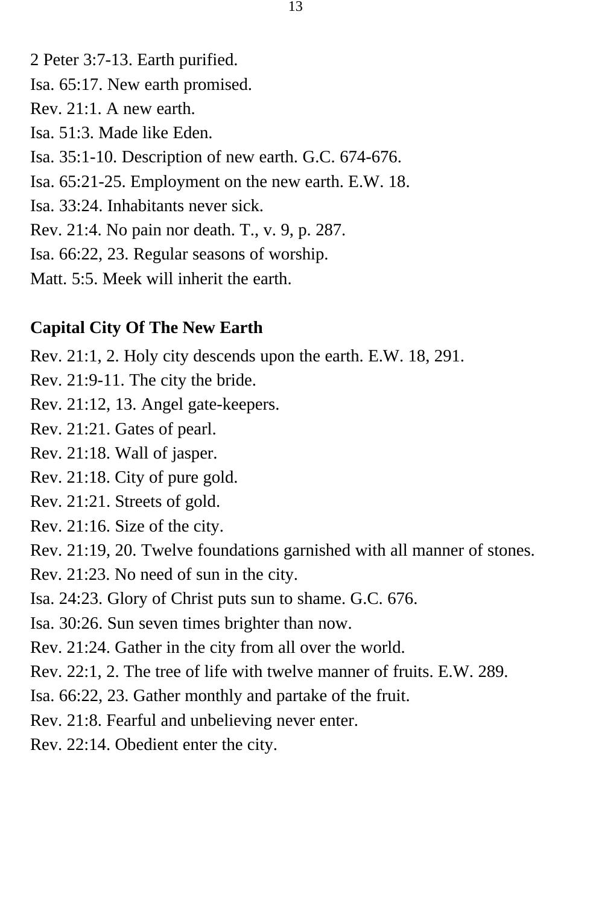2 Peter 3:7-13. Earth purified.
Isa. 65:17. New earth promised.
Rev. 21:1. A new earth.
Isa. 51:3. Made like Eden.
Isa. 35:1-10. Description of new earth. G.C. 674-676.
Isa. 65:21-25. Employment on the new earth. E.W. 18.
Isa. 33:24. Inhabitants never sick.
Rev. 21:4. No pain nor death. T., v. 9, p. 287.
Isa. 66:22, 23. Regular seasons of worship.
Matt. 5:5. Meek will inherit the earth.

**Capital City Of The New Earth**

Rev. 21:1, 2. Holy city descends upon the earth. E.W. 18, 291.
Rev. 21:9-11. The city the bride.
Rev. 21:12, 13. Angel gate-keepers.
Rev. 21:21. Gates of pearl.
Rev. 21:18. Wall of jasper.
Rev. 21:18. City of pure gold.
Rev. 21:21. Streets of gold.
Rev. 21:16. Size of the city.
Rev. 21:19, 20. Twelve foundations garnished with all manner of stones.
Rev. 21:23. No need of sun in the city.
Isa. 24:23. Glory of Christ puts sun to shame. G.C. 676.
Isa. 30:26. Sun seven times brighter than now.
Rev. 21:24. Gather in the city from all over the world.
Rev. 22:1, 2. The tree of life with twelve manner of fruits. E.W. 289.
Isa. 66:22, 23. Gather monthly and partake of the fruit.
Rev. 21:8. Fearful and unbelieving never enter.
Rev. 22:14. Obedient enter the city.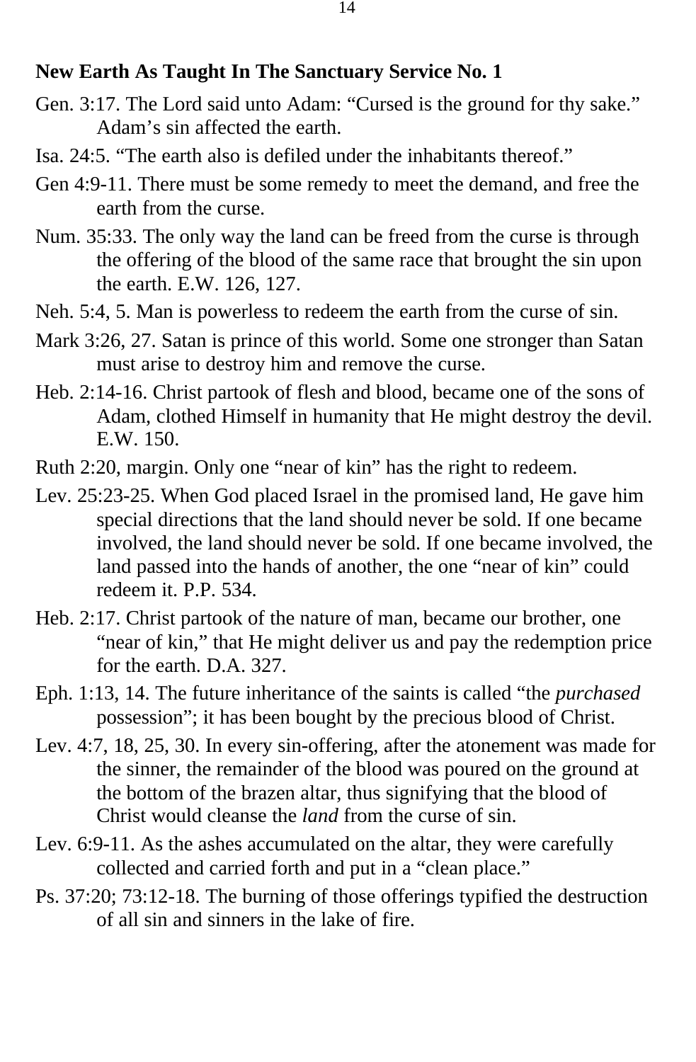**New Earth As Taught In The Sanctuary Service No. 1**

Gen. 3:17. The Lord said unto Adam: “Cursed is the ground for thy sake.” Adam’s sin affected the earth.

Isa. 24:5. “The earth also is defiled under the inhabitants thereof.”

Gen 4:9-11. There must be some remedy to meet the demand, and free the earth from the curse.

Num. 35:33. The only way the land can be freed from the curse is through the offering of the blood of the same race that brought the sin upon the earth. E.W. 126, 127.

Neh. 5:4, 5. Man is powerless to redeem the earth from the curse of sin.

Mark 3:26, 27. Satan is prince of this world. Some one stronger than Satan must arise to destroy him and remove the curse.

Heb. 2:14-16. Christ partook of flesh and blood, became one of the sons of Adam, clothed Himself in humanity that He might destroy the devil. E.W. 150.

Ruth 2:20, margin. Only one “near of kin” has the right to redeem.

Lev. 25:23-25. When God placed Israel in the promised land, He gave him special directions that the land should never be sold. If one became involved, the land should never be sold. If one became involved, the land passed into the hands of another, the one “near of kin” could redeem it. P.P. 534.

Heb. 2:17. Christ partook of the nature of man, became our brother, one “near of kin,” that He might deliver us and pay the redemption price for the earth. D.A. 327.

Eph. 1:13, 14. The future inheritance of the saints is called “the *purchased* possession”; it has been bought by the precious blood of Christ.

Lev. 4:7, 18, 25, 30. In every sin-offering, after the atonement was made for the sinner, the remainder of the blood was poured on the ground at the bottom of the brazen altar, thus signifying that the blood of Christ would cleanse the *land* from the curse of sin.

Lev. 6:9-11. As the ashes accumulated on the altar, they were carefully collected and carried forth and put in a “clean place.”

Ps. 37:20; 73:12-18. The burning of those offerings typified the destruction of all sin and sinners in the lake of fire.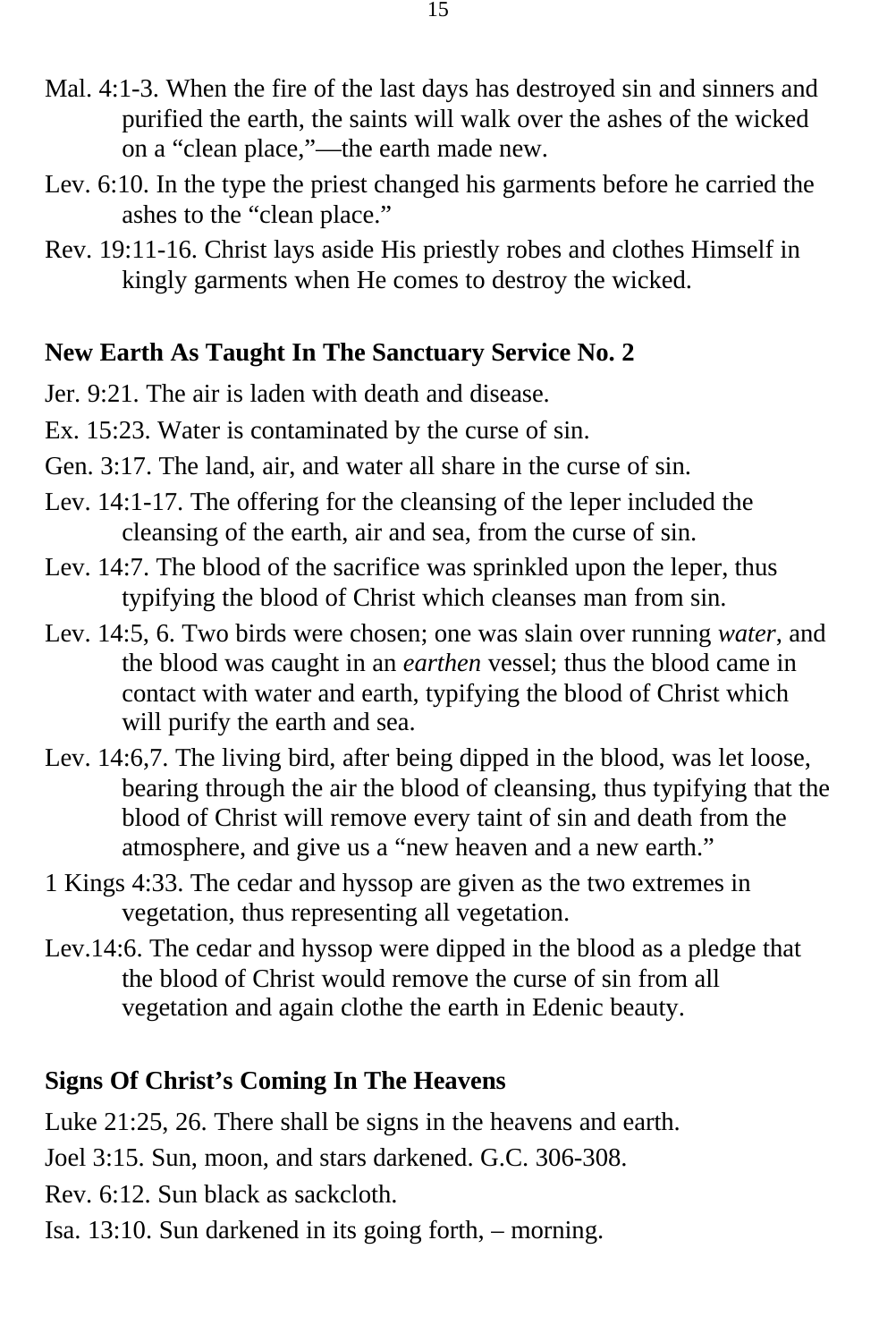Mal. 4:1-3. When the fire of the last days has destroyed sin and sinners and purified the earth, the saints will walk over the ashes of the wicked on a "clean place,"—the earth made new.

Lev. 6:10. In the type the priest changed his garments before he carried the ashes to the "clean place."

Rev. 19:11-16. Christ lays aside His priestly robes and clothes Himself in kingly garments when He comes to destroy the wicked.

## New Earth As Taught In The Sanctuary Service No. 2

Jer. 9:21. The air is laden with death and disease.

Ex. 15:23. Water is contaminated by the curse of sin.

Gen. 3:17. The land, air, and water all share in the curse of sin.

Lev. 14:1-17. The offering for the cleansing of the leper included the cleansing of the earth, air and sea, from the curse of sin.

Lev. 14:7. The blood of the sacrifice was sprinkled upon the leper, thus typifying the blood of Christ which cleanses man from sin.

Lev. 14:5, 6. Two birds were chosen; one was slain over running *water*, and the blood was caught in an *earthen* vessel; thus the blood came in contact with water and earth, typifying the blood of Christ which will purify the earth and sea.

Lev. 14:6,7. The living bird, after being dipped in the blood, was let loose, bearing through the air the blood of cleansing, thus typifying that the blood of Christ will remove every taint of sin and death from the atmosphere, and give us a "new heaven and a new earth."

1 Kings 4:33. The cedar and hyssop are given as the two extremes in vegetation, thus representing all vegetation.

Lev.14:6. The cedar and hyssop were dipped in the blood as a pledge that the blood of Christ would remove the curse of sin from all vegetation and again clothe the earth in Edenic beauty.

## Signs Of Christ's Coming In The Heavens

Luke 21:25, 26. There shall be signs in the heavens and earth.

Joel 3:15. Sun, moon, and stars darkened. G.C. 306-308.

Rev. 6:12. Sun black as sackcloth.

Isa. 13:10. Sun darkened in its going forth, – morning.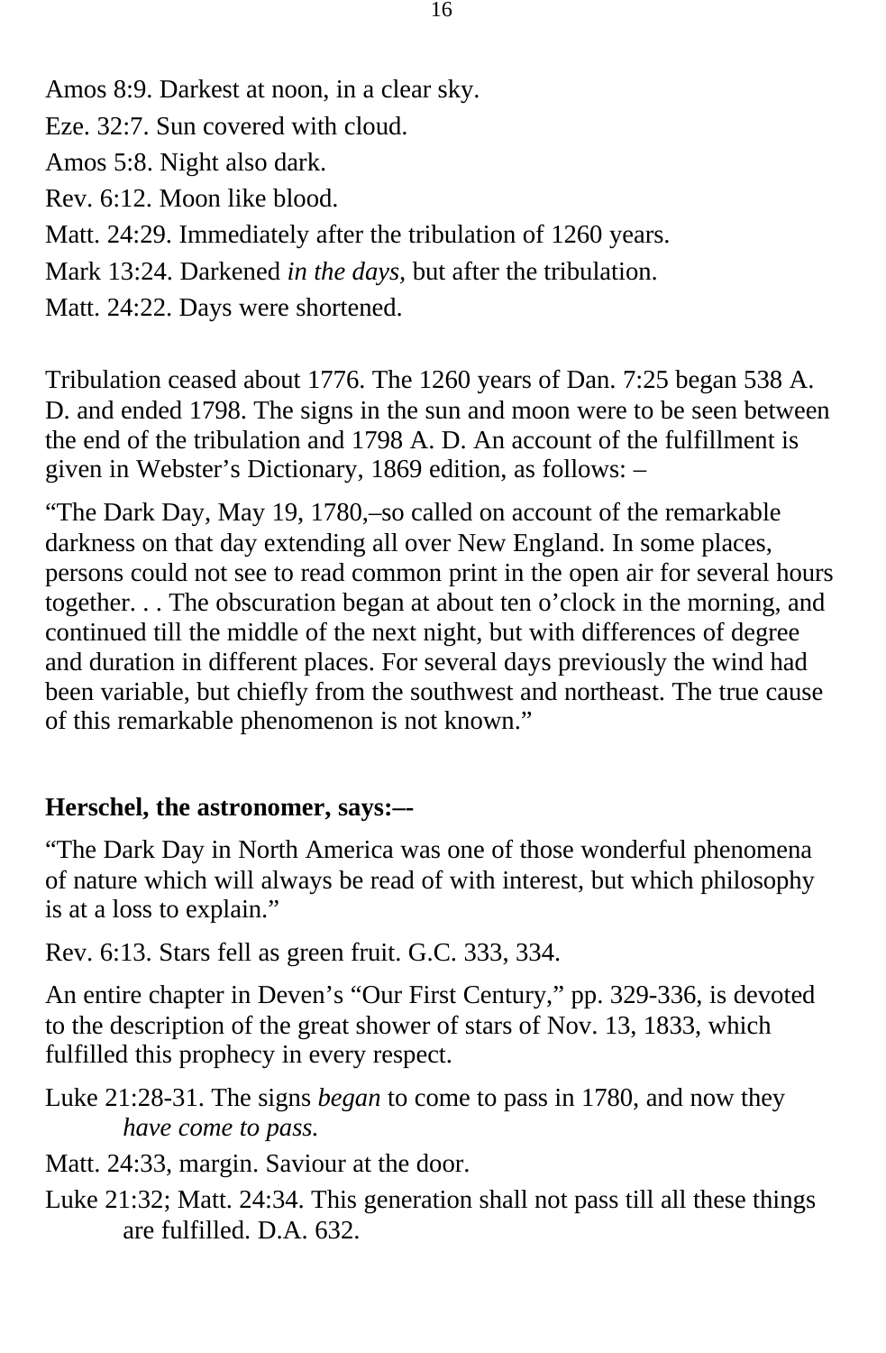Amos 8:9. Darkest at noon, in a clear sky.

Eze. 32:7. Sun covered with cloud.

Amos 5:8. Night also dark.

Rev. 6:12. Moon like blood.

Matt. 24:29. Immediately after the tribulation of 1260 years.

Mark 13:24. Darkened *in the days,* but after the tribulation.

Matt. 24:22. Days were shortened.

Tribulation ceased about 1776. The 1260 years of Dan. 7:25 began 538 A. D. and ended 1798. The signs in the sun and moon were to be seen between the end of the tribulation and 1798 A. D. An account of the fulfillment is given in Webster's Dictionary, 1869 edition, as follows: –

"The Dark Day, May 19, 1780,–so called on account of the remarkable darkness on that day extending all over New England. In some places, persons could not see to read common print in the open air for several hours together. . . The obscuration began at about ten o'clock in the morning, and continued till the middle of the next night, but with differences of degree and duration in different places. For several days previously the wind had been variable, but chiefly from the southwest and northeast. The true cause of this remarkable phenomenon is not known."

**Herschel, the astronomer, says:–-**

"The Dark Day in North America was one of those wonderful phenomena of nature which will always be read of with interest, but which philosophy is at a loss to explain."

Rev. 6:13. Stars fell as green fruit. G.C. 333, 334.

An entire chapter in Deven's "Our First Century," pp. 329-336, is devoted to the description of the great shower of stars of Nov. 13, 1833, which fulfilled this prophecy in every respect.

Luke 21:28-31. The signs *began* to come to pass in 1780, and now they *have come to pass.*

Matt. 24:33, margin. Saviour at the door.

Luke 21:32; Matt. 24:34. This generation shall not pass till all these things are fulfilled. D.A. 632.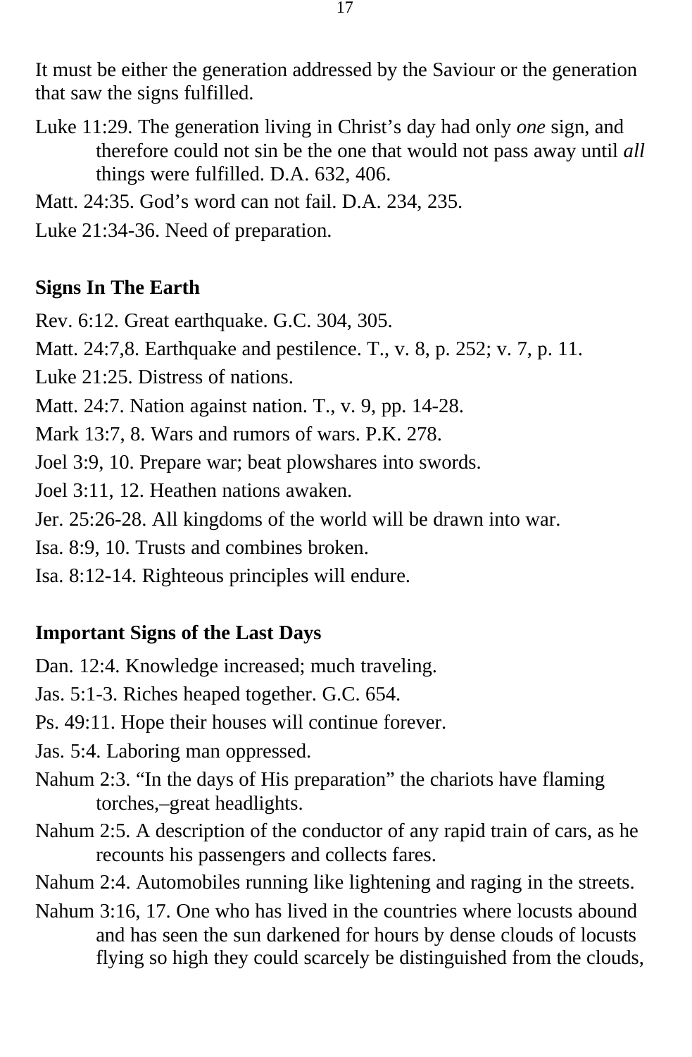It must be either the generation addressed by the Saviour or the generation that saw the signs fulfilled.

Luke 11:29. The generation living in Christ's day had only *one* sign, and therefore could not sin be the one that would not pass away until *all* things were fulfilled. D.A. 632, 406.

Matt. 24:35. God's word can not fail. D.A. 234, 235.

Luke 21:34-36. Need of preparation.

**Signs In The Earth**

Rev. 6:12. Great earthquake. G.C. 304, 305.

Matt. 24:7,8. Earthquake and pestilence. T., v. 8, p. 252; v. 7, p. 11.

Luke 21:25. Distress of nations.

Matt. 24:7. Nation against nation. T., v. 9, pp. 14-28.

Mark 13:7, 8. Wars and rumors of wars. P.K. 278.

Joel 3:9, 10. Prepare war; beat plowshares into swords.

Joel 3:11, 12. Heathen nations awaken.

Jer. 25:26-28. All kingdoms of the world will be drawn into war.

Isa. 8:9, 10. Trusts and combines broken.

Isa. 8:12-14. Righteous principles will endure.

**Important Signs of the Last Days**

Dan. 12:4. Knowledge increased; much traveling.

Jas. 5:1-3. Riches heaped together. G.C. 654.

Ps. 49:11. Hope their houses will continue forever.

Jas. 5:4. Laboring man oppressed.

Nahum 2:3. "In the days of His preparation" the chariots have flaming torches,–great headlights.

Nahum 2:5. A description of the conductor of any rapid train of cars, as he recounts his passengers and collects fares.

Nahum 2:4. Automobiles running like lightening and raging in the streets.

Nahum 3:16, 17. One who has lived in the countries where locusts abound and has seen the sun darkened for hours by dense clouds of locusts flying so high they could scarcely be distinguished from the clouds,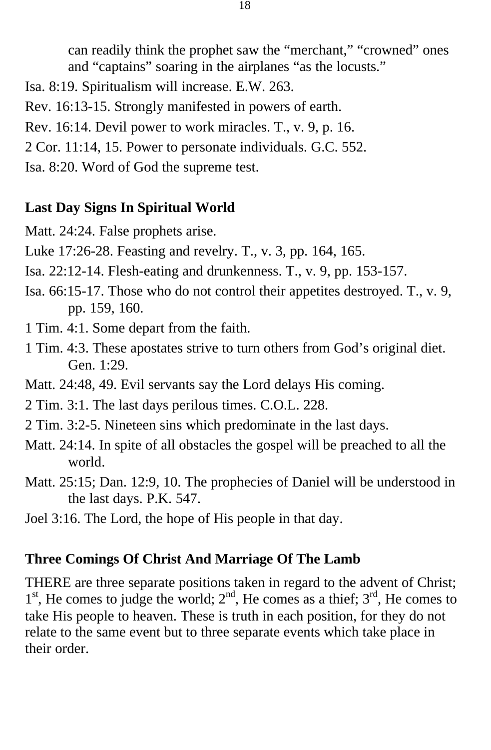can readily think the prophet saw the "merchant," "crowned" ones and "captains" soaring in the airplanes "as the locusts."

Isa. 8:19. Spiritualism will increase. E.W. 263.

Rev. 16:13-15. Strongly manifested in powers of earth.

Rev. 16:14. Devil power to work miracles. T., v. 9, p. 16.

2 Cor. 11:14, 15. Power to personate individuals. G.C. 552.

Isa. 8:20. Word of God the supreme test.

**Last Day Signs In Spiritual World**

Matt. 24:24. False prophets arise.

Luke 17:26-28. Feasting and revelry. T., v. 3, pp. 164, 165.

Isa. 22:12-14. Flesh-eating and drunkenness. T., v. 9, pp. 153-157.

Isa. 66:15-17. Those who do not control their appetites destroyed. T., v. 9, pp. 159, 160.

1 Tim. 4:1. Some depart from the faith.

1 Tim. 4:3. These apostates strive to turn others from God's original diet. Gen. 1:29.

Matt. 24:48, 49. Evil servants say the Lord delays His coming.

2 Tim. 3:1. The last days perilous times. C.O.L. 228.

2 Tim. 3:2-5. Nineteen sins which predominate in the last days.

Matt. 24:14. In spite of all obstacles the gospel will be preached to all the world.

Matt. 25:15; Dan. 12:9, 10. The prophecies of Daniel will be understood in the last days. P.K. 547.

Joel 3:16. The Lord, the hope of His people in that day.

**Three Comings Of Christ And Marriage Of The Lamb**

THERE are three separate positions taken in regard to the advent of Christ; 1st, He comes to judge the world; 2nd, He comes as a thief; 3rd, He comes to take His people to heaven. These is truth in each position, for they do not relate to the same event but to three separate events which take place in their order.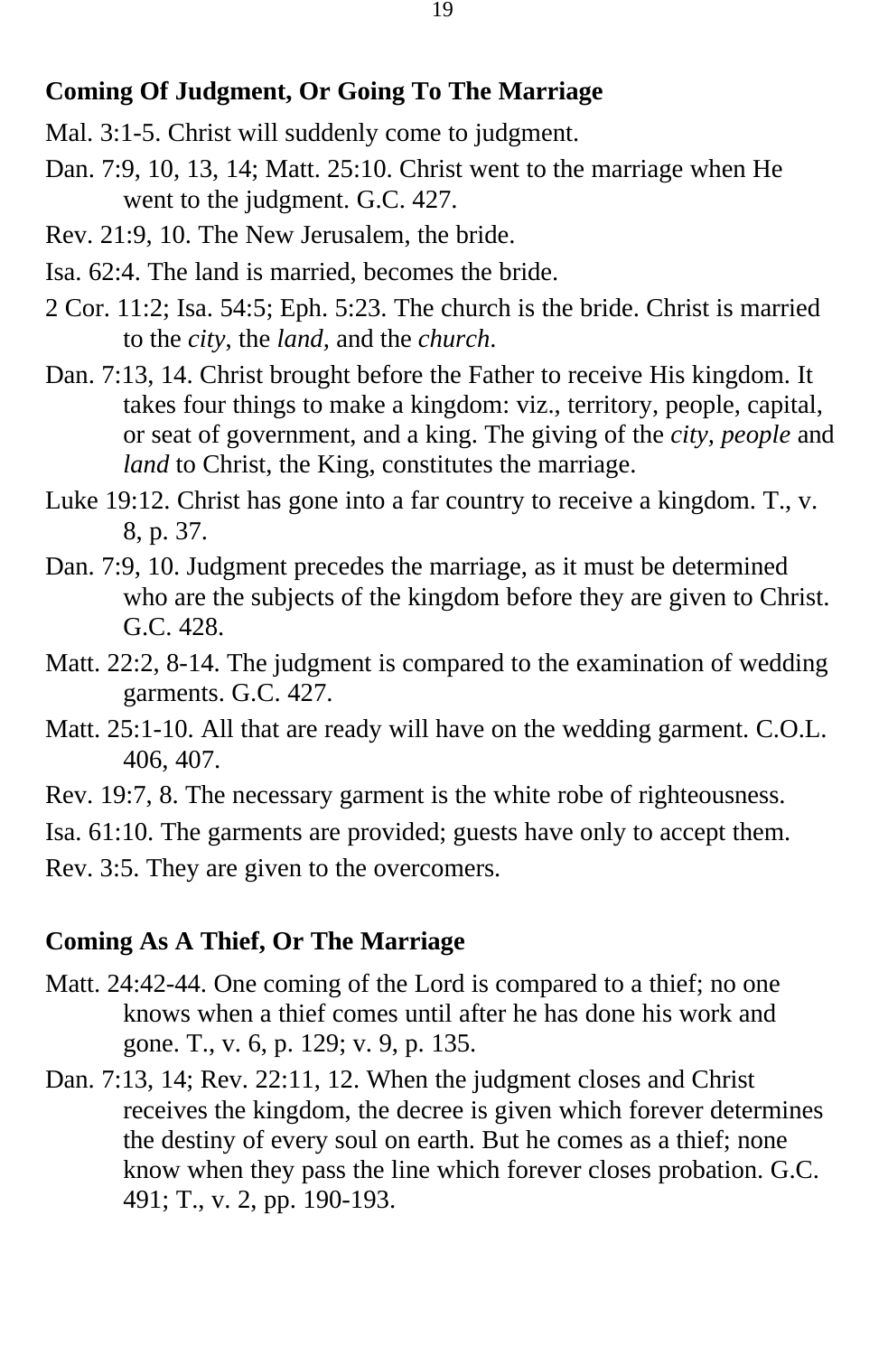**Coming Of Judgment, Or Going To The Marriage**

Mal. 3:1-5. Christ will suddenly come to judgment.

Dan. 7:9, 10, 13, 14; Matt. 25:10. Christ went to the marriage when He went to the judgment. G.C. 427.

Rev. 21:9, 10. The New Jerusalem, the bride.

Isa. 62:4. The land is married, becomes the bride.

2 Cor. 11:2; Isa. 54:5; Eph. 5:23. The church is the bride. Christ is married to the *city*, the *land*, and the *church*.

Dan. 7:13, 14. Christ brought before the Father to receive His kingdom. It takes four things to make a kingdom: viz., territory, people, capital, or seat of government, and a king. The giving of the *city*, *people* and *land* to Christ, the King, constitutes the marriage.

Luke 19:12. Christ has gone into a far country to receive a kingdom. T., v. 8, p. 37.

Dan. 7:9, 10. Judgment precedes the marriage, as it must be determined who are the subjects of the kingdom before they are given to Christ. G.C. 428.

Matt. 22:2, 8-14. The judgment is compared to the examination of wedding garments. G.C. 427.

Matt. 25:1-10. All that are ready will have on the wedding garment. C.O.L. 406, 407.

Rev. 19:7, 8. The necessary garment is the white robe of righteousness.

Isa. 61:10. The garments are provided; guests have only to accept them.

Rev. 3:5. They are given to the overcomers.

**Coming As A Thief, Or The Marriage**

Matt. 24:42-44. One coming of the Lord is compared to a thief; no one knows when a thief comes until after he has done his work and gone. T., v. 6, p. 129; v. 9, p. 135.

Dan. 7:13, 14; Rev. 22:11, 12. When the judgment closes and Christ receives the kingdom, the decree is given which forever determines the destiny of every soul on earth. But he comes as a thief; none know when they pass the line which forever closes probation. G.C. 491; T., v. 2, pp. 190-193.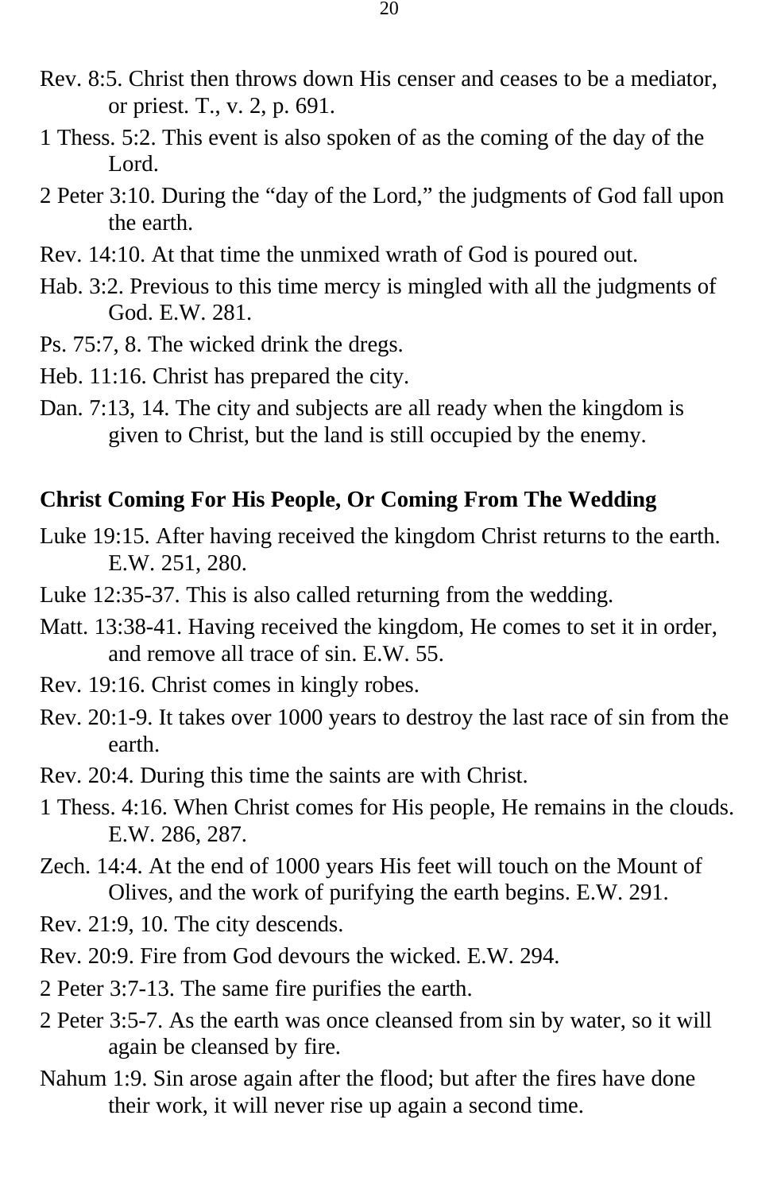Rev. 8:5. Christ then throws down His censer and ceases to be a mediator, or priest. T., v. 2, p. 691.

1 Thess. 5:2. This event is also spoken of as the coming of the day of the Lord.

2 Peter 3:10. During the "day of the Lord," the judgments of God fall upon the earth.

Rev. 14:10. At that time the unmixed wrath of God is poured out.

Hab. 3:2. Previous to this time mercy is mingled with all the judgments of God. E.W. 281.

Ps. 75:7, 8. The wicked drink the dregs.

Heb. 11:16. Christ has prepared the city.

Dan. 7:13, 14. The city and subjects are all ready when the kingdom is given to Christ, but the land is still occupied by the enemy.

**Christ Coming For His People, Or Coming From The Wedding**

Luke 19:15. After having received the kingdom Christ returns to the earth. E.W. 251, 280.

Luke 12:35-37. This is also called returning from the wedding.

Matt. 13:38-41. Having received the kingdom, He comes to set it in order, and remove all trace of sin. E.W. 55.

Rev. 19:16. Christ comes in kingly robes.

Rev. 20:1-9. It takes over 1000 years to destroy the last race of sin from the earth.

Rev. 20:4. During this time the saints are with Christ.

1 Thess. 4:16. When Christ comes for His people, He remains in the clouds. E.W. 286, 287.

Zech. 14:4. At the end of 1000 years His feet will touch on the Mount of Olives, and the work of purifying the earth begins. E.W. 291.

Rev. 21:9, 10. The city descends.

Rev. 20:9. Fire from God devours the wicked. E.W. 294.

2 Peter 3:7-13. The same fire purifies the earth.

2 Peter 3:5-7. As the earth was once cleansed from sin by water, so it will again be cleansed by fire.

Nahum 1:9. Sin arose again after the flood; but after the fires have done their work, it will never rise up again a second time.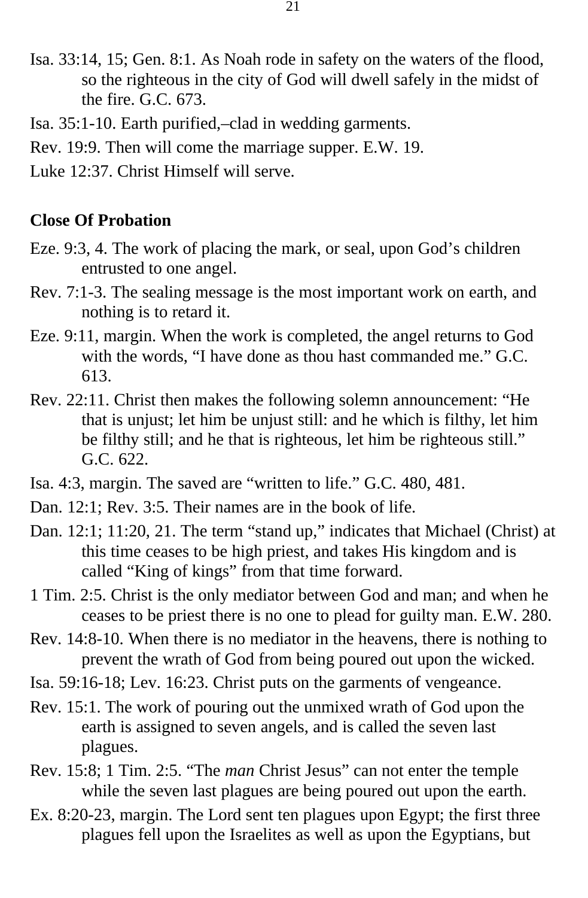Isa. 33:14, 15; Gen. 8:1. As Noah rode in safety on the waters of the flood, so the righteous in the city of God will dwell safely in the midst of the fire. G.C. 673.

Isa. 35:1-10. Earth purified,–clad in wedding garments.

Rev. 19:9. Then will come the marriage supper. E.W. 19.

Luke 12:37. Christ Himself will serve.

**Close Of Probation**

Eze. 9:3, 4. The work of placing the mark, or seal, upon God's children entrusted to one angel.

Rev. 7:1-3. The sealing message is the most important work on earth, and nothing is to retard it.

Eze. 9:11, margin. When the work is completed, the angel returns to God with the words, "I have done as thou hast commanded me." G.C. 613.

Rev. 22:11. Christ then makes the following solemn announcement: "He that is unjust; let him be unjust still: and he which is filthy, let him be filthy still; and he that is righteous, let him be righteous still." G.C. 622.

Isa. 4:3, margin. The saved are "written to life." G.C. 480, 481.

Dan. 12:1; Rev. 3:5. Their names are in the book of life.

Dan. 12:1; 11:20, 21. The term "stand up," indicates that Michael (Christ) at this time ceases to be high priest, and takes His kingdom and is called "King of kings" from that time forward.

1 Tim. 2:5. Christ is the only mediator between God and man; and when he ceases to be priest there is no one to plead for guilty man. E.W. 280.

Rev. 14:8-10. When there is no mediator in the heavens, there is nothing to prevent the wrath of God from being poured out upon the wicked.

Isa. 59:16-18; Lev. 16:23. Christ puts on the garments of vengeance.

Rev. 15:1. The work of pouring out the unmixed wrath of God upon the earth is assigned to seven angels, and is called the seven last plagues.

Rev. 15:8; 1 Tim. 2:5. "The *man* Christ Jesus" can not enter the temple while the seven last plagues are being poured out upon the earth.

Ex. 8:20-23, margin. The Lord sent ten plagues upon Egypt; the first three plagues fell upon the Israelites as well as upon the Egyptians, but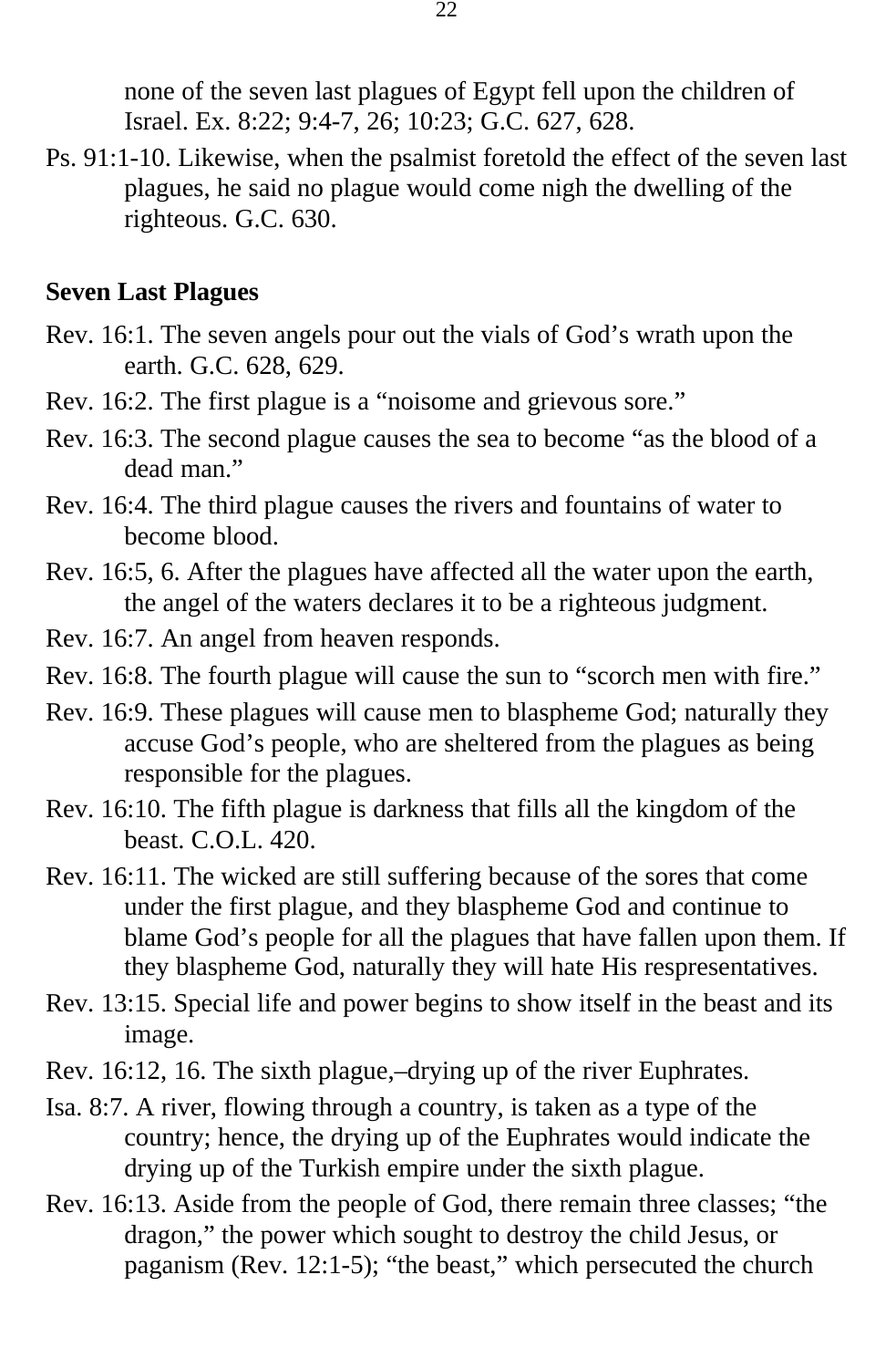none of the seven last plagues of Egypt fell upon the children of Israel. Ex. 8:22; 9:4-7, 26; 10:23; G.C. 627, 628.

Ps. 91:1-10. Likewise, when the psalmist foretold the effect of the seven last plagues, he said no plague would come nigh the dwelling of the righteous. G.C. 630.

**Seven Last Plagues**

Rev. 16:1. The seven angels pour out the vials of God's wrath upon the earth. G.C. 628, 629.

Rev. 16:2. The first plague is a "noisome and grievous sore."

Rev. 16:3. The second plague causes the sea to become "as the blood of a dead man."

Rev. 16:4. The third plague causes the rivers and fountains of water to become blood.

Rev. 16:5, 6. After the plagues have affected all the water upon the earth, the angel of the waters declares it to be a righteous judgment.

Rev. 16:7. An angel from heaven responds.

Rev. 16:8. The fourth plague will cause the sun to "scorch men with fire."

Rev. 16:9. These plagues will cause men to blaspheme God; naturally they accuse God's people, who are sheltered from the plagues as being responsible for the plagues.

Rev. 16:10. The fifth plague is darkness that fills all the kingdom of the beast. C.O.L. 420.

Rev. 16:11. The wicked are still suffering because of the sores that come under the first plague, and they blaspheme God and continue to blame God's people for all the plagues that have fallen upon them. If they blaspheme God, naturally they will hate His respresentatives.

Rev. 13:15. Special life and power begins to show itself in the beast and its image.

Rev. 16:12, 16. The sixth plague,–drying up of the river Euphrates.

Isa. 8:7. A river, flowing through a country, is taken as a type of the country; hence, the drying up of the Euphrates would indicate the drying up of the Turkish empire under the sixth plague.

Rev. 16:13. Aside from the people of God, there remain three classes; "the dragon," the power which sought to destroy the child Jesus, or paganism (Rev. 12:1-5); "the beast," which persecuted the church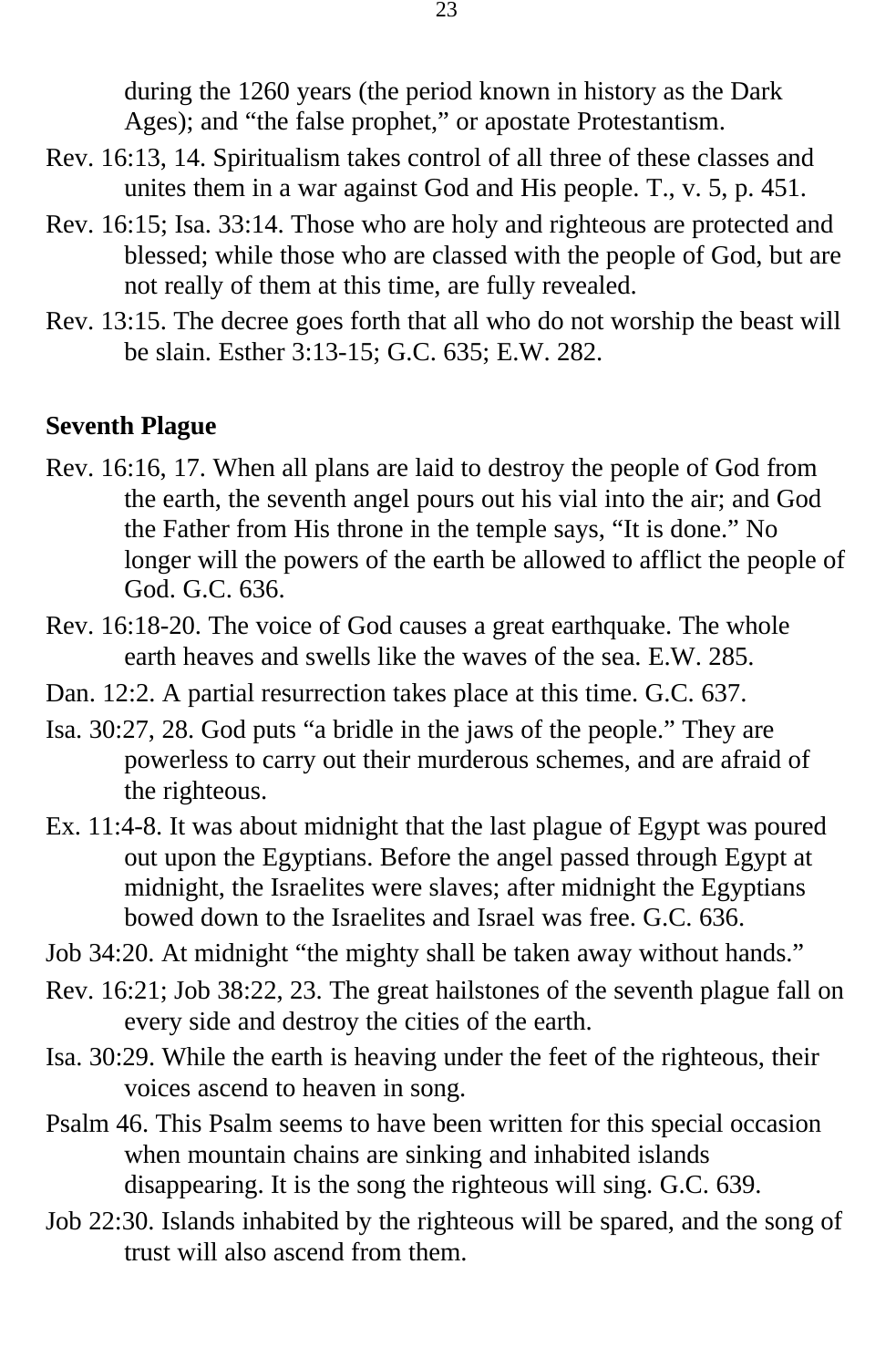during the 1260 years (the period known in history as the Dark Ages); and "the false prophet," or apostate Protestantism.

Rev. 16:13, 14. Spiritualism takes control of all three of these classes and unites them in a war against God and His people. T., v. 5, p. 451.

Rev. 16:15; Isa. 33:14. Those who are holy and righteous are protected and blessed; while those who are classed with the people of God, but are not really of them at this time, are fully revealed.

Rev. 13:15. The decree goes forth that all who do not worship the beast will be slain. Esther 3:13-15; G.C. 635; E.W. 282.

**Seventh Plague**

Rev. 16:16, 17. When all plans are laid to destroy the people of God from the earth, the seventh angel pours out his vial into the air; and God the Father from His throne in the temple says, "It is done." No longer will the powers of the earth be allowed to afflict the people of God. G.C. 636.

Rev. 16:18-20. The voice of God causes a great earthquake. The whole earth heaves and swells like the waves of the sea. E.W. 285.

Dan. 12:2. A partial resurrection takes place at this time. G.C. 637.

Isa. 30:27, 28. God puts "a bridle in the jaws of the people." They are powerless to carry out their murderous schemes, and are afraid of the righteous.

Ex. 11:4-8. It was about midnight that the last plague of Egypt was poured out upon the Egyptians. Before the angel passed through Egypt at midnight, the Israelites were slaves; after midnight the Egyptians bowed down to the Israelites and Israel was free. G.C. 636.

Job 34:20. At midnight "the mighty shall be taken away without hands."

Rev. 16:21; Job 38:22, 23. The great hailstones of the seventh plague fall on every side and destroy the cities of the earth.

Isa. 30:29. While the earth is heaving under the feet of the righteous, their voices ascend to heaven in song.

Psalm 46. This Psalm seems to have been written for this special occasion when mountain chains are sinking and inhabited islands disappearing. It is the song the righteous will sing. G.C. 639.

Job 22:30. Islands inhabited by the righteous will be spared, and the song of trust will also ascend from them.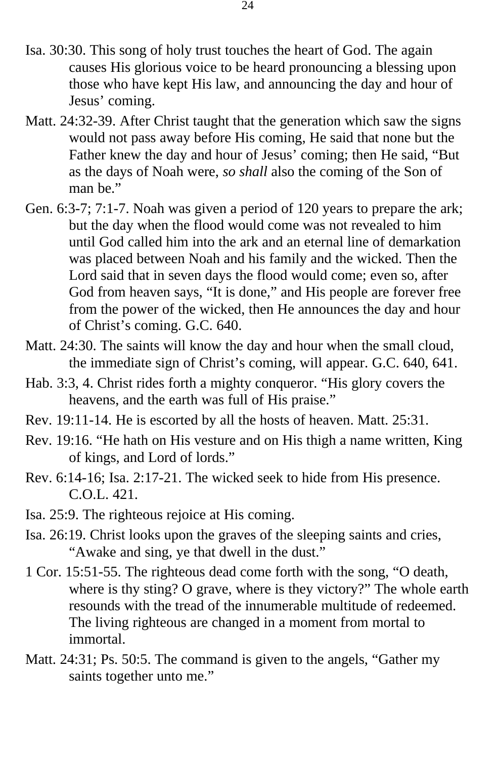Isa. 30:30. This song of holy trust touches the heart of God. The again causes His glorious voice to be heard pronouncing a blessing upon those who have kept His law, and announcing the day and hour of Jesus' coming.

Matt. 24:32-39. After Christ taught that the generation which saw the signs would not pass away before His coming, He said that none but the Father knew the day and hour of Jesus' coming; then He said, "But as the days of Noah were, *so shall* also the coming of the Son of man be."

Gen. 6:3-7; 7:1-7. Noah was given a period of 120 years to prepare the ark; but the day when the flood would come was not revealed to him until God called him into the ark and an eternal line of demarkation was placed between Noah and his family and the wicked. Then the Lord said that in seven days the flood would come; even so, after God from heaven says, "It is done," and His people are forever free from the power of the wicked, then He announces the day and hour of Christ's coming. G.C. 640.

Matt. 24:30. The saints will know the day and hour when the small cloud, the immediate sign of Christ's coming, will appear. G.C. 640, 641.

Hab. 3:3, 4. Christ rides forth a mighty conqueror. "His glory covers the heavens, and the earth was full of His praise."

Rev. 19:11-14. He is escorted by all the hosts of heaven. Matt. 25:31.

Rev. 19:16. "He hath on His vesture and on His thigh a name written, King of kings, and Lord of lords."

Rev. 6:14-16; Isa. 2:17-21. The wicked seek to hide from His presence. C.O.L. 421.

Isa. 25:9. The righteous rejoice at His coming.

Isa. 26:19. Christ looks upon the graves of the sleeping saints and cries, "Awake and sing, ye that dwell in the dust."

1 Cor. 15:51-55. The righteous dead come forth with the song, "O death, where is thy sting? O grave, where is they victory?" The whole earth resounds with the tread of the innumerable multitude of redeemed. The living righteous are changed in a moment from mortal to immortal.

Matt. 24:31; Ps. 50:5. The command is given to the angels, "Gather my saints together unto me."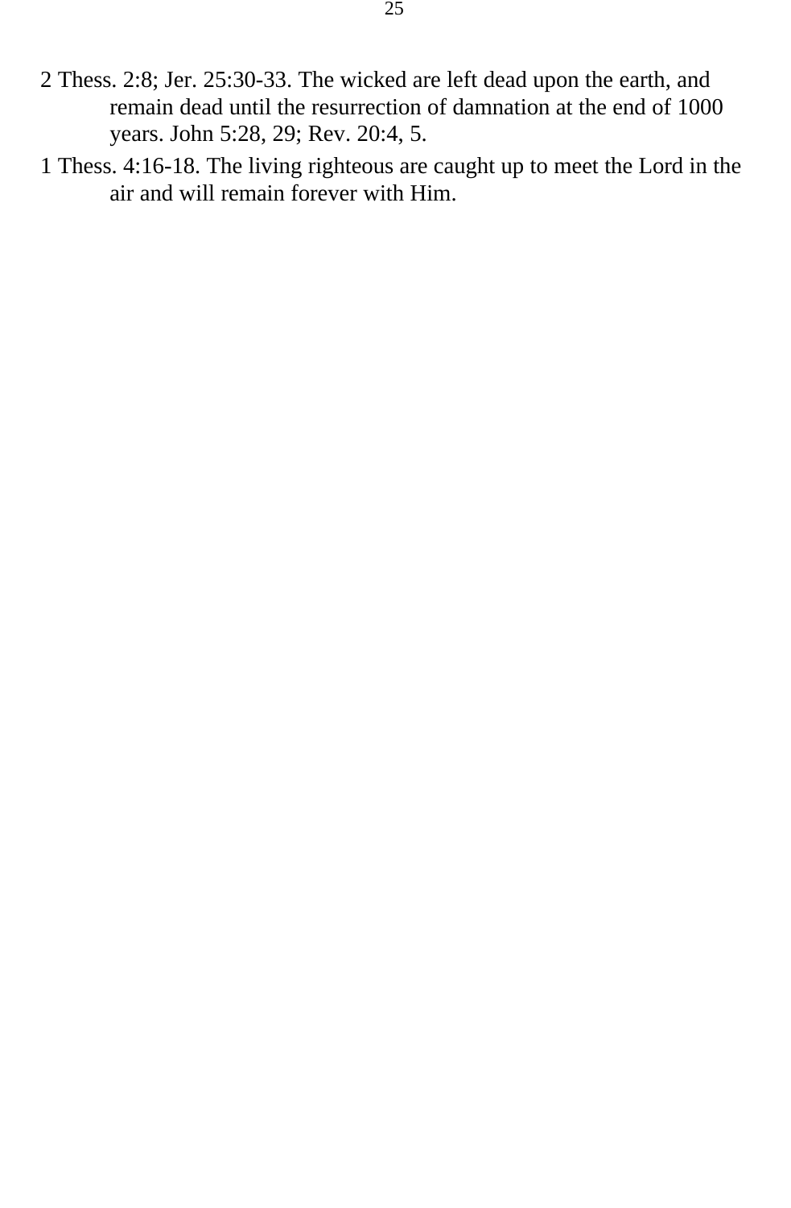2 Thess. 2:8; Jer. 25:30-33. The wicked are left dead upon the earth, and remain dead until the resurrection of damnation at the end of 1000 years. John 5:28, 29; Rev. 20:4, 5.

1 Thess. 4:16-18. The living righteous are caught up to meet the Lord in the air and will remain forever with Him.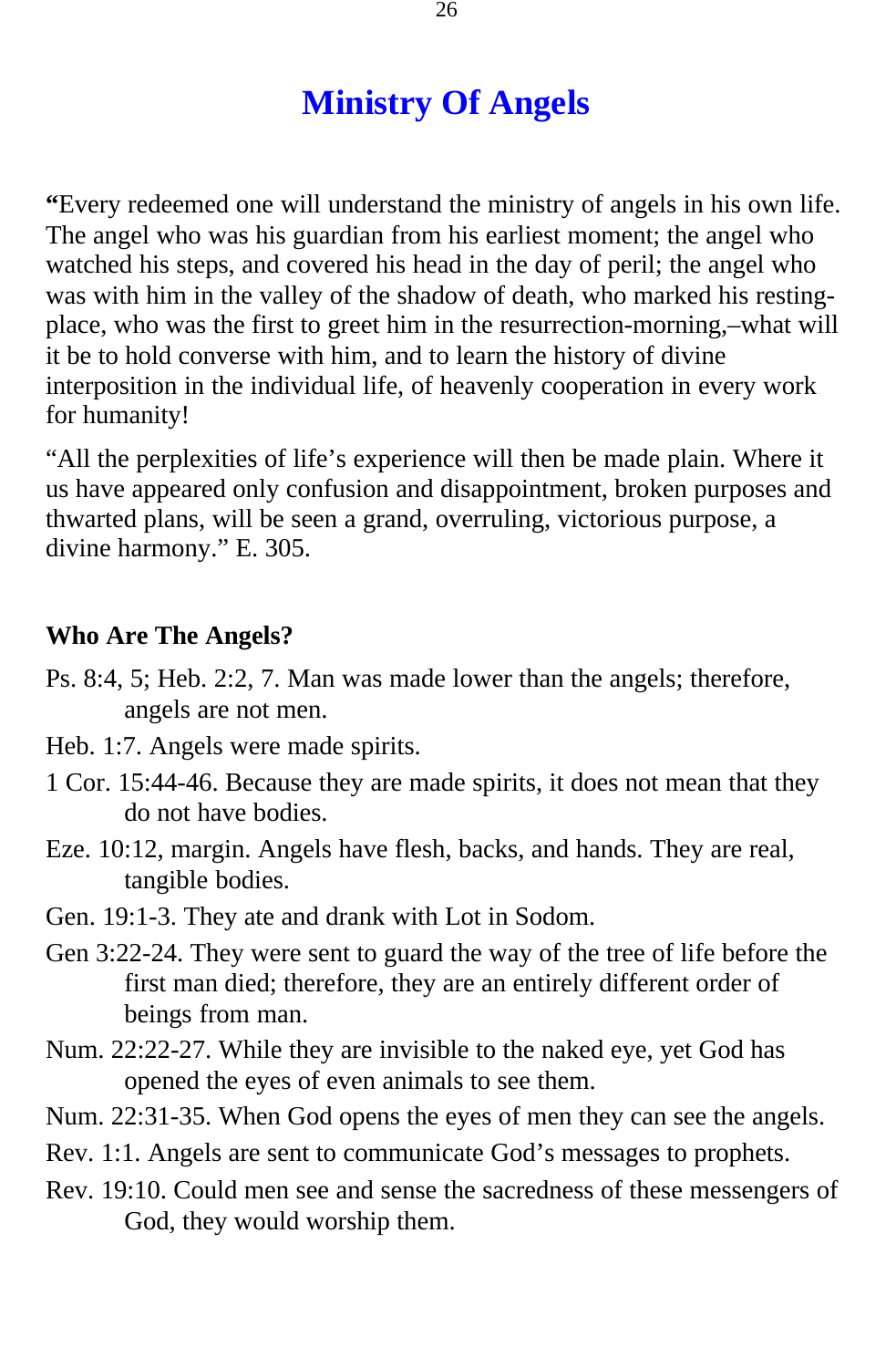# Ministry Of Angels

**"**Every redeemed one will understand the ministry of angels in his own life. The angel who was his guardian from his earliest moment; the angel who watched his steps, and covered his head in the day of peril; the angel who was with him in the valley of the shadow of death, who marked his resting-place, who was the first to greet him in the resurrection-morning,–what will it be to hold converse with him, and to learn the history of divine interposition in the individual life, of heavenly cooperation in every work for humanity!

"All the perplexities of life's experience will then be made plain. Where it us have appeared only confusion and disappointment, broken purposes and thwarted plans, will be seen a grand, overruling, victorious purpose, a divine harmony." E. 305.

### Who Are The Angels?

Ps. 8:4, 5; Heb. 2:2, 7. Man was made lower than the angels; therefore, angels are not men.

Heb. 1:7. Angels were made spirits.

1 Cor. 15:44-46. Because they are made spirits, it does not mean that they do not have bodies.

Eze. 10:12, margin. Angels have flesh, backs, and hands. They are real, tangible bodies.

Gen. 19:1-3. They ate and drank with Lot in Sodom.

Gen 3:22-24. They were sent to guard the way of the tree of life before the first man died; therefore, they are an entirely different order of beings from man.

Num. 22:22-27. While they are invisible to the naked eye, yet God has opened the eyes of even animals to see them.

Num. 22:31-35. When God opens the eyes of men they can see the angels.

Rev. 1:1. Angels are sent to communicate God's messages to prophets.

Rev. 19:10. Could men see and sense the sacredness of these messengers of God, they would worship them.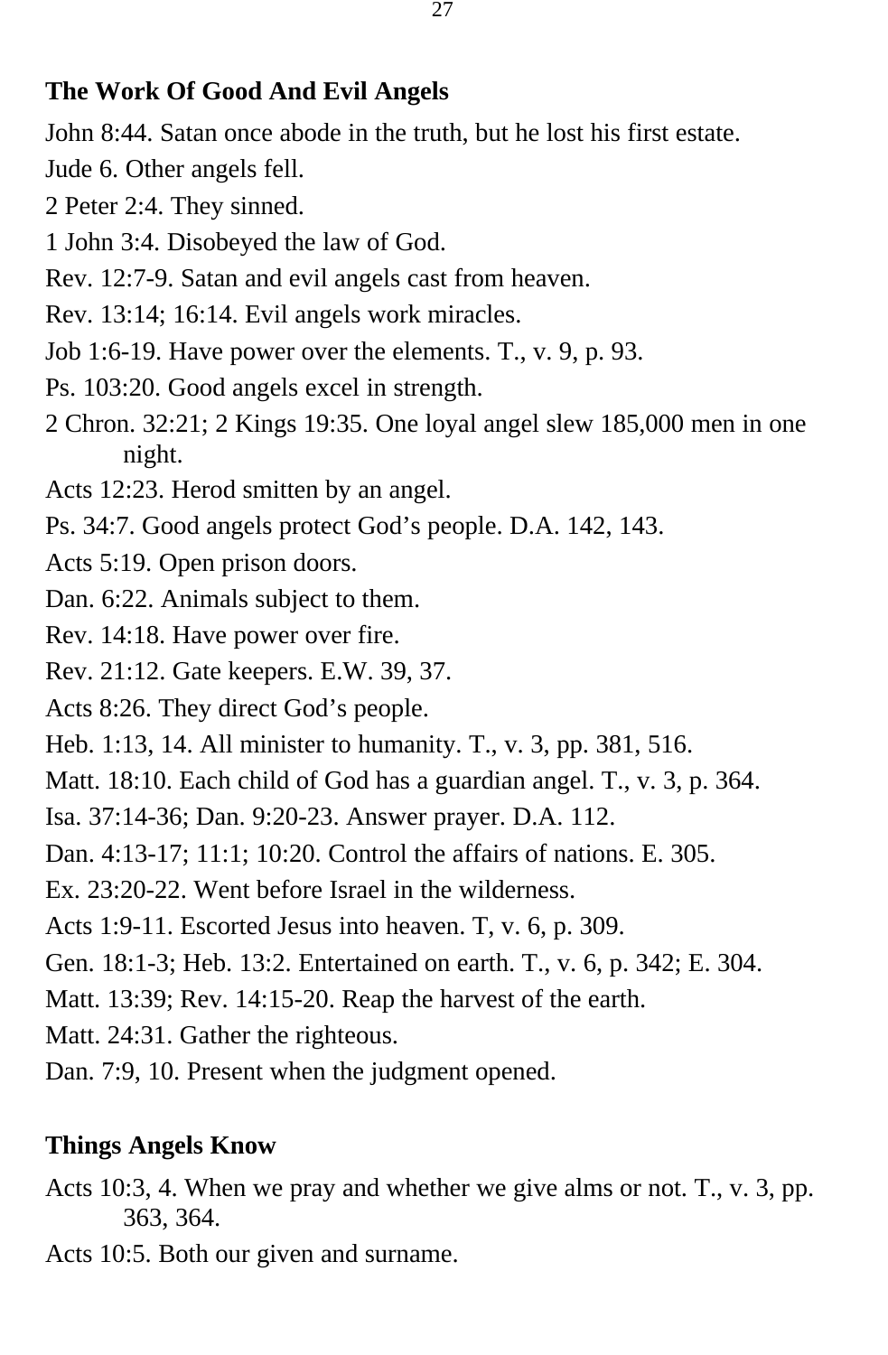### The Work Of Good And Evil Angels

John 8:44. Satan once abode in the truth, but he lost his first estate.

Jude 6. Other angels fell.

2 Peter 2:4. They sinned.

1 John 3:4. Disobeyed the law of God.

Rev. 12:7-9. Satan and evil angels cast from heaven.

Rev. 13:14; 16:14. Evil angels work miracles.

Job 1:6-19. Have power over the elements. T., v. 9, p. 93.

Ps. 103:20. Good angels excel in strength.

2 Chron. 32:21; 2 Kings 19:35. One loyal angel slew 185,000 men in one night.

Acts 12:23. Herod smitten by an angel.

Ps. 34:7. Good angels protect God's people. D.A. 142, 143.

Acts 5:19. Open prison doors.

Dan. 6:22. Animals subject to them.

Rev. 14:18. Have power over fire.

Rev. 21:12. Gate keepers. E.W. 39, 37.

Acts 8:26. They direct God's people.

Heb. 1:13, 14. All minister to humanity. T., v. 3, pp. 381, 516.

Matt. 18:10. Each child of God has a guardian angel. T., v. 3, p. 364.

Isa. 37:14-36; Dan. 9:20-23. Answer prayer. D.A. 112.

Dan. 4:13-17; 11:1; 10:20. Control the affairs of nations. E. 305.

Ex. 23:20-22. Went before Israel in the wilderness.

Acts 1:9-11. Escorted Jesus into heaven. T, v. 6, p. 309.

Gen. 18:1-3; Heb. 13:2. Entertained on earth. T., v. 6, p. 342; E. 304.

Matt. 13:39; Rev. 14:15-20. Reap the harvest of the earth.

Matt. 24:31. Gather the righteous.

Dan. 7:9, 10. Present when the judgment opened.

### Things Angels Know

Acts 10:3, 4. When we pray and whether we give alms or not. T., v. 3, pp. 363, 364.

Acts 10:5. Both our given and surname.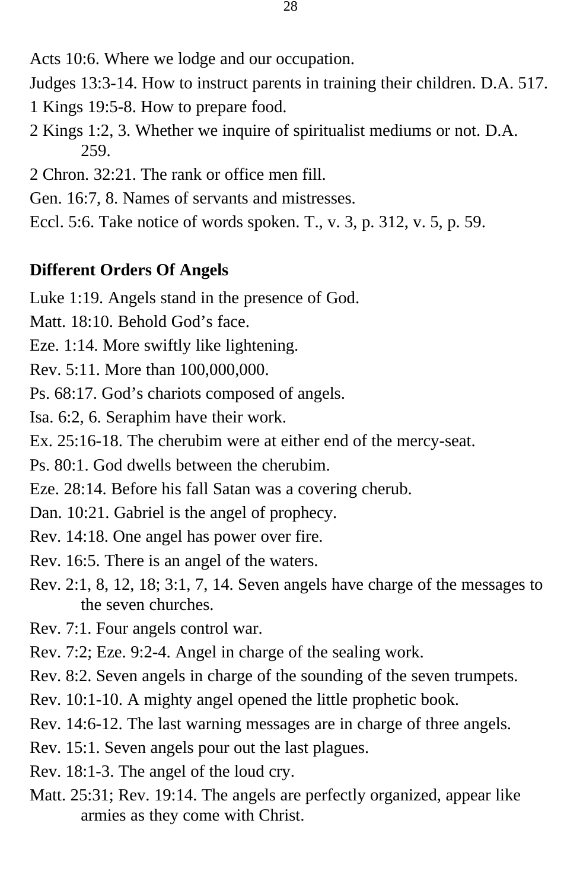Acts 10:6. Where we lodge and our occupation.

Judges 13:3-14. How to instruct parents in training their children. D.A. 517.

1 Kings 19:5-8. How to prepare food.

2 Kings 1:2, 3. Whether we inquire of spiritualist mediums or not. D.A. 259.

2 Chron. 32:21. The rank or office men fill.

Gen. 16:7, 8. Names of servants and mistresses.

Eccl. 5:6. Take notice of words spoken. T., v. 3, p. 312, v. 5, p. 59.

**Different Orders Of Angels**

Luke 1:19. Angels stand in the presence of God.

Matt. 18:10. Behold God's face.

Eze. 1:14. More swiftly like lightening.

Rev. 5:11. More than 100,000,000.

Ps. 68:17. God's chariots composed of angels.

Isa. 6:2, 6. Seraphim have their work.

Ex. 25:16-18. The cherubim were at either end of the mercy-seat.

Ps. 80:1. God dwells between the cherubim.

Eze. 28:14. Before his fall Satan was a covering cherub.

Dan. 10:21. Gabriel is the angel of prophecy.

Rev. 14:18. One angel has power over fire.

Rev. 16:5. There is an angel of the waters.

Rev. 2:1, 8, 12, 18; 3:1, 7, 14. Seven angels have charge of the messages to the seven churches.

Rev. 7:1. Four angels control war.

Rev. 7:2; Eze. 9:2-4. Angel in charge of the sealing work.

Rev. 8:2. Seven angels in charge of the sounding of the seven trumpets.

Rev. 10:1-10. A mighty angel opened the little prophetic book.

Rev. 14:6-12. The last warning messages are in charge of three angels.

Rev. 15:1. Seven angels pour out the last plagues.

Rev. 18:1-3. The angel of the loud cry.

Matt. 25:31; Rev. 19:14. The angels are perfectly organized, appear like armies as they come with Christ.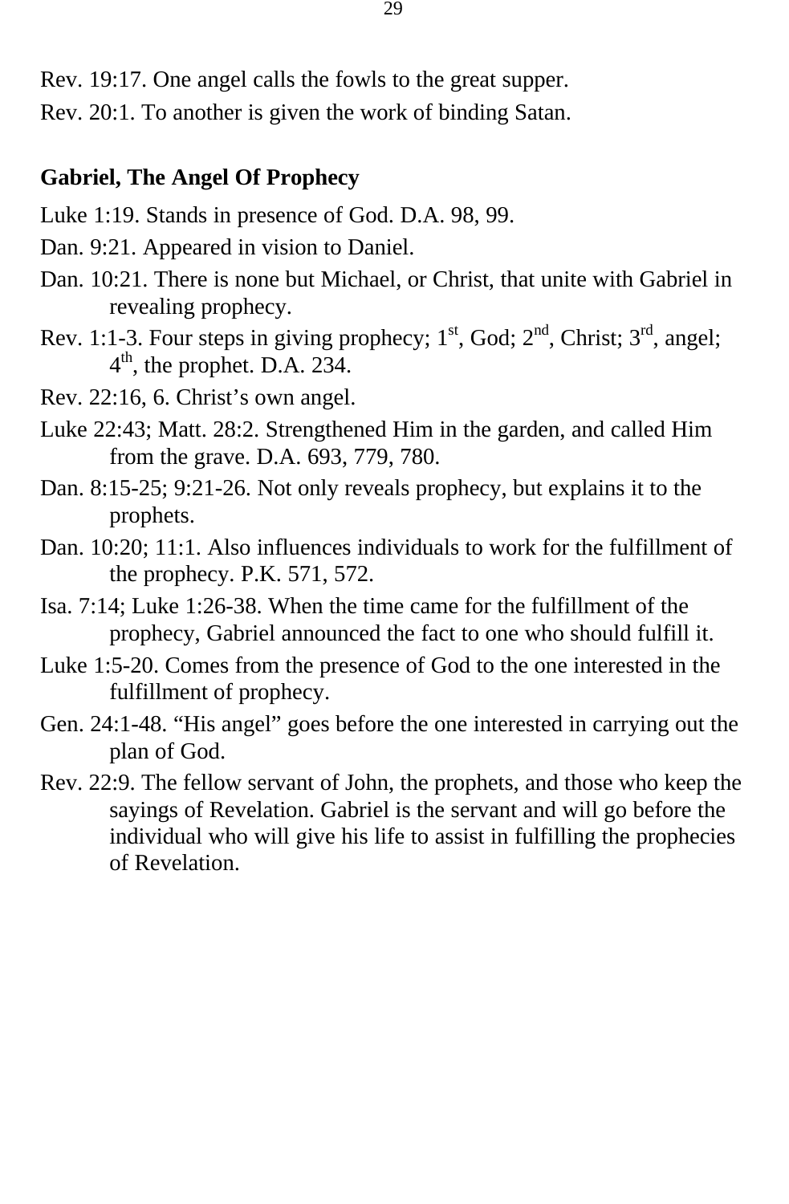Rev. 19:17. One angel calls the fowls to the great supper.

Rev. 20:1. To another is given the work of binding Satan.

**Gabriel, The Angel Of Prophecy**

Luke 1:19. Stands in presence of God. D.A. 98, 99.

Dan. 9:21. Appeared in vision to Daniel.

Dan. 10:21. There is none but Michael, or Christ, that unite with Gabriel in revealing prophecy.

Rev. 1:1-3. Four steps in giving prophecy; 1st, God; 2nd, Christ; 3rd, angel; 4th, the prophet. D.A. 234.

Rev. 22:16, 6. Christ's own angel.

Luke 22:43; Matt. 28:2. Strengthened Him in the garden, and called Him from the grave. D.A. 693, 779, 780.

Dan. 8:15-25; 9:21-26. Not only reveals prophecy, but explains it to the prophets.

Dan. 10:20; 11:1. Also influences individuals to work for the fulfillment of the prophecy. P.K. 571, 572.

Isa. 7:14; Luke 1:26-38. When the time came for the fulfillment of the prophecy, Gabriel announced the fact to one who should fulfill it.

Luke 1:5-20. Comes from the presence of God to the one interested in the fulfillment of prophecy.

Gen. 24:1-48. "His angel" goes before the one interested in carrying out the plan of God.

Rev. 22:9. The fellow servant of John, the prophets, and those who keep the sayings of Revelation. Gabriel is the servant and will go before the individual who will give his life to assist in fulfilling the prophecies of Revelation.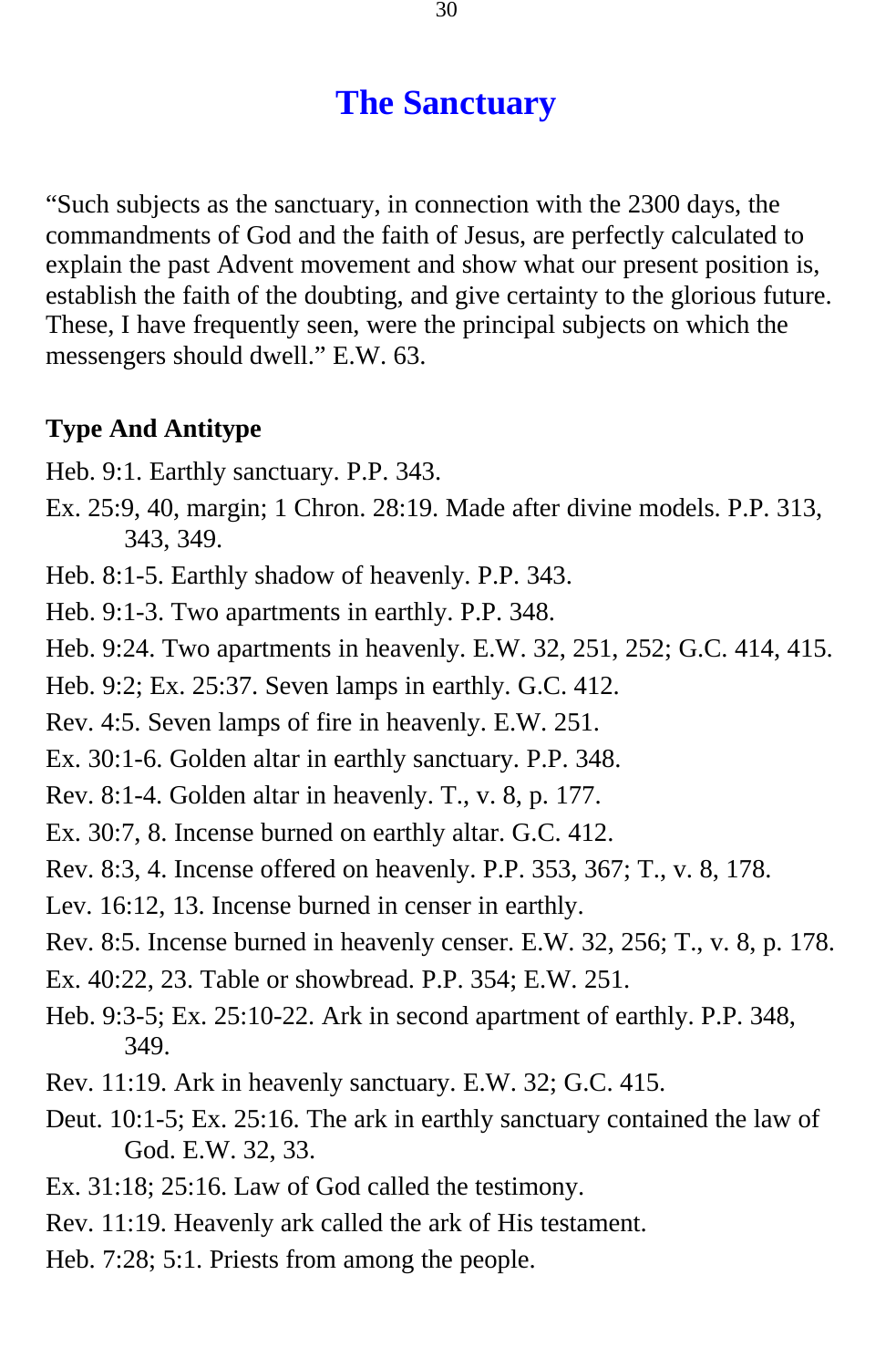# The Sanctuary

"Such subjects as the sanctuary, in connection with the 2300 days, the commandments of God and the faith of Jesus, are perfectly calculated to explain the past Advent movement and show what our present position is, establish the faith of the doubting, and give certainty to the glorious future. These, I have frequently seen, were the principal subjects on which the messengers should dwell." E.W. 63.

## Type And Antitype

Heb. 9:1. Earthly sanctuary. P.P. 343.

Ex. 25:9, 40, margin; 1 Chron. 28:19. Made after divine models. P.P. 313, 343, 349.

Heb. 8:1-5. Earthly shadow of heavenly. P.P. 343.

Heb. 9:1-3. Two apartments in earthly. P.P. 348.

Heb. 9:24. Two apartments in heavenly. E.W. 32, 251, 252; G.C. 414, 415.

Heb. 9:2; Ex. 25:37. Seven lamps in earthly. G.C. 412.

Rev. 4:5. Seven lamps of fire in heavenly. E.W. 251.

Ex. 30:1-6. Golden altar in earthly sanctuary. P.P. 348.

Rev. 8:1-4. Golden altar in heavenly. T., v. 8, p. 177.

Ex. 30:7, 8. Incense burned on earthly altar. G.C. 412.

Rev. 8:3, 4. Incense offered on heavenly. P.P. 353, 367; T., v. 8, 178.

Lev. 16:12, 13. Incense burned in censer in earthly.

Rev. 8:5. Incense burned in heavenly censer. E.W. 32, 256; T., v. 8, p. 178.

Ex. 40:22, 23. Table or showbread. P.P. 354; E.W. 251.

Heb. 9:3-5; Ex. 25:10-22. Ark in second apartment of earthly. P.P. 348, 349.

Rev. 11:19. Ark in heavenly sanctuary. E.W. 32; G.C. 415.

Deut. 10:1-5; Ex. 25:16. The ark in earthly sanctuary contained the law of God. E.W. 32, 33.

Ex. 31:18; 25:16. Law of God called the testimony.

Rev. 11:19. Heavenly ark called the ark of His testament.

Heb. 7:28; 5:1. Priests from among the people.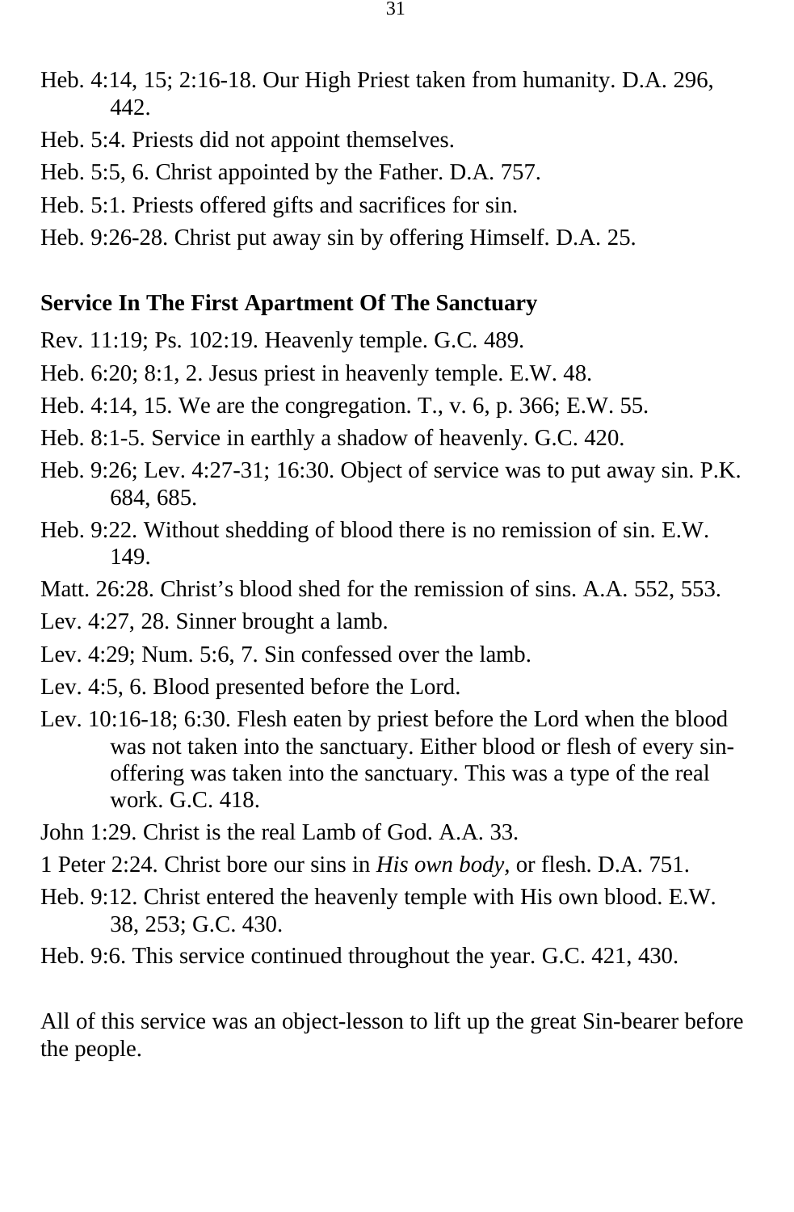Heb. 4:14, 15; 2:16-18. Our High Priest taken from humanity. D.A. 296, 442.

Heb. 5:4. Priests did not appoint themselves.

Heb. 5:5, 6. Christ appointed by the Father. D.A. 757.

Heb. 5:1. Priests offered gifts and sacrifices for sin.

Heb. 9:26-28. Christ put away sin by offering Himself. D.A. 25.

**Service In The First Apartment Of The Sanctuary**

Rev. 11:19; Ps. 102:19. Heavenly temple. G.C. 489.

Heb. 6:20; 8:1, 2. Jesus priest in heavenly temple. E.W. 48.

Heb. 4:14, 15. We are the congregation. T., v. 6, p. 366; E.W. 55.

Heb. 8:1-5. Service in earthly a shadow of heavenly. G.C. 420.

Heb. 9:26; Lev. 4:27-31; 16:30. Object of service was to put away sin. P.K. 684, 685.

Heb. 9:22. Without shedding of blood there is no remission of sin. E.W. 149.

Matt. 26:28. Christ’s blood shed for the remission of sins. A.A. 552, 553.

Lev. 4:27, 28. Sinner brought a lamb.

Lev. 4:29; Num. 5:6, 7. Sin confessed over the lamb.

Lev. 4:5, 6. Blood presented before the Lord.

Lev. 10:16-18; 6:30. Flesh eaten by priest before the Lord when the blood was not taken into the sanctuary. Either blood or flesh of every sin-offering was taken into the sanctuary. This was a type of the real work. G.C. 418.

John 1:29. Christ is the real Lamb of God. A.A. 33.

1 Peter 2:24. Christ bore our sins in *His own body*, or flesh. D.A. 751.

Heb. 9:12. Christ entered the heavenly temple with His own blood. E.W. 38, 253; G.C. 430.

Heb. 9:6. This service continued throughout the year. G.C. 421, 430.

All of this service was an object-lesson to lift up the great Sin-bearer before the people.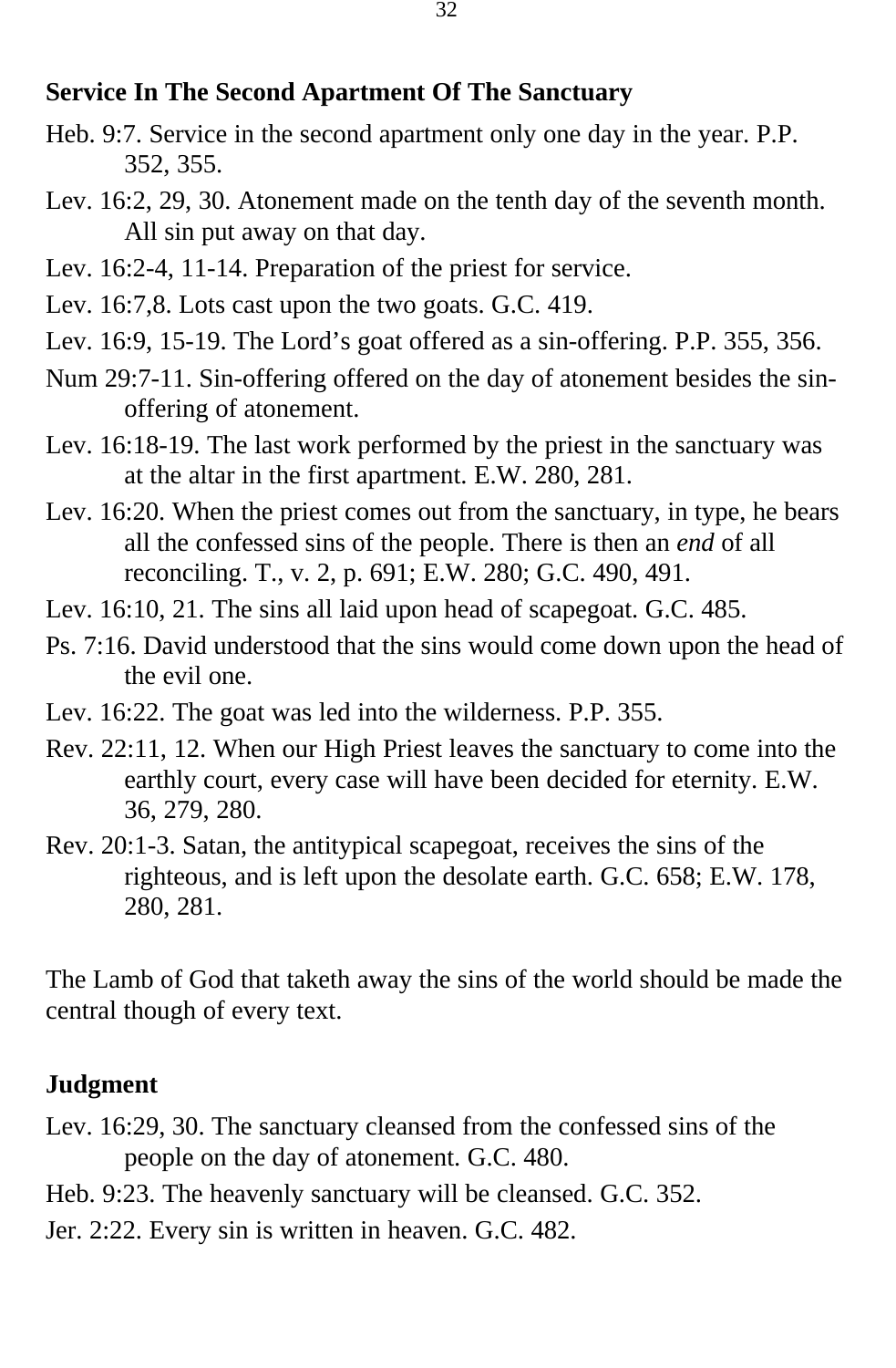**Service In The Second Apartment Of The Sanctuary**

Heb. 9:7. Service in the second apartment only one day in the year. P.P. 352, 355.

Lev. 16:2, 29, 30. Atonement made on the tenth day of the seventh month. All sin put away on that day.

Lev. 16:2-4, 11-14. Preparation of the priest for service.

Lev. 16:7,8. Lots cast upon the two goats. G.C. 419.

Lev. 16:9, 15-19. The Lord's goat offered as a sin-offering. P.P. 355, 356.

Num 29:7-11. Sin-offering offered on the day of atonement besides the sin-offering of atonement.

Lev. 16:18-19. The last work performed by the priest in the sanctuary was at the altar in the first apartment. E.W. 280, 281.

Lev. 16:20. When the priest comes out from the sanctuary, in type, he bears all the confessed sins of the people. There is then an *end* of all reconciling. T., v. 2, p. 691; E.W. 280; G.C. 490, 491.

Lev. 16:10, 21. The sins all laid upon head of scapegoat. G.C. 485.

Ps. 7:16. David understood that the sins would come down upon the head of the evil one.

Lev. 16:22. The goat was led into the wilderness. P.P. 355.

Rev. 22:11, 12. When our High Priest leaves the sanctuary to come into the earthly court, every case will have been decided for eternity. E.W. 36, 279, 280.

Rev. 20:1-3. Satan, the antitypical scapegoat, receives the sins of the righteous, and is left upon the desolate earth. G.C. 658; E.W. 178, 280, 281.

The Lamb of God that taketh away the sins of the world should be made the central though of every text.

**Judgment**

Lev. 16:29, 30. The sanctuary cleansed from the confessed sins of the people on the day of atonement. G.C. 480.

Heb. 9:23. The heavenly sanctuary will be cleansed. G.C. 352.

Jer. 2:22. Every sin is written in heaven. G.C. 482.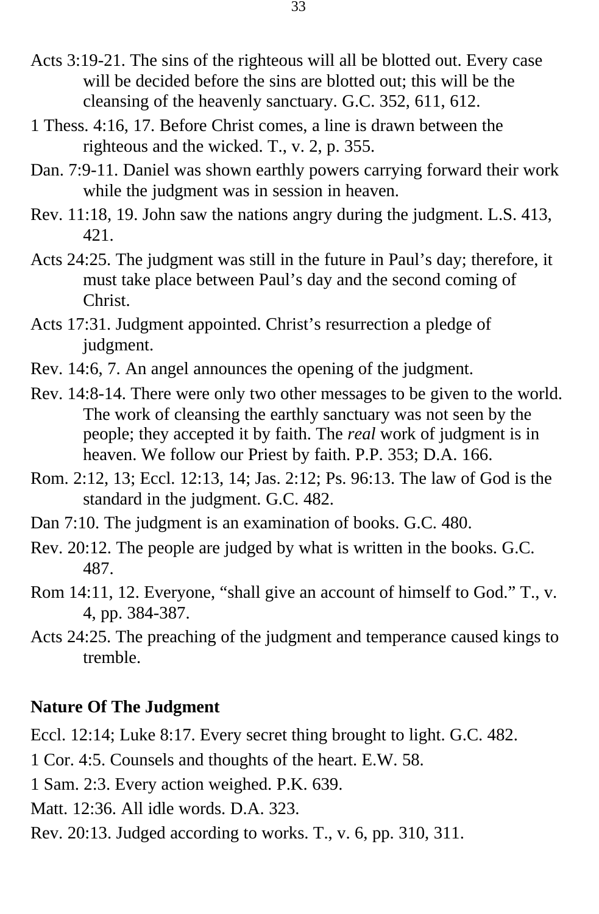Acts 3:19-21. The sins of the righteous will all be blotted out. Every case will be decided before the sins are blotted out; this will be the cleansing of the heavenly sanctuary. G.C. 352, 611, 612.

1 Thess. 4:16, 17. Before Christ comes, a line is drawn between the righteous and the wicked. T., v. 2, p. 355.

Dan. 7:9-11. Daniel was shown earthly powers carrying forward their work while the judgment was in session in heaven.

Rev. 11:18, 19. John saw the nations angry during the judgment. L.S. 413, 421.

Acts 24:25. The judgment was still in the future in Paul's day; therefore, it must take place between Paul's day and the second coming of Christ.

Acts 17:31. Judgment appointed. Christ's resurrection a pledge of judgment.

Rev. 14:6, 7. An angel announces the opening of the judgment.

Rev. 14:8-14. There were only two other messages to be given to the world. The work of cleansing the earthly sanctuary was not seen by the people; they accepted it by faith. The *real* work of judgment is in heaven. We follow our Priest by faith. P.P. 353; D.A. 166.

Rom. 2:12, 13; Eccl. 12:13, 14; Jas. 2:12; Ps. 96:13. The law of God is the standard in the judgment. G.C. 482.

Dan 7:10. The judgment is an examination of books. G.C. 480.

Rev. 20:12. The people are judged by what is written in the books. G.C. 487.

Rom 14:11, 12. Everyone, "shall give an account of himself to God." T., v. 4, pp. 384-387.

Acts 24:25. The preaching of the judgment and temperance caused kings to tremble.

**Nature Of The Judgment**

Eccl. 12:14; Luke 8:17. Every secret thing brought to light. G.C. 482.

1 Cor. 4:5. Counsels and thoughts of the heart. E.W. 58.

1 Sam. 2:3. Every action weighed. P.K. 639.

Matt. 12:36. All idle words. D.A. 323.

Rev. 20:13. Judged according to works. T., v. 6, pp. 310, 311.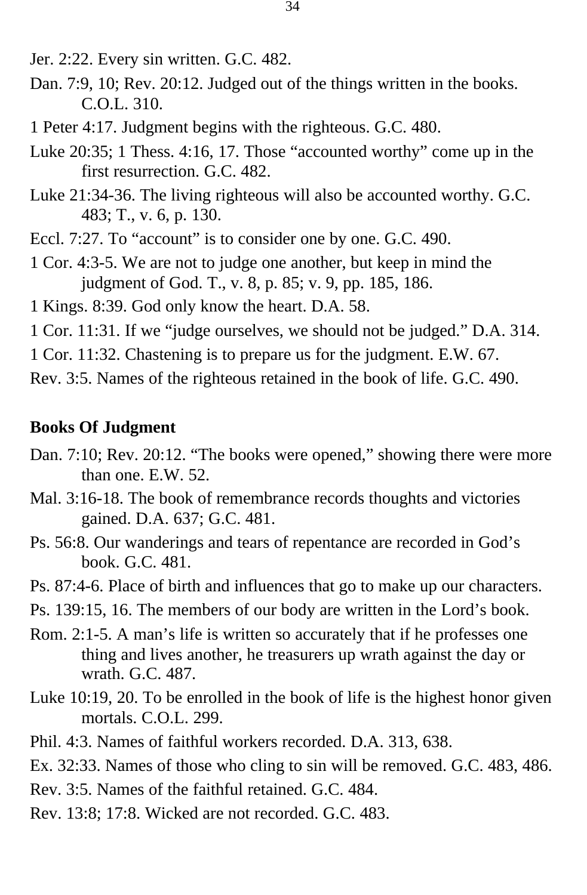Jer. 2:22. Every sin written. G.C. 482.

Dan. 7:9, 10; Rev. 20:12. Judged out of the things written in the books. C.O.L. 310.

1 Peter 4:17. Judgment begins with the righteous. G.C. 480.

Luke 20:35; 1 Thess. 4:16, 17. Those “accounted worthy” come up in the first resurrection. G.C. 482.

Luke 21:34-36. The living righteous will also be accounted worthy. G.C. 483; T., v. 6, p. 130.

Eccl. 7:27. To “account” is to consider one by one. G.C. 490.

1 Cor. 4:3-5. We are not to judge one another, but keep in mind the judgment of God. T., v. 8, p. 85; v. 9, pp. 185, 186.

1 Kings. 8:39. God only know the heart. D.A. 58.

1 Cor. 11:31. If we “judge ourselves, we should not be judged.” D.A. 314.

1 Cor. 11:32. Chastening is to prepare us for the judgment. E.W. 67.

Rev. 3:5. Names of the righteous retained in the book of life. G.C. 490.

**Books Of Judgment**

Dan. 7:10; Rev. 20:12. “The books were opened,” showing there were more than one. E.W. 52.

Mal. 3:16-18. The book of remembrance records thoughts and victories gained. D.A. 637; G.C. 481.

Ps. 56:8. Our wanderings and tears of repentance are recorded in God’s book. G.C. 481.

Ps. 87:4-6. Place of birth and influences that go to make up our characters.

Ps. 139:15, 16. The members of our body are written in the Lord’s book.

Rom. 2:1-5. A man’s life is written so accurately that if he professes one thing and lives another, he treasurers up wrath against the day or wrath. G.C. 487.

Luke 10:19, 20. To be enrolled in the book of life is the highest honor given mortals. C.O.L. 299.

Phil. 4:3. Names of faithful workers recorded. D.A. 313, 638.

Ex. 32:33. Names of those who cling to sin will be removed. G.C. 483, 486.

Rev. 3:5. Names of the faithful retained. G.C. 484.

Rev. 13:8; 17:8. Wicked are not recorded. G.C. 483.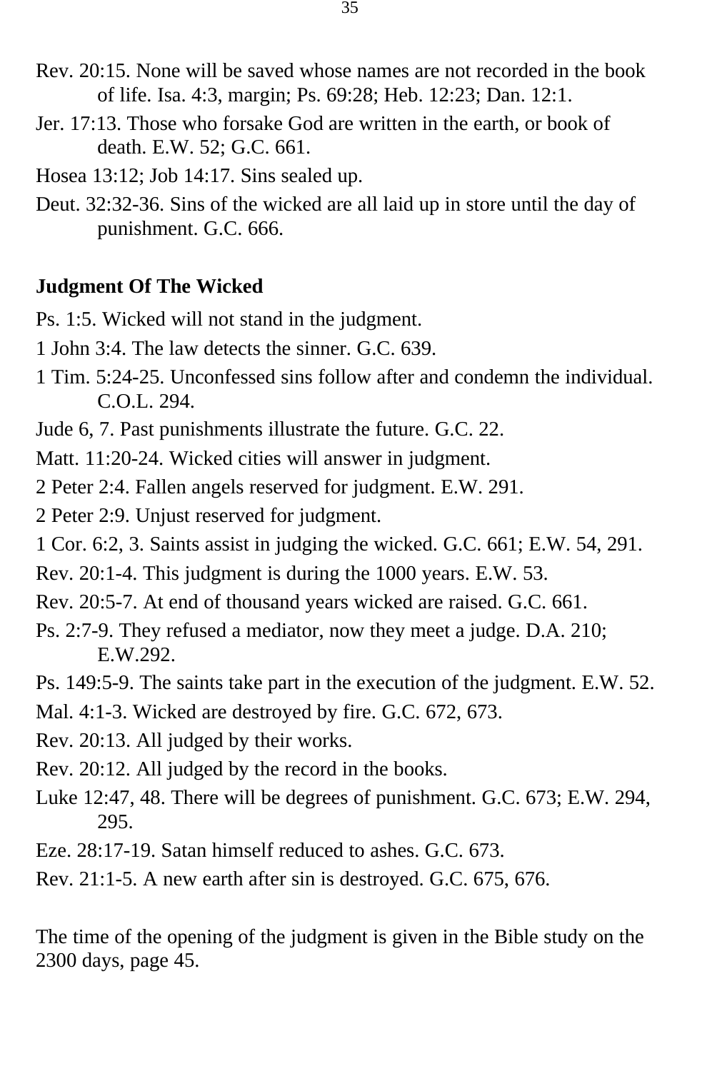Rev. 20:15. None will be saved whose names are not recorded in the book of life. Isa. 4:3, margin; Ps. 69:28; Heb. 12:23; Dan. 12:1.

Jer. 17:13. Those who forsake God are written in the earth, or book of death. E.W. 52; G.C. 661.

Hosea 13:12; Job 14:17. Sins sealed up.

Deut. 32:32-36. Sins of the wicked are all laid up in store until the day of punishment. G.C. 666.

**Judgment Of The Wicked**

Ps. 1:5. Wicked will not stand in the judgment.

1 John 3:4. The law detects the sinner. G.C. 639.

1 Tim. 5:24-25. Unconfessed sins follow after and condemn the individual. C.O.L. 294.

Jude 6, 7. Past punishments illustrate the future. G.C. 22.

Matt. 11:20-24. Wicked cities will answer in judgment.

2 Peter 2:4. Fallen angels reserved for judgment. E.W. 291.

2 Peter 2:9. Unjust reserved for judgment.

1 Cor. 6:2, 3. Saints assist in judging the wicked. G.C. 661; E.W. 54, 291.

Rev. 20:1-4. This judgment is during the 1000 years. E.W. 53.

Rev. 20:5-7. At end of thousand years wicked are raised. G.C. 661.

Ps. 2:7-9. They refused a mediator, now they meet a judge. D.A. 210; E.W.292.

Ps. 149:5-9. The saints take part in the execution of the judgment. E.W. 52.

Mal. 4:1-3. Wicked are destroyed by fire. G.C. 672, 673.

Rev. 20:13. All judged by their works.

Rev. 20:12. All judged by the record in the books.

Luke 12:47, 48. There will be degrees of punishment. G.C. 673; E.W. 294, 295.

Eze. 28:17-19. Satan himself reduced to ashes. G.C. 673.

Rev. 21:1-5. A new earth after sin is destroyed. G.C. 675, 676.

The time of the opening of the judgment is given in the Bible study on the 2300 days, page 45.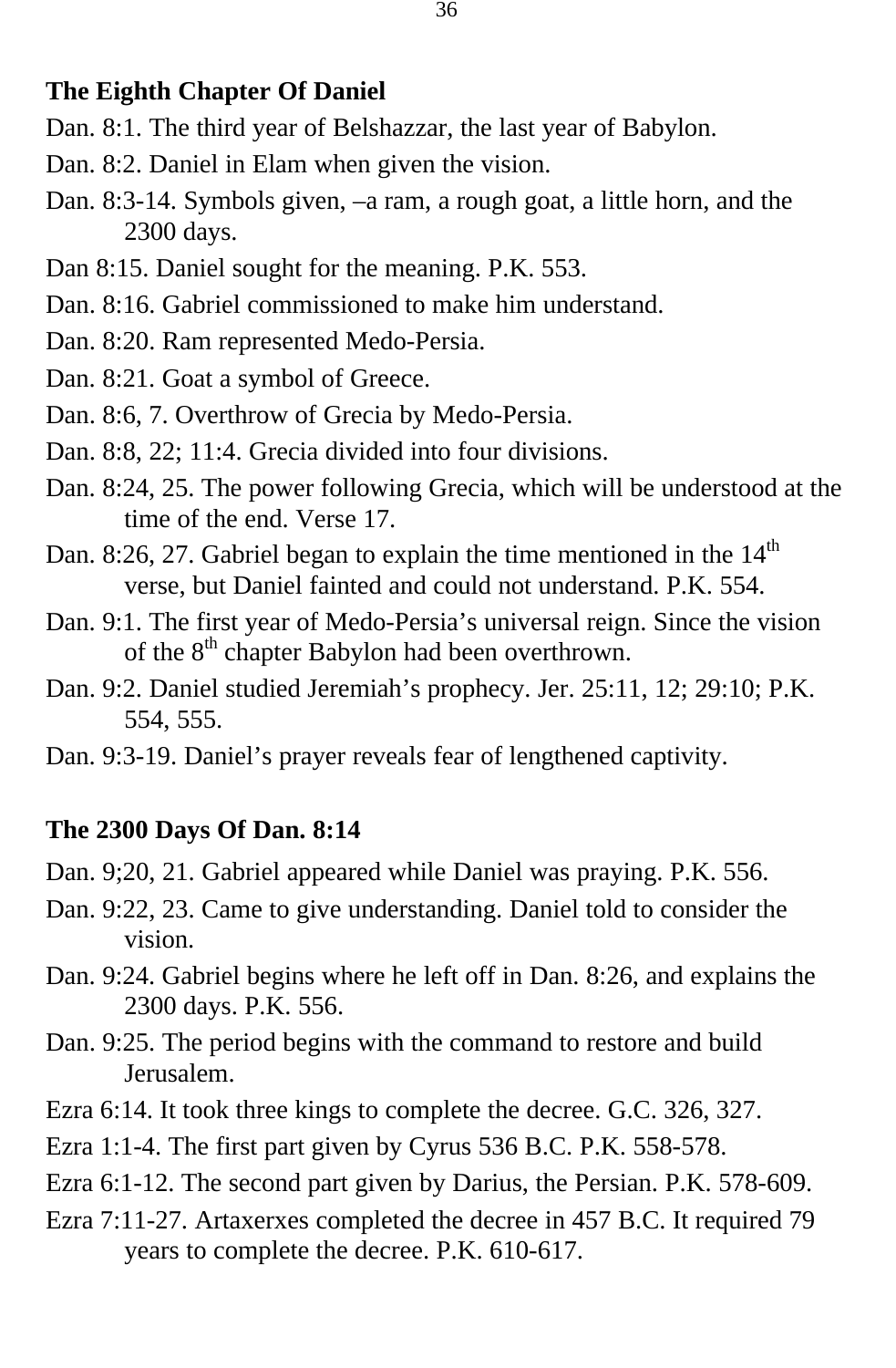### The Eighth Chapter Of Daniel

Dan. 8:1. The third year of Belshazzar, the last year of Babylon.

Dan. 8:2. Daniel in Elam when given the vision.

Dan. 8:3-14. Symbols given, –a ram, a rough goat, a little horn, and the 2300 days.

Dan 8:15. Daniel sought for the meaning. P.K. 553.

Dan. 8:16. Gabriel commissioned to make him understand.

Dan. 8:20. Ram represented Medo-Persia.

Dan. 8:21. Goat a symbol of Greece.

Dan. 8:6, 7. Overthrow of Grecia by Medo-Persia.

Dan. 8:8, 22; 11:4. Grecia divided into four divisions.

Dan. 8:24, 25. The power following Grecia, which will be understood at the time of the end. Verse 17.

Dan. 8:26, 27. Gabriel began to explain the time mentioned in the 14th verse, but Daniel fainted and could not understand. P.K. 554.

Dan. 9:1. The first year of Medo-Persia's universal reign. Since the vision of the 8th chapter Babylon had been overthrown.

Dan. 9:2. Daniel studied Jeremiah's prophecy. Jer. 25:11, 12; 29:10; P.K. 554, 555.

Dan. 9:3-19. Daniel's prayer reveals fear of lengthened captivity.

### The 2300 Days Of Dan. 8:14

Dan. 9;20, 21. Gabriel appeared while Daniel was praying. P.K. 556.

Dan. 9:22, 23. Came to give understanding. Daniel told to consider the vision.

Dan. 9:24. Gabriel begins where he left off in Dan. 8:26, and explains the 2300 days. P.K. 556.

Dan. 9:25. The period begins with the command to restore and build Jerusalem.

Ezra 6:14. It took three kings to complete the decree. G.C. 326, 327.

Ezra 1:1-4. The first part given by Cyrus 536 B.C. P.K. 558-578.

Ezra 6:1-12. The second part given by Darius, the Persian. P.K. 578-609.

Ezra 7:11-27. Artaxerxes completed the decree in 457 B.C. It required 79 years to complete the decree. P.K. 610-617.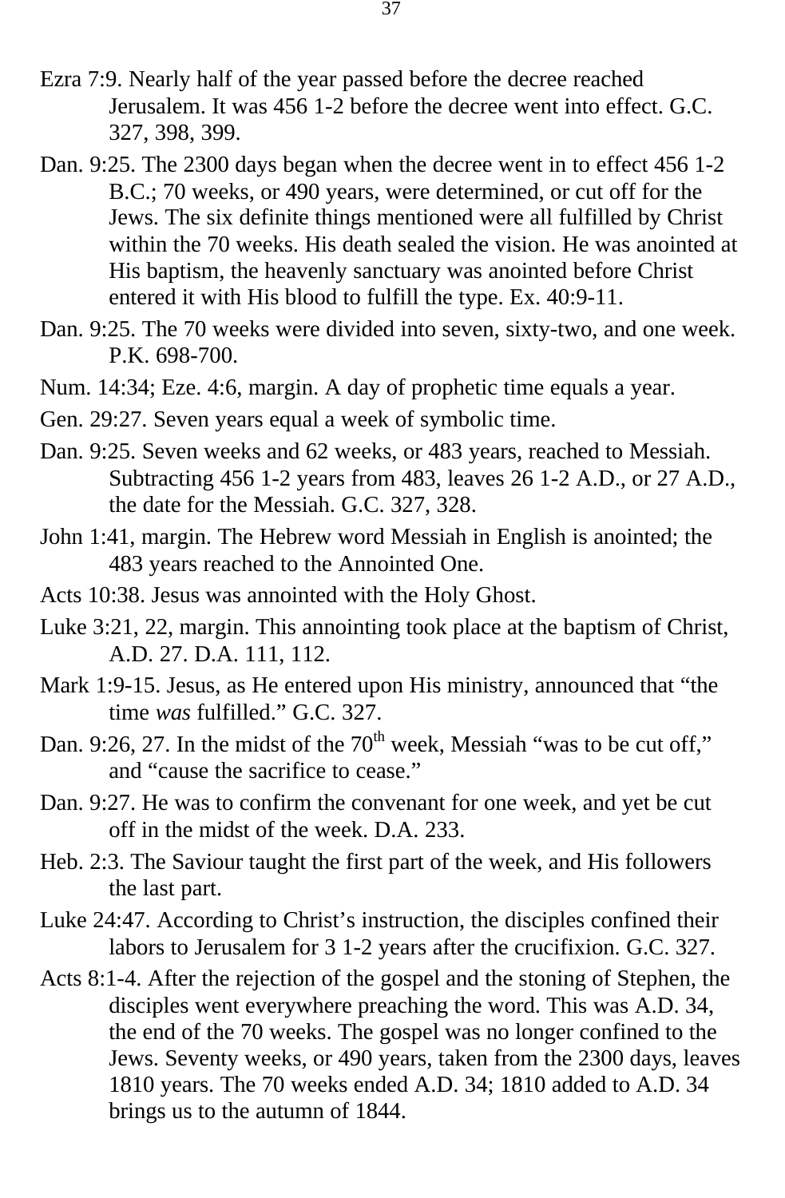Ezra 7:9. Nearly half of the year passed before the decree reached Jerusalem. It was 456 1-2 before the decree went into effect. G.C. 327, 398, 399.

Dan. 9:25. The 2300 days began when the decree went in to effect 456 1-2 B.C.; 70 weeks, or 490 years, were determined, or cut off for the Jews. The six definite things mentioned were all fulfilled by Christ within the 70 weeks. His death sealed the vision. He was anointed at His baptism, the heavenly sanctuary was anointed before Christ entered it with His blood to fulfill the type. Ex. 40:9-11.

Dan. 9:25. The 70 weeks were divided into seven, sixty-two, and one week. P.K. 698-700.

Num. 14:34; Eze. 4:6, margin. A day of prophetic time equals a year.

Gen. 29:27. Seven years equal a week of symbolic time.

Dan. 9:25. Seven weeks and 62 weeks, or 483 years, reached to Messiah. Subtracting 456 1-2 years from 483, leaves 26 1-2 A.D., or 27 A.D., the date for the Messiah. G.C. 327, 328.

John 1:41, margin. The Hebrew word Messiah in English is anointed; the 483 years reached to the Annointed One.

Acts 10:38. Jesus was annointed with the Holy Ghost.

Luke 3:21, 22, margin. This annointing took place at the baptism of Christ, A.D. 27. D.A. 111, 112.

Mark 1:9-15. Jesus, as He entered upon His ministry, announced that "the time *was* fulfilled." G.C. 327.

Dan. 9:26, 27. In the midst of the 70th week, Messiah "was to be cut off," and "cause the sacrifice to cease."

Dan. 9:27. He was to confirm the convenant for one week, and yet be cut off in the midst of the week. D.A. 233.

Heb. 2:3. The Saviour taught the first part of the week, and His followers the last part.

Luke 24:47. According to Christ's instruction, the disciples confined their labors to Jerusalem for 3 1-2 years after the crucifixion. G.C. 327.

Acts 8:1-4. After the rejection of the gospel and the stoning of Stephen, the disciples went everywhere preaching the word. This was A.D. 34, the end of the 70 weeks. The gospel was no longer confined to the Jews. Seventy weeks, or 490 years, taken from the 2300 days, leaves 1810 years. The 70 weeks ended A.D. 34; 1810 added to A.D. 34 brings us to the autumn of 1844.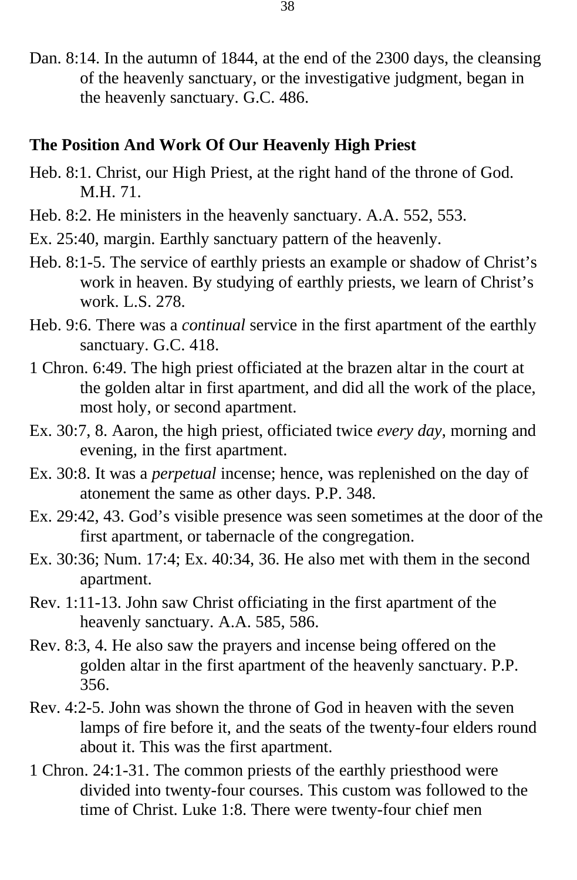Dan. 8:14. In the autumn of 1844, at the end of the 2300 days, the cleansing of the heavenly sanctuary, or the investigative judgment, began in the heavenly sanctuary. G.C. 486.

**The Position And Work Of Our Heavenly High Priest**

Heb. 8:1. Christ, our High Priest, at the right hand of the throne of God. M.H. 71.

Heb. 8:2. He ministers in the heavenly sanctuary. A.A. 552, 553.

Ex. 25:40, margin. Earthly sanctuary pattern of the heavenly.

Heb. 8:1-5. The service of earthly priests an example or shadow of Christ's work in heaven. By studying of earthly priests, we learn of Christ's work. L.S. 278.

Heb. 9:6. There was a *continual* service in the first apartment of the earthly sanctuary. G.C. 418.

1 Chron. 6:49. The high priest officiated at the brazen altar in the court at the golden altar in first apartment, and did all the work of the place, most holy, or second apartment.

Ex. 30:7, 8. Aaron, the high priest, officiated twice *every day*, morning and evening, in the first apartment.

Ex. 30:8. It was a *perpetual* incense; hence, was replenished on the day of atonement the same as other days. P.P. 348.

Ex. 29:42, 43. God's visible presence was seen sometimes at the door of the first apartment, or tabernacle of the congregation.

Ex. 30:36; Num. 17:4; Ex. 40:34, 36. He also met with them in the second apartment.

Rev. 1:11-13. John saw Christ officiating in the first apartment of the heavenly sanctuary. A.A. 585, 586.

Rev. 8:3, 4. He also saw the prayers and incense being offered on the golden altar in the first apartment of the heavenly sanctuary. P.P. 356.

Rev. 4:2-5. John was shown the throne of God in heaven with the seven lamps of fire before it, and the seats of the twenty-four elders round about it. This was the first apartment.

1 Chron. 24:1-31. The common priests of the earthly priesthood were divided into twenty-four courses. This custom was followed to the time of Christ. Luke 1:8. There were twenty-four chief men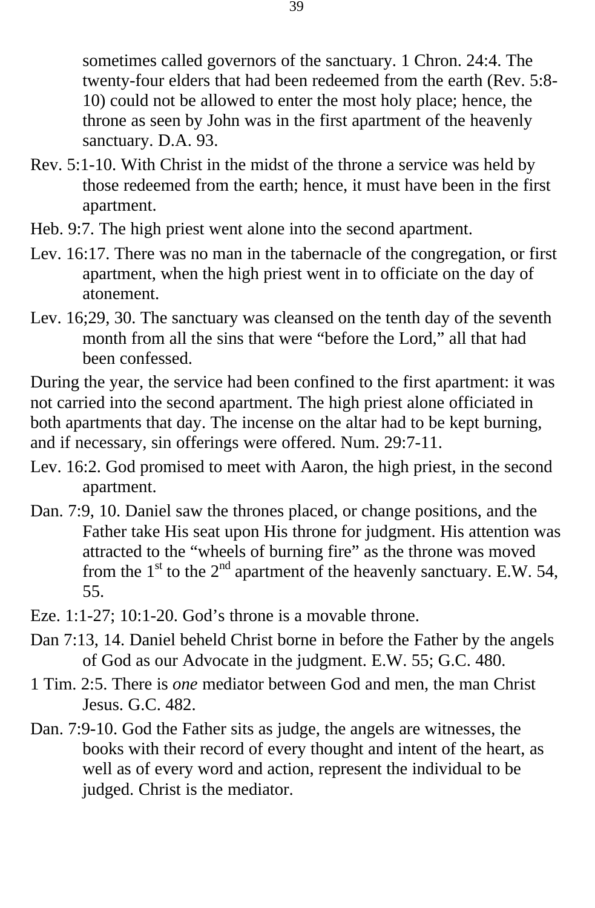sometimes called governors of the sanctuary. 1 Chron. 24:4. The twenty-four elders that had been redeemed from the earth (Rev. 5:8-10) could not be allowed to enter the most holy place; hence, the throne as seen by John was in the first apartment of the heavenly sanctuary. D.A. 93.

Rev. 5:1-10. With Christ in the midst of the throne a service was held by those redeemed from the earth; hence, it must have been in the first apartment.

Heb. 9:7. The high priest went alone into the second apartment.

Lev. 16:17. There was no man in the tabernacle of the congregation, or first apartment, when the high priest went in to officiate on the day of atonement.

Lev. 16;29, 30. The sanctuary was cleansed on the tenth day of the seventh month from all the sins that were "before the Lord," all that had been confessed.

During the year, the service had been confined to the first apartment: it was not carried into the second apartment. The high priest alone officiated in both apartments that day. The incense on the altar had to be kept burning, and if necessary, sin offerings were offered. Num. 29:7-11.

Lev. 16:2. God promised to meet with Aaron, the high priest, in the second apartment.

Dan. 7:9, 10. Daniel saw the thrones placed, or change positions, and the Father take His seat upon His throne for judgment. His attention was attracted to the "wheels of burning fire" as the throne was moved from the 1st to the 2nd apartment of the heavenly sanctuary. E.W. 54, 55.

Eze. 1:1-27; 10:1-20. God's throne is a movable throne.

Dan 7:13, 14. Daniel beheld Christ borne in before the Father by the angels of God as our Advocate in the judgment. E.W. 55; G.C. 480.

1 Tim. 2:5. There is *one* mediator between God and men, the man Christ Jesus. G.C. 482.

Dan. 7:9-10. God the Father sits as judge, the angels are witnesses, the books with their record of every thought and intent of the heart, as well as of every word and action, represent the individual to be judged. Christ is the mediator.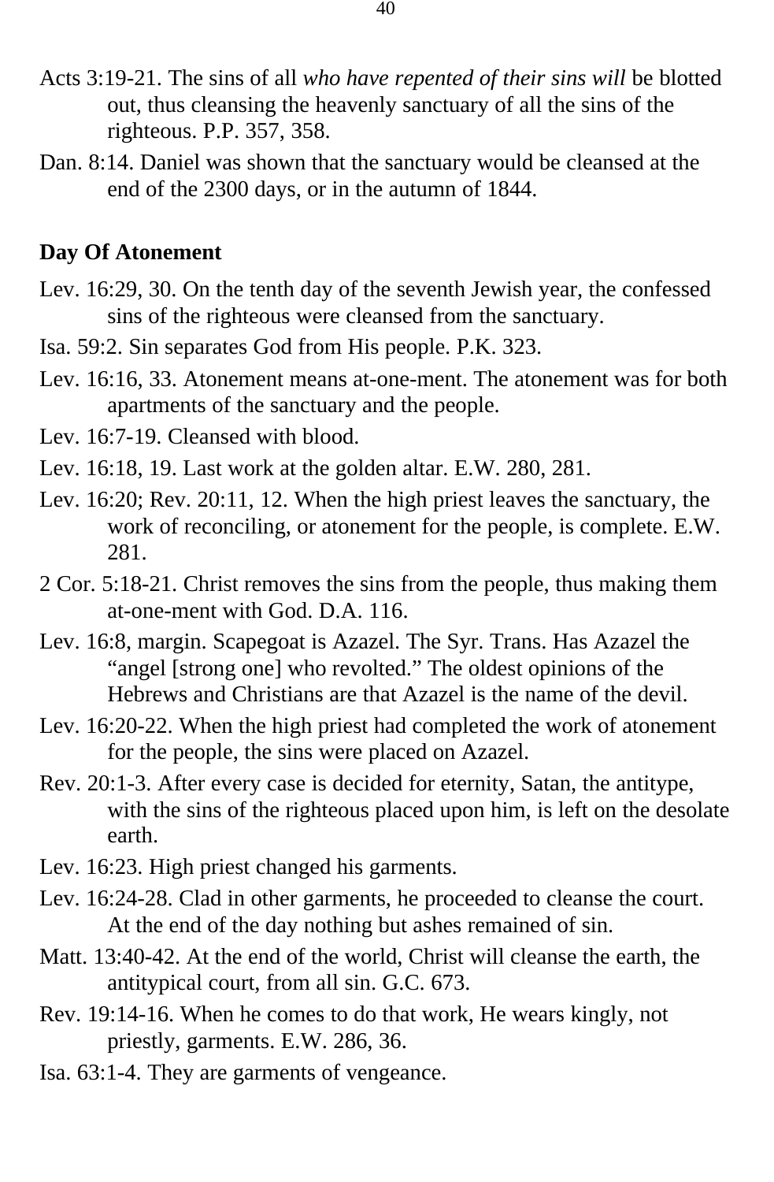Acts 3:19-21. The sins of all *who have repented of their sins will* be blotted out, thus cleansing the heavenly sanctuary of all the sins of the righteous. P.P. 357, 358.

Dan. 8:14. Daniel was shown that the sanctuary would be cleansed at the end of the 2300 days, or in the autumn of 1844.

**Day Of Atonement**

Lev. 16:29, 30. On the tenth day of the seventh Jewish year, the confessed sins of the righteous were cleansed from the sanctuary.

Isa. 59:2. Sin separates God from His people. P.K. 323.

Lev. 16:16, 33. Atonement means at-one-ment. The atonement was for both apartments of the sanctuary and the people.

Lev. 16:7-19. Cleansed with blood.

Lev. 16:18, 19. Last work at the golden altar. E.W. 280, 281.

Lev. 16:20; Rev. 20:11, 12. When the high priest leaves the sanctuary, the work of reconciling, or atonement for the people, is complete. E.W. 281.

2 Cor. 5:18-21. Christ removes the sins from the people, thus making them at-one-ment with God. D.A. 116.

Lev. 16:8, margin. Scapegoat is Azazel. The Syr. Trans. Has Azazel the "angel [strong one] who revolted." The oldest opinions of the Hebrews and Christians are that Azazel is the name of the devil.

Lev. 16:20-22. When the high priest had completed the work of atonement for the people, the sins were placed on Azazel.

Rev. 20:1-3. After every case is decided for eternity, Satan, the antitype, with the sins of the righteous placed upon him, is left on the desolate earth.

Lev. 16:23. High priest changed his garments.

Lev. 16:24-28. Clad in other garments, he proceeded to cleanse the court. At the end of the day nothing but ashes remained of sin.

Matt. 13:40-42. At the end of the world, Christ will cleanse the earth, the antitypical court, from all sin. G.C. 673.

Rev. 19:14-16. When he comes to do that work, He wears kingly, not priestly, garments. E.W. 286, 36.

Isa. 63:1-4. They are garments of vengeance.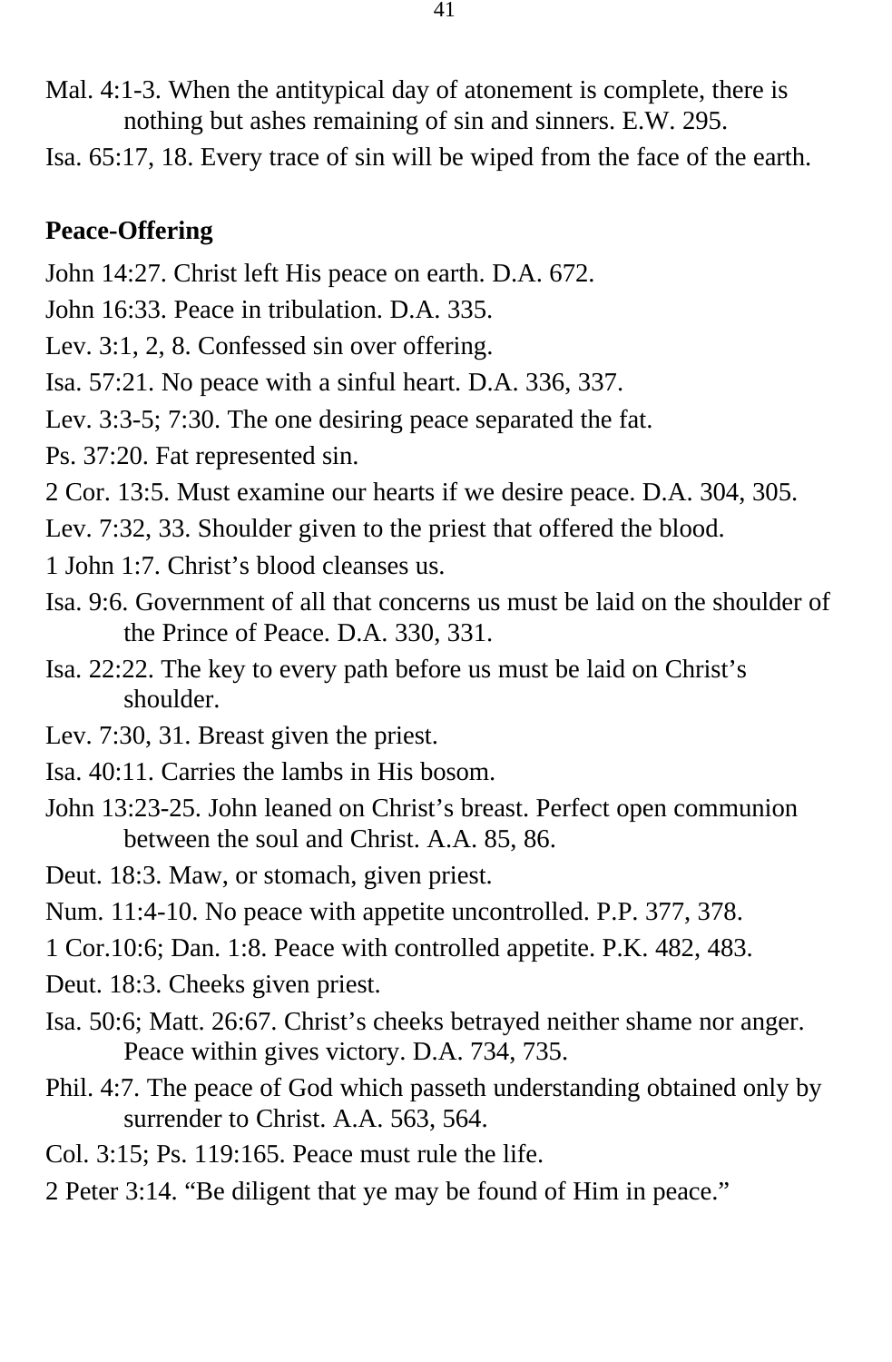Mal. 4:1-3. When the antitypical day of atonement is complete, there is nothing but ashes remaining of sin and sinners. E.W. 295.

Isa. 65:17, 18. Every trace of sin will be wiped from the face of the earth.

**Peace-Offering**

John 14:27. Christ left His peace on earth. D.A. 672.

John 16:33. Peace in tribulation. D.A. 335.

Lev. 3:1, 2, 8. Confessed sin over offering.

Isa. 57:21. No peace with a sinful heart. D.A. 336, 337.

Lev. 3:3-5; 7:30. The one desiring peace separated the fat.

Ps. 37:20. Fat represented sin.

2 Cor. 13:5. Must examine our hearts if we desire peace. D.A. 304, 305.

Lev. 7:32, 33. Shoulder given to the priest that offered the blood.

1 John 1:7. Christ's blood cleanses us.

Isa. 9:6. Government of all that concerns us must be laid on the shoulder of the Prince of Peace. D.A. 330, 331.

Isa. 22:22. The key to every path before us must be laid on Christ's shoulder.

Lev. 7:30, 31. Breast given the priest.

Isa. 40:11. Carries the lambs in His bosom.

John 13:23-25. John leaned on Christ's breast. Perfect open communion between the soul and Christ. A.A. 85, 86.

Deut. 18:3. Maw, or stomach, given priest.

Num. 11:4-10. No peace with appetite uncontrolled. P.P. 377, 378.

1 Cor.10:6; Dan. 1:8. Peace with controlled appetite. P.K. 482, 483.

Deut. 18:3. Cheeks given priest.

Isa. 50:6; Matt. 26:67. Christ's cheeks betrayed neither shame nor anger. Peace within gives victory. D.A. 734, 735.

Phil. 4:7. The peace of God which passeth understanding obtained only by surrender to Christ. A.A. 563, 564.

Col. 3:15; Ps. 119:165. Peace must rule the life.

2 Peter 3:14. "Be diligent that ye may be found of Him in peace."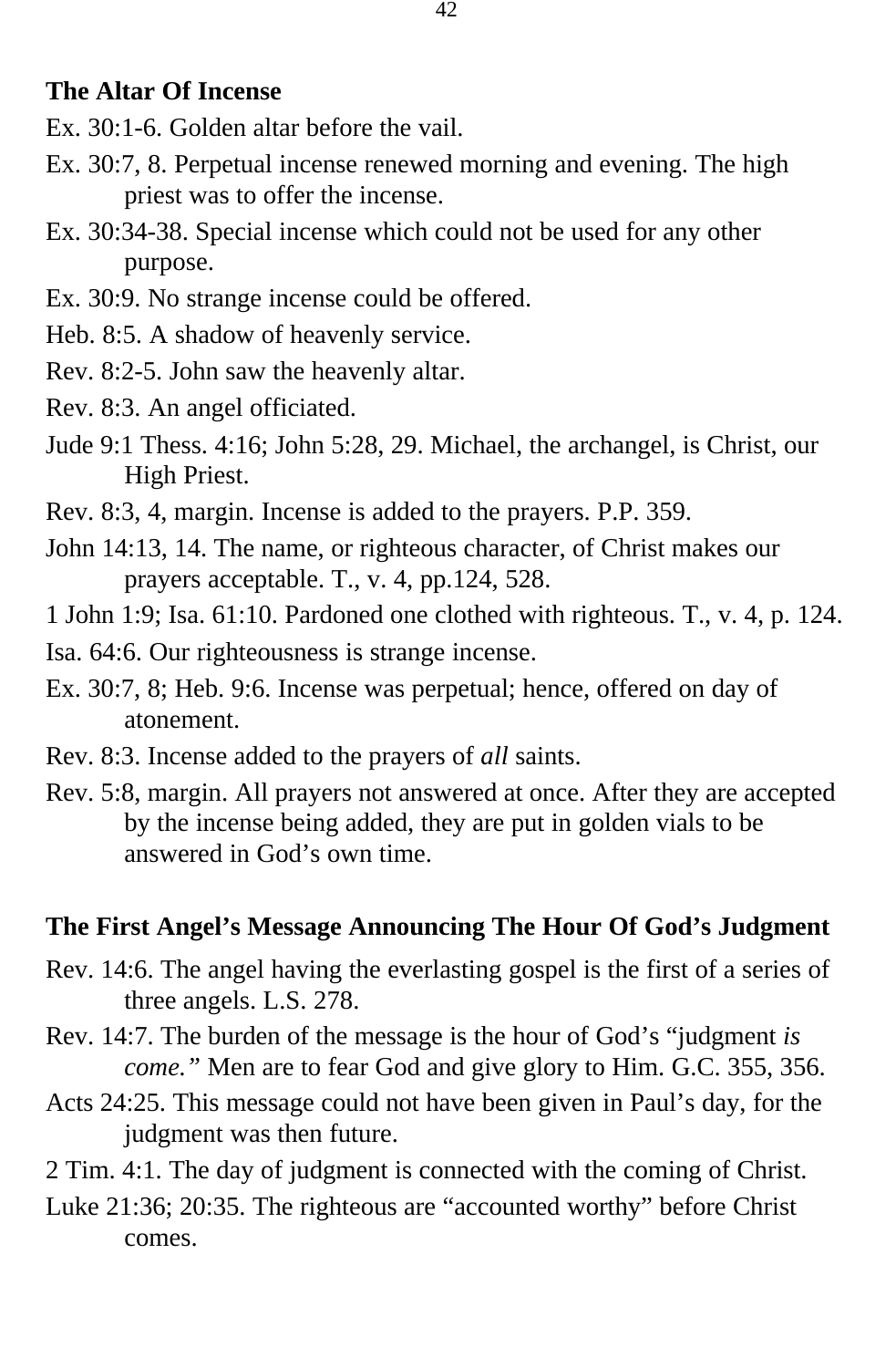**The Altar Of Incense**

Ex. 30:1-6. Golden altar before the vail.

Ex. 30:7, 8. Perpetual incense renewed morning and evening. The high priest was to offer the incense.

Ex. 30:34-38. Special incense which could not be used for any other purpose.

Ex. 30:9. No strange incense could be offered.

Heb. 8:5. A shadow of heavenly service.

Rev. 8:2-5. John saw the heavenly altar.

Rev. 8:3. An angel officiated.

Jude 9:1 Thess. 4:16; John 5:28, 29. Michael, the archangel, is Christ, our High Priest.

Rev. 8:3, 4, margin. Incense is added to the prayers. P.P. 359.

John 14:13, 14. The name, or righteous character, of Christ makes our prayers acceptable. T., v. 4, pp.124, 528.

1 John 1:9; Isa. 61:10. Pardoned one clothed with righteous. T., v. 4, p. 124.

Isa. 64:6. Our righteousness is strange incense.

Ex. 30:7, 8; Heb. 9:6. Incense was perpetual; hence, offered on day of atonement.

Rev. 8:3. Incense added to the prayers of *all* saints.

Rev. 5:8, margin. All prayers not answered at once. After they are accepted by the incense being added, they are put in golden vials to be answered in God’s own time.

**The First Angel’s Message Announcing The Hour Of God’s Judgment**

Rev. 14:6. The angel having the everlasting gospel is the first of a series of three angels. L.S. 278.

Rev. 14:7. The burden of the message is the hour of God’s “judgment *is come.”* Men are to fear God and give glory to Him. G.C. 355, 356.

Acts 24:25. This message could not have been given in Paul’s day, for the judgment was then future.

2 Tim. 4:1. The day of judgment is connected with the coming of Christ.

Luke 21:36; 20:35. The righteous are “accounted worthy” before Christ comes.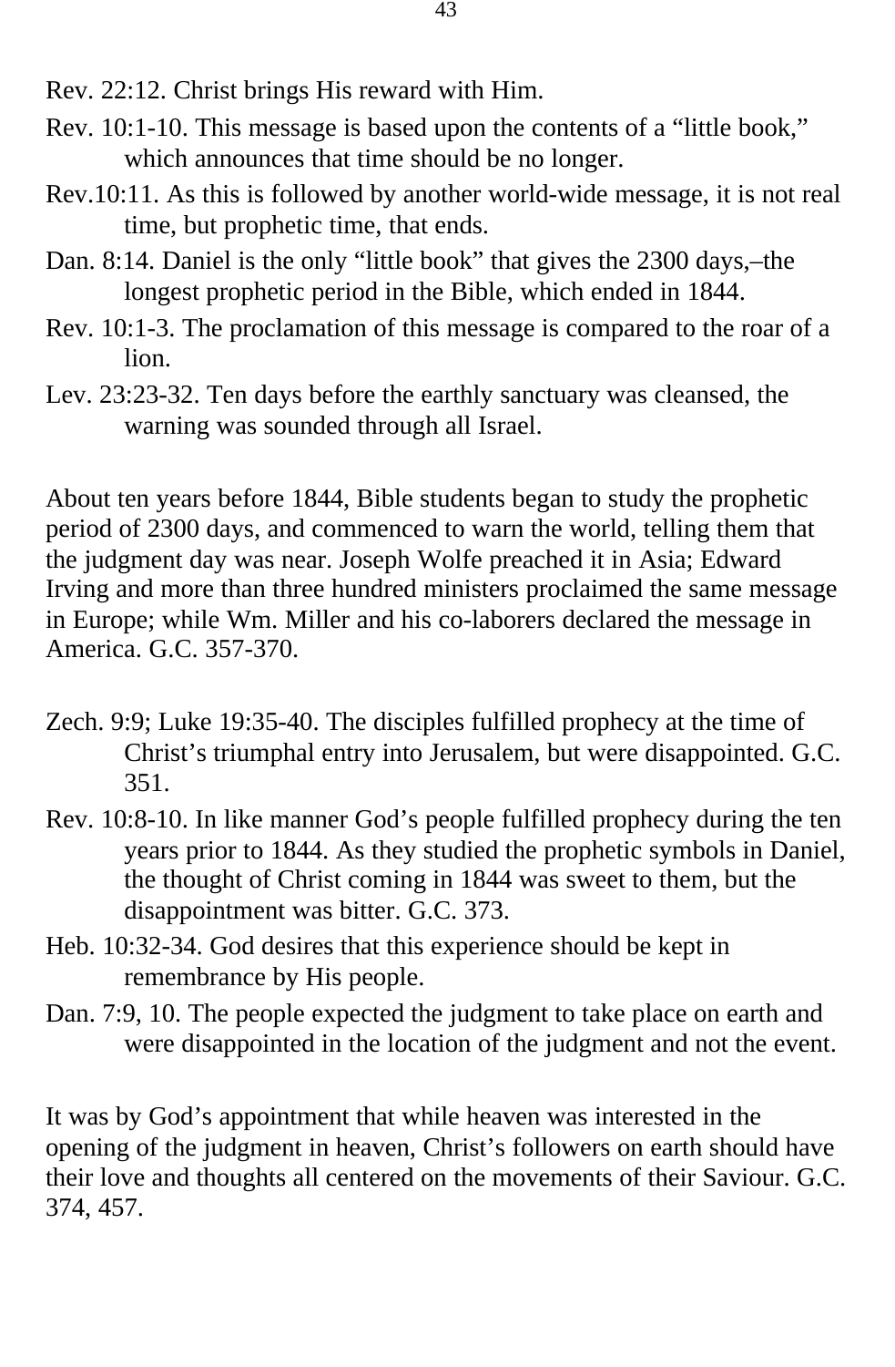Rev. 22:12. Christ brings His reward with Him.

Rev. 10:1-10. This message is based upon the contents of a “little book,” which announces that time should be no longer.

Rev.10:11. As this is followed by another world-wide message, it is not real time, but prophetic time, that ends.

Dan. 8:14. Daniel is the only “little book” that gives the 2300 days,–the longest prophetic period in the Bible, which ended in 1844.

Rev. 10:1-3. The proclamation of this message is compared to the roar of a lion.

Lev. 23:23-32. Ten days before the earthly sanctuary was cleansed, the warning was sounded through all Israel.

About ten years before 1844, Bible students began to study the prophetic period of 2300 days, and commenced to warn the world, telling them that the judgment day was near. Joseph Wolfe preached it in Asia; Edward Irving and more than three hundred ministers proclaimed the same message in Europe; while Wm. Miller and his co-laborers declared the message in America. G.C. 357-370.

Zech. 9:9; Luke 19:35-40. The disciples fulfilled prophecy at the time of Christ’s triumphal entry into Jerusalem, but were disappointed. G.C. 351.

Rev. 10:8-10. In like manner God’s people fulfilled prophecy during the ten years prior to 1844. As they studied the prophetic symbols in Daniel, the thought of Christ coming in 1844 was sweet to them, but the disappointment was bitter. G.C. 373.

Heb. 10:32-34. God desires that this experience should be kept in remembrance by His people.

Dan. 7:9, 10. The people expected the judgment to take place on earth and were disappointed in the location of the judgment and not the event.

It was by God’s appointment that while heaven was interested in the opening of the judgment in heaven, Christ’s followers on earth should have their love and thoughts all centered on the movements of their Saviour. G.C. 374, 457.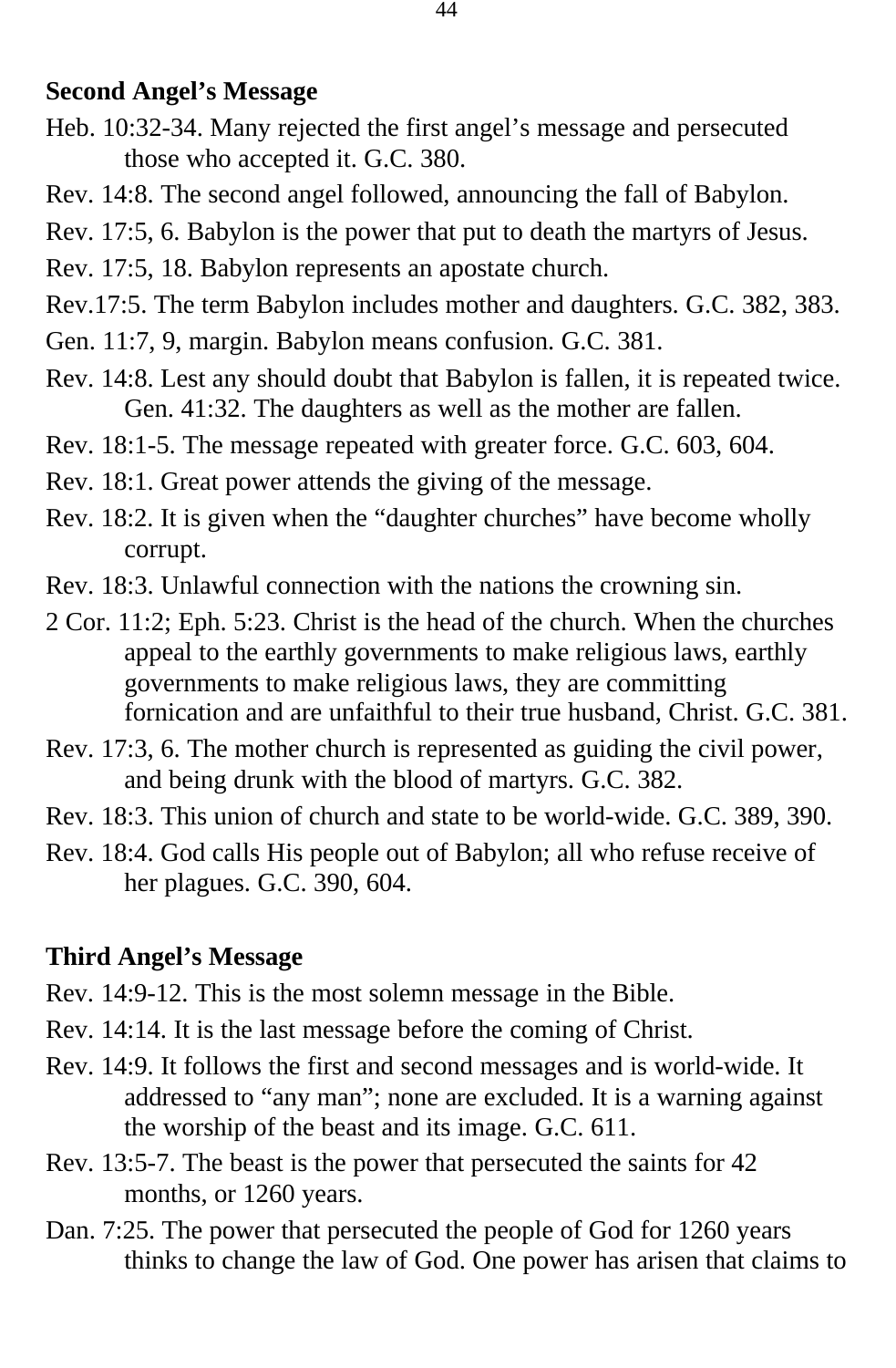**Second Angel's Message**

Heb. 10:32-34. Many rejected the first angel's message and persecuted those who accepted it. G.C. 380.

Rev. 14:8. The second angel followed, announcing the fall of Babylon.

Rev. 17:5, 6. Babylon is the power that put to death the martyrs of Jesus.

Rev. 17:5, 18. Babylon represents an apostate church.

Rev.17:5. The term Babylon includes mother and daughters. G.C. 382, 383.

Gen. 11:7, 9, margin. Babylon means confusion. G.C. 381.

Rev. 14:8. Lest any should doubt that Babylon is fallen, it is repeated twice. Gen. 41:32. The daughters as well as the mother are fallen.

Rev. 18:1-5. The message repeated with greater force. G.C. 603, 604.

Rev. 18:1. Great power attends the giving of the message.

Rev. 18:2. It is given when the "daughter churches" have become wholly corrupt.

Rev. 18:3. Unlawful connection with the nations the crowning sin.

2 Cor. 11:2; Eph. 5:23. Christ is the head of the church. When the churches appeal to the earthly governments to make religious laws, earthly governments to make religious laws, they are committing fornication and are unfaithful to their true husband, Christ. G.C. 381.

Rev. 17:3, 6. The mother church is represented as guiding the civil power, and being drunk with the blood of martyrs. G.C. 382.

Rev. 18:3. This union of church and state to be world-wide. G.C. 389, 390.

Rev. 18:4. God calls His people out of Babylon; all who refuse receive of her plagues. G.C. 390, 604.

**Third Angel's Message**

Rev. 14:9-12. This is the most solemn message in the Bible.

Rev. 14:14. It is the last message before the coming of Christ.

Rev. 14:9. It follows the first and second messages and is world-wide. It addressed to "any man"; none are excluded. It is a warning against the worship of the beast and its image. G.C. 611.

Rev. 13:5-7. The beast is the power that persecuted the saints for 42 months, or 1260 years.

Dan. 7:25. The power that persecuted the people of God for 1260 years thinks to change the law of God. One power has arisen that claims to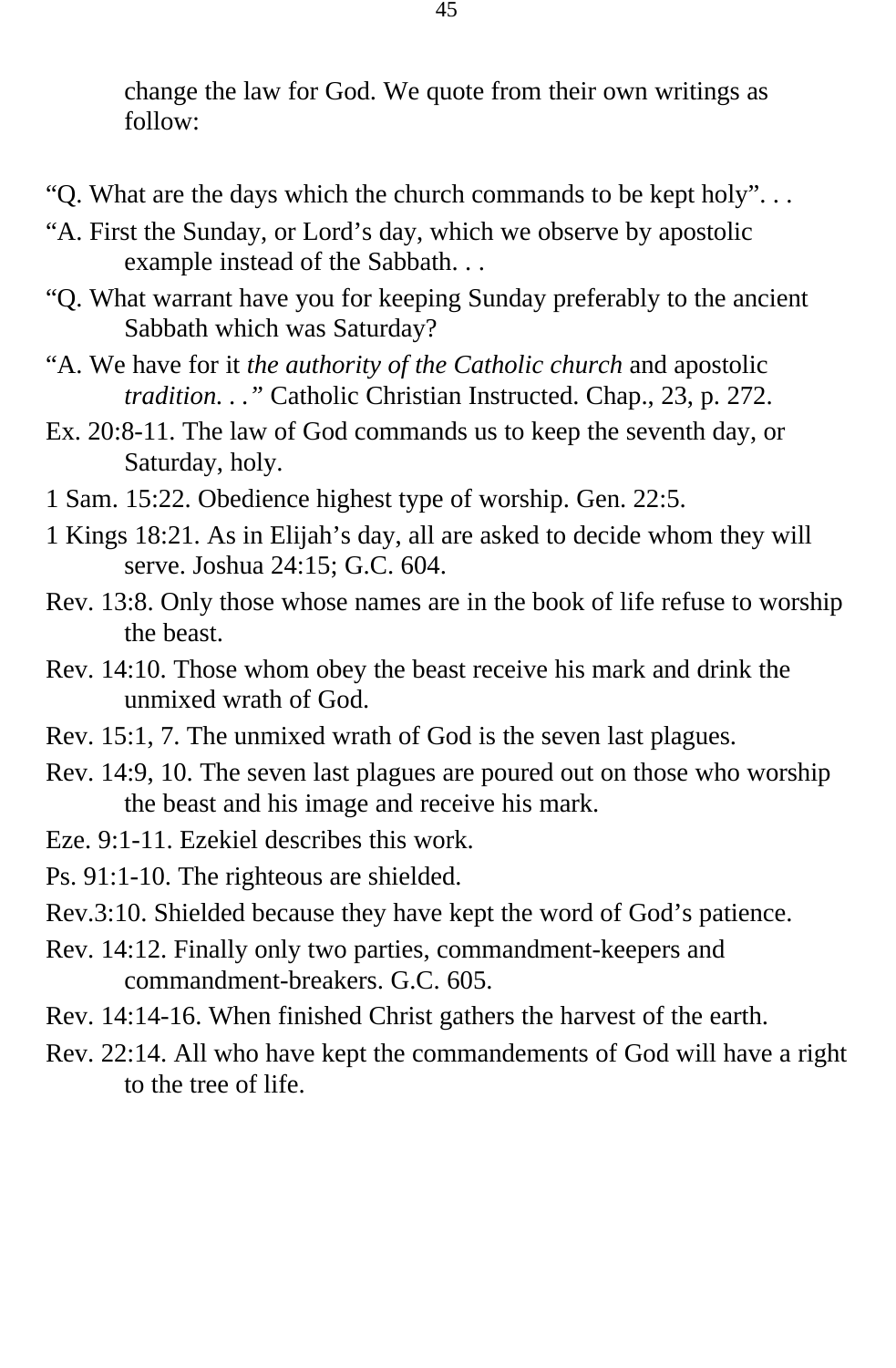change the law for God. We quote from their own writings as follow:

“Q. What are the days which the church commands to be kept holy”. . .

“A. First the Sunday, or Lord’s day, which we observe by apostolic example instead of the Sabbath. . .

“Q. What warrant have you for keeping Sunday preferably to the ancient Sabbath which was Saturday?

“A. We have for it *the authority of the Catholic church* and apostolic *tradition. . .”* Catholic Christian Instructed. Chap., 23, p. 272.

Ex. 20:8-11. The law of God commands us to keep the seventh day, or Saturday, holy.

1 Sam. 15:22. Obedience highest type of worship. Gen. 22:5.

1 Kings 18:21. As in Elijah’s day, all are asked to decide whom they will serve. Joshua 24:15; G.C. 604.

Rev. 13:8. Only those whose names are in the book of life refuse to worship the beast.

Rev. 14:10. Those whom obey the beast receive his mark and drink the unmixed wrath of God.

Rev. 15:1, 7. The unmixed wrath of God is the seven last plagues.

Rev. 14:9, 10. The seven last plagues are poured out on those who worship the beast and his image and receive his mark.

Eze. 9:1-11. Ezekiel describes this work.

Ps. 91:1-10. The righteous are shielded.

Rev.3:10. Shielded because they have kept the word of God’s patience.

Rev. 14:12. Finally only two parties, commandment-keepers and commandment-breakers. G.C. 605.

Rev. 14:14-16. When finished Christ gathers the harvest of the earth.

Rev. 22:14. All who have kept the commandements of God will have a right to the tree of life.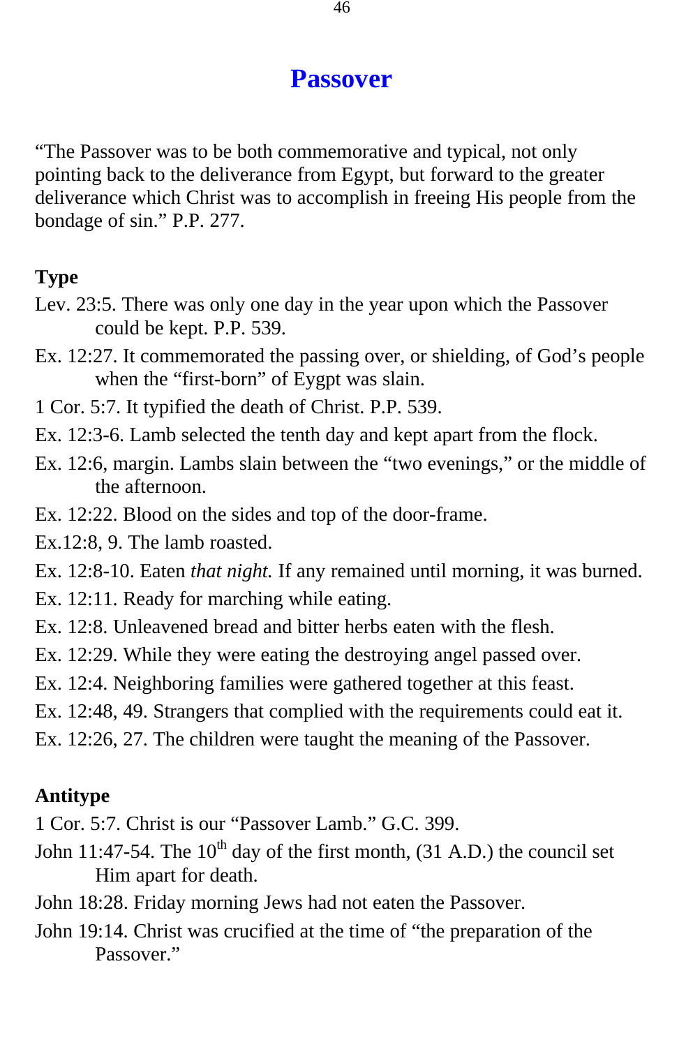# Passover

"The Passover was to be both commemorative and typical, not only pointing back to the deliverance from Egypt, but forward to the greater deliverance which Christ was to accomplish in freeing His people from the bondage of sin." P.P. 277.

**Type**

Lev. 23:5. There was only one day in the year upon which the Passover could be kept. P.P. 539.

Ex. 12:27. It commemorated the passing over, or shielding, of God's people when the "first-born" of Eygpt was slain.

1 Cor. 5:7. It typified the death of Christ. P.P. 539.

Ex. 12:3-6. Lamb selected the tenth day and kept apart from the flock.

Ex. 12:6, margin. Lambs slain between the "two evenings," or the middle of the afternoon.

Ex. 12:22. Blood on the sides and top of the door-frame.

Ex.12:8, 9. The lamb roasted.

Ex. 12:8-10. Eaten *that night.* If any remained until morning, it was burned.

Ex. 12:11. Ready for marching while eating.

Ex. 12:8. Unleavened bread and bitter herbs eaten with the flesh.

Ex. 12:29. While they were eating the destroying angel passed over.

Ex. 12:4. Neighboring families were gathered together at this feast.

Ex. 12:48, 49. Strangers that complied with the requirements could eat it.

Ex. 12:26, 27. The children were taught the meaning of the Passover.

**Antitype**

1 Cor. 5:7. Christ is our "Passover Lamb." G.C. 399.

John 11:47-54. The 10th day of the first month, (31 A.D.) the council set Him apart for death.

John 18:28. Friday morning Jews had not eaten the Passover.

John 19:14. Christ was crucified at the time of "the preparation of the Passover."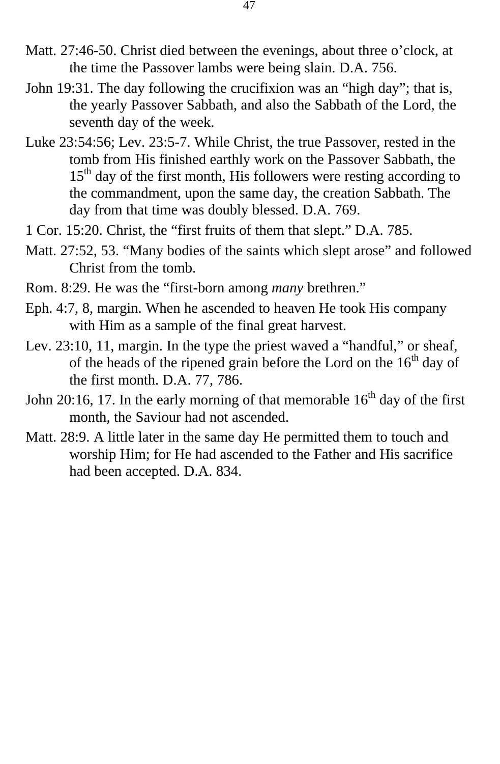Matt. 27:46-50. Christ died between the evenings, about three o'clock, at the time the Passover lambs were being slain. D.A. 756.

John 19:31. The day following the crucifixion was an "high day"; that is, the yearly Passover Sabbath, and also the Sabbath of the Lord, the seventh day of the week.

Luke 23:54:56; Lev. 23:5-7. While Christ, the true Passover, rested in the tomb from His finished earthly work on the Passover Sabbath, the 15th day of the first month, His followers were resting according to the commandment, upon the same day, the creation Sabbath. The day from that time was doubly blessed. D.A. 769.

1 Cor. 15:20. Christ, the "first fruits of them that slept." D.A. 785.

Matt. 27:52, 53. "Many bodies of the saints which slept arose" and followed Christ from the tomb.

Rom. 8:29. He was the "first-born among *many* brethren."

Eph. 4:7, 8, margin. When he ascended to heaven He took His company with Him as a sample of the final great harvest.

Lev. 23:10, 11, margin. In the type the priest waved a "handful," or sheaf, of the heads of the ripened grain before the Lord on the 16th day of the first month. D.A. 77, 786.

John 20:16, 17. In the early morning of that memorable 16th day of the first month, the Saviour had not ascended.

Matt. 28:9. A little later in the same day He permitted them to touch and worship Him; for He had ascended to the Father and His sacrifice had been accepted. D.A. 834.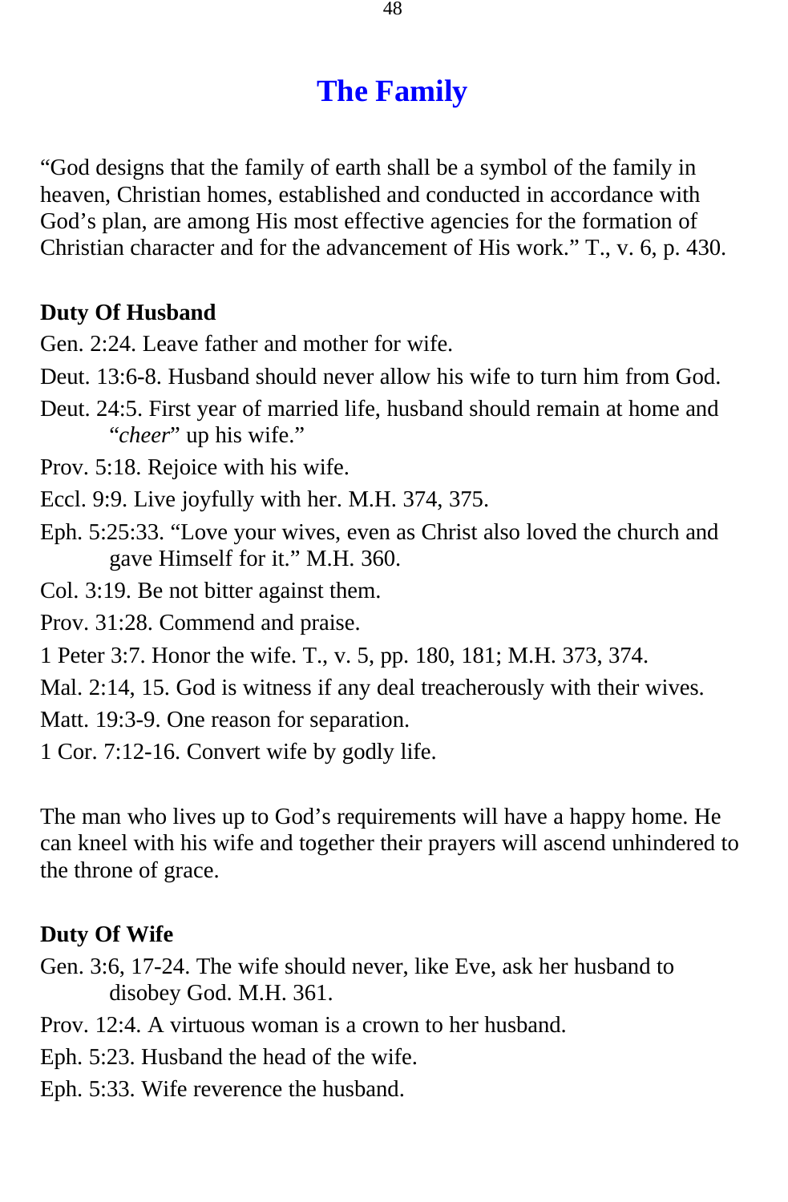# The Family

"God designs that the family of earth shall be a symbol of the family in heaven, Christian homes, established and conducted in accordance with God's plan, are among His most effective agencies for the formation of Christian character and for the advancement of His work." T., v. 6, p. 430.

**Duty Of Husband**

Gen. 2:24. Leave father and mother for wife.

Deut. 13:6-8. Husband should never allow his wife to turn him from God.

Deut. 24:5. First year of married life, husband should remain at home and "*cheer*" up his wife."

Prov. 5:18. Rejoice with his wife.

Eccl. 9:9. Live joyfully with her. M.H. 374, 375.

Eph. 5:25:33. "Love your wives, even as Christ also loved the church and gave Himself for it." M.H. 360.

Col. 3:19. Be not bitter against them.

Prov. 31:28. Commend and praise.

1 Peter 3:7. Honor the wife. T., v. 5, pp. 180, 181; M.H. 373, 374.

Mal. 2:14, 15. God is witness if any deal treacherously with their wives.

Matt. 19:3-9. One reason for separation.

1 Cor. 7:12-16. Convert wife by godly life.

The man who lives up to God's requirements will have a happy home. He can kneel with his wife and together their prayers will ascend unhindered to the throne of grace.

**Duty Of Wife**

Gen. 3:6, 17-24. The wife should never, like Eve, ask her husband to disobey God. M.H. 361.

Prov. 12:4. A virtuous woman is a crown to her husband.

Eph. 5:23. Husband the head of the wife.

Eph. 5:33. Wife reverence the husband.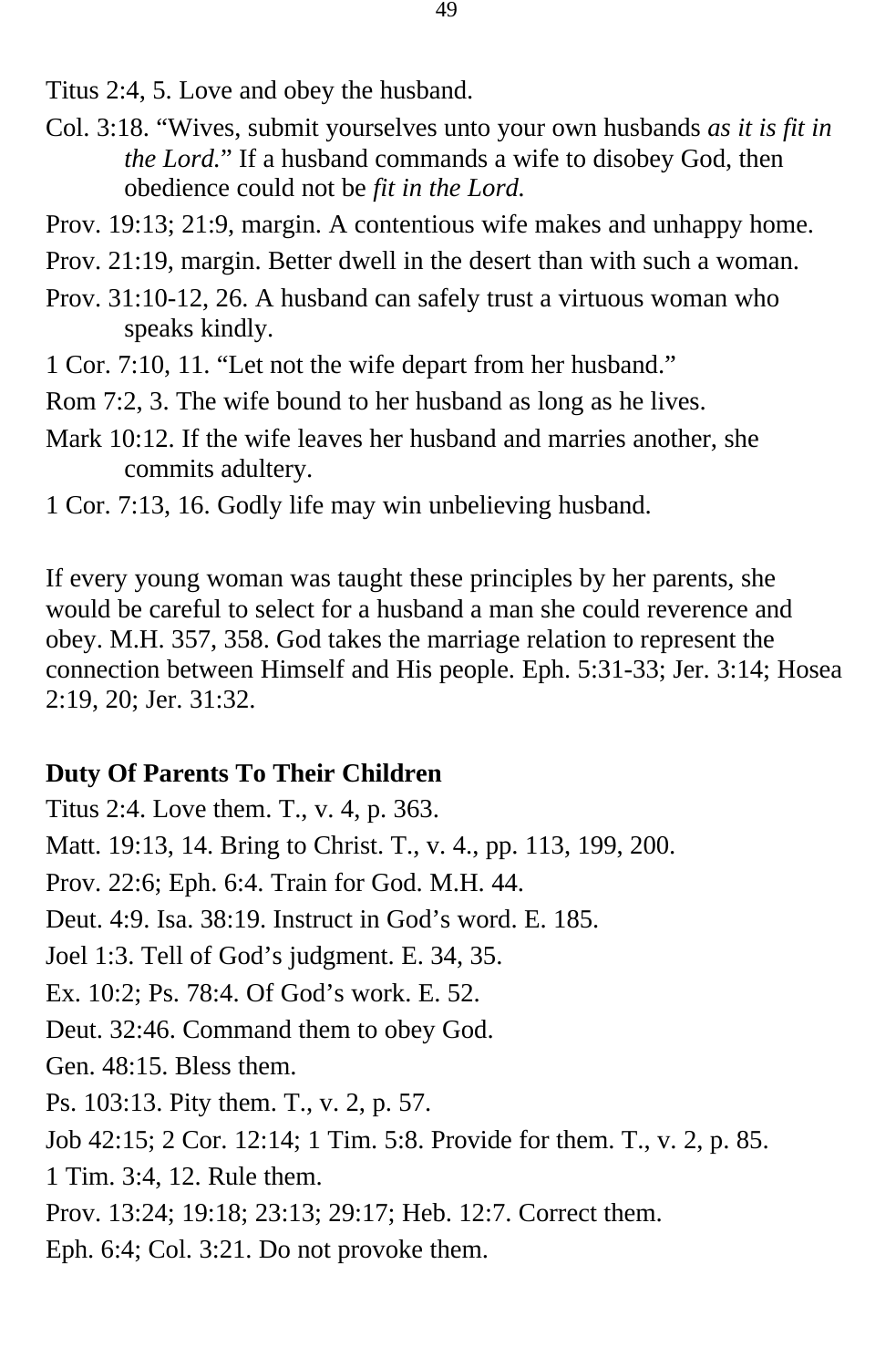Titus 2:4, 5. Love and obey the husband.

Col. 3:18. "Wives, submit yourselves unto your own husbands *as it is fit in the Lord.*" If a husband commands a wife to disobey God, then obedience could not be *fit in the Lord.*

Prov. 19:13; 21:9, margin. A contentious wife makes and unhappy home.

Prov. 21:19, margin. Better dwell in the desert than with such a woman.

Prov. 31:10-12, 26. A husband can safely trust a virtuous woman who speaks kindly.

1 Cor. 7:10, 11. "Let not the wife depart from her husband."

Rom 7:2, 3. The wife bound to her husband as long as he lives.

Mark 10:12. If the wife leaves her husband and marries another, she commits adultery.

1 Cor. 7:13, 16. Godly life may win unbelieving husband.

If every young woman was taught these principles by her parents, she would be careful to select for a husband a man she could reverence and obey. M.H. 357, 358. God takes the marriage relation to represent the connection between Himself and His people. Eph. 5:31-33; Jer. 3:14; Hosea 2:19, 20; Jer. 31:32.

**Duty Of Parents To Their Children**

Titus 2:4. Love them. T., v. 4, p. 363.

Matt. 19:13, 14. Bring to Christ. T., v. 4., pp. 113, 199, 200.

Prov. 22:6; Eph. 6:4. Train for God. M.H. 44.

Deut. 4:9. Isa. 38:19. Instruct in God's word. E. 185.

Joel 1:3. Tell of God's judgment. E. 34, 35.

Ex. 10:2; Ps. 78:4. Of God's work. E. 52.

Deut. 32:46. Command them to obey God.

Gen. 48:15. Bless them.

Ps. 103:13. Pity them. T., v. 2, p. 57.

Job 42:15; 2 Cor. 12:14; 1 Tim. 5:8. Provide for them. T., v. 2, p. 85.

1 Tim. 3:4, 12. Rule them.

Prov. 13:24; 19:18; 23:13; 29:17; Heb. 12:7. Correct them.

Eph. 6:4; Col. 3:21. Do not provoke them.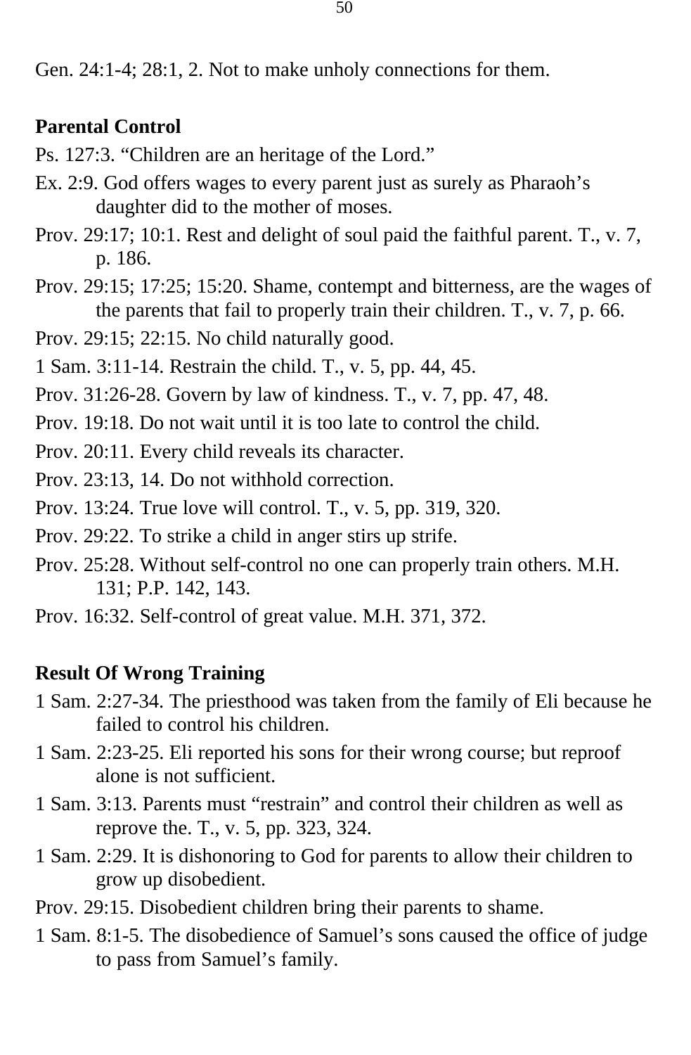Gen. 24:1-4; 28:1, 2. Not to make unholy connections for them.

**Parental Control**

Ps. 127:3. “Children are an heritage of the Lord.”

Ex. 2:9. God offers wages to every parent just as surely as Pharaoh’s daughter did to the mother of moses.

Prov. 29:17; 10:1. Rest and delight of soul paid the faithful parent. T., v. 7, p. 186.

Prov. 29:15; 17:25; 15:20. Shame, contempt and bitterness, are the wages of the parents that fail to properly train their children. T., v. 7, p. 66.

Prov. 29:15; 22:15. No child naturally good.

1 Sam. 3:11-14. Restrain the child. T., v. 5, pp. 44, 45.

Prov. 31:26-28. Govern by law of kindness. T., v. 7, pp. 47, 48.

Prov. 19:18. Do not wait until it is too late to control the child.

Prov. 20:11. Every child reveals its character.

Prov. 23:13, 14. Do not withhold correction.

Prov. 13:24. True love will control. T., v. 5, pp. 319, 320.

Prov. 29:22. To strike a child in anger stirs up strife.

Prov. 25:28. Without self-control no one can properly train others. M.H. 131; P.P. 142, 143.

Prov. 16:32. Self-control of great value. M.H. 371, 372.

**Result Of Wrong Training**

1 Sam. 2:27-34. The priesthood was taken from the family of Eli because he failed to control his children.

1 Sam. 2:23-25. Eli reported his sons for their wrong course; but reproof alone is not sufficient.

1 Sam. 3:13. Parents must “restrain” and control their children as well as reprove the. T., v. 5, pp. 323, 324.

1 Sam. 2:29. It is dishonoring to God for parents to allow their children to grow up disobedient.

Prov. 29:15. Disobedient children bring their parents to shame.

1 Sam. 8:1-5. The disobedience of Samuel’s sons caused the office of judge to pass from Samuel’s family.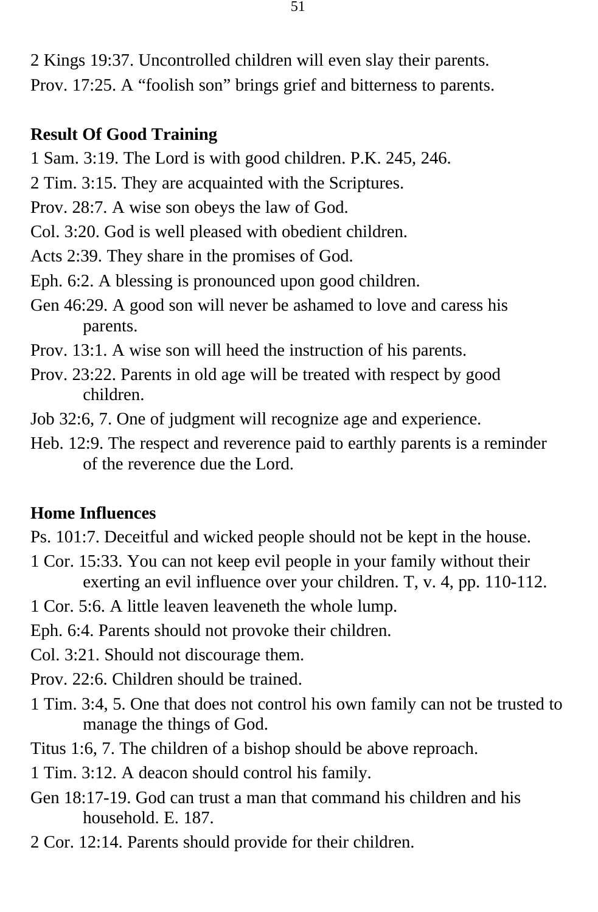2 Kings 19:37. Uncontrolled children will even slay their parents.

Prov. 17:25. A “foolish son” brings grief and bitterness to parents.

**Result Of Good Training**

1 Sam. 3:19. The Lord is with good children. P.K. 245, 246.

2 Tim. 3:15. They are acquainted with the Scriptures.

Prov. 28:7. A wise son obeys the law of God.

Col. 3:20. God is well pleased with obedient children.

Acts 2:39. They share in the promises of God.

Eph. 6:2. A blessing is pronounced upon good children.

Gen 46:29. A good son will never be ashamed to love and caress his parents.

Prov. 13:1. A wise son will heed the instruction of his parents.

Prov. 23:22. Parents in old age will be treated with respect by good children.

Job 32:6, 7. One of judgment will recognize age and experience.

Heb. 12:9. The respect and reverence paid to earthly parents is a reminder of the reverence due the Lord.

**Home Influences**

Ps. 101:7. Deceitful and wicked people should not be kept in the house.

1 Cor. 15:33. You can not keep evil people in your family without their exerting an evil influence over your children. T, v. 4, pp. 110-112.

1 Cor. 5:6. A little leaven leaveneth the whole lump.

Eph. 6:4. Parents should not provoke their children.

Col. 3:21. Should not discourage them.

Prov. 22:6. Children should be trained.

1 Tim. 3:4, 5. One that does not control his own family can not be trusted to manage the things of God.

Titus 1:6, 7. The children of a bishop should be above reproach.

1 Tim. 3:12. A deacon should control his family.

Gen 18:17-19. God can trust a man that command his children and his household. E. 187.

2 Cor. 12:14. Parents should provide for their children.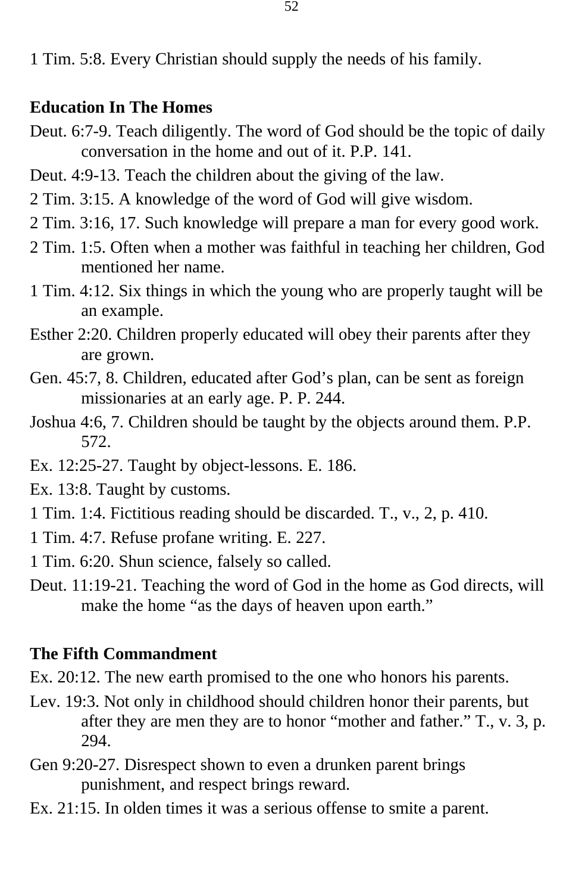1 Tim. 5:8. Every Christian should supply the needs of his family.

**Education In The Homes**

Deut. 6:7-9. Teach diligently. The word of God should be the topic of daily conversation in the home and out of it. P.P. 141.

Deut. 4:9-13. Teach the children about the giving of the law.

2 Tim. 3:15. A knowledge of the word of God will give wisdom.

2 Tim. 3:16, 17. Such knowledge will prepare a man for every good work.

2 Tim. 1:5. Often when a mother was faithful in teaching her children, God mentioned her name.

1 Tim. 4:12. Six things in which the young who are properly taught will be an example.

Esther 2:20. Children properly educated will obey their parents after they are grown.

Gen. 45:7, 8. Children, educated after God's plan, can be sent as foreign missionaries at an early age. P. P. 244.

Joshua 4:6, 7. Children should be taught by the objects around them. P.P. 572.

Ex. 12:25-27. Taught by object-lessons. E. 186.

Ex. 13:8. Taught by customs.

1 Tim. 1:4. Fictitious reading should be discarded. T., v., 2, p. 410.

1 Tim. 4:7. Refuse profane writing. E. 227.

1 Tim. 6:20. Shun science, falsely so called.

Deut. 11:19-21. Teaching the word of God in the home as God directs, will make the home "as the days of heaven upon earth."

**The Fifth Commandment**

Ex. 20:12. The new earth promised to the one who honors his parents.

Lev. 19:3. Not only in childhood should children honor their parents, but after they are men they are to honor "mother and father." T., v. 3, p. 294.

Gen 9:20-27. Disrespect shown to even a drunken parent brings punishment, and respect brings reward.

Ex. 21:15. In olden times it was a serious offense to smite a parent.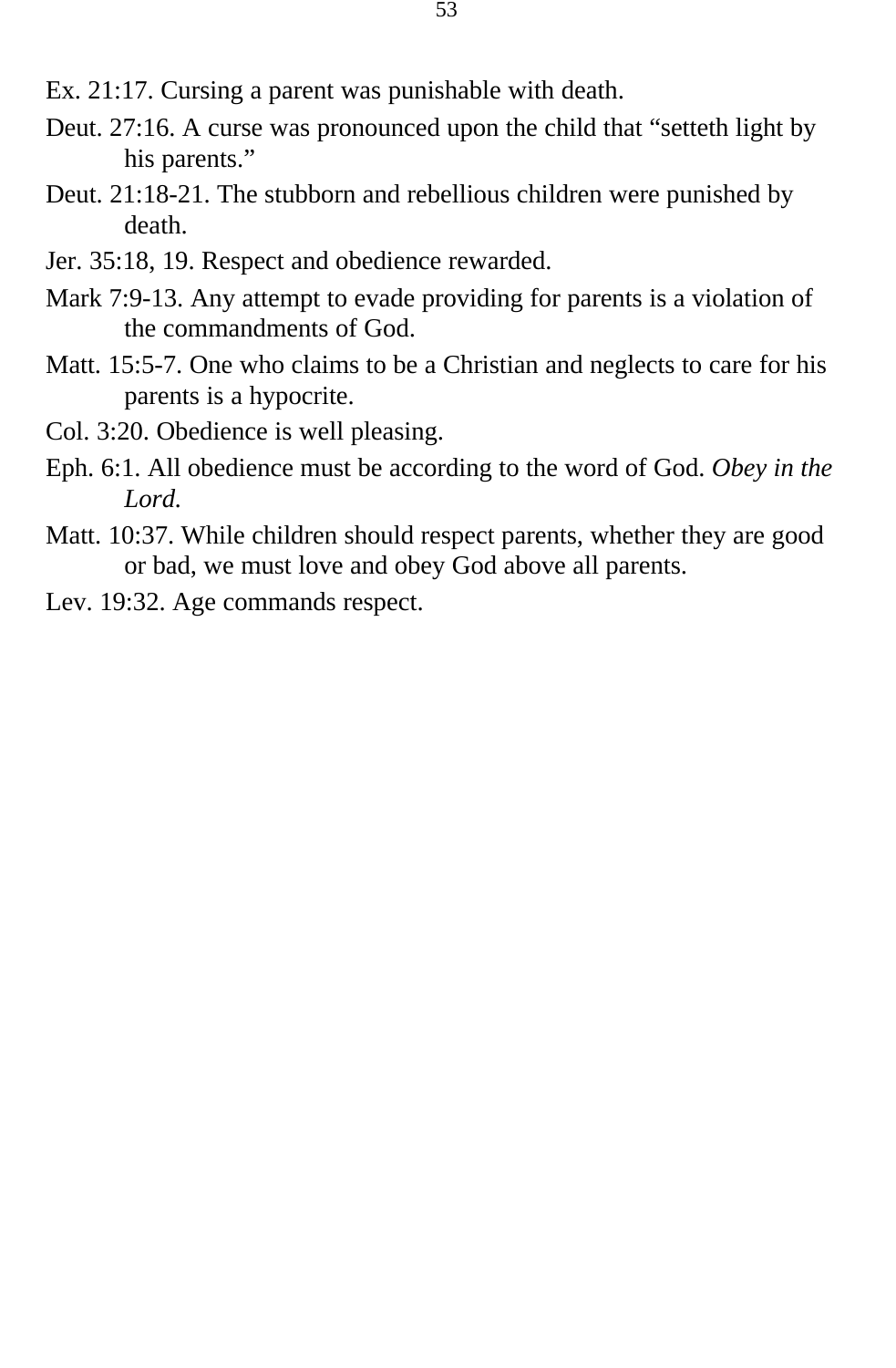Ex. 21:17. Cursing a parent was punishable with death.

Deut. 27:16. A curse was pronounced upon the child that “setteth light by his parents.”

Deut. 21:18-21. The stubborn and rebellious children were punished by death.

Jer. 35:18, 19. Respect and obedience rewarded.

Mark 7:9-13. Any attempt to evade providing for parents is a violation of the commandments of God.

Matt. 15:5-7. One who claims to be a Christian and neglects to care for his parents is a hypocrite.

Col. 3:20. Obedience is well pleasing.

Eph. 6:1. All obedience must be according to the word of God. *Obey in the Lord.*

Matt. 10:37. While children should respect parents, whether they are good or bad, we must love and obey God above all parents.

Lev. 19:32. Age commands respect.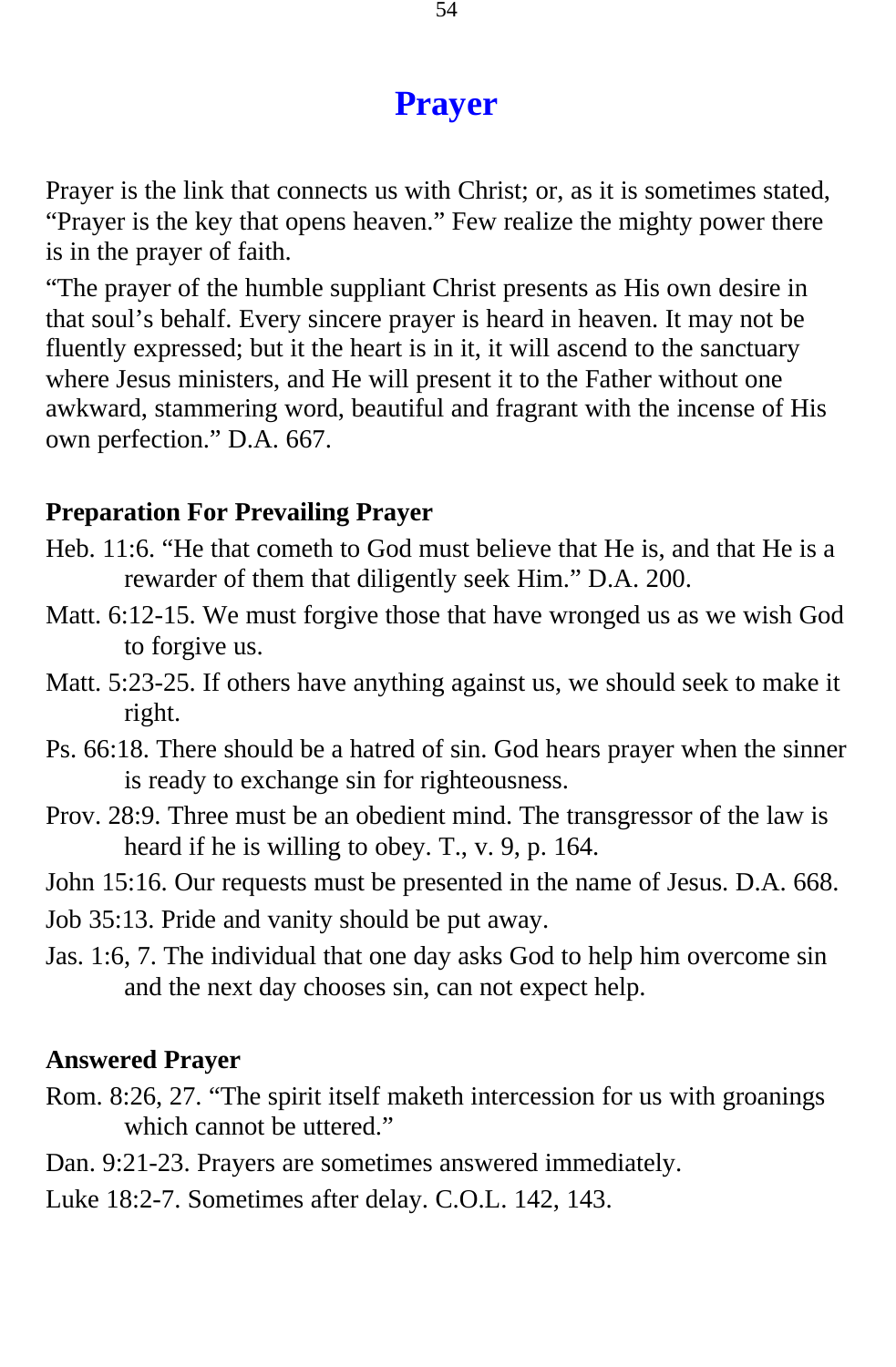# Prayer

Prayer is the link that connects us with Christ; or, as it is sometimes stated, “Prayer is the key that opens heaven.” Few realize the mighty power there is in the prayer of faith.

“The prayer of the humble suppliant Christ presents as His own desire in that soul’s behalf. Every sincere prayer is heard in heaven. It may not be fluently expressed; but it the heart is in it, it will ascend to the sanctuary where Jesus ministers, and He will present it to the Father without one awkward, stammering word, beautiful and fragrant with the incense of His own perfection.” D.A. 667.

### Preparation For Prevailing Prayer

Heb. 11:6. “He that cometh to God must believe that He is, and that He is a rewarder of them that diligently seek Him.” D.A. 200.

Matt. 6:12-15. We must forgive those that have wronged us as we wish God to forgive us.

Matt. 5:23-25. If others have anything against us, we should seek to make it right.

Ps. 66:18. There should be a hatred of sin. God hears prayer when the sinner is ready to exchange sin for righteousness.

Prov. 28:9. Three must be an obedient mind. The transgressor of the law is heard if he is willing to obey. T., v. 9, p. 164.

John 15:16. Our requests must be presented in the name of Jesus. D.A. 668.

Job 35:13. Pride and vanity should be put away.

Jas. 1:6, 7. The individual that one day asks God to help him overcome sin and the next day chooses sin, can not expect help.

### Answered Prayer

Rom. 8:26, 27. “The spirit itself maketh intercession for us with groanings which cannot be uttered.”

Dan. 9:21-23. Prayers are sometimes answered immediately.

Luke 18:2-7. Sometimes after delay. C.O.L. 142, 143.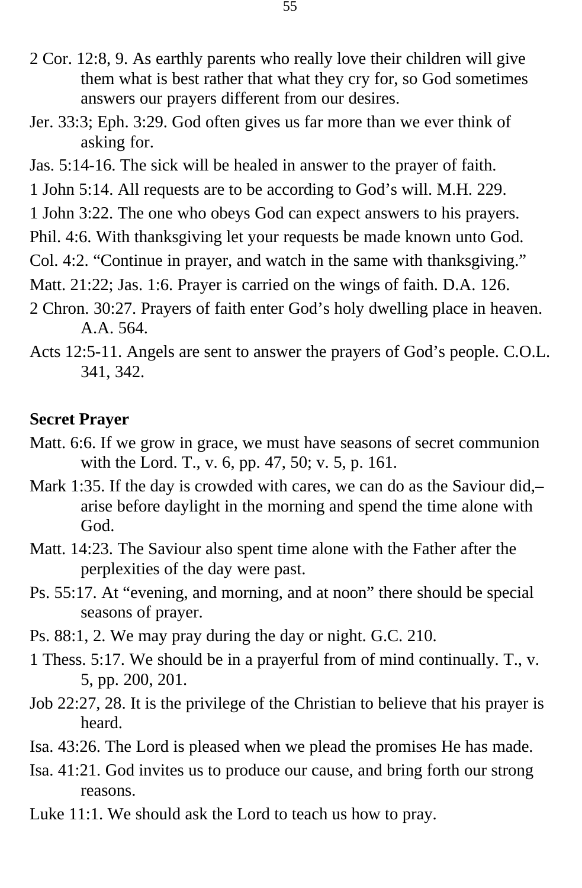2 Cor. 12:8, 9. As earthly parents who really love their children will give them what is best rather that what they cry for, so God sometimes answers our prayers different from our desires.

Jer. 33:3; Eph. 3:29. God often gives us far more than we ever think of asking for.

Jas. 5:14-16. The sick will be healed in answer to the prayer of faith.

1 John 5:14. All requests are to be according to God's will. M.H. 229.

1 John 3:22. The one who obeys God can expect answers to his prayers.

Phil. 4:6. With thanksgiving let your requests be made known unto God.

Col. 4:2. "Continue in prayer, and watch in the same with thanksgiving."

Matt. 21:22; Jas. 1:6. Prayer is carried on the wings of faith. D.A. 126.

2 Chron. 30:27. Prayers of faith enter God's holy dwelling place in heaven. A.A. 564.

Acts 12:5-11. Angels are sent to answer the prayers of God's people. C.O.L. 341, 342.

**Secret Prayer**

Matt. 6:6. If we grow in grace, we must have seasons of secret communion with the Lord. T., v. 6, pp. 47, 50; v. 5, p. 161.

Mark 1:35. If the day is crowded with cares, we can do as the Saviour did,– arise before daylight in the morning and spend the time alone with God.

Matt. 14:23. The Saviour also spent time alone with the Father after the perplexities of the day were past.

Ps. 55:17. At "evening, and morning, and at noon" there should be special seasons of prayer.

Ps. 88:1, 2. We may pray during the day or night. G.C. 210.

1 Thess. 5:17. We should be in a prayerful from of mind continually. T., v. 5, pp. 200, 201.

Job 22:27, 28. It is the privilege of the Christian to believe that his prayer is heard.

Isa. 43:26. The Lord is pleased when we plead the promises He has made.

Isa. 41:21. God invites us to produce our cause, and bring forth our strong reasons.

Luke 11:1. We should ask the Lord to teach us how to pray.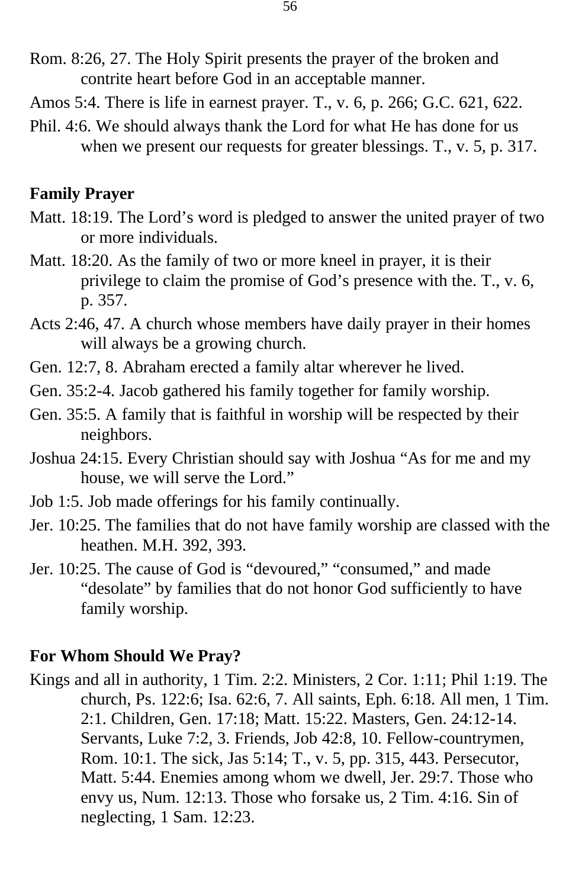Rom. 8:26, 27. The Holy Spirit presents the prayer of the broken and contrite heart before God in an acceptable manner.

Amos 5:4. There is life in earnest prayer. T., v. 6, p. 266; G.C. 621, 622.

Phil. 4:6. We should always thank the Lord for what He has done for us when we present our requests for greater blessings. T., v. 5, p. 317.

**Family Prayer**

Matt. 18:19. The Lord's word is pledged to answer the united prayer of two or more individuals.

Matt. 18:20. As the family of two or more kneel in prayer, it is their privilege to claim the promise of God's presence with the. T., v. 6, p. 357.

Acts 2:46, 47. A church whose members have daily prayer in their homes will always be a growing church.

Gen. 12:7, 8. Abraham erected a family altar wherever he lived.

Gen. 35:2-4. Jacob gathered his family together for family worship.

Gen. 35:5. A family that is faithful in worship will be respected by their neighbors.

Joshua 24:15. Every Christian should say with Joshua "As for me and my house, we will serve the Lord."

Job 1:5. Job made offerings for his family continually.

Jer. 10:25. The families that do not have family worship are classed with the heathen. M.H. 392, 393.

Jer. 10:25. The cause of God is "devoured," "consumed," and made "desolate" by families that do not honor God sufficiently to have family worship.

**For Whom Should We Pray?**

Kings and all in authority, 1 Tim. 2:2. Ministers, 2 Cor. 1:11; Phil 1:19. The church, Ps. 122:6; Isa. 62:6, 7. All saints, Eph. 6:18. All men, 1 Tim. 2:1. Children, Gen. 17:18; Matt. 15:22. Masters, Gen. 24:12-14. Servants, Luke 7:2, 3. Friends, Job 42:8, 10. Fellow-countrymen, Rom. 10:1. The sick, Jas 5:14; T., v. 5, pp. 315, 443. Persecutor, Matt. 5:44. Enemies among whom we dwell, Jer. 29:7. Those who envy us, Num. 12:13. Those who forsake us, 2 Tim. 4:16. Sin of neglecting, 1 Sam. 12:23.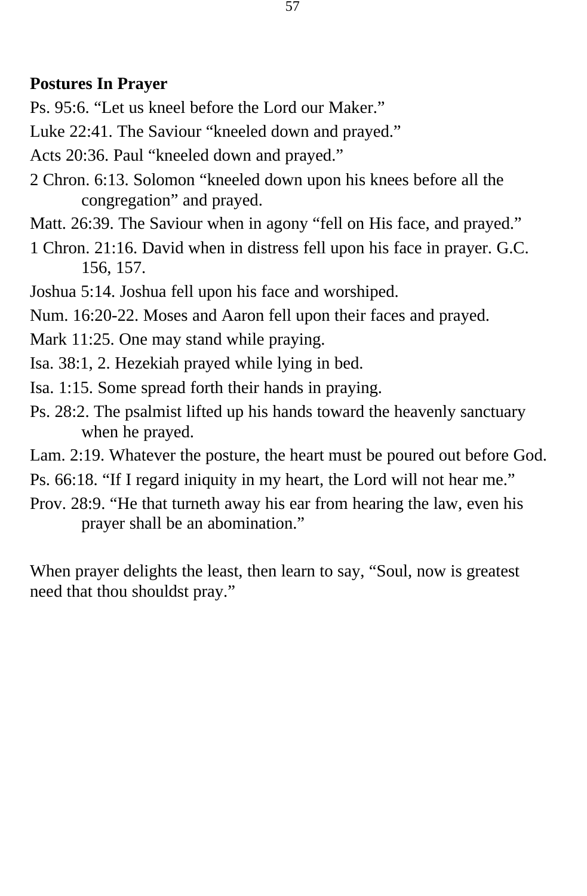**Postures In Prayer**

Ps. 95:6. “Let us kneel before the Lord our Maker.”

Luke 22:41. The Saviour “kneeled down and prayed.”

Acts 20:36. Paul “kneeled down and prayed.”

2 Chron. 6:13. Solomon “kneeled down upon his knees before all the congregation” and prayed.

Matt. 26:39. The Saviour when in agony “fell on His face, and prayed.”

1 Chron. 21:16. David when in distress fell upon his face in prayer. G.C. 156, 157.

Joshua 5:14. Joshua fell upon his face and worshiped.

Num. 16:20-22. Moses and Aaron fell upon their faces and prayed.

Mark 11:25. One may stand while praying.

Isa. 38:1, 2. Hezekiah prayed while lying in bed.

Isa. 1:15. Some spread forth their hands in praying.

Ps. 28:2. The psalmist lifted up his hands toward the heavenly sanctuary when he prayed.

Lam. 2:19. Whatever the posture, the heart must be poured out before God.

Ps. 66:18. “If I regard iniquity in my heart, the Lord will not hear me.”

Prov. 28:9. “He that turneth away his ear from hearing the law, even his prayer shall be an abomination.”

When prayer delights the least, then learn to say, “Soul, now is greatest need that thou shouldst pray.”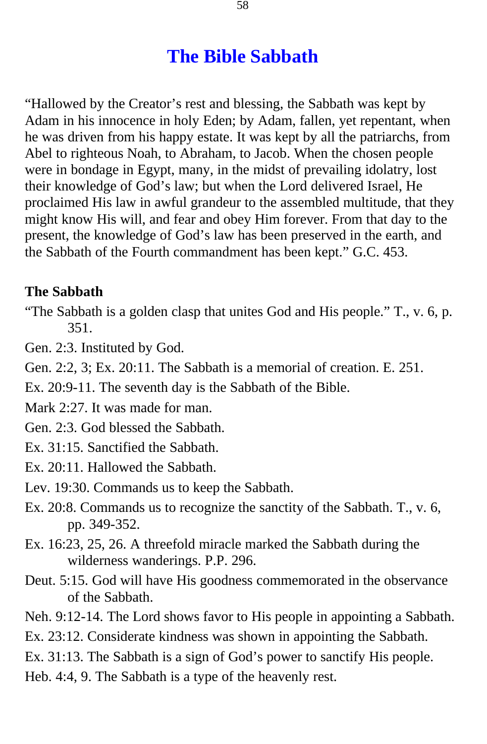# The Bible Sabbath

"Hallowed by the Creator's rest and blessing, the Sabbath was kept by Adam in his innocence in holy Eden; by Adam, fallen, yet repentant, when he was driven from his happy estate. It was kept by all the patriarchs, from Abel to righteous Noah, to Abraham, to Jacob. When the chosen people were in bondage in Egypt, many, in the midst of prevailing idolatry, lost their knowledge of God's law; but when the Lord delivered Israel, He proclaimed His law in awful grandeur to the assembled multitude, that they might know His will, and fear and obey Him forever. From that day to the present, the knowledge of God's law has been preserved in the earth, and the Sabbath of the Fourth commandment has been kept." G.C. 453.

**The Sabbath**

"The Sabbath is a golden clasp that unites God and His people." T., v. 6, p. 351.

Gen. 2:3. Instituted by God.

Gen. 2:2, 3; Ex. 20:11. The Sabbath is a memorial of creation. E. 251.

Ex. 20:9-11. The seventh day is the Sabbath of the Bible.

Mark 2:27. It was made for man.

Gen. 2:3. God blessed the Sabbath.

Ex. 31:15. Sanctified the Sabbath.

Ex. 20:11. Hallowed the Sabbath.

Lev. 19:30. Commands us to keep the Sabbath.

Ex. 20:8. Commands us to recognize the sanctity of the Sabbath. T., v. 6, pp. 349-352.

Ex. 16:23, 25, 26. A threefold miracle marked the Sabbath during the wilderness wanderings. P.P. 296.

Deut. 5:15. God will have His goodness commemorated in the observance of the Sabbath.

Neh. 9:12-14. The Lord shows favor to His people in appointing a Sabbath.

Ex. 23:12. Considerate kindness was shown in appointing the Sabbath.

Ex. 31:13. The Sabbath is a sign of God's power to sanctify His people.

Heb. 4:4, 9. The Sabbath is a type of the heavenly rest.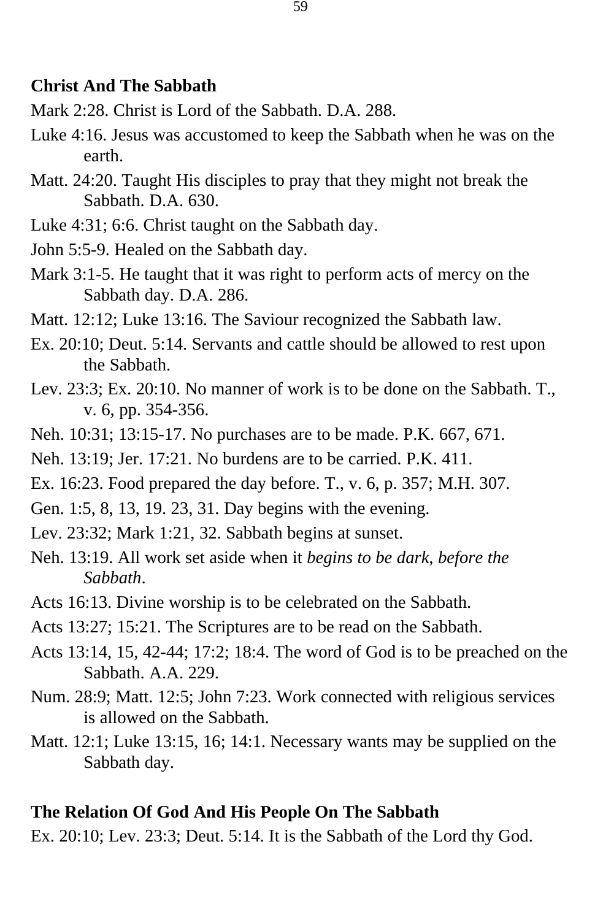**Christ And The Sabbath**

Mark 2:28. Christ is Lord of the Sabbath. D.A. 288.

Luke 4:16. Jesus was accustomed to keep the Sabbath when he was on the earth.

Matt. 24:20. Taught His disciples to pray that they might not break the Sabbath. D.A. 630.

Luke 4:31; 6:6. Christ taught on the Sabbath day.

John 5:5-9. Healed on the Sabbath day.

Mark 3:1-5. He taught that it was right to perform acts of mercy on the Sabbath day. D.A. 286.

Matt. 12:12; Luke 13:16. The Saviour recognized the Sabbath law.

Ex. 20:10; Deut. 5:14. Servants and cattle should be allowed to rest upon the Sabbath.

Lev. 23:3; Ex. 20:10. No manner of work is to be done on the Sabbath. T., v. 6, pp. 354-356.

Neh. 10:31; 13:15-17. No purchases are to be made. P.K. 667, 671.

Neh. 13:19; Jer. 17:21. No burdens are to be carried. P.K. 411.

Ex. 16:23. Food prepared the day before. T., v. 6, p. 357; M.H. 307.

Gen. 1:5, 8, 13, 19. 23, 31. Day begins with the evening.

Lev. 23:32; Mark 1:21, 32. Sabbath begins at sunset.

Neh. 13:19. All work set aside when it *begins to be dark, before the Sabbath*.

Acts 16:13. Divine worship is to be celebrated on the Sabbath.

Acts 13:27; 15:21. The Scriptures are to be read on the Sabbath.

Acts 13:14, 15, 42-44; 17:2; 18:4. The word of God is to be preached on the Sabbath. A.A. 229.

Num. 28:9; Matt. 12:5; John 7:23. Work connected with religious services is allowed on the Sabbath.

Matt. 12:1; Luke 13:15, 16; 14:1. Necessary wants may be supplied on the Sabbath day.

**The Relation Of God And His People On The Sabbath**

Ex. 20:10; Lev. 23:3; Deut. 5:14. It is the Sabbath of the Lord thy God.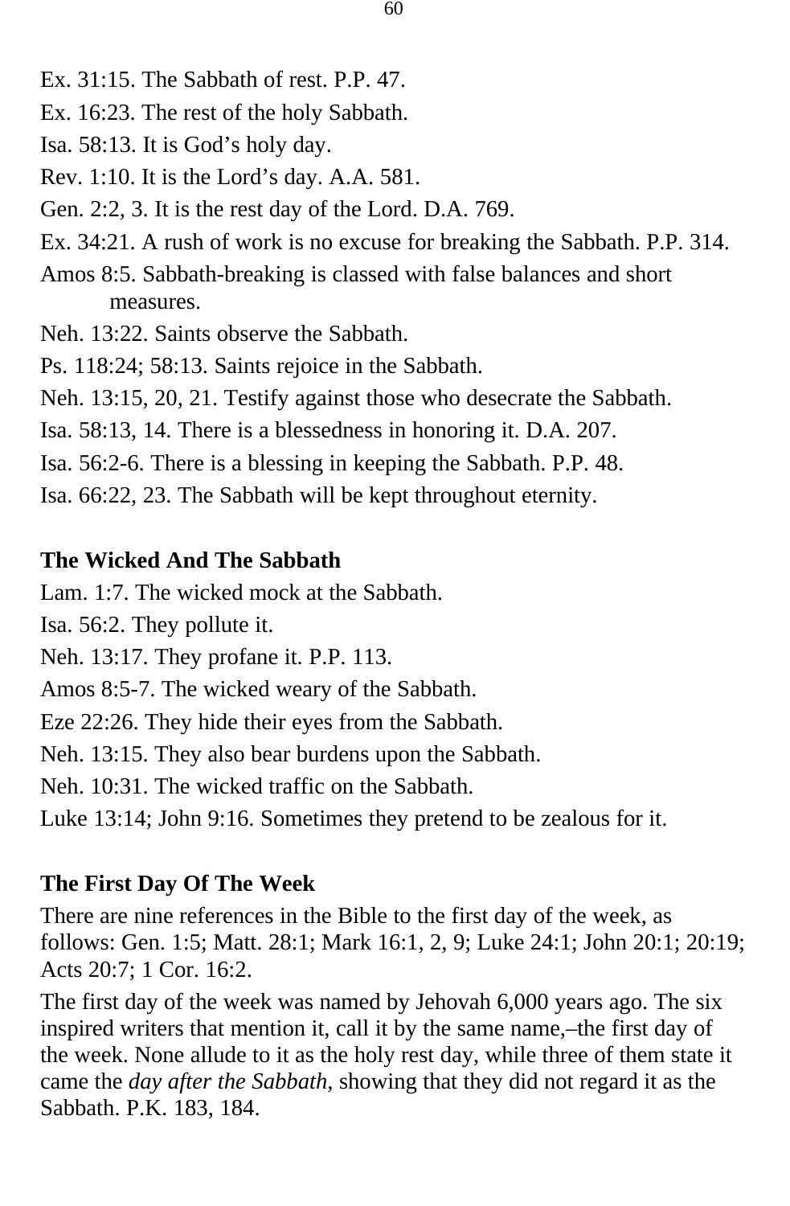Ex. 31:15. The Sabbath of rest. P.P. 47.

Ex. 16:23. The rest of the holy Sabbath.

Isa. 58:13. It is God’s holy day.

Rev. 1:10. It is the Lord’s day. A.A. 581.

Gen. 2:2, 3. It is the rest day of the Lord. D.A. 769.

Ex. 34:21. A rush of work is no excuse for breaking the Sabbath. P.P. 314.

Amos 8:5. Sabbath-breaking is classed with false balances and short measures.

Neh. 13:22. Saints observe the Sabbath.

Ps. 118:24; 58:13. Saints rejoice in the Sabbath.

Neh. 13:15, 20, 21. Testify against those who desecrate the Sabbath.

Isa. 58:13, 14. There is a blessedness in honoring it. D.A. 207.

Isa. 56:2-6. There is a blessing in keeping the Sabbath. P.P. 48.

Isa. 66:22, 23. The Sabbath will be kept throughout eternity.

**The Wicked And The Sabbath**

Lam. 1:7. The wicked mock at the Sabbath.

Isa. 56:2. They pollute it.

Neh. 13:17. They profane it. P.P. 113.

Amos 8:5-7. The wicked weary of the Sabbath.

Eze 22:26. They hide their eyes from the Sabbath.

Neh. 13:15. They also bear burdens upon the Sabbath.

Neh. 10:31. The wicked traffic on the Sabbath.

Luke 13:14; John 9:16. Sometimes they pretend to be zealous for it.

**The First Day Of The Week**

There are nine references in the Bible to the first day of the week, as follows: Gen. 1:5; Matt. 28:1; Mark 16:1, 2, 9; Luke 24:1; John 20:1; 20:19; Acts 20:7; 1 Cor. 16:2.

The first day of the week was named by Jehovah 6,000 years ago. The six inspired writers that mention it, call it by the same name,–the first day of the week. None allude to it as the holy rest day, while three of them state it came the *day after the Sabbath*, showing that they did not regard it as the Sabbath. P.K. 183, 184.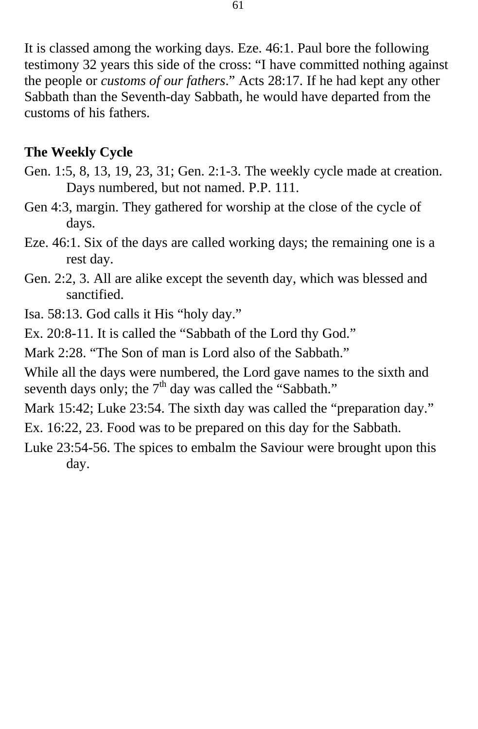It is classed among the working days. Eze. 46:1. Paul bore the following testimony 32 years this side of the cross: "I have committed nothing against the people or *customs of our fathers*." Acts 28:17. If he had kept any other Sabbath than the Seventh-day Sabbath, he would have departed from the customs of his fathers.

**The Weekly Cycle**

Gen. 1:5, 8, 13, 19, 23, 31; Gen. 2:1-3. The weekly cycle made at creation. Days numbered, but not named. P.P. 111.

Gen 4:3, margin. They gathered for worship at the close of the cycle of days.

Eze. 46:1. Six of the days are called working days; the remaining one is a rest day.

Gen. 2:2, 3. All are alike except the seventh day, which was blessed and sanctified.

Isa. 58:13. God calls it His "holy day."

Ex. 20:8-11. It is called the "Sabbath of the Lord thy God."

Mark 2:28. "The Son of man is Lord also of the Sabbath."

While all the days were numbered, the Lord gave names to the sixth and seventh days only; the 7th day was called the "Sabbath."

Mark 15:42; Luke 23:54. The sixth day was called the "preparation day."

Ex. 16:22, 23. Food was to be prepared on this day for the Sabbath.

Luke 23:54-56. The spices to embalm the Saviour were brought upon this day.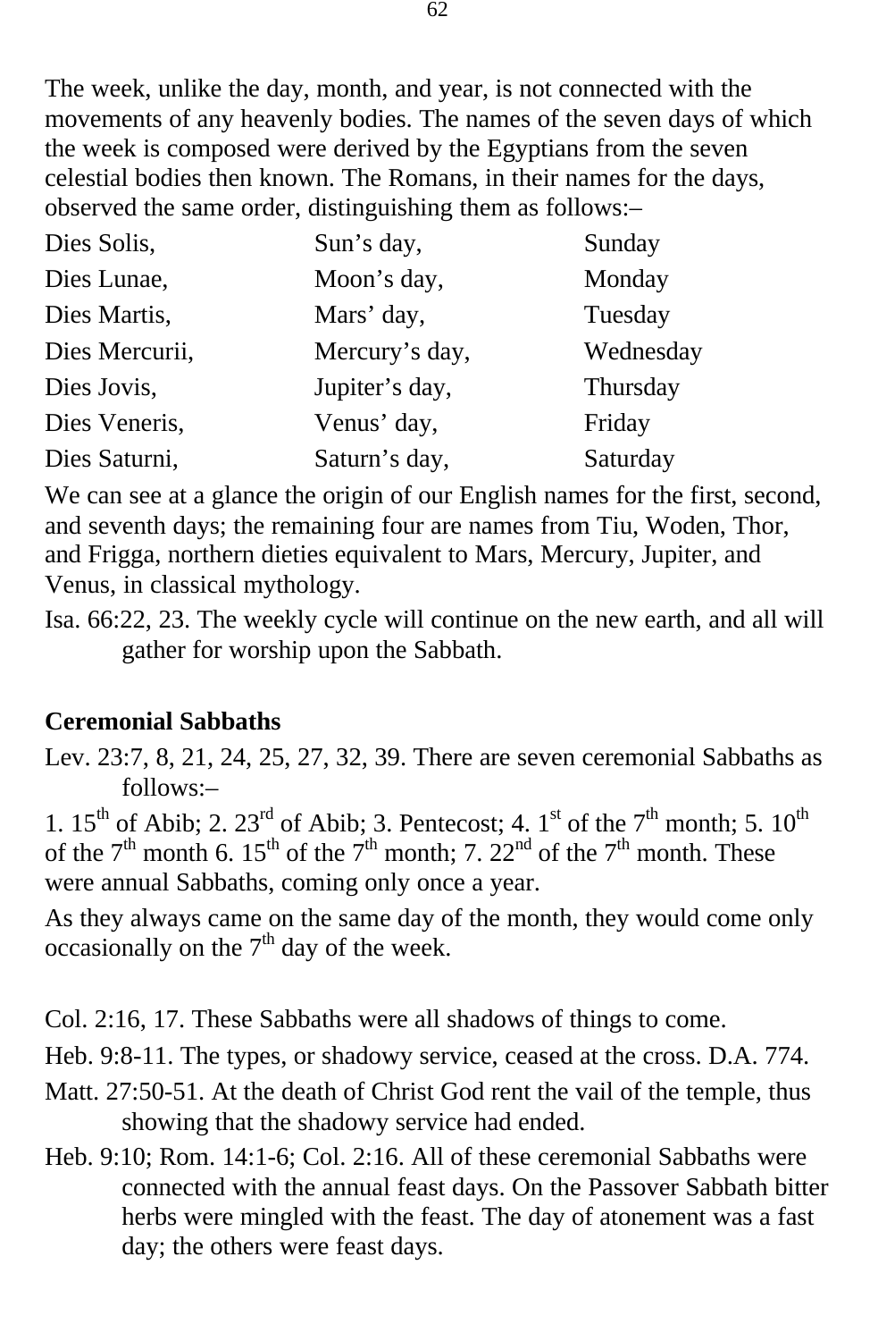The week, unlike the day, month, and year, is not connected with the movements of any heavenly bodies. The names of the seven days of which the week is composed were derived by the Egyptians from the seven celestial bodies then known. The Romans, in their names for the days, observed the same order, distinguishing them as follows:–

| | | |
|---|---|---|
| Dies Solis, | Sun's day, | Sunday |
| Dies Lunae, | Moon's day, | Monday |
| Dies Martis, | Mars' day, | Tuesday |
| Dies Mercurii, | Mercury's day, | Wednesday |
| Dies Jovis, | Jupiter's day, | Thursday |
| Dies Veneris, | Venus' day, | Friday |
| Dies Saturni, | Saturn's day, | Saturday |

We can see at a glance the origin of our English names for the first, second, and seventh days; the remaining four are names from Tiu, Woden, Thor, and Frigga, northern dieties equivalent to Mars, Mercury, Jupiter, and Venus, in classical mythology.

Isa. 66:22, 23. The weekly cycle will continue on the new earth, and all will gather for worship upon the Sabbath.

**Ceremonial Sabbaths**

Lev. 23:7, 8, 21, 24, 25, 27, 32, 39. There are seven ceremonial Sabbaths as follows:–

1. 15th of Abib; 2. 23rd of Abib; 3. Pentecost; 4. 1st of the 7th month; 5. 10th of the 7th month 6. 15th of the 7th month; 7. 22nd of the 7th month. These were annual Sabbaths, coming only once a year.

As they always came on the same day of the month, they would come only occasionally on the 7th day of the week.

Col. 2:16, 17. These Sabbaths were all shadows of things to come.

Heb. 9:8-11. The types, or shadowy service, ceased at the cross. D.A. 774.

Matt. 27:50-51. At the death of Christ God rent the vail of the temple, thus showing that the shadowy service had ended.

Heb. 9:10; Rom. 14:1-6; Col. 2:16. All of these ceremonial Sabbaths were connected with the annual feast days. On the Passover Sabbath bitter herbs were mingled with the feast. The day of atonement was a fast day; the others were feast days.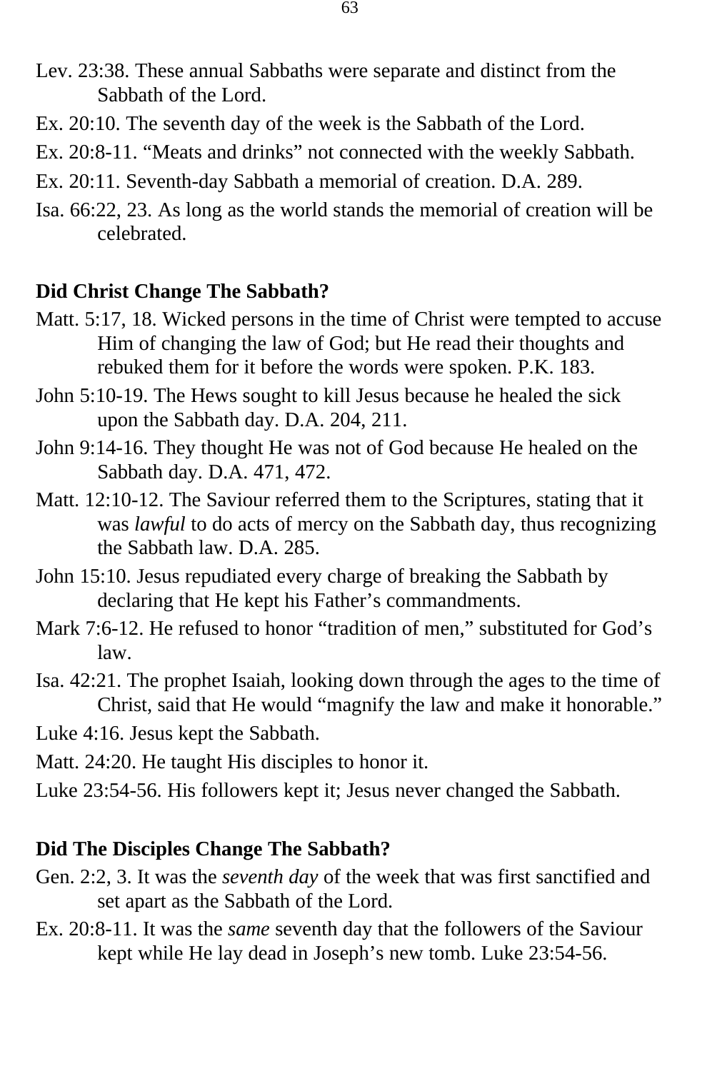Lev. 23:38. These annual Sabbaths were separate and distinct from the Sabbath of the Lord.

Ex. 20:10. The seventh day of the week is the Sabbath of the Lord.

Ex. 20:8-11. “Meats and drinks” not connected with the weekly Sabbath.

Ex. 20:11. Seventh-day Sabbath a memorial of creation. D.A. 289.

Isa. 66:22, 23. As long as the world stands the memorial of creation will be celebrated.

**Did Christ Change The Sabbath?**

Matt. 5:17, 18. Wicked persons in the time of Christ were tempted to accuse Him of changing the law of God; but He read their thoughts and rebuked them for it before the words were spoken. P.K. 183.

John 5:10-19. The Hews sought to kill Jesus because he healed the sick upon the Sabbath day. D.A. 204, 211.

John 9:14-16. They thought He was not of God because He healed on the Sabbath day. D.A. 471, 472.

Matt. 12:10-12. The Saviour referred them to the Scriptures, stating that it was *lawful* to do acts of mercy on the Sabbath day, thus recognizing the Sabbath law. D.A. 285.

John 15:10. Jesus repudiated every charge of breaking the Sabbath by declaring that He kept his Father’s commandments.

Mark 7:6-12. He refused to honor “tradition of men,” substituted for God’s law.

Isa. 42:21. The prophet Isaiah, looking down through the ages to the time of Christ, said that He would “magnify the law and make it honorable.”

Luke 4:16. Jesus kept the Sabbath.

Matt. 24:20. He taught His disciples to honor it.

Luke 23:54-56. His followers kept it; Jesus never changed the Sabbath.

**Did The Disciples Change The Sabbath?**

Gen. 2:2, 3. It was the *seventh day* of the week that was first sanctified and set apart as the Sabbath of the Lord.

Ex. 20:8-11. It was the *same* seventh day that the followers of the Saviour kept while He lay dead in Joseph’s new tomb. Luke 23:54-56.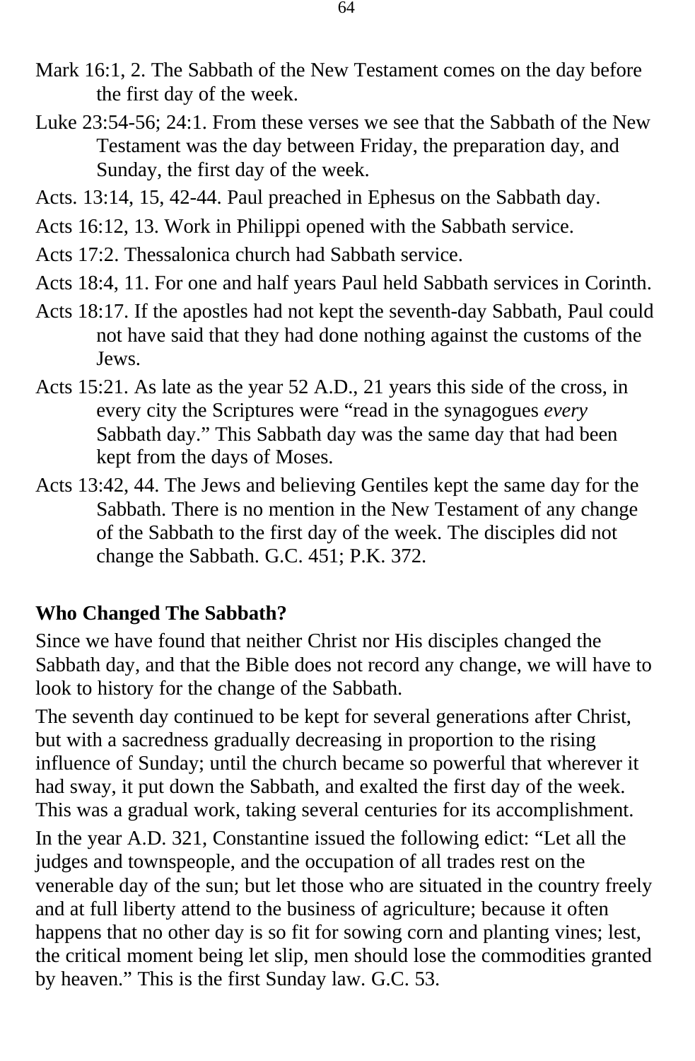Mark 16:1, 2. The Sabbath of the New Testament comes on the day before the first day of the week.

Luke 23:54-56; 24:1. From these verses we see that the Sabbath of the New Testament was the day between Friday, the preparation day, and Sunday, the first day of the week.

Acts. 13:14, 15, 42-44. Paul preached in Ephesus on the Sabbath day.

Acts 16:12, 13. Work in Philippi opened with the Sabbath service.

Acts 17:2. Thessalonica church had Sabbath service.

Acts 18:4, 11. For one and half years Paul held Sabbath services in Corinth.

Acts 18:17. If the apostles had not kept the seventh-day Sabbath, Paul could not have said that they had done nothing against the customs of the Jews.

Acts 15:21. As late as the year 52 A.D., 21 years this side of the cross, in every city the Scriptures were "read in the synagogues *every* Sabbath day." This Sabbath day was the same day that had been kept from the days of Moses.

Acts 13:42, 44. The Jews and believing Gentiles kept the same day for the Sabbath. There is no mention in the New Testament of any change of the Sabbath to the first day of the week. The disciples did not change the Sabbath. G.C. 451; P.K. 372.

**Who Changed The Sabbath?**

Since we have found that neither Christ nor His disciples changed the Sabbath day, and that the Bible does not record any change, we will have to look to history for the change of the Sabbath.

The seventh day continued to be kept for several generations after Christ, but with a sacredness gradually decreasing in proportion to the rising influence of Sunday; until the church became so powerful that wherever it had sway, it put down the Sabbath, and exalted the first day of the week. This was a gradual work, taking several centuries for its accomplishment.

In the year A.D. 321, Constantine issued the following edict: "Let all the judges and townspeople, and the occupation of all trades rest on the venerable day of the sun; but let those who are situated in the country freely and at full liberty attend to the business of agriculture; because it often happens that no other day is so fit for sowing corn and planting vines; lest, the critical moment being let slip, men should lose the commodities granted by heaven." This is the first Sunday law. G.C. 53.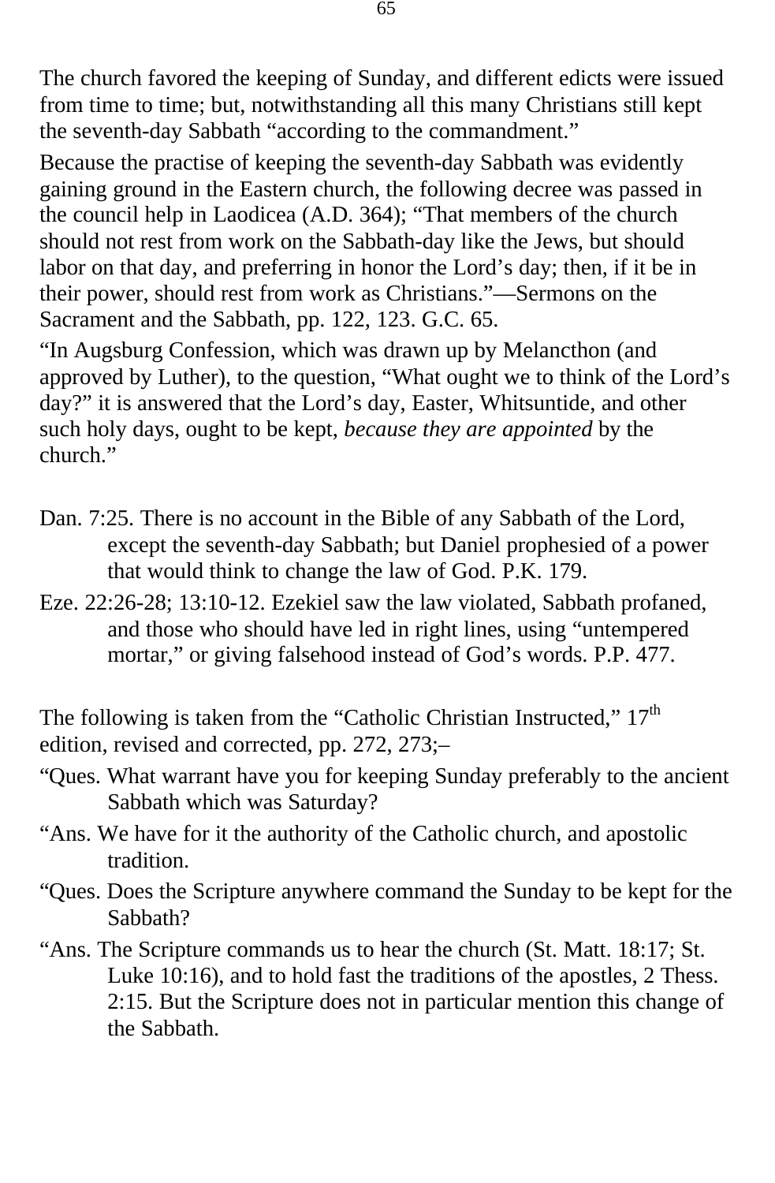The church favored the keeping of Sunday, and different edicts were issued from time to time; but, notwithstanding all this many Christians still kept the seventh-day Sabbath “according to the commandment.”

Because the practise of keeping the seventh-day Sabbath was evidently gaining ground in the Eastern church, the following decree was passed in the council help in Laodicea (A.D. 364); “That members of the church should not rest from work on the Sabbath-day like the Jews, but should labor on that day, and preferring in honor the Lord’s day; then, if it be in their power, should rest from work as Christians.”—Sermons on the Sacrament and the Sabbath, pp. 122, 123. G.C. 65.

“In Augsburg Confession, which was drawn up by Melancthon (and approved by Luther), to the question, “What ought we to think of the Lord’s day?” it is answered that the Lord’s day, Easter, Whitsuntide, and other such holy days, ought to be kept, *because they are appointed* by the church.”

Dan. 7:25. There is no account in the Bible of any Sabbath of the Lord, except the seventh-day Sabbath; but Daniel prophesied of a power that would think to change the law of God. P.K. 179.

Eze. 22:26-28; 13:10-12. Ezekiel saw the law violated, Sabbath profaned, and those who should have led in right lines, using “untempered mortar,” or giving falsehood instead of God’s words. P.P. 477.

The following is taken from the “Catholic Christian Instructed,” 17th edition, revised and corrected, pp. 272, 273;–

“Ques. What warrant have you for keeping Sunday preferably to the ancient Sabbath which was Saturday?

“Ans. We have for it the authority of the Catholic church, and apostolic tradition.

“Ques. Does the Scripture anywhere command the Sunday to be kept for the Sabbath?

“Ans. The Scripture commands us to hear the church (St. Matt. 18:17; St. Luke 10:16), and to hold fast the traditions of the apostles, 2 Thess. 2:15. But the Scripture does not in particular mention this change of the Sabbath.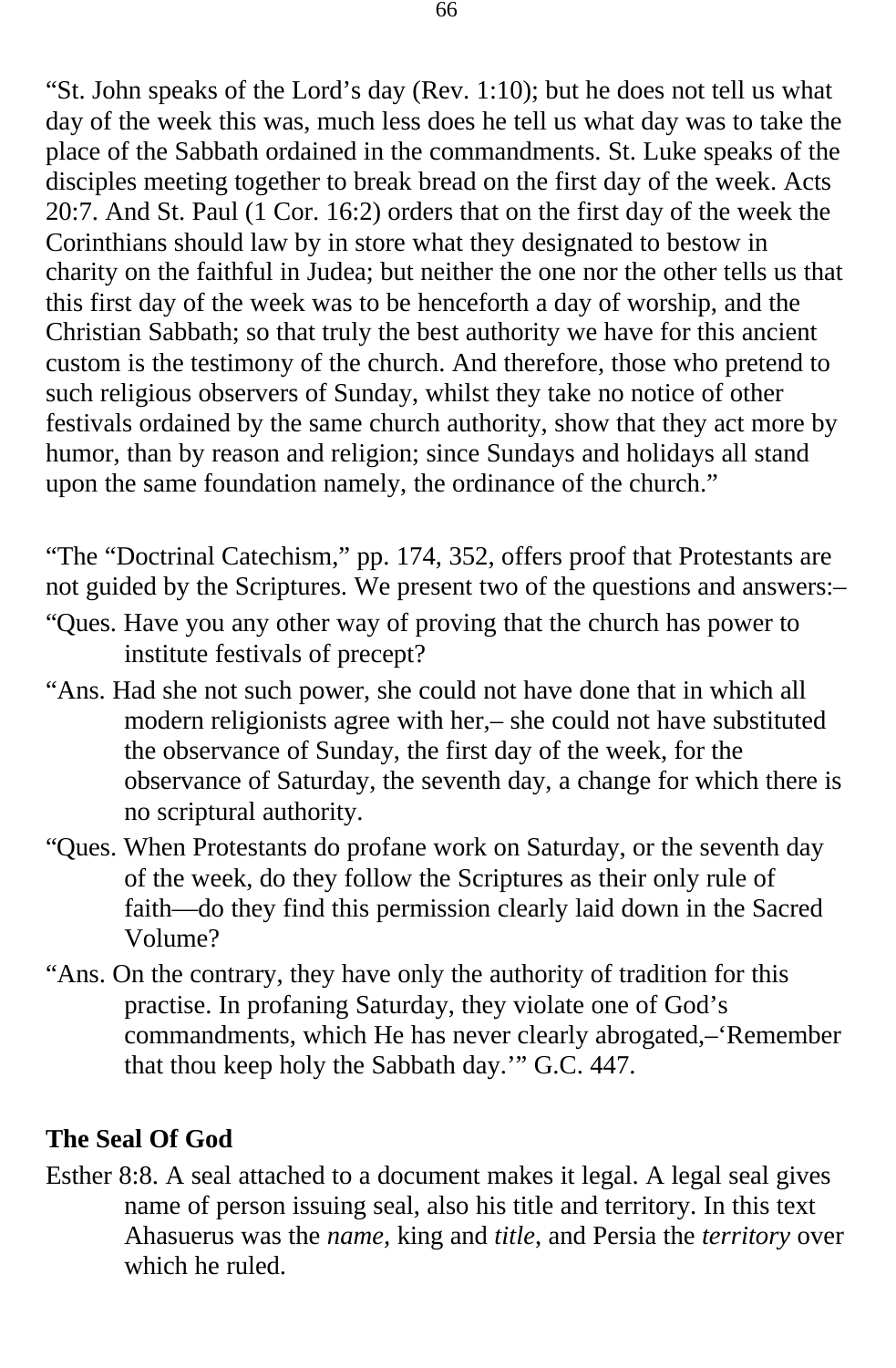"St. John speaks of the Lord's day (Rev. 1:10); but he does not tell us what day of the week this was, much less does he tell us what day was to take the place of the Sabbath ordained in the commandments. St. Luke speaks of the disciples meeting together to break bread on the first day of the week. Acts 20:7. And St. Paul (1 Cor. 16:2) orders that on the first day of the week the Corinthians should law by in store what they designated to bestow in charity on the faithful in Judea; but neither the one nor the other tells us that this first day of the week was to be henceforth a day of worship, and the Christian Sabbath; so that truly the best authority we have for this ancient custom is the testimony of the church. And therefore, those who pretend to such religious observers of Sunday, whilst they take no notice of other festivals ordained by the same church authority, show that they act more by humor, than by reason and religion; since Sundays and holidays all stand upon the same foundation namely, the ordinance of the church."

"The "Doctrinal Catechism," pp. 174, 352, offers proof that Protestants are not guided by the Scriptures. We present two of the questions and answers:–

"Ques. Have you any other way of proving that the church has power to institute festivals of precept?

"Ans. Had she not such power, she could not have done that in which all modern religionists agree with her,– she could not have substituted the observance of Sunday, the first day of the week, for the observance of Saturday, the seventh day, a change for which there is no scriptural authority.

"Ques. When Protestants do profane work on Saturday, or the seventh day of the week, do they follow the Scriptures as their only rule of faith—do they find this permission clearly laid down in the Sacred Volume?

"Ans. On the contrary, they have only the authority of tradition for this practise. In profaning Saturday, they violate one of God's commandments, which He has never clearly abrogated,–'Remember that thou keep holy the Sabbath day.'" G.C. 447.

**The Seal Of God**

Esther 8:8. A seal attached to a document makes it legal. A legal seal gives name of person issuing seal, also his title and territory. In this text Ahasuerus was the *name*, king and *title*, and Persia the *territory* over which he ruled.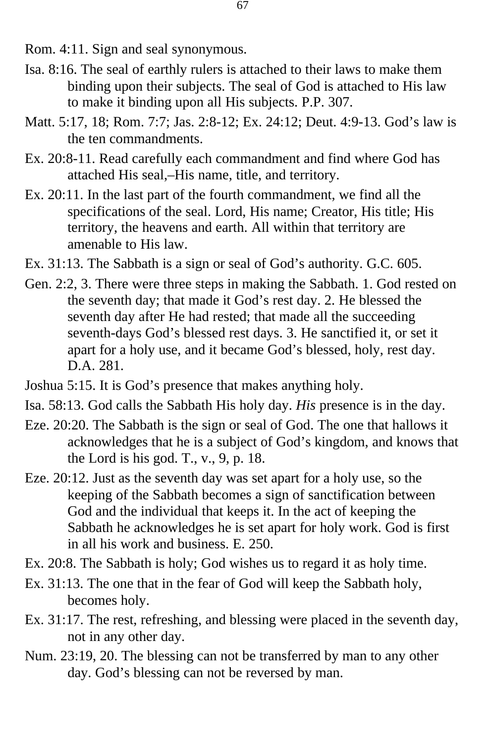Rom. 4:11. Sign and seal synonymous.

Isa. 8:16. The seal of earthly rulers is attached to their laws to make them binding upon their subjects. The seal of God is attached to His law to make it binding upon all His subjects. P.P. 307.

Matt. 5:17, 18; Rom. 7:7; Jas. 2:8-12; Ex. 24:12; Deut. 4:9-13. God's law is the ten commandments.

Ex. 20:8-11. Read carefully each commandment and find where God has attached His seal,–His name, title, and territory.

Ex. 20:11. In the last part of the fourth commandment, we find all the specifications of the seal. Lord, His name; Creator, His title; His territory, the heavens and earth. All within that territory are amenable to His law.

Ex. 31:13. The Sabbath is a sign or seal of God's authority. G.C. 605.

Gen. 2:2, 3. There were three steps in making the Sabbath. 1. God rested on the seventh day; that made it God's rest day. 2. He blessed the seventh day after He had rested; that made all the succeeding seventh-days God's blessed rest days. 3. He sanctified it, or set it apart for a holy use, and it became God's blessed, holy, rest day. D.A. 281.

Joshua 5:15. It is God's presence that makes anything holy.

Isa. 58:13. God calls the Sabbath His holy day. *His* presence is in the day.

Eze. 20:20. The Sabbath is the sign or seal of God. The one that hallows it acknowledges that he is a subject of God's kingdom, and knows that the Lord is his god. T., v., 9, p. 18.

Eze. 20:12. Just as the seventh day was set apart for a holy use, so the keeping of the Sabbath becomes a sign of sanctification between God and the individual that keeps it. In the act of keeping the Sabbath he acknowledges he is set apart for holy work. God is first in all his work and business. E. 250.

Ex. 20:8. The Sabbath is holy; God wishes us to regard it as holy time.

Ex. 31:13. The one that in the fear of God will keep the Sabbath holy, becomes holy.

Ex. 31:17. The rest, refreshing, and blessing were placed in the seventh day, not in any other day.

Num. 23:19, 20. The blessing can not be transferred by man to any other day. God's blessing can not be reversed by man.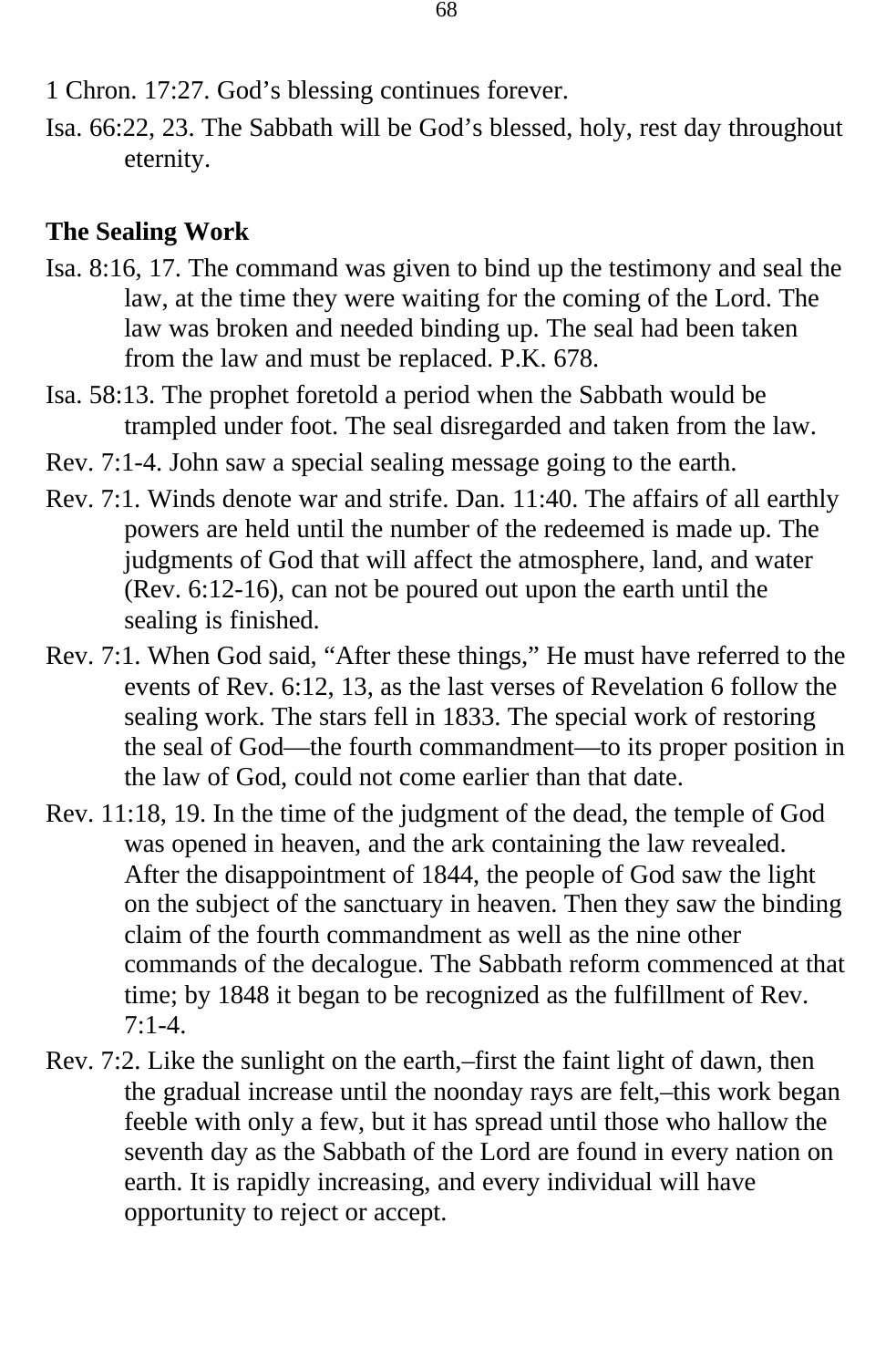1 Chron. 17:27. God’s blessing continues forever.

Isa. 66:22, 23. The Sabbath will be God’s blessed, holy, rest day throughout eternity.

**The Sealing Work**

Isa. 8:16, 17. The command was given to bind up the testimony and seal the law, at the time they were waiting for the coming of the Lord. The law was broken and needed binding up. The seal had been taken from the law and must be replaced. P.K. 678.

Isa. 58:13. The prophet foretold a period when the Sabbath would be trampled under foot. The seal disregarded and taken from the law.

Rev. 7:1-4. John saw a special sealing message going to the earth.

Rev. 7:1. Winds denote war and strife. Dan. 11:40. The affairs of all earthly powers are held until the number of the redeemed is made up. The judgments of God that will affect the atmosphere, land, and water (Rev. 6:12-16), can not be poured out upon the earth until the sealing is finished.

Rev. 7:1. When God said, “After these things,” He must have referred to the events of Rev. 6:12, 13, as the last verses of Revelation 6 follow the sealing work. The stars fell in 1833. The special work of restoring the seal of God—the fourth commandment—to its proper position in the law of God, could not come earlier than that date.

Rev. 11:18, 19. In the time of the judgment of the dead, the temple of God was opened in heaven, and the ark containing the law revealed. After the disappointment of 1844, the people of God saw the light on the subject of the sanctuary in heaven. Then they saw the binding claim of the fourth commandment as well as the nine other commands of the decalogue. The Sabbath reform commenced at that time; by 1848 it began to be recognized as the fulfillment of Rev. 7:1-4.

Rev. 7:2. Like the sunlight on the earth,–first the faint light of dawn, then the gradual increase until the noonday rays are felt,–this work began feeble with only a few, but it has spread until those who hallow the seventh day as the Sabbath of the Lord are found in every nation on earth. It is rapidly increasing, and every individual will have opportunity to reject or accept.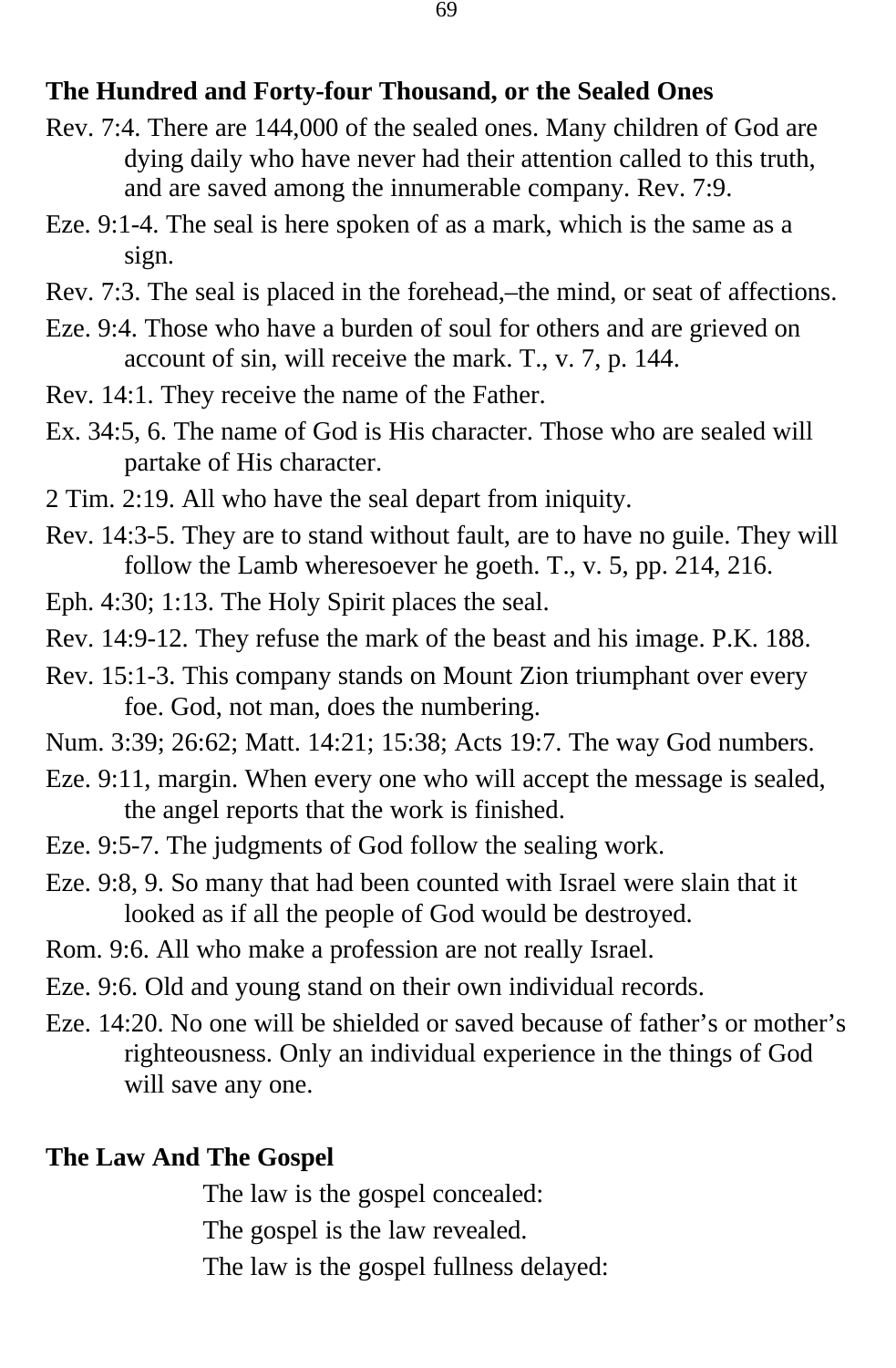**The Hundred and Forty-four Thousand, or the Sealed Ones**

Rev. 7:4. There are 144,000 of the sealed ones. Many children of God are dying daily who have never had their attention called to this truth, and are saved among the innumerable company. Rev. 7:9.

Eze. 9:1-4. The seal is here spoken of as a mark, which is the same as a sign.

Rev. 7:3. The seal is placed in the forehead,–the mind, or seat of affections.

Eze. 9:4. Those who have a burden of soul for others and are grieved on account of sin, will receive the mark. T., v. 7, p. 144.

Rev. 14:1. They receive the name of the Father.

Ex. 34:5, 6. The name of God is His character. Those who are sealed will partake of His character.

2 Tim. 2:19. All who have the seal depart from iniquity.

Rev. 14:3-5. They are to stand without fault, are to have no guile. They will follow the Lamb wheresoever he goeth. T., v. 5, pp. 214, 216.

Eph. 4:30; 1:13. The Holy Spirit places the seal.

Rev. 14:9-12. They refuse the mark of the beast and his image. P.K. 188.

Rev. 15:1-3. This company stands on Mount Zion triumphant over every foe. God, not man, does the numbering.

Num. 3:39; 26:62; Matt. 14:21; 15:38; Acts 19:7. The way God numbers.

Eze. 9:11, margin. When every one who will accept the message is sealed, the angel reports that the work is finished.

Eze. 9:5-7. The judgments of God follow the sealing work.

Eze. 9:8, 9. So many that had been counted with Israel were slain that it looked as if all the people of God would be destroyed.

Rom. 9:6. All who make a profession are not really Israel.

Eze. 9:6. Old and young stand on their own individual records.

Eze. 14:20. No one will be shielded or saved because of father's or mother's righteousness. Only an individual experience in the things of God will save any one.

**The Law And The Gospel**

The law is the gospel concealed:  
The gospel is the law revealed.  
The law is the gospel fullness delayed: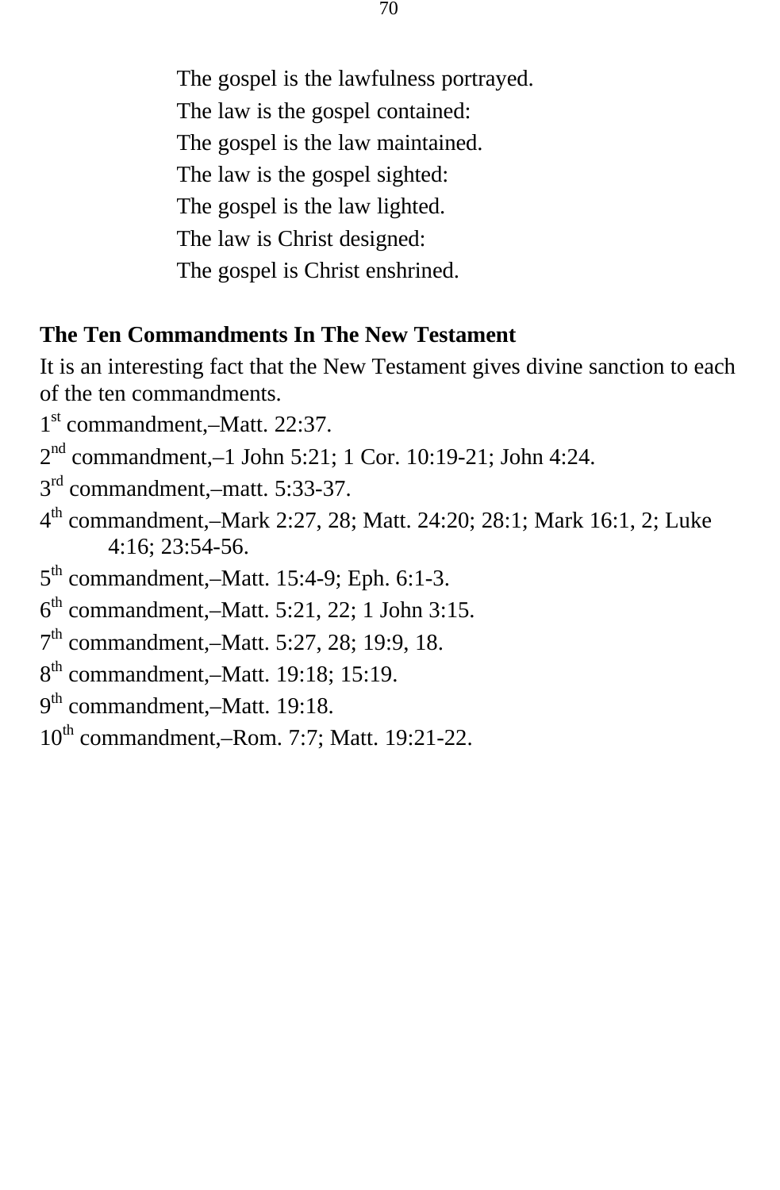The gospel is the lawfulness portrayed.  
The law is the gospel contained:  
The gospel is the law maintained.  
The law is the gospel sighted:  
The gospel is the law lighted.  
The law is Christ designed:  
The gospel is Christ enshrined.

**The Ten Commandments In The New Testament**

It is an interesting fact that the New Testament gives divine sanction to each of the ten commandments.

1st commandment,–Matt. 22:37.

2nd commandment,–1 John 5:21; 1 Cor. 10:19-21; John 4:24.

3rd commandment,–matt. 5:33-37.

4th commandment,–Mark 2:27, 28; Matt. 24:20; 28:1; Mark 16:1, 2; Luke 4:16; 23:54-56.

5th commandment,–Matt. 15:4-9; Eph. 6:1-3.

6th commandment,–Matt. 5:21, 22; 1 John 3:15.

7th commandment,–Matt. 5:27, 28; 19:9, 18.

8th commandment,–Matt. 19:18; 15:19.

9th commandment,–Matt. 19:18.

10th commandment,–Rom. 7:7; Matt. 19:21-22.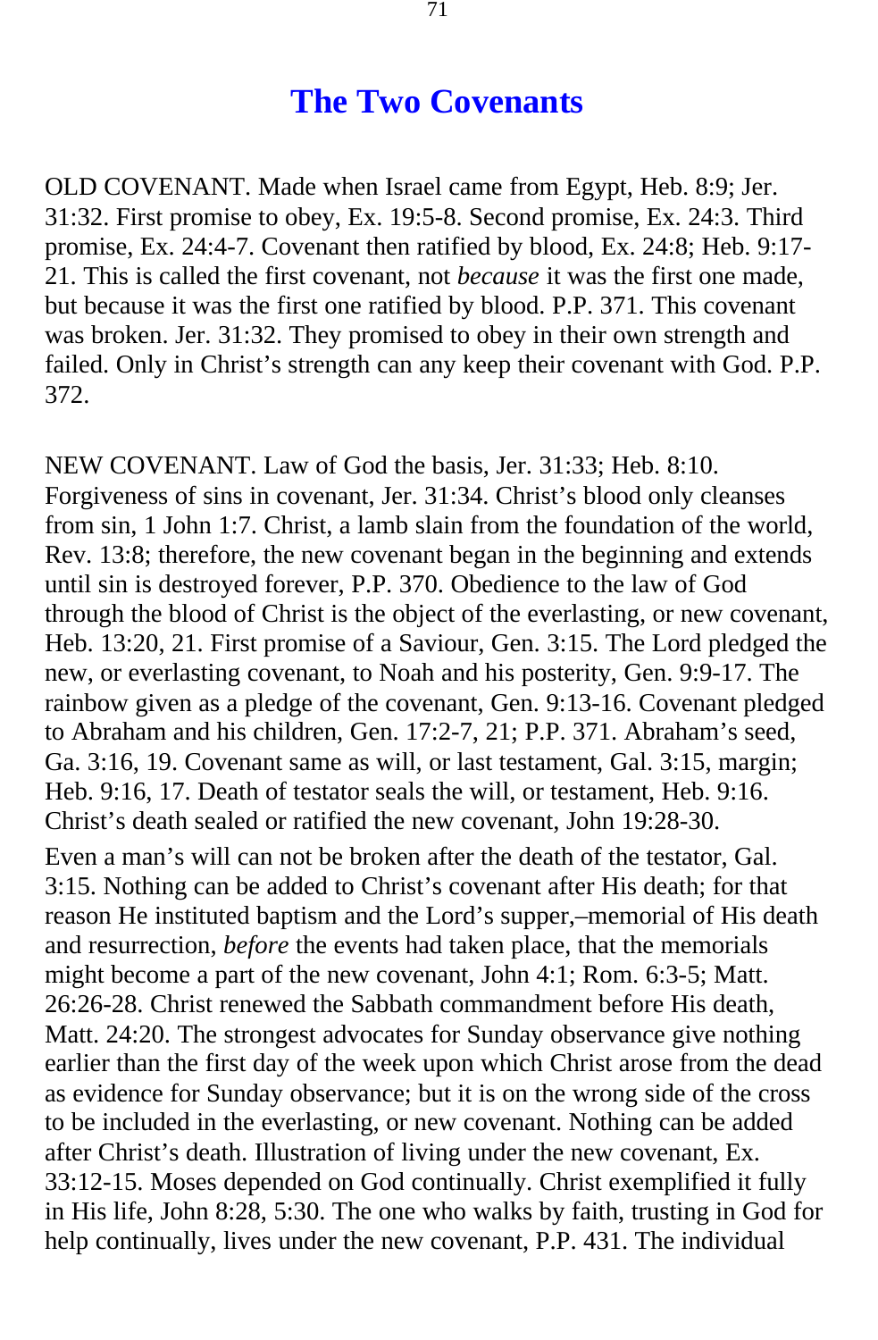# The Two Covenants

OLD COVENANT. Made when Israel came from Egypt, Heb. 8:9; Jer. 31:32. First promise to obey, Ex. 19:5-8. Second promise, Ex. 24:3. Third promise, Ex. 24:4-7. Covenant then ratified by blood, Ex. 24:8; Heb. 9:17-21. This is called the first covenant, not *because* it was the first one made, but because it was the first one ratified by blood. P.P. 371. This covenant was broken. Jer. 31:32. They promised to obey in their own strength and failed. Only in Christ's strength can any keep their covenant with God. P.P. 372.

NEW COVENANT. Law of God the basis, Jer. 31:33; Heb. 8:10. Forgiveness of sins in covenant, Jer. 31:34. Christ's blood only cleanses from sin, 1 John 1:7. Christ, a lamb slain from the foundation of the world, Rev. 13:8; therefore, the new covenant began in the beginning and extends until sin is destroyed forever, P.P. 370. Obedience to the law of God through the blood of Christ is the object of the everlasting, or new covenant, Heb. 13:20, 21. First promise of a Saviour, Gen. 3:15. The Lord pledged the new, or everlasting covenant, to Noah and his posterity, Gen. 9:9-17. The rainbow given as a pledge of the covenant, Gen. 9:13-16. Covenant pledged to Abraham and his children, Gen. 17:2-7, 21; P.P. 371. Abraham's seed, Ga. 3:16, 19. Covenant same as will, or last testament, Gal. 3:15, margin; Heb. 9:16, 17. Death of testator seals the will, or testament, Heb. 9:16. Christ's death sealed or ratified the new covenant, John 19:28-30.

Even a man's will can not be broken after the death of the testator, Gal. 3:15. Nothing can be added to Christ's covenant after His death; for that reason He instituted baptism and the Lord's supper,–memorial of His death and resurrection, *before* the events had taken place, that the memorials might become a part of the new covenant, John 4:1; Rom. 6:3-5; Matt. 26:26-28. Christ renewed the Sabbath commandment before His death, Matt. 24:20. The strongest advocates for Sunday observance give nothing earlier than the first day of the week upon which Christ arose from the dead as evidence for Sunday observance; but it is on the wrong side of the cross to be included in the everlasting, or new covenant. Nothing can be added after Christ's death. Illustration of living under the new covenant, Ex. 33:12-15. Moses depended on God continually. Christ exemplified it fully in His life, John 8:28, 5:30. The one who walks by faith, trusting in God for help continually, lives under the new covenant, P.P. 431. The individual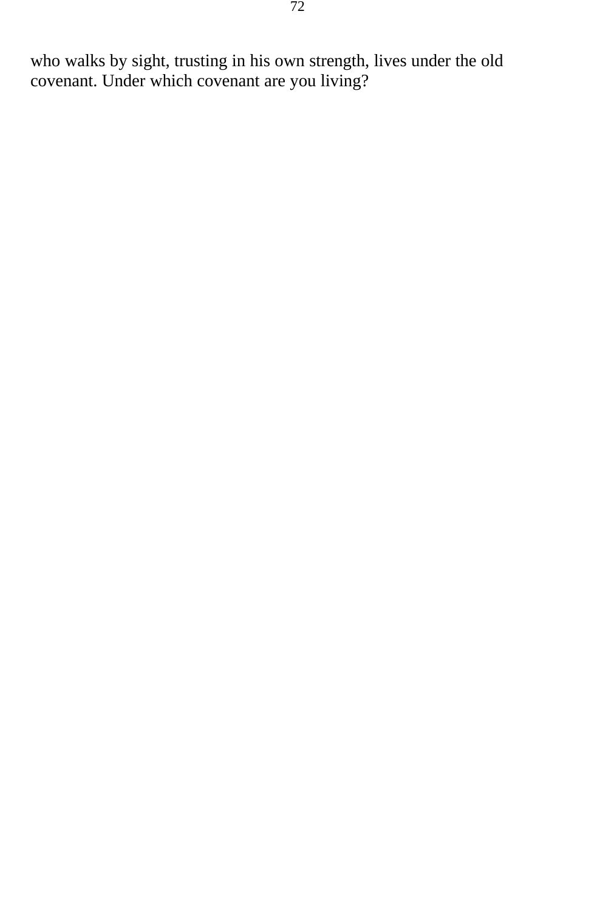who walks by sight, trusting in his own strength, lives under the old covenant. Under which covenant are you living?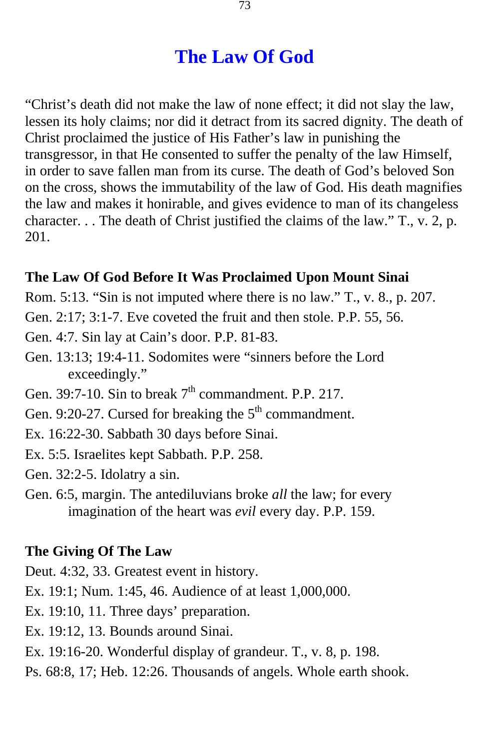# The Law Of God

"Christ's death did not make the law of none effect; it did not slay the law, lessen its holy claims; nor did it detract from its sacred dignity. The death of Christ proclaimed the justice of His Father's law in punishing the transgressor, in that He consented to suffer the penalty of the law Himself, in order to save fallen man from its curse. The death of God's beloved Son on the cross, shows the immutability of the law of God. His death magnifies the law and makes it honirable, and gives evidence to man of its changeless character. . . The death of Christ justified the claims of the law." T., v. 2, p. 201.

**The Law Of God Before It Was Proclaimed Upon Mount Sinai**

Rom. 5:13. "Sin is not imputed where there is no law." T., v. 8., p. 207.

Gen. 2:17; 3:1-7. Eve coveted the fruit and then stole. P.P. 55, 56.

Gen. 4:7. Sin lay at Cain's door. P.P. 81-83.

Gen. 13:13; 19:4-11. Sodomites were "sinners before the Lord exceedingly."

Gen. 39:7-10. Sin to break 7th commandment. P.P. 217.

Gen. 9:20-27. Cursed for breaking the 5th commandment.

Ex. 16:22-30. Sabbath 30 days before Sinai.

Ex. 5:5. Israelites kept Sabbath. P.P. 258.

Gen. 32:2-5. Idolatry a sin.

Gen. 6:5, margin. The antediluvians broke *all* the law; for every imagination of the heart was *evil* every day. P.P. 159.

**The Giving Of The Law**

Deut. 4:32, 33. Greatest event in history.

Ex. 19:1; Num. 1:45, 46. Audience of at least 1,000,000.

Ex. 19:10, 11. Three days' preparation.

Ex. 19:12, 13. Bounds around Sinai.

Ex. 19:16-20. Wonderful display of grandeur. T., v. 8, p. 198.

Ps. 68:8, 17; Heb. 12:26. Thousands of angels. Whole earth shook.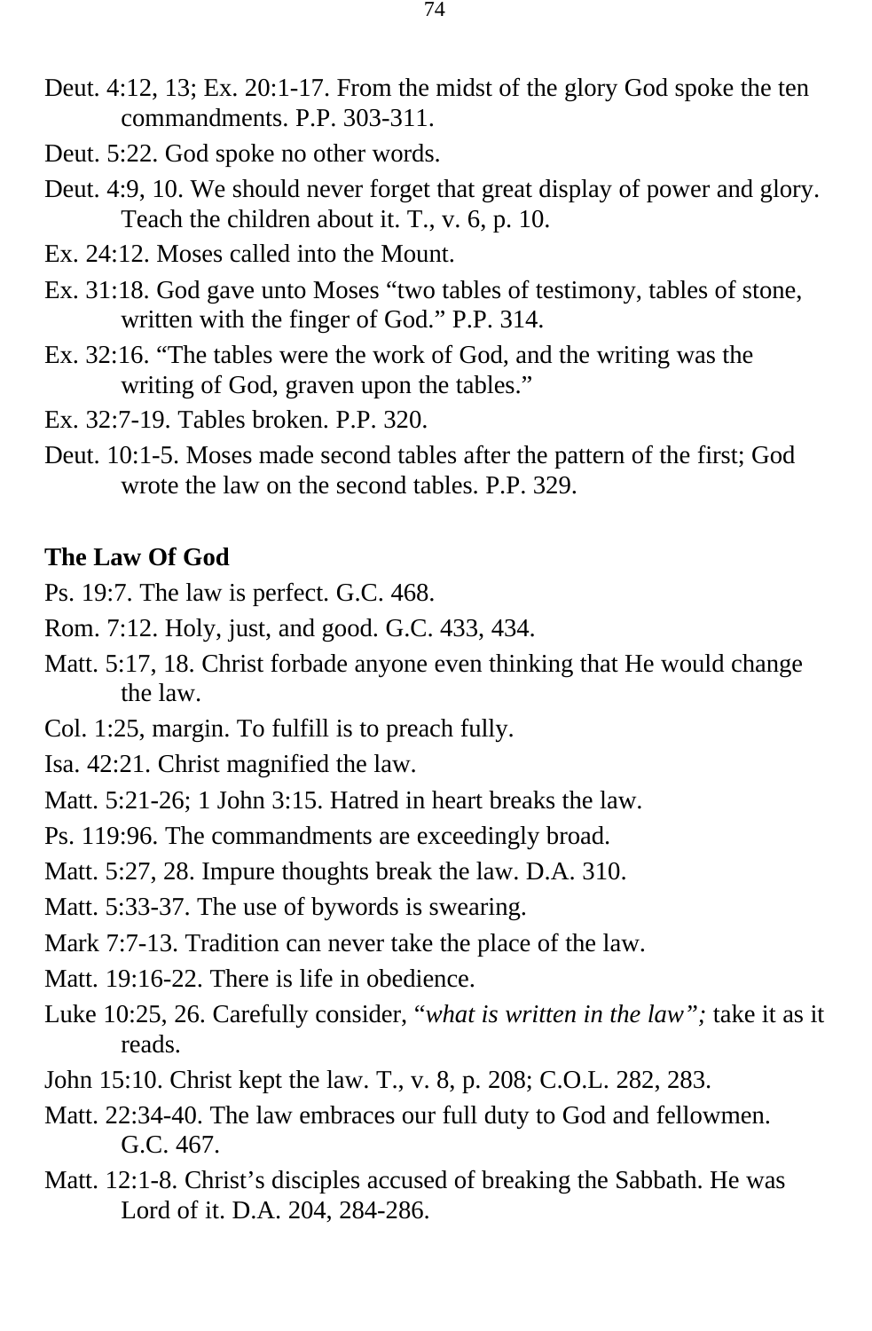Deut. 4:12, 13; Ex. 20:1-17. From the midst of the glory God spoke the ten commandments. P.P. 303-311.

Deut. 5:22. God spoke no other words.

Deut. 4:9, 10. We should never forget that great display of power and glory. Teach the children about it. T., v. 6, p. 10.

Ex. 24:12. Moses called into the Mount.

Ex. 31:18. God gave unto Moses “two tables of testimony, tables of stone, written with the finger of God.” P.P. 314.

Ex. 32:16. “The tables were the work of God, and the writing was the writing of God, graven upon the tables.”

Ex. 32:7-19. Tables broken. P.P. 320.

Deut. 10:1-5. Moses made second tables after the pattern of the first; God wrote the law on the second tables. P.P. 329.

**The Law Of God**

Ps. 19:7. The law is perfect. G.C. 468.

Rom. 7:12. Holy, just, and good. G.C. 433, 434.

Matt. 5:17, 18. Christ forbade anyone even thinking that He would change the law.

Col. 1:25, margin. To fulfill is to preach fully.

Isa. 42:21. Christ magnified the law.

Matt. 5:21-26; 1 John 3:15. Hatred in heart breaks the law.

Ps. 119:96. The commandments are exceedingly broad.

Matt. 5:27, 28. Impure thoughts break the law. D.A. 310.

Matt. 5:33-37. The use of bywords is swearing.

Mark 7:7-13. Tradition can never take the place of the law.

Matt. 19:16-22. There is life in obedience.

Luke 10:25, 26. Carefully consider, “*what is written in the law”;* take it as it reads.

John 15:10. Christ kept the law. T., v. 8, p. 208; C.O.L. 282, 283.

Matt. 22:34-40. The law embraces our full duty to God and fellowmen. G.C. 467.

Matt. 12:1-8. Christ’s disciples accused of breaking the Sabbath. He was Lord of it. D.A. 204, 284-286.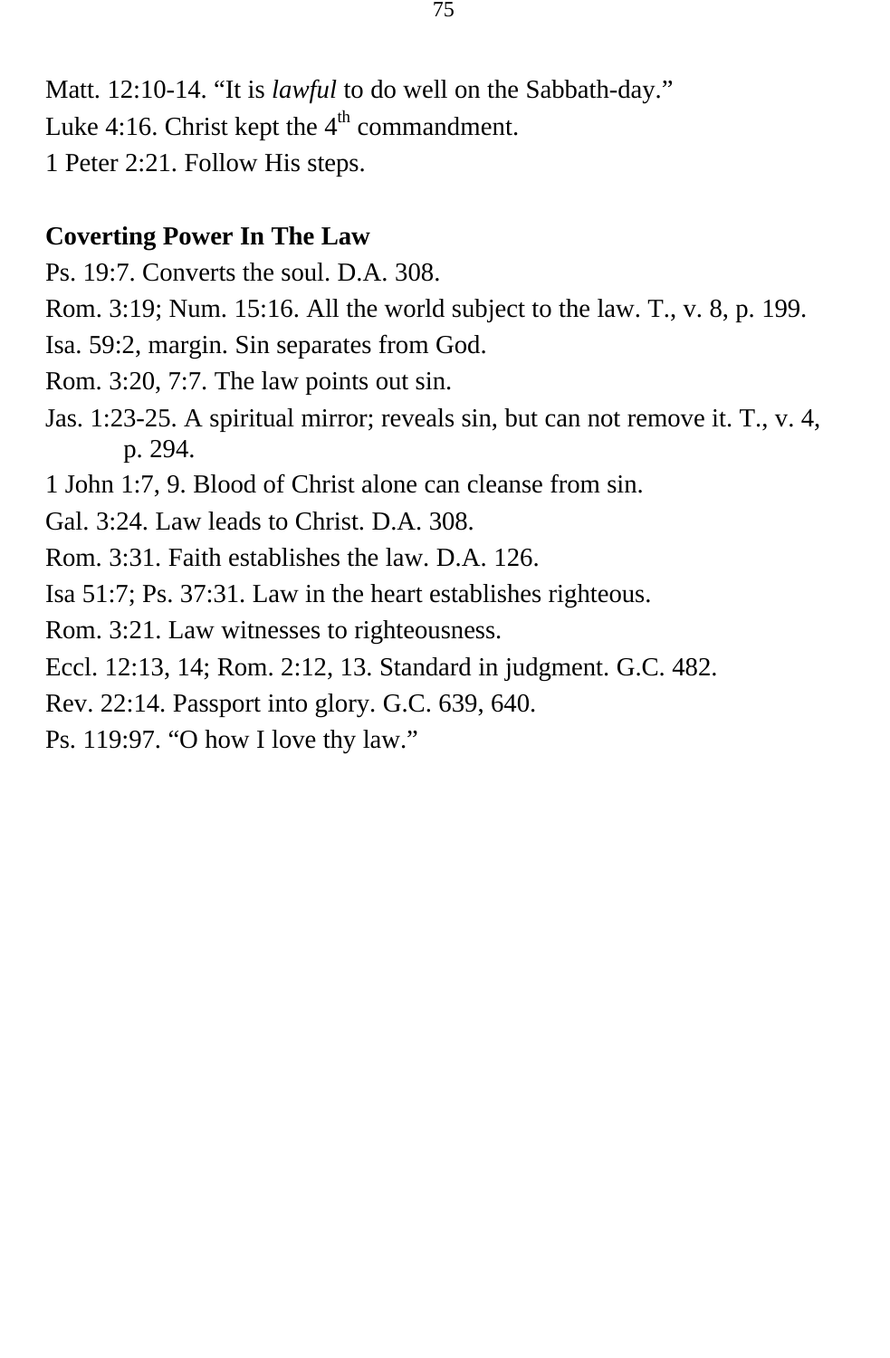Matt. 12:10-14. “It is *lawful* to do well on the Sabbath-day.”

Luke 4:16. Christ kept the 4th commandment.

1 Peter 2:21. Follow His steps.

**Coverting Power In The Law**

Ps. 19:7. Converts the soul. D.A. 308.

Rom. 3:19; Num. 15:16. All the world subject to the law. T., v. 8, p. 199.

Isa. 59:2, margin. Sin separates from God.

Rom. 3:20, 7:7. The law points out sin.

Jas. 1:23-25. A spiritual mirror; reveals sin, but can not remove it. T., v. 4, p. 294.

1 John 1:7, 9. Blood of Christ alone can cleanse from sin.

Gal. 3:24. Law leads to Christ. D.A. 308.

Rom. 3:31. Faith establishes the law. D.A. 126.

Isa 51:7; Ps. 37:31. Law in the heart establishes righteous.

Rom. 3:21. Law witnesses to righteousness.

Eccl. 12:13, 14; Rom. 2:12, 13. Standard in judgment. G.C. 482.

Rev. 22:14. Passport into glory. G.C. 639, 640.

Ps. 119:97. “O how I love thy law.”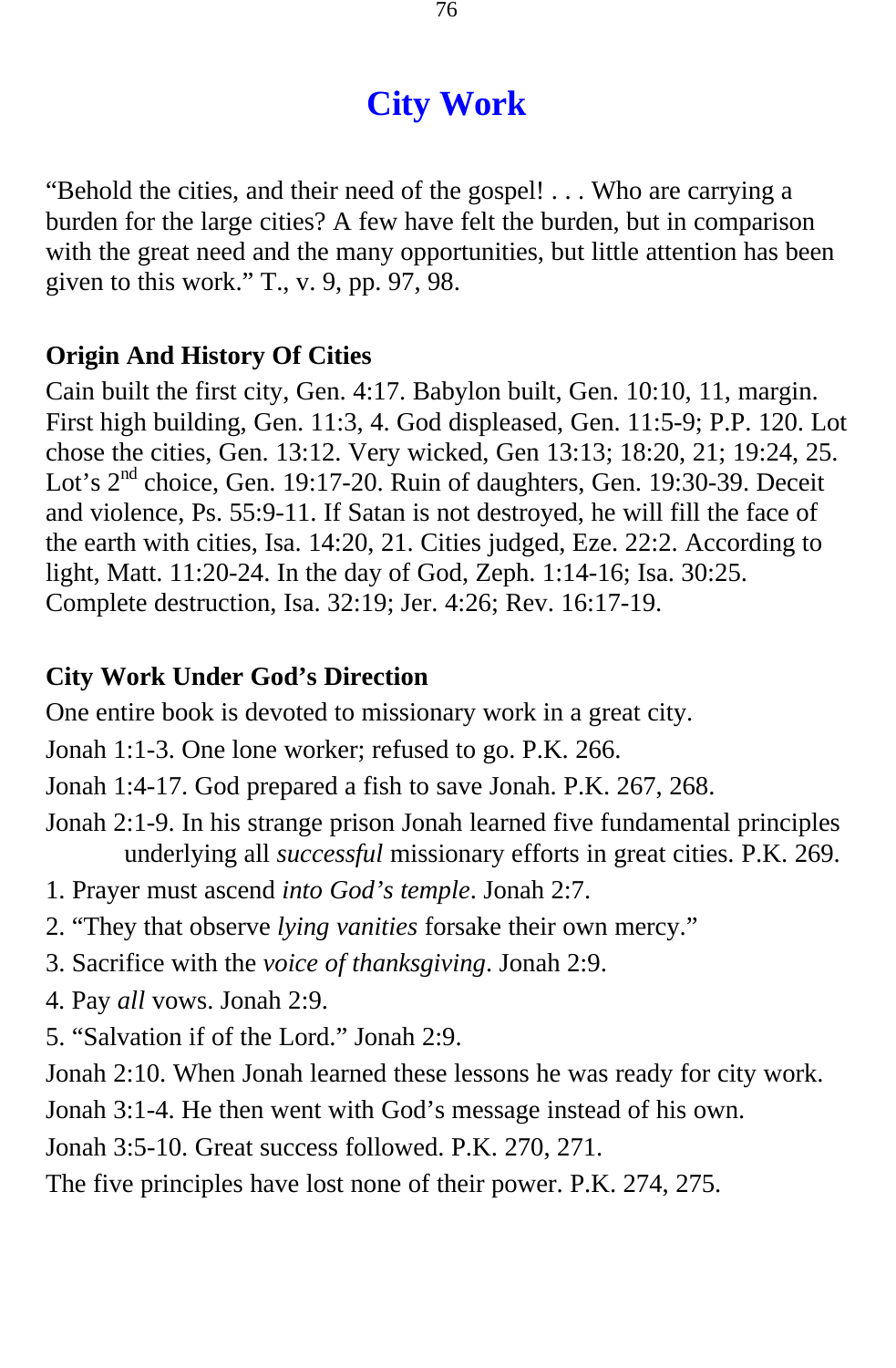# City Work

"Behold the cities, and their need of the gospel! . . . Who are carrying a burden for the large cities? A few have felt the burden, but in comparison with the great need and the many opportunities, but little attention has been given to this work." T., v. 9, pp. 97, 98.

**Origin And History Of Cities**

Cain built the first city, Gen. 4:17. Babylon built, Gen. 10:10, 11, margin. First high building, Gen. 11:3, 4. God displeased, Gen. 11:5-9; P.P. 120. Lot chose the cities, Gen. 13:12. Very wicked, Gen 13:13; 18:20, 21; 19:24, 25. Lot's 2nd choice, Gen. 19:17-20. Ruin of daughters, Gen. 19:30-39. Deceit and violence, Ps. 55:9-11. If Satan is not destroyed, he will fill the face of the earth with cities, Isa. 14:20, 21. Cities judged, Eze. 22:2. According to light, Matt. 11:20-24. In the day of God, Zeph. 1:14-16; Isa. 30:25. Complete destruction, Isa. 32:19; Jer. 4:26; Rev. 16:17-19.

**City Work Under God's Direction**

One entire book is devoted to missionary work in a great city.

Jonah 1:1-3. One lone worker; refused to go. P.K. 266.

Jonah 1:4-17. God prepared a fish to save Jonah. P.K. 267, 268.

Jonah 2:1-9. In his strange prison Jonah learned five fundamental principles underlying all *successful* missionary efforts in great cities. P.K. 269.

1. Prayer must ascend *into God's temple*. Jonah 2:7.
2. "They that observe *lying vanities* forsake their own mercy."
3. Sacrifice with the *voice of thanksgiving*. Jonah 2:9.
4. Pay *all* vows. Jonah 2:9.
5. "Salvation if of the Lord." Jonah 2:9.

Jonah 2:10. When Jonah learned these lessons he was ready for city work.

Jonah 3:1-4. He then went with God's message instead of his own.

Jonah 3:5-10. Great success followed. P.K. 270, 271.

The five principles have lost none of their power. P.K. 274, 275.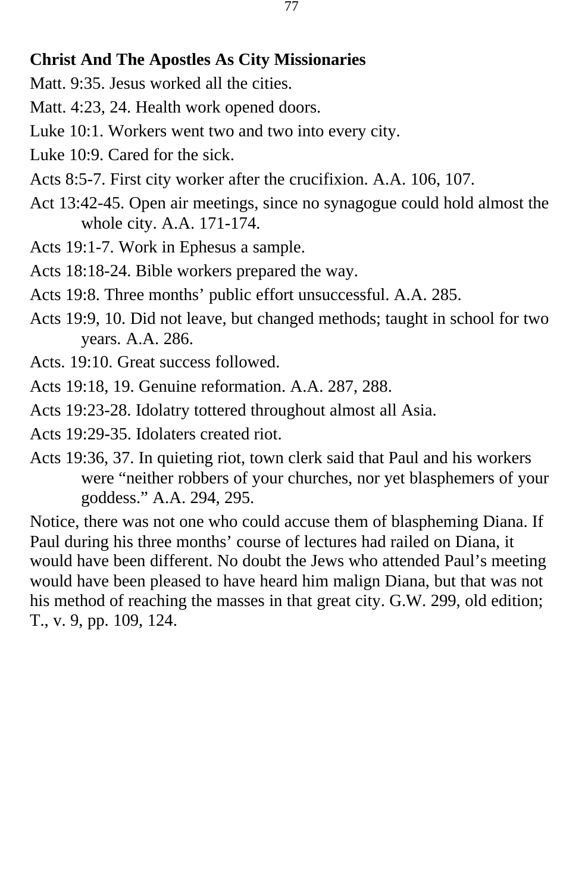**Christ And The Apostles As City Missionaries**

Matt. 9:35. Jesus worked all the cities.

Matt. 4:23, 24. Health work opened doors.

Luke 10:1. Workers went two and two into every city.

Luke 10:9. Cared for the sick.

Acts 8:5-7. First city worker after the crucifixion. A.A. 106, 107.

Act 13:42-45. Open air meetings, since no synagogue could hold almost the whole city. A.A. 171-174.

Acts 19:1-7. Work in Ephesus a sample.

Acts 18:18-24. Bible workers prepared the way.

Acts 19:8. Three months' public effort unsuccessful. A.A. 285.

Acts 19:9, 10. Did not leave, but changed methods; taught in school for two years. A.A. 286.

Acts. 19:10. Great success followed.

Acts 19:18, 19. Genuine reformation. A.A. 287, 288.

Acts 19:23-28. Idolatry tottered throughout almost all Asia.

Acts 19:29-35. Idolaters created riot.

Acts 19:36, 37. In quieting riot, town clerk said that Paul and his workers were "neither robbers of your churches, nor yet blasphemers of your goddess." A.A. 294, 295.

Notice, there was not one who could accuse them of blaspheming Diana. If Paul during his three months' course of lectures had railed on Diana, it would have been different. No doubt the Jews who attended Paul's meeting would have been pleased to have heard him malign Diana, but that was not his method of reaching the masses in that great city. G.W. 299, old edition; T., v. 9, pp. 109, 124.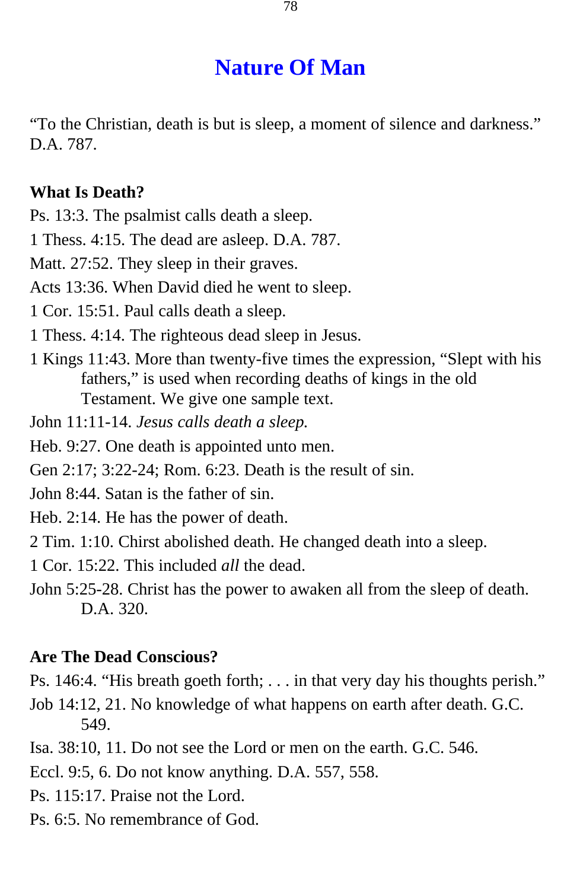# Nature Of Man

"To the Christian, death is but is sleep, a moment of silence and darkness." D.A. 787.

**What Is Death?**

Ps. 13:3. The psalmist calls death a sleep.

1 Thess. 4:15. The dead are asleep. D.A. 787.

Matt. 27:52. They sleep in their graves.

Acts 13:36. When David died he went to sleep.

1 Cor. 15:51. Paul calls death a sleep.

1 Thess. 4:14. The righteous dead sleep in Jesus.

1 Kings 11:43. More than twenty-five times the expression, "Slept with his fathers," is used when recording deaths of kings in the old Testament. We give one sample text.

John 11:11-14. *Jesus calls death a sleep.*

Heb. 9:27. One death is appointed unto men.

Gen 2:17; 3:22-24; Rom. 6:23. Death is the result of sin.

John 8:44. Satan is the father of sin.

Heb. 2:14. He has the power of death.

2 Tim. 1:10. Chirst abolished death. He changed death into a sleep.

1 Cor. 15:22. This included *all* the dead.

John 5:25-28. Christ has the power to awaken all from the sleep of death. D.A. 320.

**Are The Dead Conscious?**

Ps. 146:4. "His breath goeth forth; . . . in that very day his thoughts perish."

Job 14:12, 21. No knowledge of what happens on earth after death. G.C. 549.

Isa. 38:10, 11. Do not see the Lord or men on the earth. G.C. 546.

Eccl. 9:5, 6. Do not know anything. D.A. 557, 558.

Ps. 115:17. Praise not the Lord.

Ps. 6:5. No remembrance of God.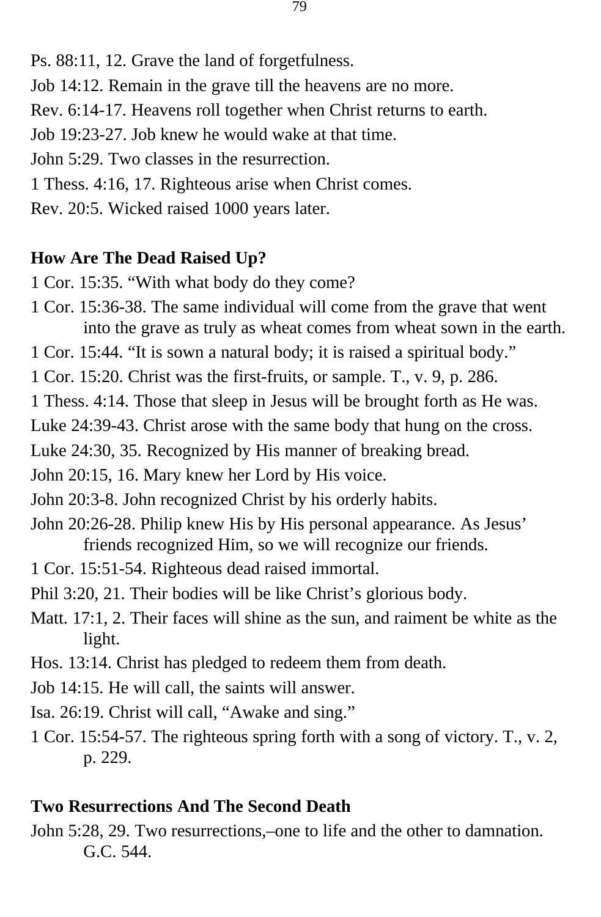Ps. 88:11, 12. Grave the land of forgetfulness.

Job 14:12. Remain in the grave till the heavens are no more.

Rev. 6:14-17. Heavens roll together when Christ returns to earth.

Job 19:23-27. Job knew he would wake at that time.

John 5:29. Two classes in the resurrection.

1 Thess. 4:16, 17. Righteous arise when Christ comes.

Rev. 20:5. Wicked raised 1000 years later.

**How Are The Dead Raised Up?**

1 Cor. 15:35. "With what body do they come?

1 Cor. 15:36-38. The same individual will come from the grave that went into the grave as truly as wheat comes from wheat sown in the earth.

1 Cor. 15:44. "It is sown a natural body; it is raised a spiritual body."

1 Cor. 15:20. Christ was the first-fruits, or sample. T., v. 9, p. 286.

1 Thess. 4:14. Those that sleep in Jesus will be brought forth as He was.

Luke 24:39-43. Christ arose with the same body that hung on the cross.

Luke 24:30, 35. Recognized by His manner of breaking bread.

John 20:15, 16. Mary knew her Lord by His voice.

John 20:3-8. John recognized Christ by his orderly habits.

John 20:26-28. Philip knew His by His personal appearance. As Jesus' friends recognized Him, so we will recognize our friends.

1 Cor. 15:51-54. Righteous dead raised immortal.

Phil 3:20, 21. Their bodies will be like Christ's glorious body.

Matt. 17:1, 2. Their faces will shine as the sun, and raiment be white as the light.

Hos. 13:14. Christ has pledged to redeem them from death.

Job 14:15. He will call, the saints will answer.

Isa. 26:19. Christ will call, "Awake and sing."

1 Cor. 15:54-57. The righteous spring forth with a song of victory. T., v. 2, p. 229.

**Two Resurrections And The Second Death**

John 5:28, 29. Two resurrections,–one to life and the other to damnation. G.C. 544.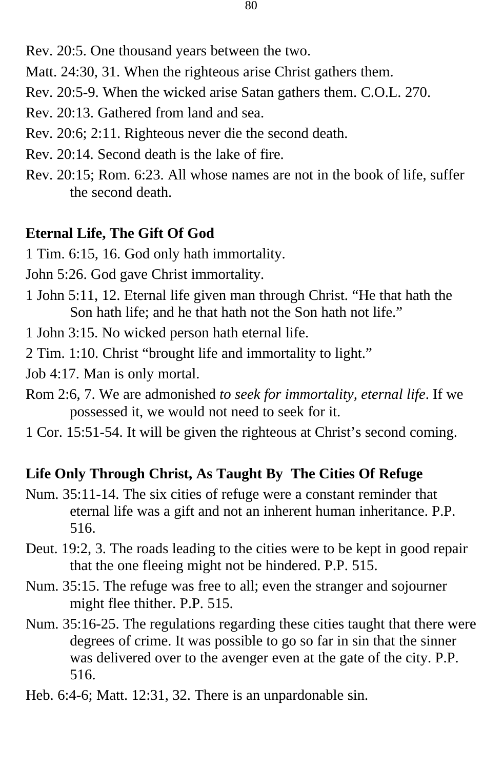Rev. 20:5. One thousand years between the two.

Matt. 24:30, 31. When the righteous arise Christ gathers them.

Rev. 20:5-9. When the wicked arise Satan gathers them. C.O.L. 270.

Rev. 20:13. Gathered from land and sea.

Rev. 20:6; 2:11. Righteous never die the second death.

Rev. 20:14. Second death is the lake of fire.

Rev. 20:15; Rom. 6:23. All whose names are not in the book of life, suffer the second death.

**Eternal Life, The Gift Of God**

1 Tim. 6:15, 16. God only hath immortality.

John 5:26. God gave Christ immortality.

1 John 5:11, 12. Eternal life given man through Christ. “He that hath the Son hath life; and he that hath not the Son hath not life.”

1 John 3:15. No wicked person hath eternal life.

2 Tim. 1:10. Christ “brought life and immortality to light.”

Job 4:17. Man is only mortal.

Rom 2:6, 7. We are admonished *to seek for immortality, eternal life*. If we possessed it, we would not need to seek for it.

1 Cor. 15:51-54. It will be given the righteous at Christ’s second coming.

**Life Only Through Christ, As Taught By The Cities Of Refuge**

Num. 35:11-14. The six cities of refuge were a constant reminder that eternal life was a gift and not an inherent human inheritance. P.P. 516.

Deut. 19:2, 3. The roads leading to the cities were to be kept in good repair that the one fleeing might not be hindered. P.P. 515.

Num. 35:15. The refuge was free to all; even the stranger and sojourner might flee thither. P.P. 515.

Num. 35:16-25. The regulations regarding these cities taught that there were degrees of crime. It was possible to go so far in sin that the sinner was delivered over to the avenger even at the gate of the city. P.P. 516.

Heb. 6:4-6; Matt. 12:31, 32. There is an unpardonable sin.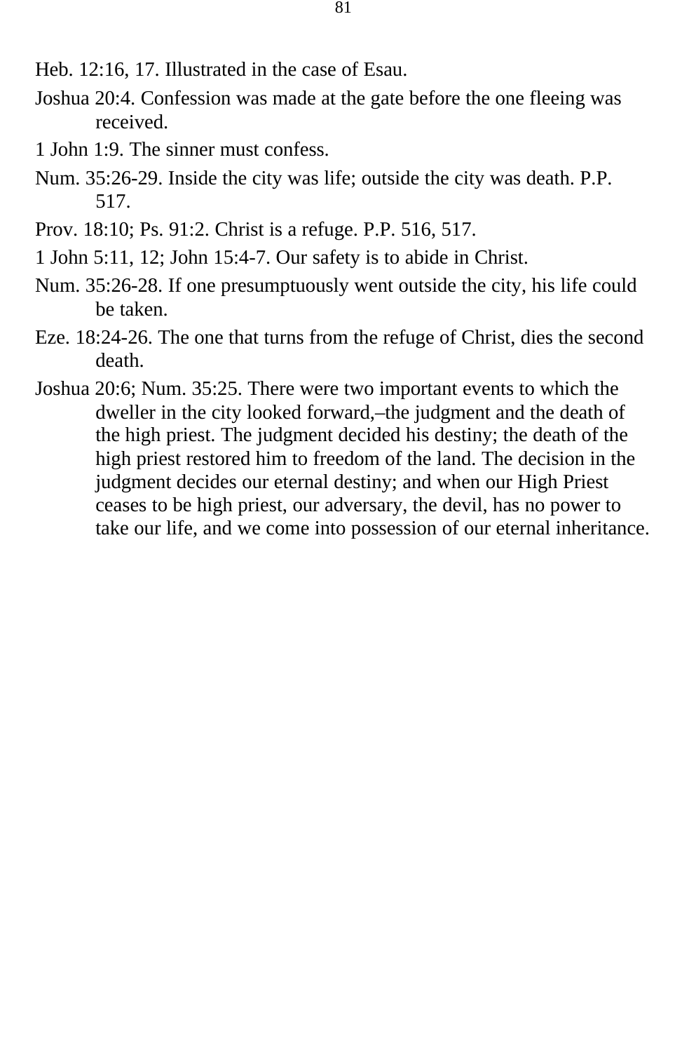Heb. 12:16, 17. Illustrated in the case of Esau.

Joshua 20:4. Confession was made at the gate before the one fleeing was received.

1 John 1:9. The sinner must confess.

Num. 35:26-29. Inside the city was life; outside the city was death. P.P. 517.

Prov. 18:10; Ps. 91:2. Christ is a refuge. P.P. 516, 517.

1 John 5:11, 12; John 15:4-7. Our safety is to abide in Christ.

Num. 35:26-28. If one presumptuously went outside the city, his life could be taken.

Eze. 18:24-26. The one that turns from the refuge of Christ, dies the second death.

Joshua 20:6; Num. 35:25. There were two important events to which the dweller in the city looked forward,–the judgment and the death of the high priest. The judgment decided his destiny; the death of the high priest restored him to freedom of the land. The decision in the judgment decides our eternal destiny; and when our High Priest ceases to be high priest, our adversary, the devil, has no power to take our life, and we come into possession of our eternal inheritance.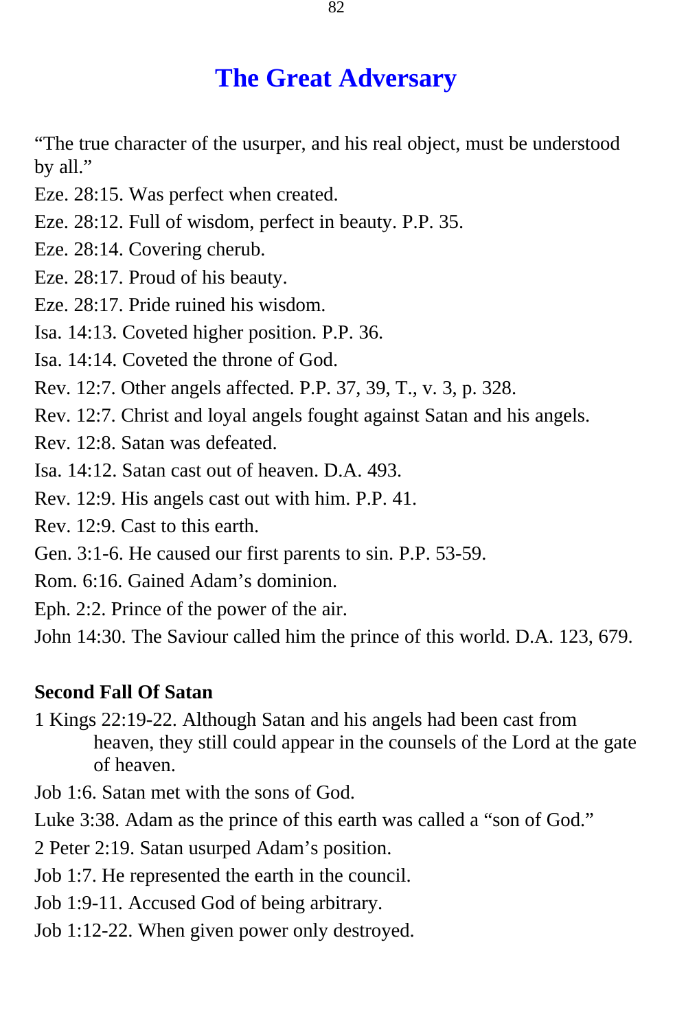# The Great Adversary

"The true character of the usurper, and his real object, must be understood by all."

Eze. 28:15. Was perfect when created.

Eze. 28:12. Full of wisdom, perfect in beauty. P.P. 35.

Eze. 28:14. Covering cherub.

Eze. 28:17. Proud of his beauty.

Eze. 28:17. Pride ruined his wisdom.

Isa. 14:13. Coveted higher position. P.P. 36.

Isa. 14:14. Coveted the throne of God.

Rev. 12:7. Other angels affected. P.P. 37, 39, T., v. 3, p. 328.

Rev. 12:7. Christ and loyal angels fought against Satan and his angels.

Rev. 12:8. Satan was defeated.

Isa. 14:12. Satan cast out of heaven. D.A. 493.

Rev. 12:9. His angels cast out with him. P.P. 41.

Rev. 12:9. Cast to this earth.

Gen. 3:1-6. He caused our first parents to sin. P.P. 53-59.

Rom. 6:16. Gained Adam's dominion.

Eph. 2:2. Prince of the power of the air.

John 14:30. The Saviour called him the prince of this world. D.A. 123, 679.

**Second Fall Of Satan**

1 Kings 22:19-22. Although Satan and his angels had been cast from heaven, they still could appear in the counsels of the Lord at the gate of heaven.

Job 1:6. Satan met with the sons of God.

Luke 3:38. Adam as the prince of this earth was called a "son of God."

2 Peter 2:19. Satan usurped Adam's position.

Job 1:7. He represented the earth in the council.

Job 1:9-11. Accused God of being arbitrary.

Job 1:12-22. When given power only destroyed.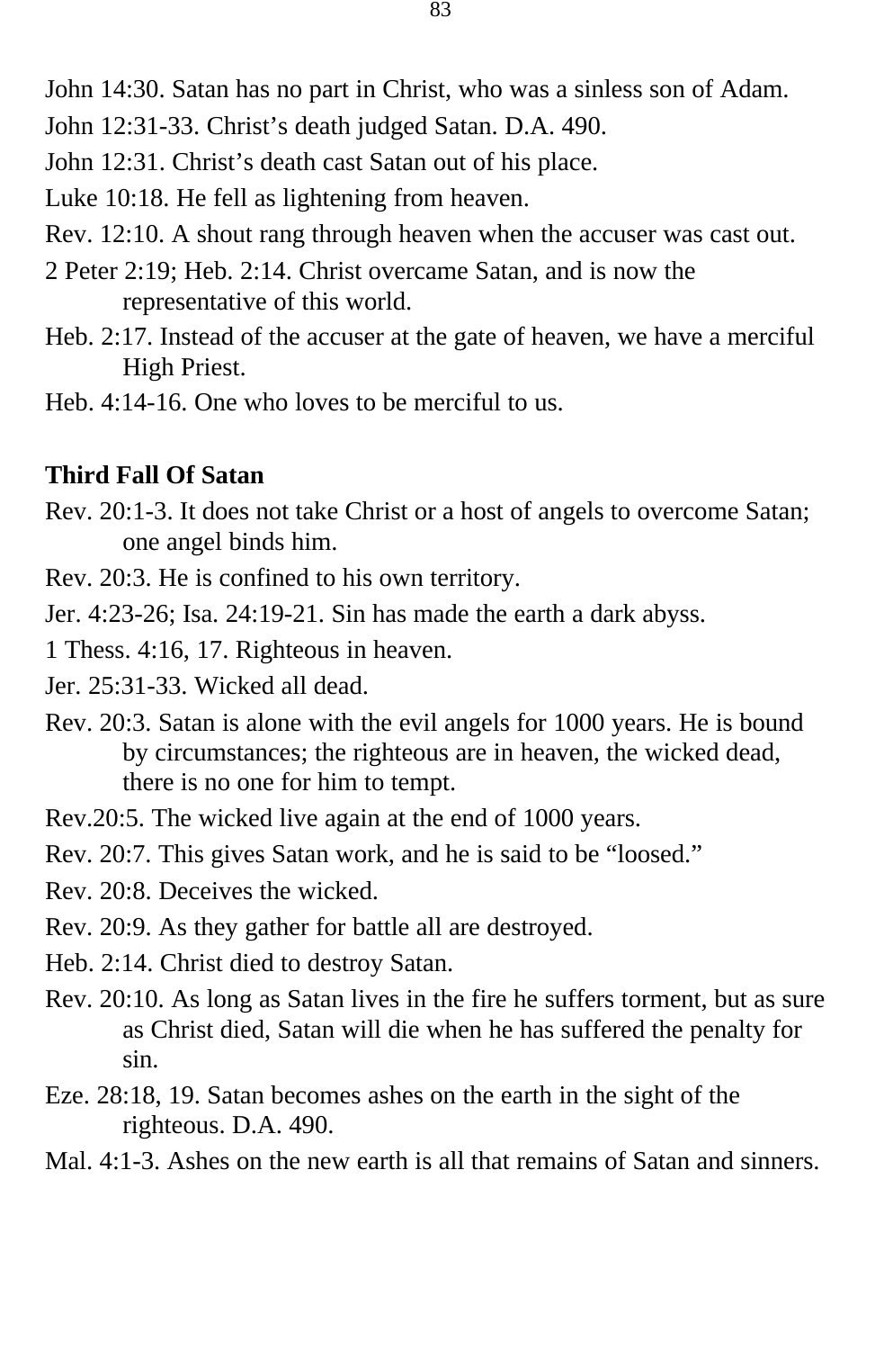John 14:30. Satan has no part in Christ, who was a sinless son of Adam.

John 12:31-33. Christ’s death judged Satan. D.A. 490.

John 12:31. Christ’s death cast Satan out of his place.

Luke 10:18. He fell as lightening from heaven.

Rev. 12:10. A shout rang through heaven when the accuser was cast out.

2 Peter 2:19; Heb. 2:14. Christ overcame Satan, and is now the representative of this world.

Heb. 2:17. Instead of the accuser at the gate of heaven, we have a merciful High Priest.

Heb. 4:14-16. One who loves to be merciful to us.

**Third Fall Of Satan**

Rev. 20:1-3. It does not take Christ or a host of angels to overcome Satan; one angel binds him.

Rev. 20:3. He is confined to his own territory.

Jer. 4:23-26; Isa. 24:19-21. Sin has made the earth a dark abyss.

1 Thess. 4:16, 17. Righteous in heaven.

Jer. 25:31-33. Wicked all dead.

Rev. 20:3. Satan is alone with the evil angels for 1000 years. He is bound by circumstances; the righteous are in heaven, the wicked dead, there is no one for him to tempt.

Rev.20:5. The wicked live again at the end of 1000 years.

Rev. 20:7. This gives Satan work, and he is said to be “loosed.”

Rev. 20:8. Deceives the wicked.

Rev. 20:9. As they gather for battle all are destroyed.

Heb. 2:14. Christ died to destroy Satan.

Rev. 20:10. As long as Satan lives in the fire he suffers torment, but as sure as Christ died, Satan will die when he has suffered the penalty for sin.

Eze. 28:18, 19. Satan becomes ashes on the earth in the sight of the righteous. D.A. 490.

Mal. 4:1-3. Ashes on the new earth is all that remains of Satan and sinners.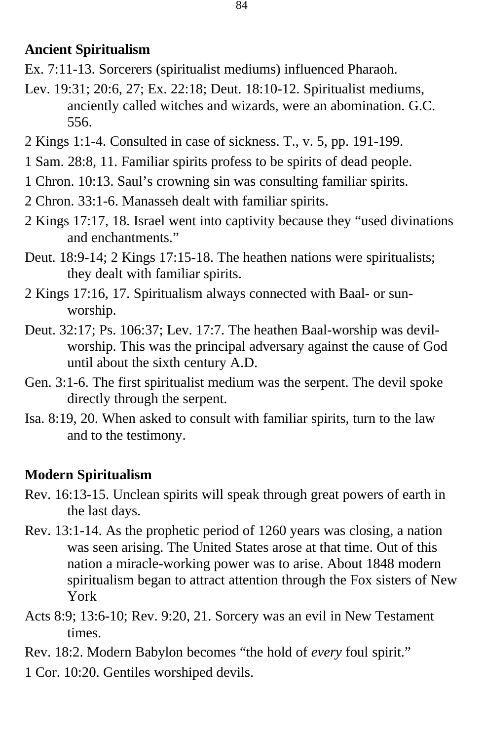**Ancient Spiritualism**

Ex. 7:11-13. Sorcerers (spiritualist mediums) influenced Pharaoh.

Lev. 19:31; 20:6, 27; Ex. 22:18; Deut. 18:10-12. Spiritualist mediums, anciently called witches and wizards, were an abomination. G.C. 556.

2 Kings 1:1-4. Consulted in case of sickness. T., v. 5, pp. 191-199.

1 Sam. 28:8, 11. Familiar spirits profess to be spirits of dead people.

1 Chron. 10:13. Saul's crowning sin was consulting familiar spirits.

2 Chron. 33:1-6. Manasseh dealt with familiar spirits.

2 Kings 17:17, 18. Israel went into captivity because they "used divinations and enchantments."

Deut. 18:9-14; 2 Kings 17:15-18. The heathen nations were spiritualists; they dealt with familiar spirits.

2 Kings 17:16, 17. Spiritualism always connected with Baal- or sun-worship.

Deut. 32:17; Ps. 106:37; Lev. 17:7. The heathen Baal-worship was devil-worship. This was the principal adversary against the cause of God until about the sixth century A.D.

Gen. 3:1-6. The first spiritualist medium was the serpent. The devil spoke directly through the serpent.

Isa. 8:19, 20. When asked to consult with familiar spirits, turn to the law and to the testimony.

**Modern Spiritualism**

Rev. 16:13-15. Unclean spirits will speak through great powers of earth in the last days.

Rev. 13:1-14. As the prophetic period of 1260 years was closing, a nation was seen arising. The United States arose at that time. Out of this nation a miracle-working power was to arise. About 1848 modern spiritualism began to attract attention through the Fox sisters of New York

Acts 8:9; 13:6-10; Rev. 9:20, 21. Sorcery was an evil in New Testament times.

Rev. 18:2. Modern Babylon becomes "the hold of *every* foul spirit."

1 Cor. 10:20. Gentiles worshiped devils.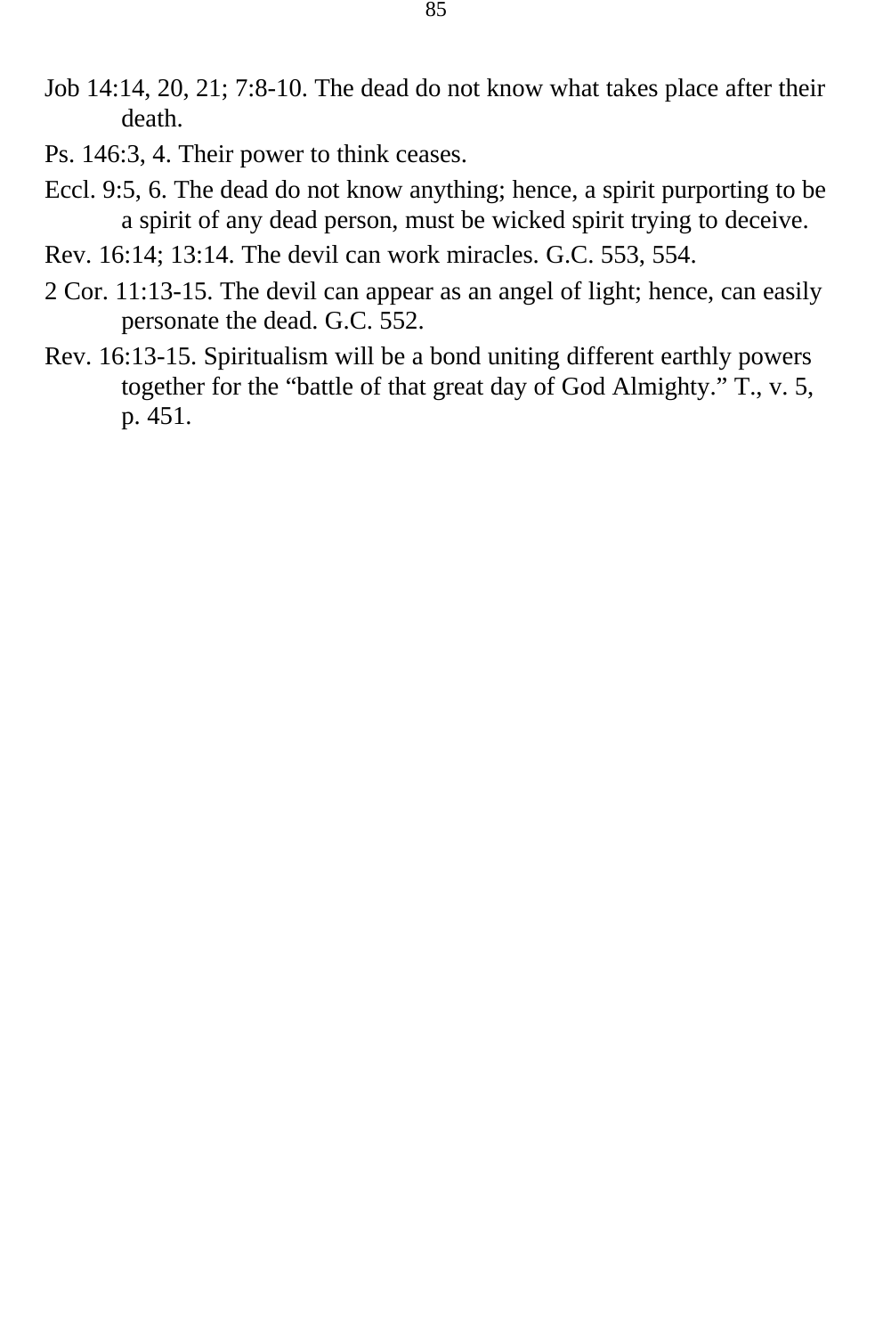Job 14:14, 20, 21; 7:8-10. The dead do not know what takes place after their death.

Ps. 146:3, 4. Their power to think ceases.

Eccl. 9:5, 6. The dead do not know anything; hence, a spirit purporting to be a spirit of any dead person, must be wicked spirit trying to deceive.

Rev. 16:14; 13:14. The devil can work miracles. G.C. 553, 554.

2 Cor. 11:13-15. The devil can appear as an angel of light; hence, can easily personate the dead. G.C. 552.

Rev. 16:13-15. Spiritualism will be a bond uniting different earthly powers together for the “battle of that great day of God Almighty.” T., v. 5, p. 451.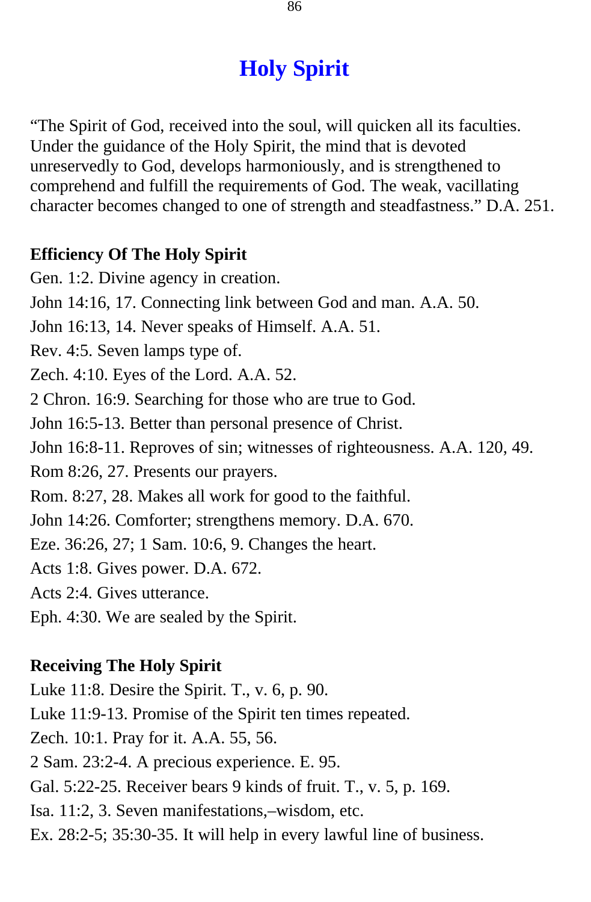# Holy Spirit

"The Spirit of God, received into the soul, will quicken all its faculties. Under the guidance of the Holy Spirit, the mind that is devoted unreservedly to God, develops harmoniously, and is strengthened to comprehend and fulfill the requirements of God. The weak, vacillating character becomes changed to one of strength and steadfastness." D.A. 251.

**Efficiency Of The Holy Spirit**

Gen. 1:2. Divine agency in creation.
John 14:16, 17. Connecting link between God and man. A.A. 50.
John 16:13, 14. Never speaks of Himself. A.A. 51.
Rev. 4:5. Seven lamps type of.
Zech. 4:10. Eyes of the Lord. A.A. 52.
2 Chron. 16:9. Searching for those who are true to God.
John 16:5-13. Better than personal presence of Christ.
John 16:8-11. Reproves of sin; witnesses of righteousness. A.A. 120, 49.
Rom 8:26, 27. Presents our prayers.
Rom. 8:27, 28. Makes all work for good to the faithful.
John 14:26. Comforter; strengthens memory. D.A. 670.
Eze. 36:26, 27; 1 Sam. 10:6, 9. Changes the heart.
Acts 1:8. Gives power. D.A. 672.
Acts 2:4. Gives utterance.
Eph. 4:30. We are sealed by the Spirit.

**Receiving The Holy Spirit**

Luke 11:8. Desire the Spirit. T., v. 6, p. 90.
Luke 11:9-13. Promise of the Spirit ten times repeated.
Zech. 10:1. Pray for it. A.A. 55, 56.
2 Sam. 23:2-4. A precious experience. E. 95.
Gal. 5:22-25. Receiver bears 9 kinds of fruit. T., v. 5, p. 169.
Isa. 11:2, 3. Seven manifestations,–wisdom, etc.
Ex. 28:2-5; 35:30-35. It will help in every lawful line of business.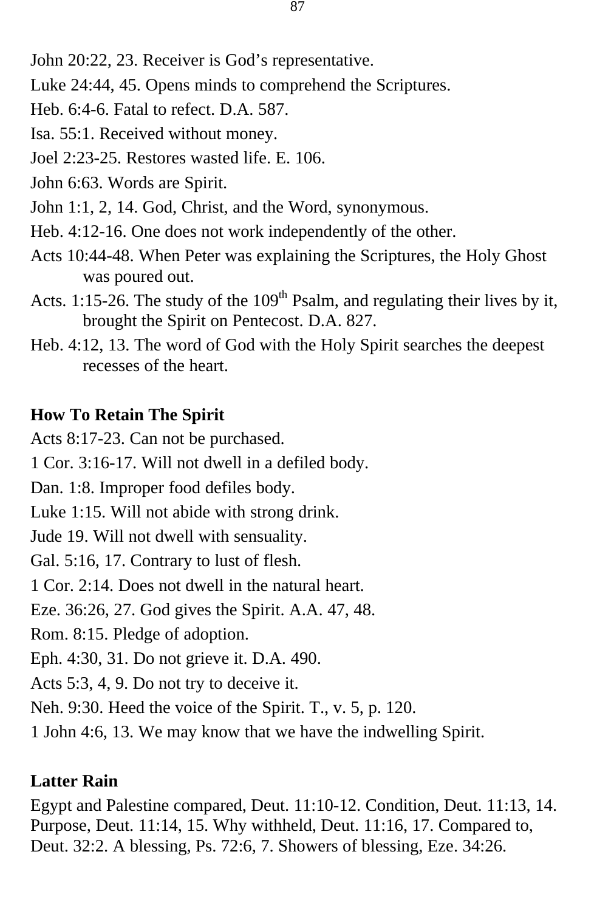John 20:22, 23. Receiver is God's representative.

Luke 24:44, 45. Opens minds to comprehend the Scriptures.

Heb. 6:4-6. Fatal to refect. D.A. 587.

Isa. 55:1. Received without money.

Joel 2:23-25. Restores wasted life. E. 106.

John 6:63. Words are Spirit.

John 1:1, 2, 14. God, Christ, and the Word, synonymous.

Heb. 4:12-16. One does not work independently of the other.

Acts 10:44-48. When Peter was explaining the Scriptures, the Holy Ghost was poured out.

Acts. 1:15-26. The study of the 109th Psalm, and regulating their lives by it, brought the Spirit on Pentecost. D.A. 827.

Heb. 4:12, 13. The word of God with the Holy Spirit searches the deepest recesses of the heart.

**How To Retain The Spirit**

Acts 8:17-23. Can not be purchased.

1 Cor. 3:16-17. Will not dwell in a defiled body.

Dan. 1:8. Improper food defiles body.

Luke 1:15. Will not abide with strong drink.

Jude 19. Will not dwell with sensuality.

Gal. 5:16, 17. Contrary to lust of flesh.

1 Cor. 2:14. Does not dwell in the natural heart.

Eze. 36:26, 27. God gives the Spirit. A.A. 47, 48.

Rom. 8:15. Pledge of adoption.

Eph. 4:30, 31. Do not grieve it. D.A. 490.

Acts 5:3, 4, 9. Do not try to deceive it.

Neh. 9:30. Heed the voice of the Spirit. T., v. 5, p. 120.

1 John 4:6, 13. We may know that we have the indwelling Spirit.

**Latter Rain**

Egypt and Palestine compared, Deut. 11:10-12. Condition, Deut. 11:13, 14. Purpose, Deut. 11:14, 15. Why withheld, Deut. 11:16, 17. Compared to, Deut. 32:2. A blessing, Ps. 72:6, 7. Showers of blessing, Eze. 34:26.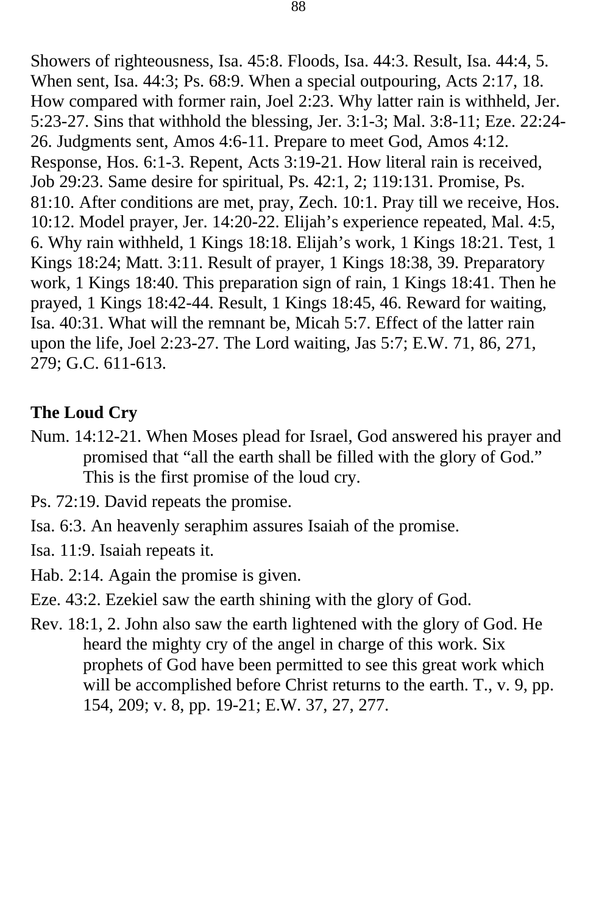Showers of righteousness, Isa. 45:8. Floods, Isa. 44:3. Result, Isa. 44:4, 5. When sent, Isa. 44:3; Ps. 68:9. When a special outpouring, Acts 2:17, 18. How compared with former rain, Joel 2:23. Why latter rain is withheld, Jer. 5:23-27. Sins that withhold the blessing, Jer. 3:1-3; Mal. 3:8-11; Eze. 22:24-26. Judgments sent, Amos 4:6-11. Prepare to meet God, Amos 4:12. Response, Hos. 6:1-3. Repent, Acts 3:19-21. How literal rain is received, Job 29:23. Same desire for spiritual, Ps. 42:1, 2; 119:131. Promise, Ps. 81:10. After conditions are met, pray, Zech. 10:1. Pray till we receive, Hos. 10:12. Model prayer, Jer. 14:20-22. Elijah's experience repeated, Mal. 4:5, 6. Why rain withheld, 1 Kings 18:18. Elijah's work, 1 Kings 18:21. Test, 1 Kings 18:24; Matt. 3:11. Result of prayer, 1 Kings 18:38, 39. Preparatory work, 1 Kings 18:40. This preparation sign of rain, 1 Kings 18:41. Then he prayed, 1 Kings 18:42-44. Result, 1 Kings 18:45, 46. Reward for waiting, Isa. 40:31. What will the remnant be, Micah 5:7. Effect of the latter rain upon the life, Joel 2:23-27. The Lord waiting, Jas 5:7; E.W. 71, 86, 271, 279; G.C. 611-613.

**The Loud Cry**

Num. 14:12-21. When Moses plead for Israel, God answered his prayer and promised that "all the earth shall be filled with the glory of God." This is the first promise of the loud cry.

Ps. 72:19. David repeats the promise.

Isa. 6:3. An heavenly seraphim assures Isaiah of the promise.

Isa. 11:9. Isaiah repeats it.

Hab. 2:14. Again the promise is given.

Eze. 43:2. Ezekiel saw the earth shining with the glory of God.

Rev. 18:1, 2. John also saw the earth lightened with the glory of God. He heard the mighty cry of the angel in charge of this work. Six prophets of God have been permitted to see this great work which will be accomplished before Christ returns to the earth. T., v. 9, pp. 154, 209; v. 8, pp. 19-21; E.W. 37, 27, 277.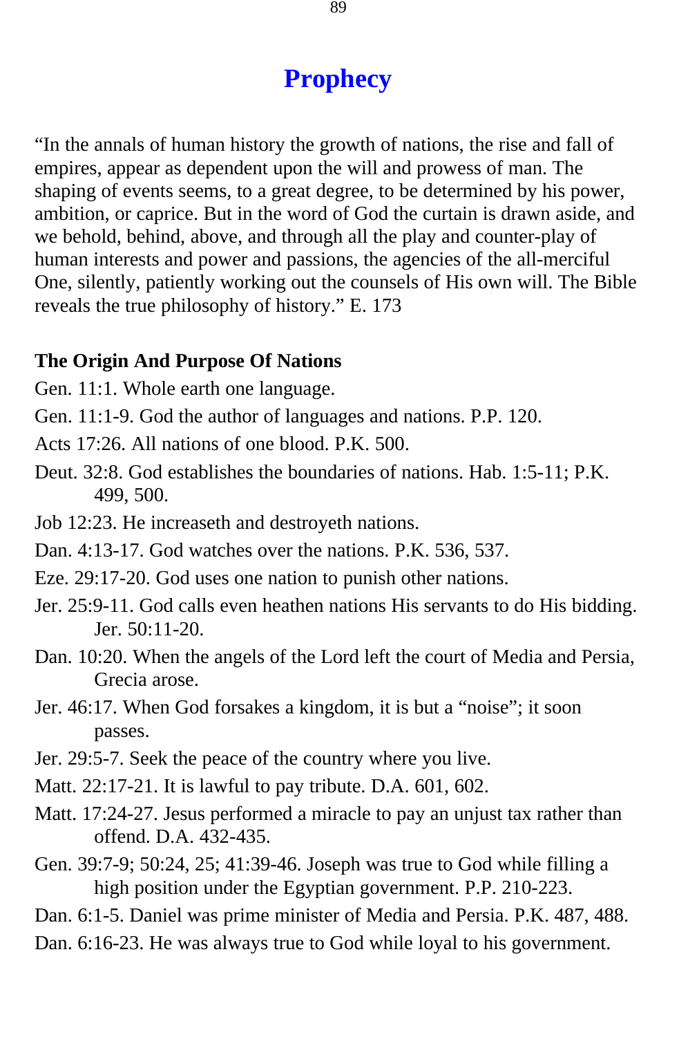# Prophecy

"In the annals of human history the growth of nations, the rise and fall of empires, appear as dependent upon the will and prowess of man. The shaping of events seems, to a great degree, to be determined by his power, ambition, or caprice. But in the word of God the curtain is drawn aside, and we behold, behind, above, and through all the play and counter-play of human interests and power and passions, the agencies of the all-merciful One, silently, patiently working out the counsels of His own will. The Bible reveals the true philosophy of history." E. 173

**The Origin And Purpose Of Nations**

Gen. 11:1. Whole earth one language.

Gen. 11:1-9. God the author of languages and nations. P.P. 120.

Acts 17:26. All nations of one blood. P.K. 500.

Deut. 32:8. God establishes the boundaries of nations. Hab. 1:5-11; P.K. 499, 500.

Job 12:23. He increaseth and destroyeth nations.

Dan. 4:13-17. God watches over the nations. P.K. 536, 537.

Eze. 29:17-20. God uses one nation to punish other nations.

Jer. 25:9-11. God calls even heathen nations His servants to do His bidding. Jer. 50:11-20.

Dan. 10:20. When the angels of the Lord left the court of Media and Persia, Grecia arose.

Jer. 46:17. When God forsakes a kingdom, it is but a "noise"; it soon passes.

Jer. 29:5-7. Seek the peace of the country where you live.

Matt. 22:17-21. It is lawful to pay tribute. D.A. 601, 602.

Matt. 17:24-27. Jesus performed a miracle to pay an unjust tax rather than offend. D.A. 432-435.

Gen. 39:7-9; 50:24, 25; 41:39-46. Joseph was true to God while filling a high position under the Egyptian government. P.P. 210-223.

Dan. 6:1-5. Daniel was prime minister of Media and Persia. P.K. 487, 488.

Dan. 6:16-23. He was always true to God while loyal to his government.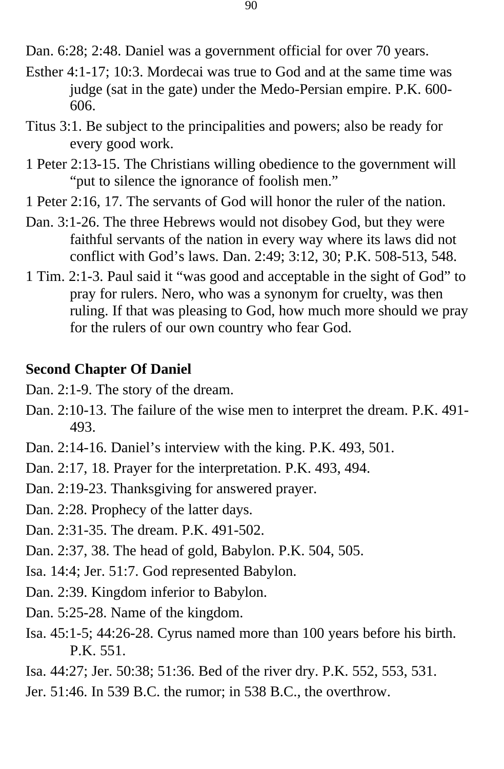Dan. 6:28; 2:48. Daniel was a government official for over 70 years.

Esther 4:1-17; 10:3. Mordecai was true to God and at the same time was judge (sat in the gate) under the Medo-Persian empire. P.K. 600-606.

Titus 3:1. Be subject to the principalities and powers; also be ready for every good work.

1 Peter 2:13-15. The Christians willing obedience to the government will "put to silence the ignorance of foolish men."

1 Peter 2:16, 17. The servants of God will honor the ruler of the nation.

Dan. 3:1-26. The three Hebrews would not disobey God, but they were faithful servants of the nation in every way where its laws did not conflict with God's laws. Dan. 2:49; 3:12, 30; P.K. 508-513, 548.

1 Tim. 2:1-3. Paul said it "was good and acceptable in the sight of God" to pray for rulers. Nero, who was a synonym for cruelty, was then ruling. If that was pleasing to God, how much more should we pray for the rulers of our own country who fear God.

**Second Chapter Of Daniel**

Dan. 2:1-9. The story of the dream.

Dan. 2:10-13. The failure of the wise men to interpret the dream. P.K. 491-493.

Dan. 2:14-16. Daniel's interview with the king. P.K. 493, 501.

Dan. 2:17, 18. Prayer for the interpretation. P.K. 493, 494.

Dan. 2:19-23. Thanksgiving for answered prayer.

Dan. 2:28. Prophecy of the latter days.

Dan. 2:31-35. The dream. P.K. 491-502.

Dan. 2:37, 38. The head of gold, Babylon. P.K. 504, 505.

Isa. 14:4; Jer. 51:7. God represented Babylon.

Dan. 2:39. Kingdom inferior to Babylon.

Dan. 5:25-28. Name of the kingdom.

Isa. 45:1-5; 44:26-28. Cyrus named more than 100 years before his birth. P.K. 551.

Isa. 44:27; Jer. 50:38; 51:36. Bed of the river dry. P.K. 552, 553, 531.

Jer. 51:46. In 539 B.C. the rumor; in 538 B.C., the overthrow.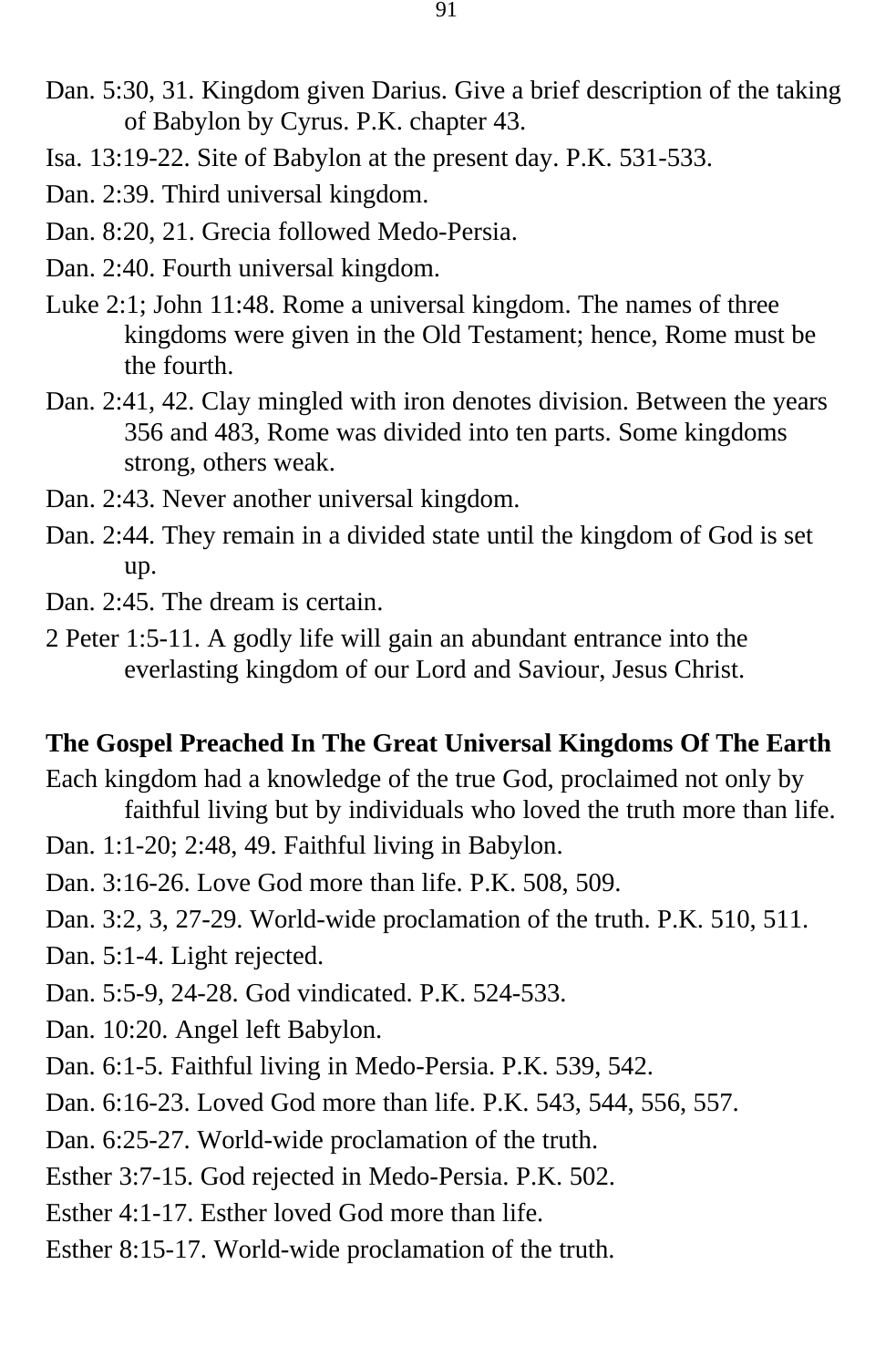Dan. 5:30, 31. Kingdom given Darius. Give a brief description of the taking of Babylon by Cyrus. P.K. chapter 43.

Isa. 13:19-22. Site of Babylon at the present day. P.K. 531-533.

Dan. 2:39. Third universal kingdom.

Dan. 8:20, 21. Grecia followed Medo-Persia.

Dan. 2:40. Fourth universal kingdom.

Luke 2:1; John 11:48. Rome a universal kingdom. The names of three kingdoms were given in the Old Testament; hence, Rome must be the fourth.

Dan. 2:41, 42. Clay mingled with iron denotes division. Between the years 356 and 483, Rome was divided into ten parts. Some kingdoms strong, others weak.

Dan. 2:43. Never another universal kingdom.

Dan. 2:44. They remain in a divided state until the kingdom of God is set up.

Dan. 2:45. The dream is certain.

2 Peter 1:5-11. A godly life will gain an abundant entrance into the everlasting kingdom of our Lord and Saviour, Jesus Christ.

**The Gospel Preached In The Great Universal Kingdoms Of The Earth**

Each kingdom had a knowledge of the true God, proclaimed not only by faithful living but by individuals who loved the truth more than life.

Dan. 1:1-20; 2:48, 49. Faithful living in Babylon.

Dan. 3:16-26. Love God more than life. P.K. 508, 509.

Dan. 3:2, 3, 27-29. World-wide proclamation of the truth. P.K. 510, 511.

Dan. 5:1-4. Light rejected.

Dan. 5:5-9, 24-28. God vindicated. P.K. 524-533.

Dan. 10:20. Angel left Babylon.

Dan. 6:1-5. Faithful living in Medo-Persia. P.K. 539, 542.

Dan. 6:16-23. Loved God more than life. P.K. 543, 544, 556, 557.

Dan. 6:25-27. World-wide proclamation of the truth.

Esther 3:7-15. God rejected in Medo-Persia. P.K. 502.

Esther 4:1-17. Esther loved God more than life.

Esther 8:15-17. World-wide proclamation of the truth.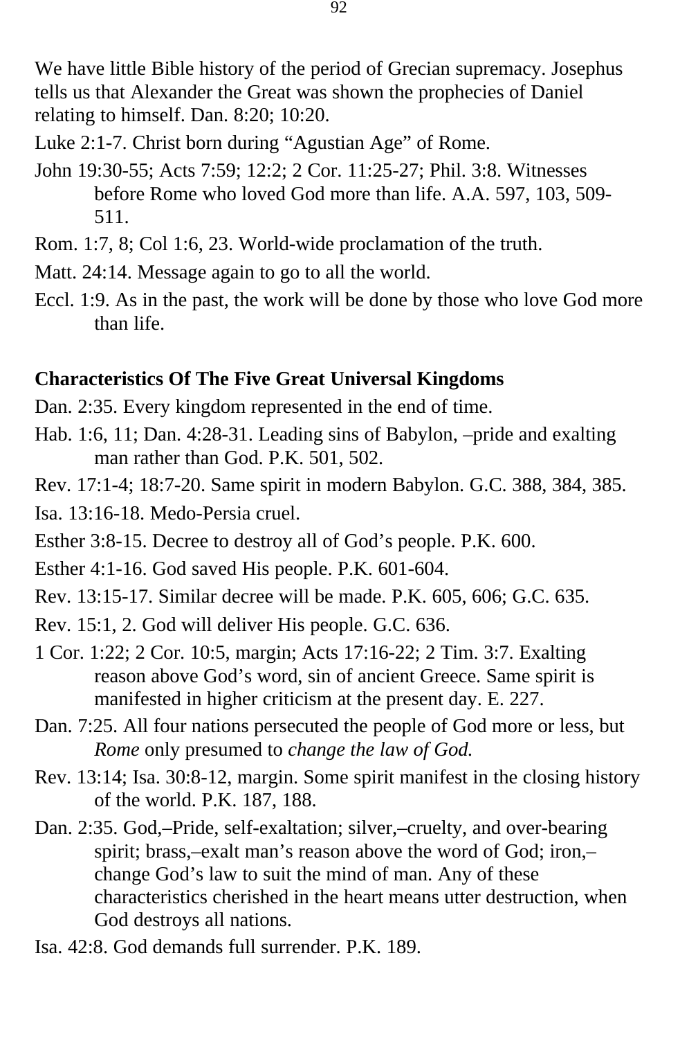We have little Bible history of the period of Grecian supremacy. Josephus tells us that Alexander the Great was shown the prophecies of Daniel relating to himself. Dan. 8:20; 10:20.

Luke 2:1-7. Christ born during “Agustian Age” of Rome.

John 19:30-55; Acts 7:59; 12:2; 2 Cor. 11:25-27; Phil. 3:8. Witnesses before Rome who loved God more than life. A.A. 597, 103, 509-511.

Rom. 1:7, 8; Col 1:6, 23. World-wide proclamation of the truth.

Matt. 24:14. Message again to go to all the world.

Eccl. 1:9. As in the past, the work will be done by those who love God more than life.

**Characteristics Of The Five Great Universal Kingdoms**

Dan. 2:35. Every kingdom represented in the end of time.

Hab. 1:6, 11; Dan. 4:28-31. Leading sins of Babylon, –pride and exalting man rather than God. P.K. 501, 502.

Rev. 17:1-4; 18:7-20. Same spirit in modern Babylon. G.C. 388, 384, 385.

Isa. 13:16-18. Medo-Persia cruel.

Esther 3:8-15. Decree to destroy all of God’s people. P.K. 600.

Esther 4:1-16. God saved His people. P.K. 601-604.

Rev. 13:15-17. Similar decree will be made. P.K. 605, 606; G.C. 635.

Rev. 15:1, 2. God will deliver His people. G.C. 636.

1 Cor. 1:22; 2 Cor. 10:5, margin; Acts 17:16-22; 2 Tim. 3:7. Exalting reason above God’s word, sin of ancient Greece. Same spirit is manifested in higher criticism at the present day. E. 227.

Dan. 7:25. All four nations persecuted the people of God more or less, but *Rome* only presumed to *change the law of God.*

Rev. 13:14; Isa. 30:8-12, margin. Some spirit manifest in the closing history of the world. P.K. 187, 188.

Dan. 2:35. God,–Pride, self-exaltation; silver,–cruelty, and over-bearing spirit; brass,–exalt man’s reason above the word of God; iron,–change God’s law to suit the mind of man. Any of these characteristics cherished in the heart means utter destruction, when God destroys all nations.

Isa. 42:8. God demands full surrender. P.K. 189.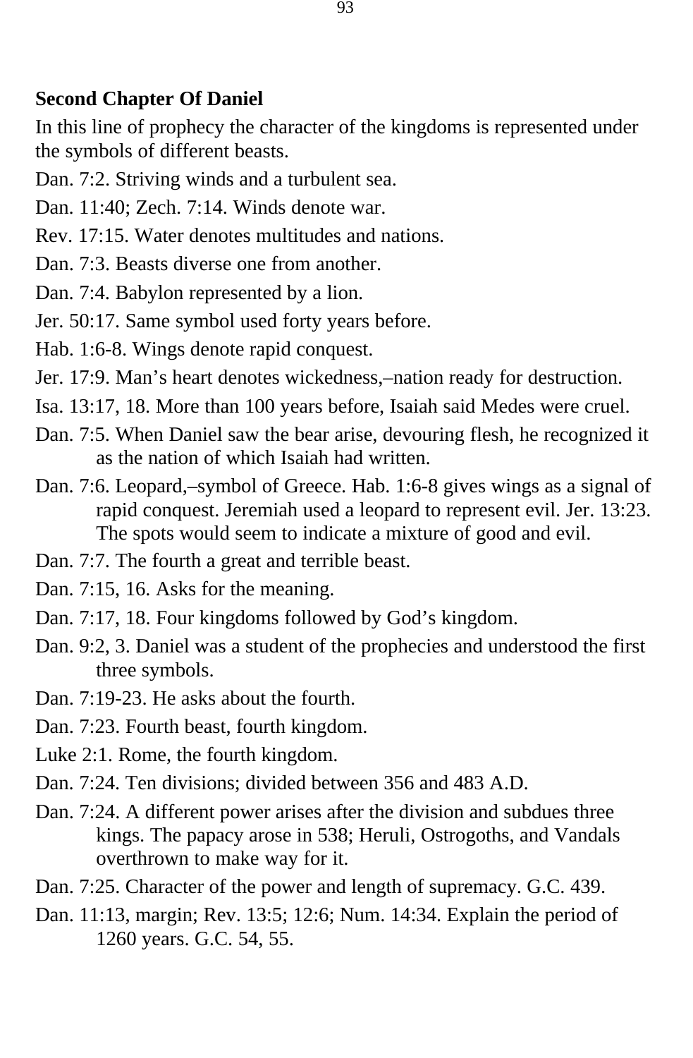**Second Chapter Of Daniel**

In this line of prophecy the character of the kingdoms is represented under the symbols of different beasts.

Dan. 7:2. Striving winds and a turbulent sea.

Dan. 11:40; Zech. 7:14. Winds denote war.

Rev. 17:15. Water denotes multitudes and nations.

Dan. 7:3. Beasts diverse one from another.

Dan. 7:4. Babylon represented by a lion.

Jer. 50:17. Same symbol used forty years before.

Hab. 1:6-8. Wings denote rapid conquest.

Jer. 17:9. Man's heart denotes wickedness,–nation ready for destruction.

Isa. 13:17, 18. More than 100 years before, Isaiah said Medes were cruel.

Dan. 7:5. When Daniel saw the bear arise, devouring flesh, he recognized it as the nation of which Isaiah had written.

Dan. 7:6. Leopard,–symbol of Greece. Hab. 1:6-8 gives wings as a signal of rapid conquest. Jeremiah used a leopard to represent evil. Jer. 13:23. The spots would seem to indicate a mixture of good and evil.

Dan. 7:7. The fourth a great and terrible beast.

Dan. 7:15, 16. Asks for the meaning.

Dan. 7:17, 18. Four kingdoms followed by God's kingdom.

Dan. 9:2, 3. Daniel was a student of the prophecies and understood the first three symbols.

Dan. 7:19-23. He asks about the fourth.

Dan. 7:23. Fourth beast, fourth kingdom.

Luke 2:1. Rome, the fourth kingdom.

Dan. 7:24. Ten divisions; divided between 356 and 483 A.D.

Dan. 7:24. A different power arises after the division and subdues three kings. The papacy arose in 538; Heruli, Ostrogoths, and Vandals overthrown to make way for it.

Dan. 7:25. Character of the power and length of supremacy. G.C. 439.

Dan. 11:13, margin; Rev. 13:5; 12:6; Num. 14:34. Explain the period of 1260 years. G.C. 54, 55.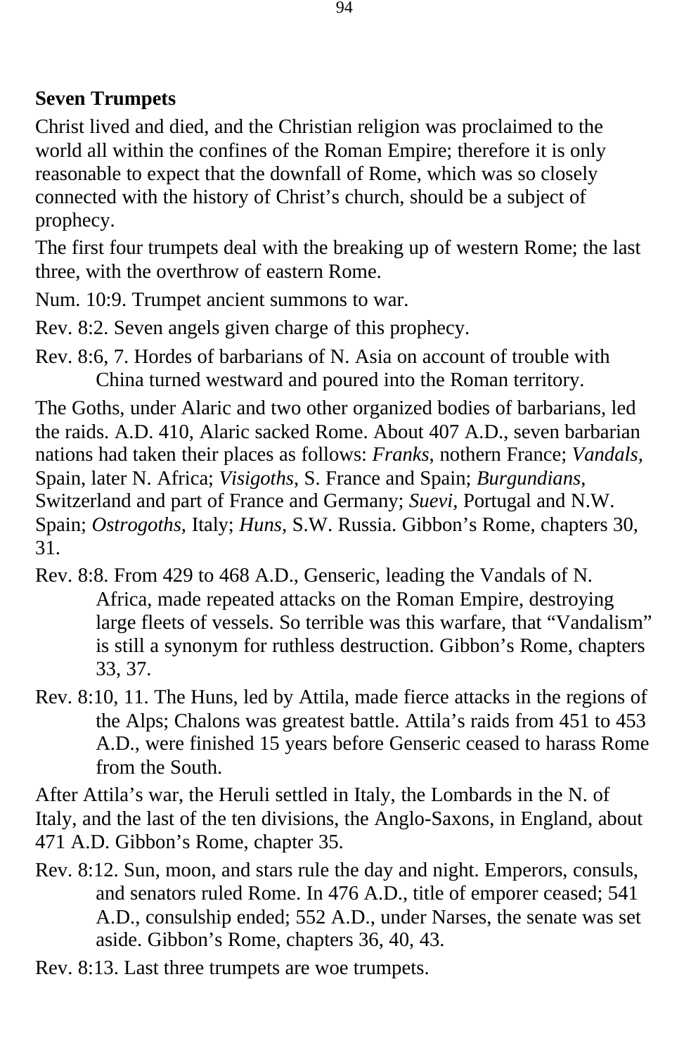**Seven Trumpets**

Christ lived and died, and the Christian religion was proclaimed to the world all within the confines of the Roman Empire; therefore it is only reasonable to expect that the downfall of Rome, which was so closely connected with the history of Christ’s church, should be a subject of prophecy.

The first four trumpets deal with the breaking up of western Rome; the last three, with the overthrow of eastern Rome.

Num. 10:9. Trumpet ancient summons to war.

Rev. 8:2. Seven angels given charge of this prophecy.

Rev. 8:6, 7. Hordes of barbarians of N. Asia on account of trouble with China turned westward and poured into the Roman territory.

The Goths, under Alaric and two other organized bodies of barbarians, led the raids. A.D. 410, Alaric sacked Rome. About 407 A.D., seven barbarian nations had taken their places as follows: *Franks*, nothern France; *Vandals*, Spain, later N. Africa; *Visigoths*, S. France and Spain; *Burgundians*, Switzerland and part of France and Germany; *Suevi*, Portugal and N.W. Spain; *Ostrogoths*, Italy; *Huns*, S.W. Russia. Gibbon’s Rome, chapters 30, 31.

Rev. 8:8. From 429 to 468 A.D., Genseric, leading the Vandals of N. Africa, made repeated attacks on the Roman Empire, destroying large fleets of vessels. So terrible was this warfare, that “Vandalism” is still a synonym for ruthless destruction. Gibbon’s Rome, chapters 33, 37.

Rev. 8:10, 11. The Huns, led by Attila, made fierce attacks in the regions of the Alps; Chalons was greatest battle. Attila’s raids from 451 to 453 A.D., were finished 15 years before Genseric ceased to harass Rome from the South.

After Attila’s war, the Heruli settled in Italy, the Lombards in the N. of Italy, and the last of the ten divisions, the Anglo-Saxons, in England, about 471 A.D. Gibbon’s Rome, chapter 35.

Rev. 8:12. Sun, moon, and stars rule the day and night. Emperors, consuls, and senators ruled Rome. In 476 A.D., title of emporer ceased; 541 A.D., consulship ended; 552 A.D., under Narses, the senate was set aside. Gibbon’s Rome, chapters 36, 40, 43.

Rev. 8:13. Last three trumpets are woe trumpets.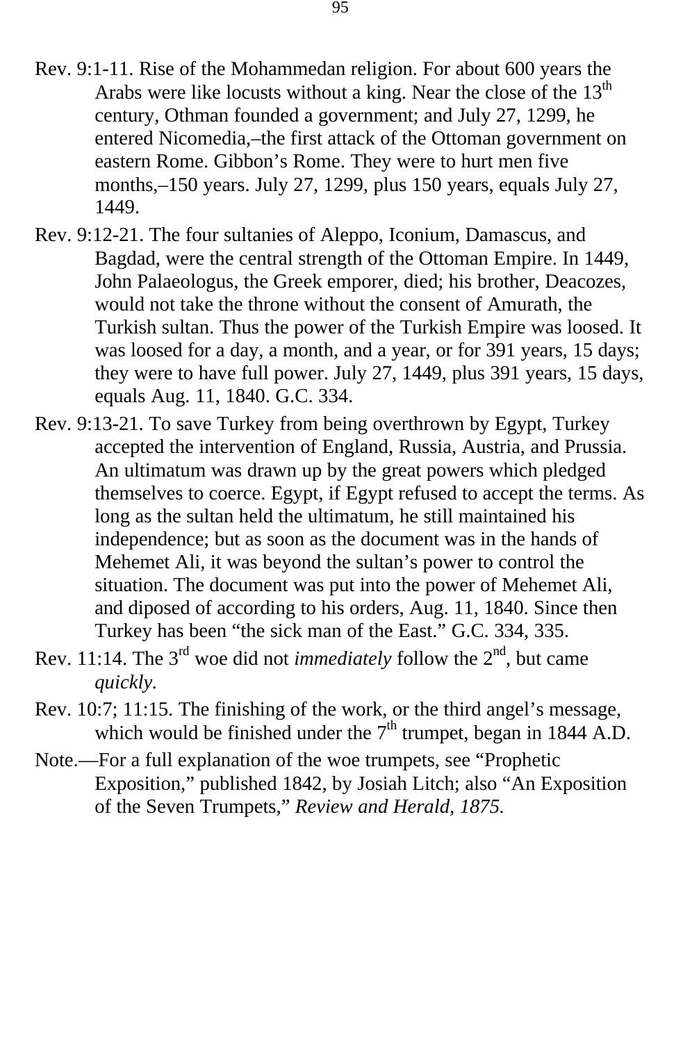Rev. 9:1-11. Rise of the Mohammedan religion. For about 600 years the Arabs were like locusts without a king. Near the close of the 13th century, Othman founded a government; and July 27, 1299, he entered Nicomedia,–the first attack of the Ottoman government on eastern Rome. Gibbon's Rome. They were to hurt men five months,–150 years. July 27, 1299, plus 150 years, equals July 27, 1449.

Rev. 9:12-21. The four sultanies of Aleppo, Iconium, Damascus, and Bagdad, were the central strength of the Ottoman Empire. In 1449, John Palaeologus, the Greek emporer, died; his brother, Deacozes, would not take the throne without the consent of Amurath, the Turkish sultan. Thus the power of the Turkish Empire was loosed. It was loosed for a day, a month, and a year, or for 391 years, 15 days; they were to have full power. July 27, 1449, plus 391 years, 15 days, equals Aug. 11, 1840. G.C. 334.

Rev. 9:13-21. To save Turkey from being overthrown by Egypt, Turkey accepted the intervention of England, Russia, Austria, and Prussia. An ultimatum was drawn up by the great powers which pledged themselves to coerce. Egypt, if Egypt refused to accept the terms. As long as the sultan held the ultimatum, he still maintained his independence; but as soon as the document was in the hands of Mehemet Ali, it was beyond the sultan's power to control the situation. The document was put into the power of Mehemet Ali, and diposed of according to his orders, Aug. 11, 1840. Since then Turkey has been "the sick man of the East." G.C. 334, 335.

Rev. 11:14. The 3rd woe did not *immediately* follow the 2nd, but came *quickly*.

Rev. 10:7; 11:15. The finishing of the work, or the third angel's message, which would be finished under the 7th trumpet, began in 1844 A.D.

Note.—For a full explanation of the woe trumpets, see "Prophetic Exposition," published 1842, by Josiah Litch; also "An Exposition of the Seven Trumpets," *Review and Herald, 1875.*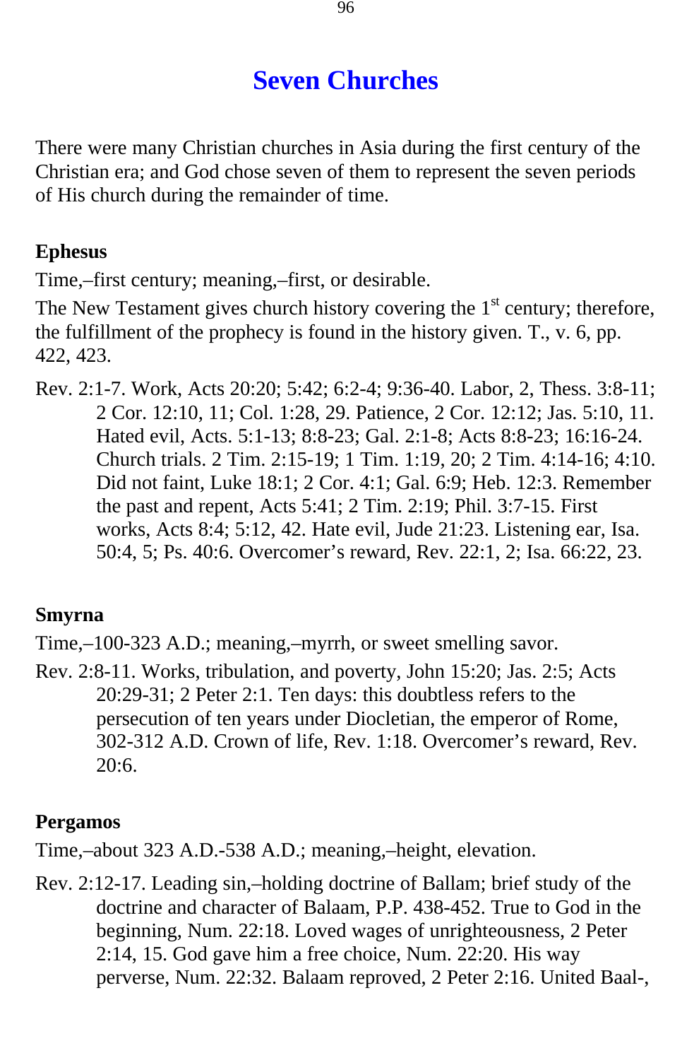# Seven Churches

There were many Christian churches in Asia during the first century of the Christian era; and God chose seven of them to represent the seven periods of His church during the remainder of time.

**Ephesus**

Time,–first century; meaning,–first, or desirable.

The New Testament gives church history covering the 1st century; therefore, the fulfillment of the prophecy is found in the history given. T., v. 6, pp. 422, 423.

Rev. 2:1-7. Work, Acts 20:20; 5:42; 6:2-4; 9:36-40. Labor, 2, Thess. 3:8-11; 2 Cor. 12:10, 11; Col. 1:28, 29. Patience, 2 Cor. 12:12; Jas. 5:10, 11. Hated evil, Acts. 5:1-13; 8:8-23; Gal. 2:1-8; Acts 8:8-23; 16:16-24. Church trials. 2 Tim. 2:15-19; 1 Tim. 1:19, 20; 2 Tim. 4:14-16; 4:10. Did not faint, Luke 18:1; 2 Cor. 4:1; Gal. 6:9; Heb. 12:3. Remember the past and repent, Acts 5:41; 2 Tim. 2:19; Phil. 3:7-15. First works, Acts 8:4; 5:12, 42. Hate evil, Jude 21:23. Listening ear, Isa. 50:4, 5; Ps. 40:6. Overcomer's reward, Rev. 22:1, 2; Isa. 66:22, 23.

**Smyrna**

Time,–100-323 A.D.; meaning,–myrrh, or sweet smelling savor.

Rev. 2:8-11. Works, tribulation, and poverty, John 15:20; Jas. 2:5; Acts 20:29-31; 2 Peter 2:1. Ten days: this doubtless refers to the persecution of ten years under Diocletian, the emperor of Rome, 302-312 A.D. Crown of life, Rev. 1:18. Overcomer's reward, Rev. 20:6.

**Pergamos**

Time,–about 323 A.D.-538 A.D.; meaning,–height, elevation.

Rev. 2:12-17. Leading sin,–holding doctrine of Ballam; brief study of the doctrine and character of Balaam, P.P. 438-452. True to God in the beginning, Num. 22:18. Loved wages of unrighteousness, 2 Peter 2:14, 15. God gave him a free choice, Num. 22:20. His way perverse, Num. 22:32. Balaam reproved, 2 Peter 2:16. United Baal-,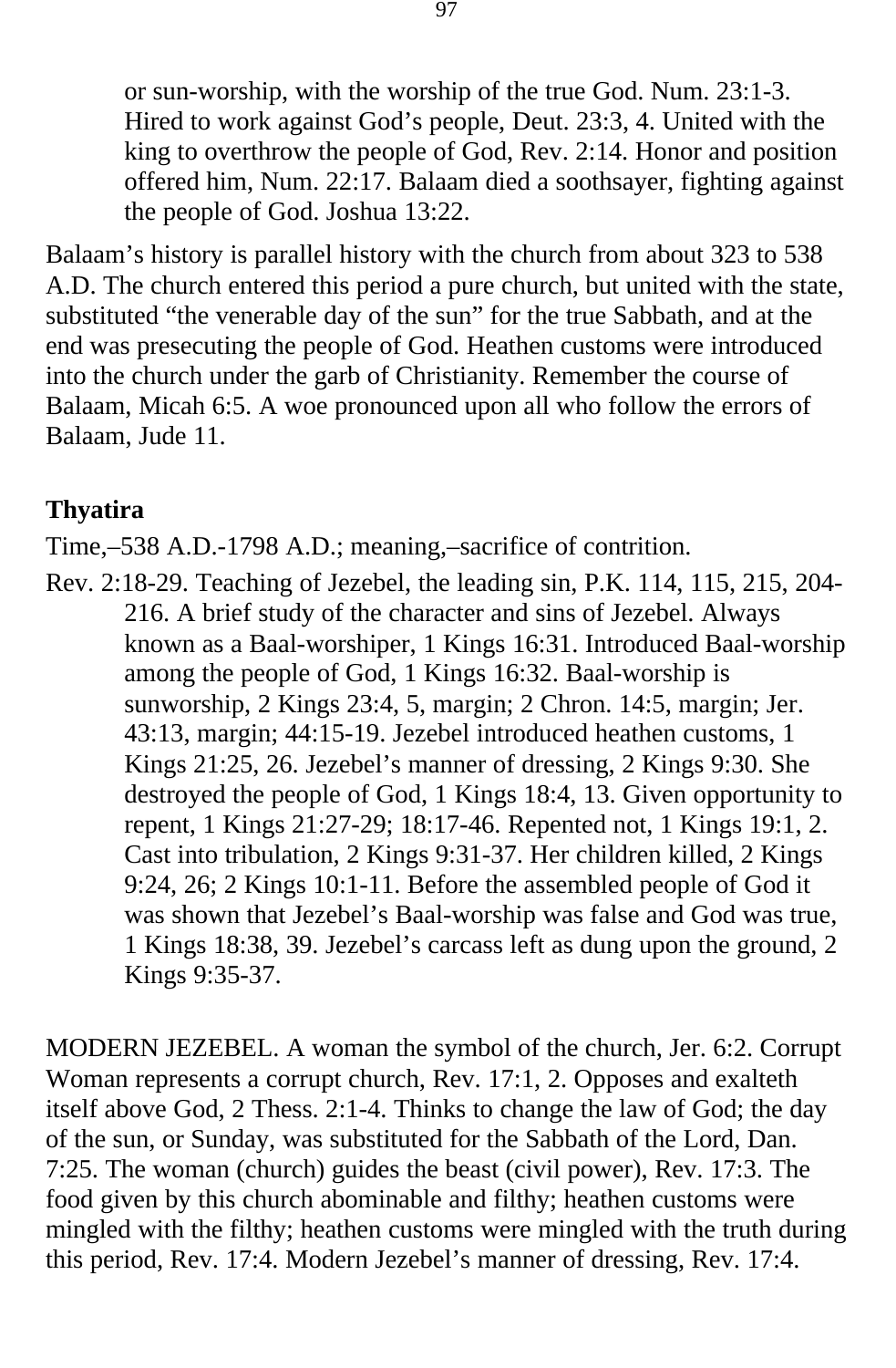or sun-worship, with the worship of the true God. Num. 23:1-3. Hired to work against God's people, Deut. 23:3, 4. United with the king to overthrow the people of God, Rev. 2:14. Honor and position offered him, Num. 22:17. Balaam died a soothsayer, fighting against the people of God. Joshua 13:22.

Balaam's history is parallel history with the church from about 323 to 538 A.D. The church entered this period a pure church, but united with the state, substituted "the venerable day of the sun" for the true Sabbath, and at the end was presecuting the people of God. Heathen customs were introduced into the church under the garb of Christianity. Remember the course of Balaam, Micah 6:5. A woe pronounced upon all who follow the errors of Balaam, Jude 11.

**Thyatira**

Time,–538 A.D.-1798 A.D.; meaning,–sacrifice of contrition.

Rev. 2:18-29. Teaching of Jezebel, the leading sin, P.K. 114, 115, 215, 204-216. A brief study of the character and sins of Jezebel. Always known as a Baal-worshiper, 1 Kings 16:31. Introduced Baal-worship among the people of God, 1 Kings 16:32. Baal-worship is sunworship, 2 Kings 23:4, 5, margin; 2 Chron. 14:5, margin; Jer. 43:13, margin; 44:15-19. Jezebel introduced heathen customs, 1 Kings 21:25, 26. Jezebel's manner of dressing, 2 Kings 9:30. She destroyed the people of God, 1 Kings 18:4, 13. Given opportunity to repent, 1 Kings 21:27-29; 18:17-46. Repented not, 1 Kings 19:1, 2. Cast into tribulation, 2 Kings 9:31-37. Her children killed, 2 Kings 9:24, 26; 2 Kings 10:1-11. Before the assembled people of God it was shown that Jezebel's Baal-worship was false and God was true, 1 Kings 18:38, 39. Jezebel's carcass left as dung upon the ground, 2 Kings 9:35-37.

MODERN JEZEBEL. A woman the symbol of the church, Jer. 6:2. Corrupt Woman represents a corrupt church, Rev. 17:1, 2. Opposes and exalteth itself above God, 2 Thess. 2:1-4. Thinks to change the law of God; the day of the sun, or Sunday, was substituted for the Sabbath of the Lord, Dan. 7:25. The woman (church) guides the beast (civil power), Rev. 17:3. The food given by this church abominable and filthy; heathen customs were mingled with the filthy; heathen customs were mingled with the truth during this period, Rev. 17:4. Modern Jezebel's manner of dressing, Rev. 17:4.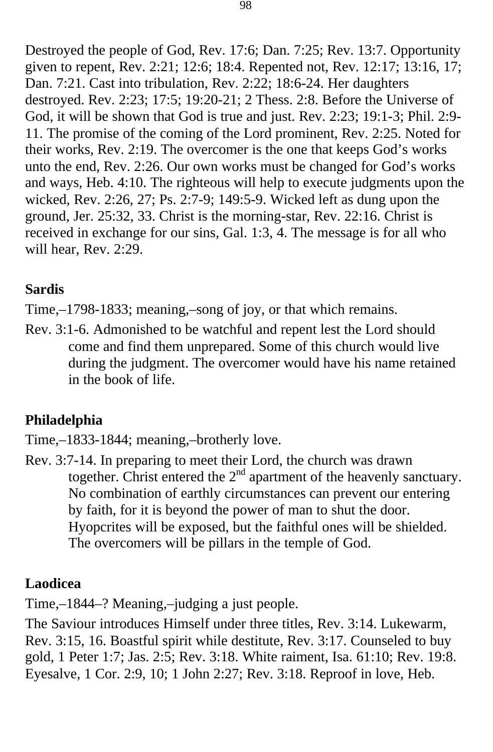Destroyed the people of God, Rev. 17:6; Dan. 7:25; Rev. 13:7. Opportunity given to repent, Rev. 2:21; 12:6; 18:4. Repented not, Rev. 12:17; 13:16, 17; Dan. 7:21. Cast into tribulation, Rev. 2:22; 18:6-24. Her daughters destroyed. Rev. 2:23; 17:5; 19:20-21; 2 Thess. 2:8. Before the Universe of God, it will be shown that God is true and just. Rev. 2:23; 19:1-3; Phil. 2:9-11. The promise of the coming of the Lord prominent, Rev. 2:25. Noted for their works, Rev. 2:19. The overcomer is the one that keeps God's works unto the end, Rev. 2:26. Our own works must be changed for God's works and ways, Heb. 4:10. The righteous will help to execute judgments upon the wicked, Rev. 2:26, 27; Ps. 2:7-9; 149:5-9. Wicked left as dung upon the ground, Jer. 25:32, 33. Christ is the morning-star, Rev. 22:16. Christ is received in exchange for our sins, Gal. 1:3, 4. The message is for all who will hear, Rev. 2:29.

**Sardis**

Time,–1798-1833; meaning,–song of joy, or that which remains.

Rev. 3:1-6. Admonished to be watchful and repent lest the Lord should come and find them unprepared. Some of this church would live during the judgment. The overcomer would have his name retained in the book of life.

**Philadelphia**

Time,–1833-1844; meaning,–brotherly love.

Rev. 3:7-14. In preparing to meet their Lord, the church was drawn together. Christ entered the 2nd apartment of the heavenly sanctuary. No combination of earthly circumstances can prevent our entering by faith, for it is beyond the power of man to shut the door. Hyopcrites will be exposed, but the faithful ones will be shielded. The overcomers will be pillars in the temple of God.

**Laodicea**

Time,–1844–? Meaning,–judging a just people.

The Saviour introduces Himself under three titles, Rev. 3:14. Lukewarm, Rev. 3:15, 16. Boastful spirit while destitute, Rev. 3:17. Counseled to buy gold, 1 Peter 1:7; Jas. 2:5; Rev. 3:18. White raiment, Isa. 61:10; Rev. 19:8. Eyesalve, 1 Cor. 2:9, 10; 1 John 2:27; Rev. 3:18. Reproof in love, Heb.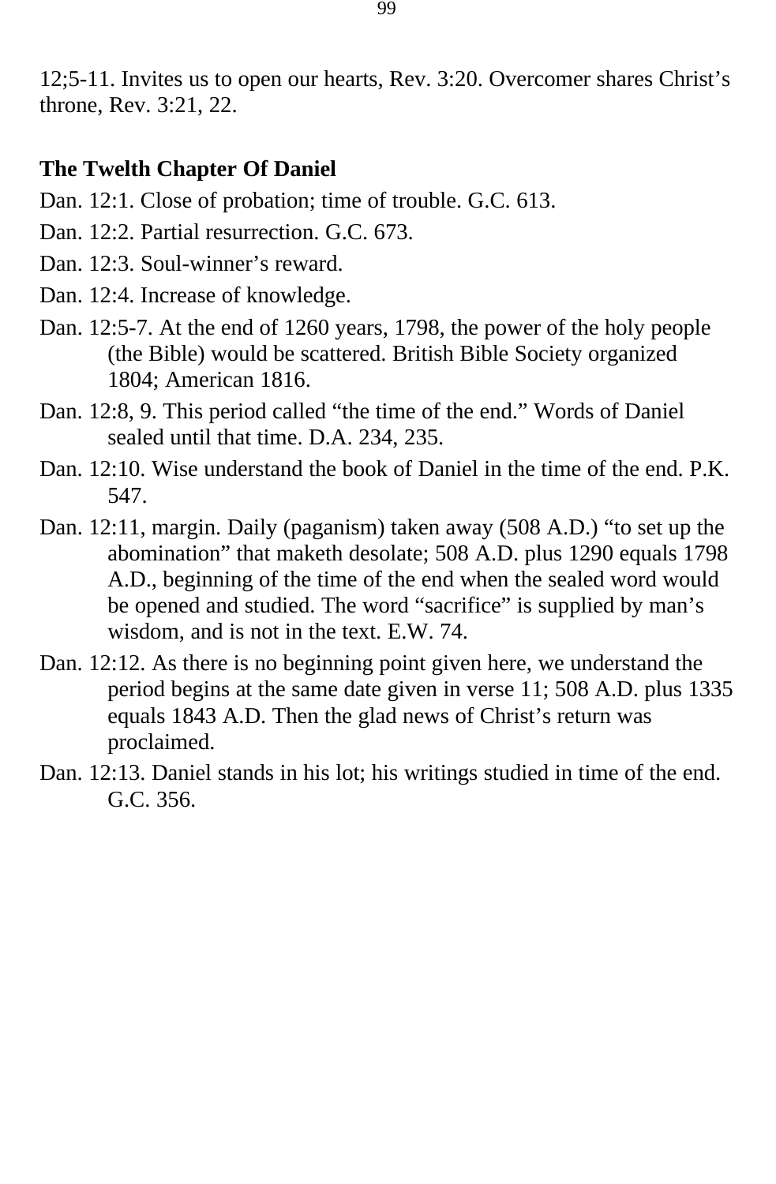12;5-11. Invites us to open our hearts, Rev. 3:20. Overcomer shares Christ's throne, Rev. 3:21, 22.

**The Twelth Chapter Of Daniel**

Dan. 12:1. Close of probation; time of trouble. G.C. 613.

Dan. 12:2. Partial resurrection. G.C. 673.

Dan. 12:3. Soul-winner's reward.

Dan. 12:4. Increase of knowledge.

Dan. 12:5-7. At the end of 1260 years, 1798, the power of the holy people (the Bible) would be scattered. British Bible Society organized 1804; American 1816.

Dan. 12:8, 9. This period called "the time of the end." Words of Daniel sealed until that time. D.A. 234, 235.

Dan. 12:10. Wise understand the book of Daniel in the time of the end. P.K. 547.

Dan. 12:11, margin. Daily (paganism) taken away (508 A.D.) "to set up the abomination" that maketh desolate; 508 A.D. plus 1290 equals 1798 A.D., beginning of the time of the end when the sealed word would be opened and studied. The word "sacrifice" is supplied by man's wisdom, and is not in the text. E.W. 74.

Dan. 12:12. As there is no beginning point given here, we understand the period begins at the same date given in verse 11; 508 A.D. plus 1335 equals 1843 A.D. Then the glad news of Christ's return was proclaimed.

Dan. 12:13. Daniel stands in his lot; his writings studied in time of the end. G.C. 356.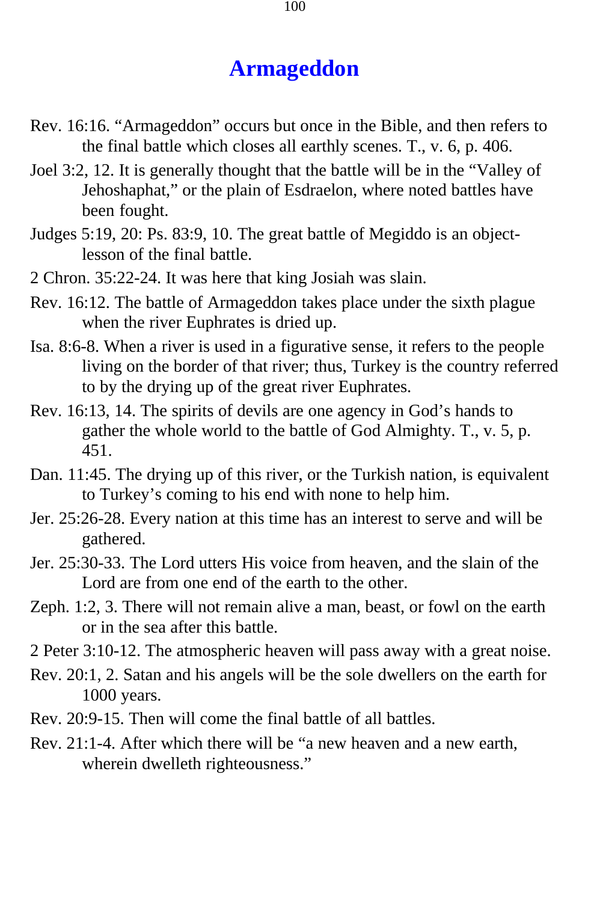# Armageddon

Rev. 16:16. “Armageddon” occurs but once in the Bible, and then refers to the final battle which closes all earthly scenes. T., v. 6, p. 406.

Joel 3:2, 12. It is generally thought that the battle will be in the “Valley of Jehoshaphat,” or the plain of Esdraelon, where noted battles have been fought.

Judges 5:19, 20: Ps. 83:9, 10. The great battle of Megiddo is an object-lesson of the final battle.

2 Chron. 35:22-24. It was here that king Josiah was slain.

Rev. 16:12. The battle of Armageddon takes place under the sixth plague when the river Euphrates is dried up.

Isa. 8:6-8. When a river is used in a figurative sense, it refers to the people living on the border of that river; thus, Turkey is the country referred to by the drying up of the great river Euphrates.

Rev. 16:13, 14. The spirits of devils are one agency in God’s hands to gather the whole world to the battle of God Almighty. T., v. 5, p. 451.

Dan. 11:45. The drying up of this river, or the Turkish nation, is equivalent to Turkey’s coming to his end with none to help him.

Jer. 25:26-28. Every nation at this time has an interest to serve and will be gathered.

Jer. 25:30-33. The Lord utters His voice from heaven, and the slain of the Lord are from one end of the earth to the other.

Zeph. 1:2, 3. There will not remain alive a man, beast, or fowl on the earth or in the sea after this battle.

2 Peter 3:10-12. The atmospheric heaven will pass away with a great noise.

Rev. 20:1, 2. Satan and his angels will be the sole dwellers on the earth for 1000 years.

Rev. 20:9-15. Then will come the final battle of all battles.

Rev. 21:1-4. After which there will be “a new heaven and a new earth, wherein dwelleth righteousness.”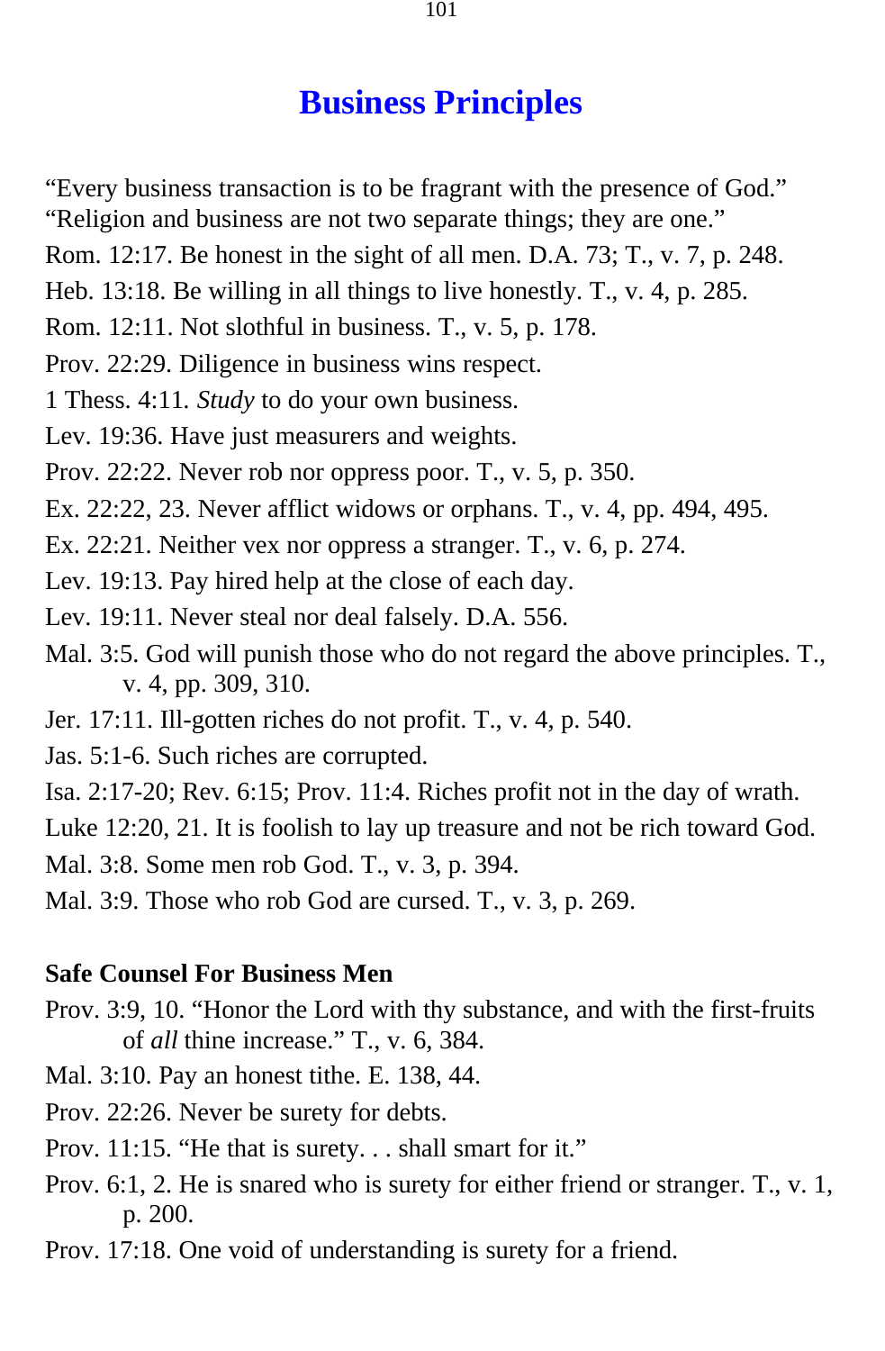# Business Principles

"Every business transaction is to be fragrant with the presence of God."
"Religion and business are not two separate things; they are one."

Rom. 12:17. Be honest in the sight of all men. D.A. 73; T., v. 7, p. 248.

Heb. 13:18. Be willing in all things to live honestly. T., v. 4, p. 285.

Rom. 12:11. Not slothful in business. T., v. 5, p. 178.

Prov. 22:29. Diligence in business wins respect.

1 Thess. 4:11. *Study* to do your own business.

Lev. 19:36. Have just measurers and weights.

Prov. 22:22. Never rob nor oppress poor. T., v. 5, p. 350.

Ex. 22:22, 23. Never afflict widows or orphans. T., v. 4, pp. 494, 495.

Ex. 22:21. Neither vex nor oppress a stranger. T., v. 6, p. 274.

Lev. 19:13. Pay hired help at the close of each day.

Lev. 19:11. Never steal nor deal falsely. D.A. 556.

Mal. 3:5. God will punish those who do not regard the above principles. T., v. 4, pp. 309, 310.

Jer. 17:11. Ill-gotten riches do not profit. T., v. 4, p. 540.

Jas. 5:1-6. Such riches are corrupted.

Isa. 2:17-20; Rev. 6:15; Prov. 11:4. Riches profit not in the day of wrath.

Luke 12:20, 21. It is foolish to lay up treasure and not be rich toward God.

Mal. 3:8. Some men rob God. T., v. 3, p. 394.

Mal. 3:9. Those who rob God are cursed. T., v. 3, p. 269.

**Safe Counsel For Business Men**

Prov. 3:9, 10. "Honor the Lord with thy substance, and with the first-fruits of *all* thine increase." T., v. 6, 384.

Mal. 3:10. Pay an honest tithe. E. 138, 44.

Prov. 22:26. Never be surety for debts.

Prov. 11:15. "He that is surety. . . shall smart for it."

Prov. 6:1, 2. He is snared who is surety for either friend or stranger. T., v. 1, p. 200.

Prov. 17:18. One void of understanding is surety for a friend.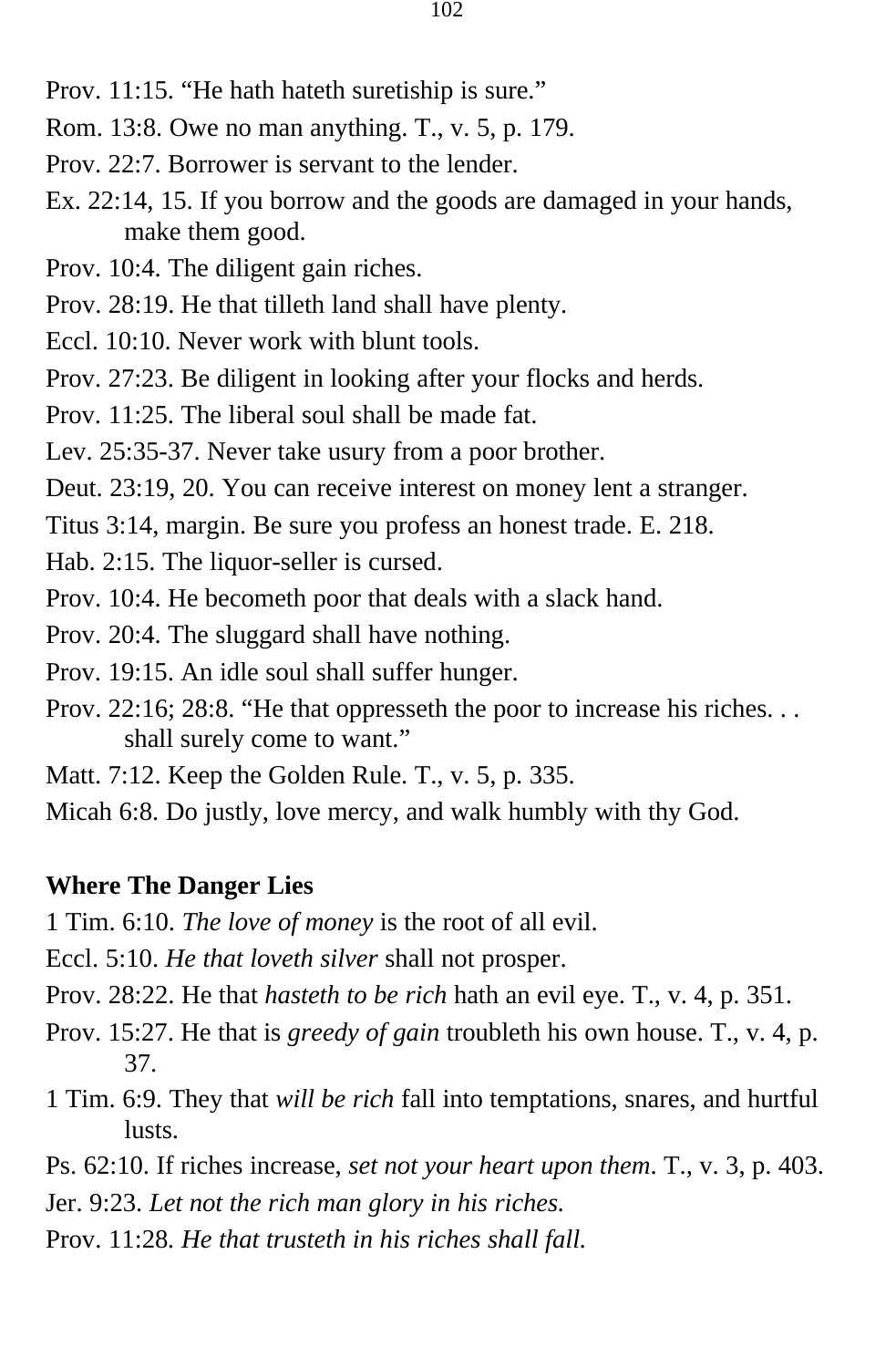Prov. 11:15. “He hath hateth suretiship is sure.”

Rom. 13:8. Owe no man anything. T., v. 5, p. 179.

Prov. 22:7. Borrower is servant to the lender.

Ex. 22:14, 15. If you borrow and the goods are damaged in your hands, make them good.

Prov. 10:4. The diligent gain riches.

Prov. 28:19. He that tilleth land shall have plenty.

Eccl. 10:10. Never work with blunt tools.

Prov. 27:23. Be diligent in looking after your flocks and herds.

Prov. 11:25. The liberal soul shall be made fat.

Lev. 25:35-37. Never take usury from a poor brother.

Deut. 23:19, 20. You can receive interest on money lent a stranger.

Titus 3:14, margin. Be sure you profess an honest trade. E. 218.

Hab. 2:15. The liquor-seller is cursed.

Prov. 10:4. He becometh poor that deals with a slack hand.

Prov. 20:4. The sluggard shall have nothing.

Prov. 19:15. An idle soul shall suffer hunger.

Prov. 22:16; 28:8. “He that oppresseth the poor to increase his riches. . . shall surely come to want.”

Matt. 7:12. Keep the Golden Rule. T., v. 5, p. 335.

Micah 6:8. Do justly, love mercy, and walk humbly with thy God.

**Where The Danger Lies**

1 Tim. 6:10. *The love of money* is the root of all evil.

Eccl. 5:10. *He that loveth silver* shall not prosper.

Prov. 28:22. He that *hasteth to be rich* hath an evil eye. T., v. 4, p. 351.

Prov. 15:27. He that is *greedy of gain* troubleth his own house. T., v. 4, p. 37.

1 Tim. 6:9. They that *will be rich* fall into temptations, snares, and hurtful lusts.

Ps. 62:10. If riches increase, *set not your heart upon them*. T., v. 3, p. 403.

Jer. 9:23. *Let not the rich man glory in his riches.*

Prov. 11:28. *He that trusteth in his riches shall fall.*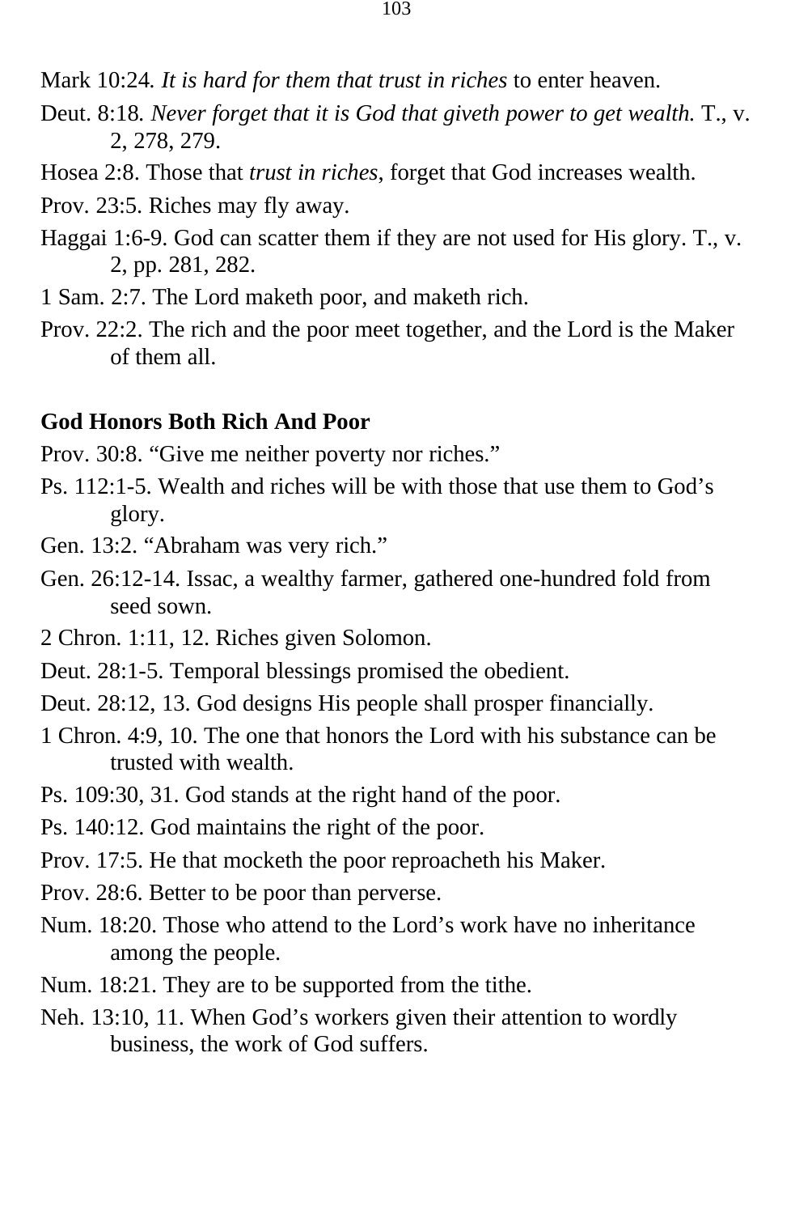Mark 10:24. *It is hard for them that trust in riches* to enter heaven.

Deut. 8:18. *Never forget that it is God that giveth power to get wealth.* T., v. 2, 278, 279.

Hosea 2:8. Those that *trust in riches*, forget that God increases wealth.

Prov. 23:5. Riches may fly away.

Haggai 1:6-9. God can scatter them if they are not used for His glory. T., v. 2, pp. 281, 282.

1 Sam. 2:7. The Lord maketh poor, and maketh rich.

Prov. 22:2. The rich and the poor meet together, and the Lord is the Maker of them all.

**God Honors Both Rich And Poor**

Prov. 30:8. “Give me neither poverty nor riches.”

Ps. 112:1-5. Wealth and riches will be with those that use them to God’s glory.

Gen. 13:2. “Abraham was very rich.”

Gen. 26:12-14. Issac, a wealthy farmer, gathered one-hundred fold from seed sown.

2 Chron. 1:11, 12. Riches given Solomon.

Deut. 28:1-5. Temporal blessings promised the obedient.

Deut. 28:12, 13. God designs His people shall prosper financially.

1 Chron. 4:9, 10. The one that honors the Lord with his substance can be trusted with wealth.

Ps. 109:30, 31. God stands at the right hand of the poor.

Ps. 140:12. God maintains the right of the poor.

Prov. 17:5. He that mocketh the poor reproacheth his Maker.

Prov. 28:6. Better to be poor than perverse.

Num. 18:20. Those who attend to the Lord’s work have no inheritance among the people.

Num. 18:21. They are to be supported from the tithe.

Neh. 13:10, 11. When God’s workers given their attention to wordly business, the work of God suffers.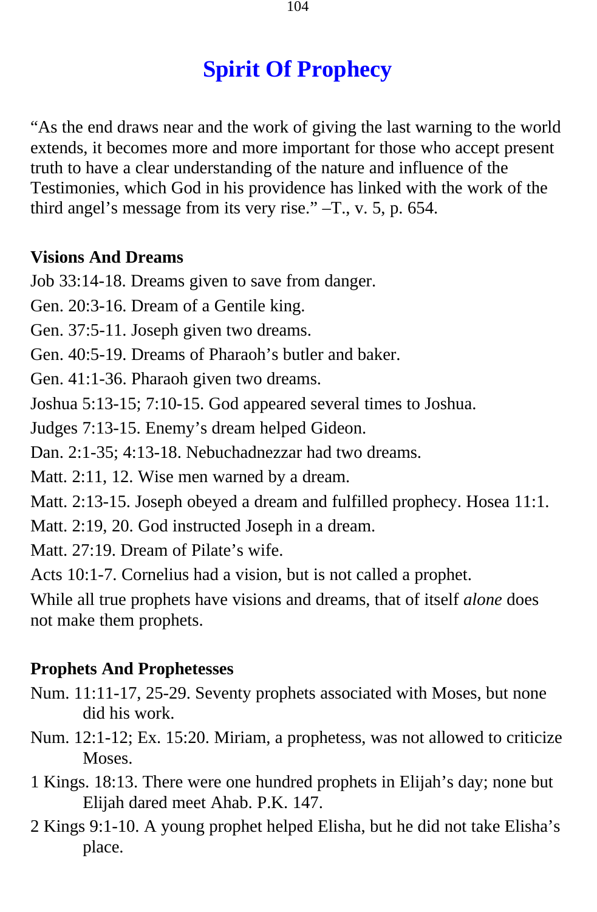# Spirit Of Prophecy

"As the end draws near and the work of giving the last warning to the world extends, it becomes more and more important for those who accept present truth to have a clear understanding of the nature and influence of the Testimonies, which God in his providence has linked with the work of the third angel's message from its very rise." –T., v. 5, p. 654.

### Visions And Dreams

Job 33:14-18. Dreams given to save from danger.

Gen. 20:3-16. Dream of a Gentile king.

Gen. 37:5-11. Joseph given two dreams.

Gen. 40:5-19. Dreams of Pharaoh's butler and baker.

Gen. 41:1-36. Pharaoh given two dreams.

Joshua 5:13-15; 7:10-15. God appeared several times to Joshua.

Judges 7:13-15. Enemy's dream helped Gideon.

Dan. 2:1-35; 4:13-18. Nebuchadnezzar had two dreams.

Matt. 2:11, 12. Wise men warned by a dream.

Matt. 2:13-15. Joseph obeyed a dream and fulfilled prophecy. Hosea 11:1.

Matt. 2:19, 20. God instructed Joseph in a dream.

Matt. 27:19. Dream of Pilate's wife.

Acts 10:1-7. Cornelius had a vision, but is not called a prophet.

While all true prophets have visions and dreams, that of itself *alone* does not make them prophets.

### Prophets And Prophetesses

Num. 11:11-17, 25-29. Seventy prophets associated with Moses, but none did his work.

Num. 12:1-12; Ex. 15:20. Miriam, a prophetess, was not allowed to criticize Moses.

1 Kings. 18:13. There were one hundred prophets in Elijah's day; none but Elijah dared meet Ahab. P.K. 147.

2 Kings 9:1-10. A young prophet helped Elisha, but he did not take Elisha's place.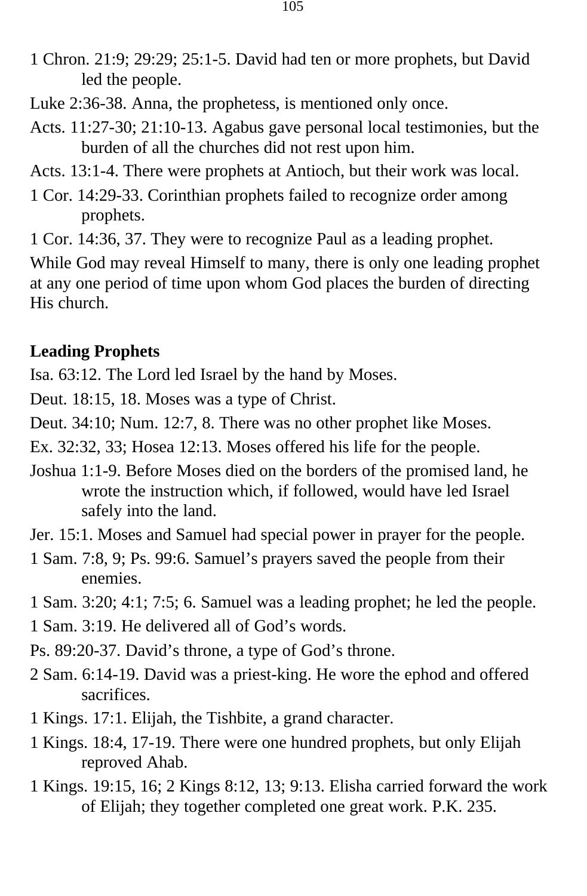1 Chron. 21:9; 29:29; 25:1-5. David had ten or more prophets, but David led the people.

Luke 2:36-38. Anna, the prophetess, is mentioned only once.

Acts. 11:27-30; 21:10-13. Agabus gave personal local testimonies, but the burden of all the churches did not rest upon him.

Acts. 13:1-4. There were prophets at Antioch, but their work was local.

1 Cor. 14:29-33. Corinthian prophets failed to recognize order among prophets.

1 Cor. 14:36, 37. They were to recognize Paul as a leading prophet.

While God may reveal Himself to many, there is only one leading prophet at any one period of time upon whom God places the burden of directing His church.

**Leading Prophets**

Isa. 63:12. The Lord led Israel by the hand by Moses.

Deut. 18:15, 18. Moses was a type of Christ.

Deut. 34:10; Num. 12:7, 8. There was no other prophet like Moses.

Ex. 32:32, 33; Hosea 12:13. Moses offered his life for the people.

Joshua 1:1-9. Before Moses died on the borders of the promised land, he wrote the instruction which, if followed, would have led Israel safely into the land.

Jer. 15:1. Moses and Samuel had special power in prayer for the people.

1 Sam. 7:8, 9; Ps. 99:6. Samuel's prayers saved the people from their enemies.

1 Sam. 3:20; 4:1; 7:5; 6. Samuel was a leading prophet; he led the people.

1 Sam. 3:19. He delivered all of God's words.

Ps. 89:20-37. David's throne, a type of God's throne.

2 Sam. 6:14-19. David was a priest-king. He wore the ephod and offered sacrifices.

1 Kings. 17:1. Elijah, the Tishbite, a grand character.

1 Kings. 18:4, 17-19. There were one hundred prophets, but only Elijah reproved Ahab.

1 Kings. 19:15, 16; 2 Kings 8:12, 13; 9:13. Elisha carried forward the work of Elijah; they together completed one great work. P.K. 235.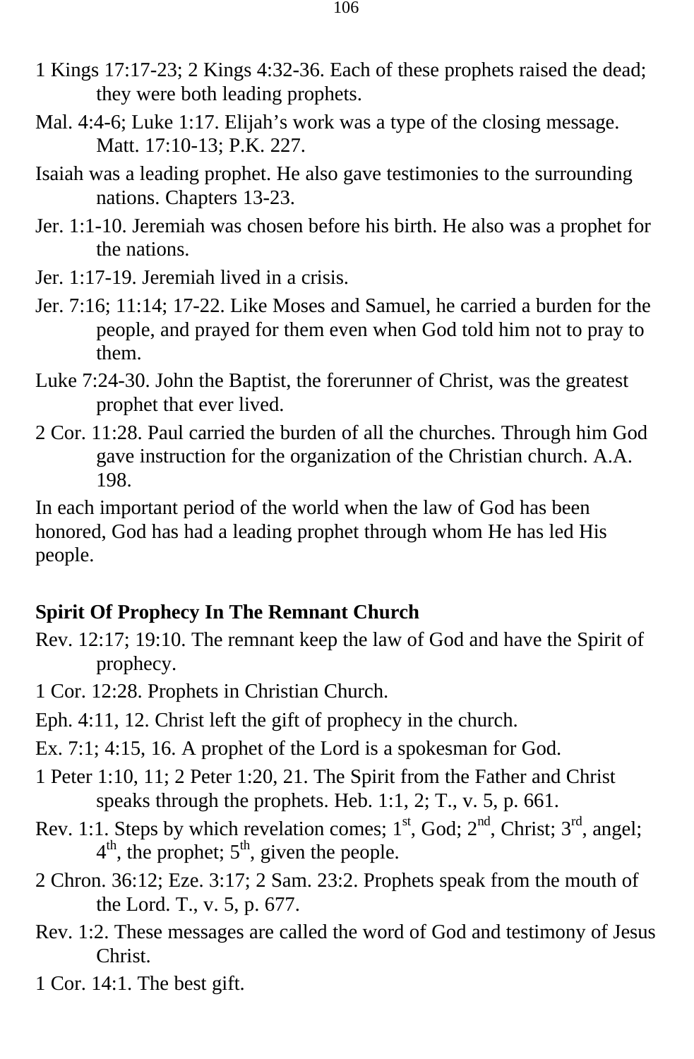1 Kings 17:17-23; 2 Kings 4:32-36. Each of these prophets raised the dead; they were both leading prophets.

Mal. 4:4-6; Luke 1:17. Elijah's work was a type of the closing message. Matt. 17:10-13; P.K. 227.

Isaiah was a leading prophet. He also gave testimonies to the surrounding nations. Chapters 13-23.

Jer. 1:1-10. Jeremiah was chosen before his birth. He also was a prophet for the nations.

Jer. 1:17-19. Jeremiah lived in a crisis.

Jer. 7:16; 11:14; 17-22. Like Moses and Samuel, he carried a burden for the people, and prayed for them even when God told him not to pray to them.

Luke 7:24-30. John the Baptist, the forerunner of Christ, was the greatest prophet that ever lived.

2 Cor. 11:28. Paul carried the burden of all the churches. Through him God gave instruction for the organization of the Christian church. A.A. 198.

In each important period of the world when the law of God has been honored, God has had a leading prophet through whom He has led His people.

**Spirit Of Prophecy In The Remnant Church**

Rev. 12:17; 19:10. The remnant keep the law of God and have the Spirit of prophecy.

1 Cor. 12:28. Prophets in Christian Church.

Eph. 4:11, 12. Christ left the gift of prophecy in the church.

Ex. 7:1; 4:15, 16. A prophet of the Lord is a spokesman for God.

1 Peter 1:10, 11; 2 Peter 1:20, 21. The Spirit from the Father and Christ speaks through the prophets. Heb. 1:1, 2; T., v. 5, p. 661.

Rev. 1:1. Steps by which revelation comes; 1st, God; 2nd, Christ; 3rd, angel; 4th, the prophet; 5th, given the people.

2 Chron. 36:12; Eze. 3:17; 2 Sam. 23:2. Prophets speak from the mouth of the Lord. T., v. 5, p. 677.

Rev. 1:2. These messages are called the word of God and testimony of Jesus Christ.

1 Cor. 14:1. The best gift.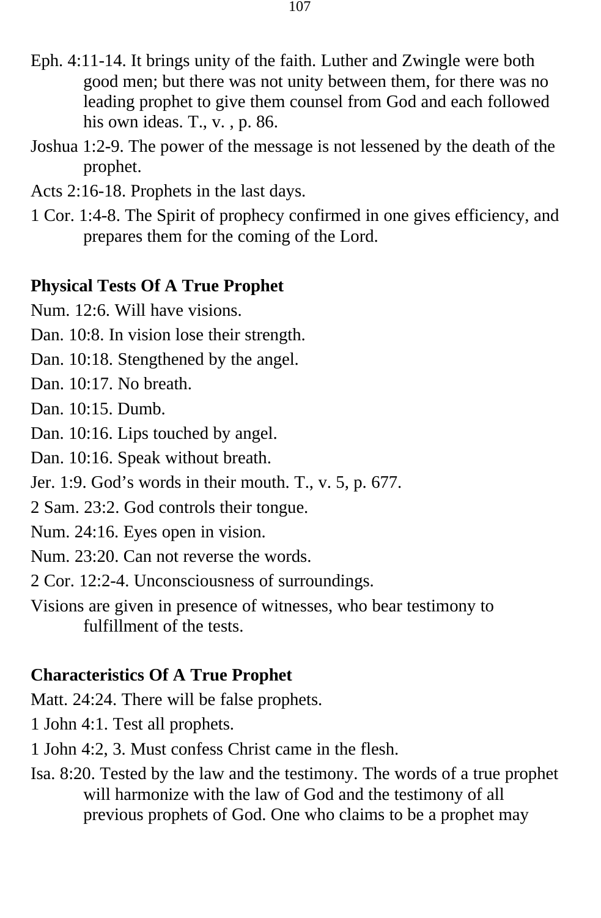Eph. 4:11-14. It brings unity of the faith. Luther and Zwingle were both good men; but there was not unity between them, for there was no leading prophet to give them counsel from God and each followed his own ideas. T., v. , p. 86.

Joshua 1:2-9. The power of the message is not lessened by the death of the prophet.

Acts 2:16-18. Prophets in the last days.

1 Cor. 1:4-8. The Spirit of prophecy confirmed in one gives efficiency, and prepares them for the coming of the Lord.

**Physical Tests Of A True Prophet**

Num. 12:6. Will have visions.

Dan. 10:8. In vision lose their strength.

Dan. 10:18. Stengthened by the angel.

Dan. 10:17. No breath.

Dan. 10:15. Dumb.

Dan. 10:16. Lips touched by angel.

Dan. 10:16. Speak without breath.

Jer. 1:9. God’s words in their mouth. T., v. 5, p. 677.

2 Sam. 23:2. God controls their tongue.

Num. 24:16. Eyes open in vision.

Num. 23:20. Can not reverse the words.

2 Cor. 12:2-4. Unconsciousness of surroundings.

Visions are given in presence of witnesses, who bear testimony to fulfillment of the tests.

**Characteristics Of A True Prophet**

Matt. 24:24. There will be false prophets.

1 John 4:1. Test all prophets.

1 John 4:2, 3. Must confess Christ came in the flesh.

Isa. 8:20. Tested by the law and the testimony. The words of a true prophet will harmonize with the law of God and the testimony of all previous prophets of God. One who claims to be a prophet may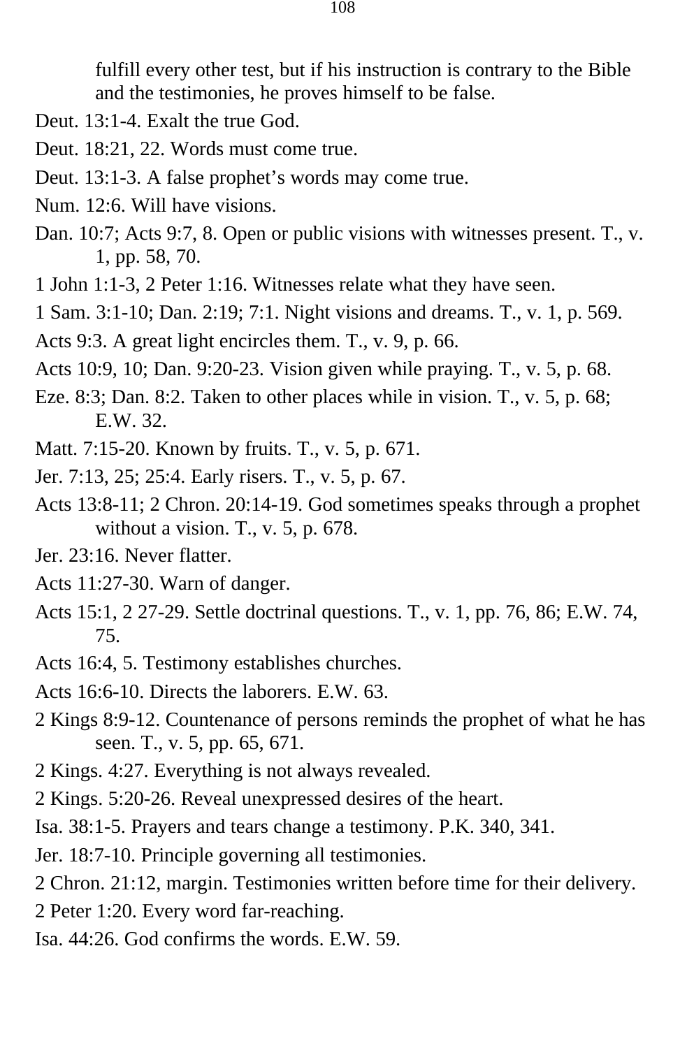fulfill every other test, but if his instruction is contrary to the Bible and the testimonies, he proves himself to be false.

Deut. 13:1-4. Exalt the true God.

Deut. 18:21, 22. Words must come true.

Deut. 13:1-3. A false prophet’s words may come true.

Num. 12:6. Will have visions.

Dan. 10:7; Acts 9:7, 8. Open or public visions with witnesses present. T., v. 1, pp. 58, 70.

1 John 1:1-3, 2 Peter 1:16. Witnesses relate what they have seen.

1 Sam. 3:1-10; Dan. 2:19; 7:1. Night visions and dreams. T., v. 1, p. 569.

Acts 9:3. A great light encircles them. T., v. 9, p. 66.

Acts 10:9, 10; Dan. 9:20-23. Vision given while praying. T., v. 5, p. 68.

Eze. 8:3; Dan. 8:2. Taken to other places while in vision. T., v. 5, p. 68; E.W. 32.

Matt. 7:15-20. Known by fruits. T., v. 5, p. 671.

Jer. 7:13, 25; 25:4. Early risers. T., v. 5, p. 67.

Acts 13:8-11; 2 Chron. 20:14-19. God sometimes speaks through a prophet without a vision. T., v. 5, p. 678.

Jer. 23:16. Never flatter.

Acts 11:27-30. Warn of danger.

Acts 15:1, 2 27-29. Settle doctrinal questions. T., v. 1, pp. 76, 86; E.W. 74, 75.

Acts 16:4, 5. Testimony establishes churches.

Acts 16:6-10. Directs the laborers. E.W. 63.

2 Kings 8:9-12. Countenance of persons reminds the prophet of what he has seen. T., v. 5, pp. 65, 671.

2 Kings. 4:27. Everything is not always revealed.

2 Kings. 5:20-26. Reveal unexpressed desires of the heart.

Isa. 38:1-5. Prayers and tears change a testimony. P.K. 340, 341.

Jer. 18:7-10. Principle governing all testimonies.

2 Chron. 21:12, margin. Testimonies written before time for their delivery.

2 Peter 1:20. Every word far-reaching.

Isa. 44:26. God confirms the words. E.W. 59.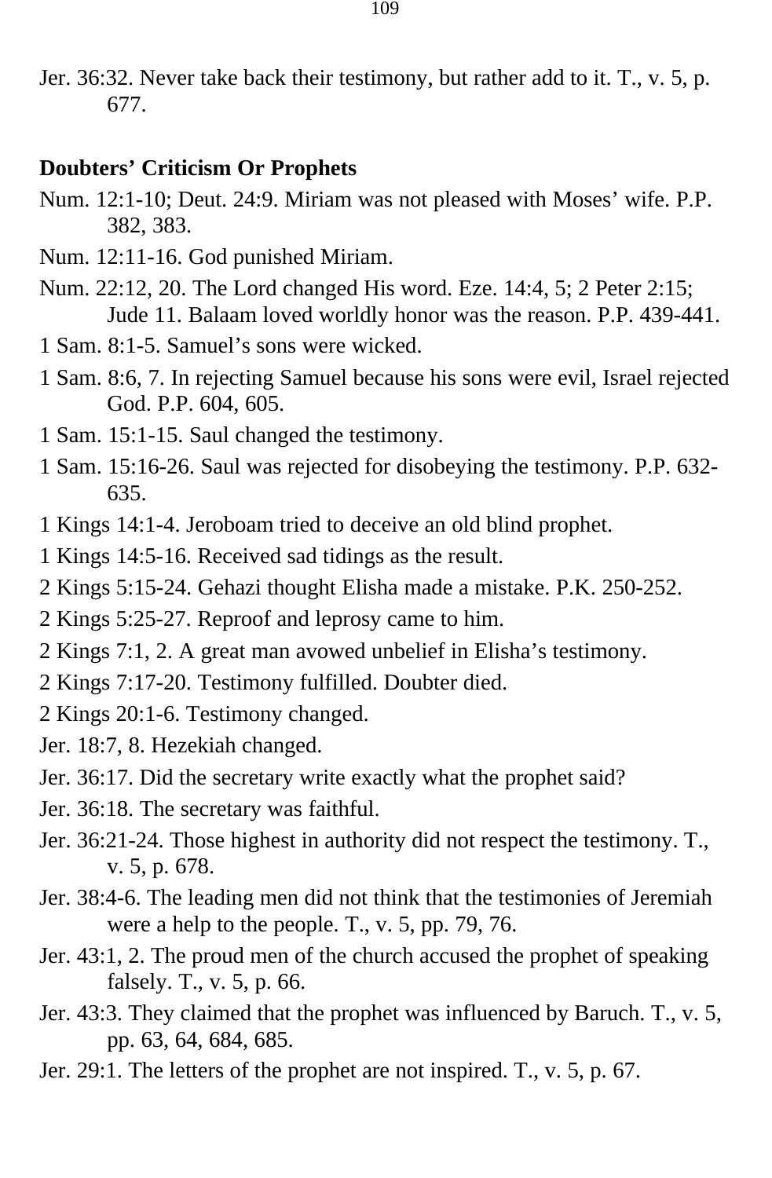Jer. 36:32. Never take back their testimony, but rather add to it. T., v. 5, p. 677.

**Doubters' Criticism Or Prophets**

Num. 12:1-10; Deut. 24:9. Miriam was not pleased with Moses' wife. P.P. 382, 383.

Num. 12:11-16. God punished Miriam.

Num. 22:12, 20. The Lord changed His word. Eze. 14:4, 5; 2 Peter 2:15; Jude 11. Balaam loved worldly honor was the reason. P.P. 439-441.

1 Sam. 8:1-5. Samuel's sons were wicked.

1 Sam. 8:6, 7. In rejecting Samuel because his sons were evil, Israel rejected God. P.P. 604, 605.

1 Sam. 15:1-15. Saul changed the testimony.

1 Sam. 15:16-26. Saul was rejected for disobeying the testimony. P.P. 632-635.

1 Kings 14:1-4. Jeroboam tried to deceive an old blind prophet.

1 Kings 14:5-16. Received sad tidings as the result.

2 Kings 5:15-24. Gehazi thought Elisha made a mistake. P.K. 250-252.

2 Kings 5:25-27. Reproof and leprosy came to him.

2 Kings 7:1, 2. A great man avowed unbelief in Elisha's testimony.

2 Kings 7:17-20. Testimony fulfilled. Doubter died.

2 Kings 20:1-6. Testimony changed.

Jer. 18:7, 8. Hezekiah changed.

Jer. 36:17. Did the secretary write exactly what the prophet said?

Jer. 36:18. The secretary was faithful.

Jer. 36:21-24. Those highest in authority did not respect the testimony. T., v. 5, p. 678.

Jer. 38:4-6. The leading men did not think that the testimonies of Jeremiah were a help to the people. T., v. 5, pp. 79, 76.

Jer. 43:1, 2. The proud men of the church accused the prophet of speaking falsely. T., v. 5, p. 66.

Jer. 43:3. They claimed that the prophet was influenced by Baruch. T., v. 5, pp. 63, 64, 684, 685.

Jer. 29:1. The letters of the prophet are not inspired. T., v. 5, p. 67.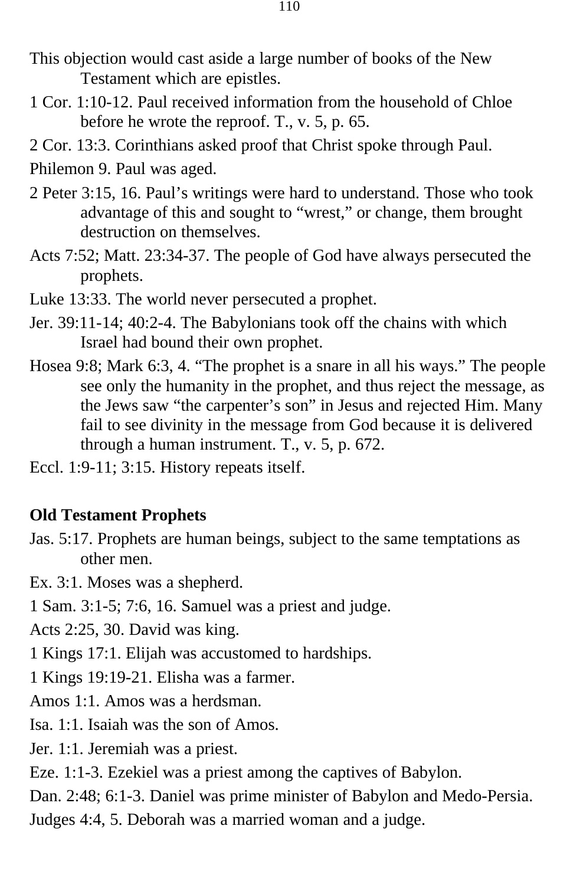This objection would cast aside a large number of books of the New Testament which are epistles.

1 Cor. 1:10-12. Paul received information from the household of Chloe before he wrote the reproof. T., v. 5, p. 65.

2 Cor. 13:3. Corinthians asked proof that Christ spoke through Paul.

Philemon 9. Paul was aged.

2 Peter 3:15, 16. Paul's writings were hard to understand. Those who took advantage of this and sought to "wrest," or change, them brought destruction on themselves.

Acts 7:52; Matt. 23:34-37. The people of God have always persecuted the prophets.

Luke 13:33. The world never persecuted a prophet.

Jer. 39:11-14; 40:2-4. The Babylonians took off the chains with which Israel had bound their own prophet.

Hosea 9:8; Mark 6:3, 4. "The prophet is a snare in all his ways." The people see only the humanity in the prophet, and thus reject the message, as the Jews saw "the carpenter's son" in Jesus and rejected Him. Many fail to see divinity in the message from God because it is delivered through a human instrument. T., v. 5, p. 672.

Eccl. 1:9-11; 3:15. History repeats itself.

**Old Testament Prophets**

Jas. 5:17. Prophets are human beings, subject to the same temptations as other men.

Ex. 3:1. Moses was a shepherd.

1 Sam. 3:1-5; 7:6, 16. Samuel was a priest and judge.

Acts 2:25, 30. David was king.

1 Kings 17:1. Elijah was accustomed to hardships.

1 Kings 19:19-21. Elisha was a farmer.

Amos 1:1. Amos was a herdsman.

Isa. 1:1. Isaiah was the son of Amos.

Jer. 1:1. Jeremiah was a priest.

Eze. 1:1-3. Ezekiel was a priest among the captives of Babylon.

Dan. 2:48; 6:1-3. Daniel was prime minister of Babylon and Medo-Persia.

Judges 4:4, 5. Deborah was a married woman and a judge.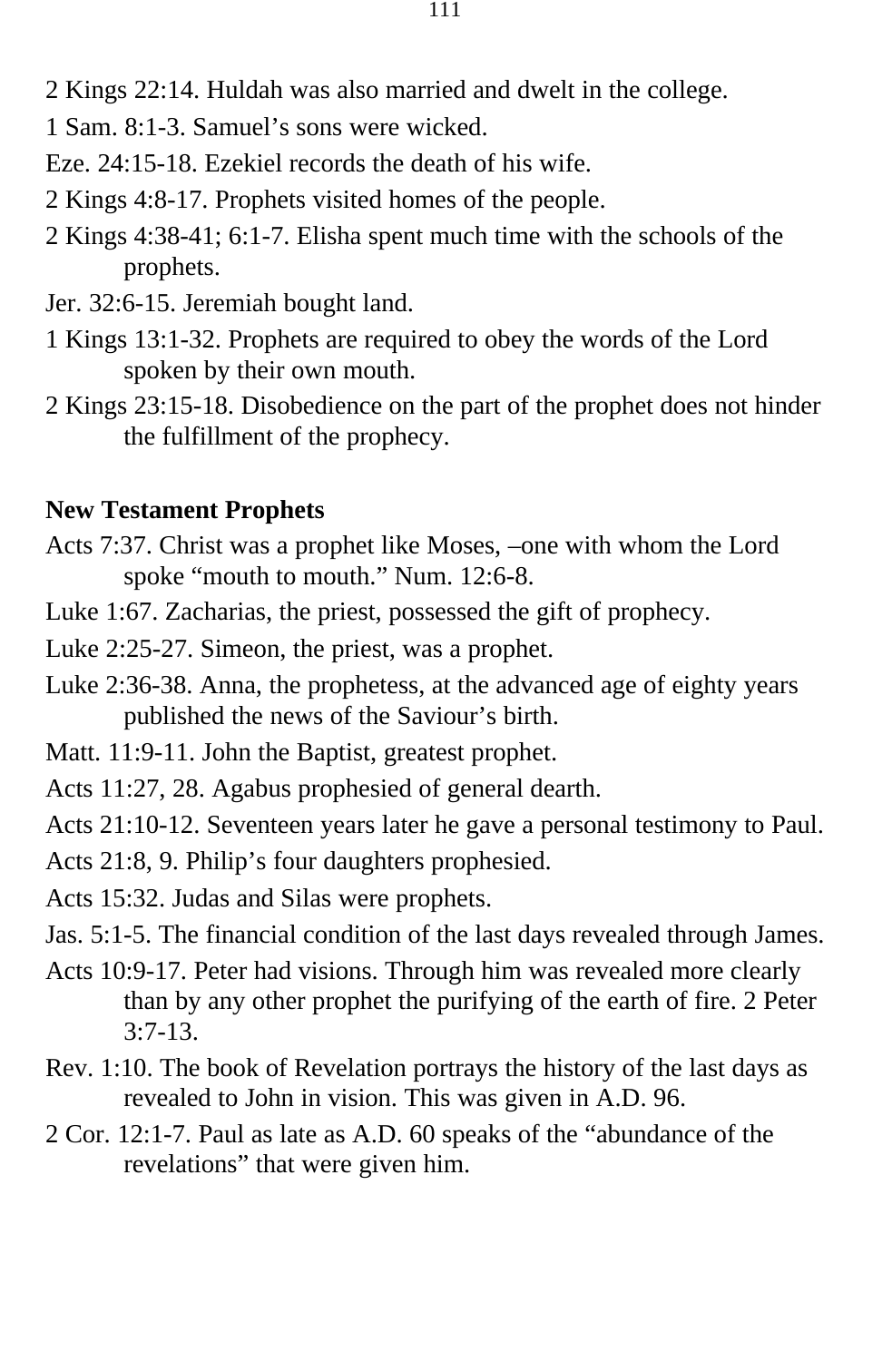2 Kings 22:14. Huldah was also married and dwelt in the college.

1 Sam. 8:1-3. Samuel's sons were wicked.

Eze. 24:15-18. Ezekiel records the death of his wife.

2 Kings 4:8-17. Prophets visited homes of the people.

2 Kings 4:38-41; 6:1-7. Elisha spent much time with the schools of the prophets.

Jer. 32:6-15. Jeremiah bought land.

1 Kings 13:1-32. Prophets are required to obey the words of the Lord spoken by their own mouth.

2 Kings 23:15-18. Disobedience on the part of the prophet does not hinder the fulfillment of the prophecy.

**New Testament Prophets**

Acts 7:37. Christ was a prophet like Moses, –one with whom the Lord spoke "mouth to mouth." Num. 12:6-8.

Luke 1:67. Zacharias, the priest, possessed the gift of prophecy.

Luke 2:25-27. Simeon, the priest, was a prophet.

Luke 2:36-38. Anna, the prophetess, at the advanced age of eighty years published the news of the Saviour's birth.

Matt. 11:9-11. John the Baptist, greatest prophet.

Acts 11:27, 28. Agabus prophesied of general dearth.

Acts 21:10-12. Seventeen years later he gave a personal testimony to Paul.

Acts 21:8, 9. Philip's four daughters prophesied.

Acts 15:32. Judas and Silas were prophets.

Jas. 5:1-5. The financial condition of the last days revealed through James.

Acts 10:9-17. Peter had visions. Through him was revealed more clearly than by any other prophet the purifying of the earth of fire. 2 Peter 3:7-13.

Rev. 1:10. The book of Revelation portrays the history of the last days as revealed to John in vision. This was given in A.D. 96.

2 Cor. 12:1-7. Paul as late as A.D. 60 speaks of the "abundance of the revelations" that were given him.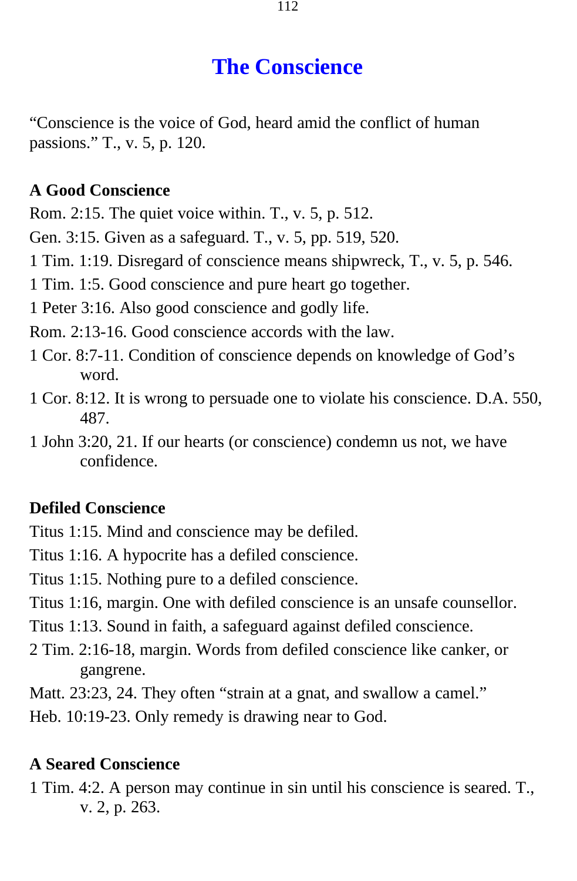# The Conscience

"Conscience is the voice of God, heard amid the conflict of human passions." T., v. 5, p. 120.

### A Good Conscience

Rom. 2:15. The quiet voice within. T., v. 5, p. 512.

Gen. 3:15. Given as a safeguard. T., v. 5, pp. 519, 520.

1 Tim. 1:19. Disregard of conscience means shipwreck, T., v. 5, p. 546.

1 Tim. 1:5. Good conscience and pure heart go together.

1 Peter 3:16. Also good conscience and godly life.

Rom. 2:13-16. Good conscience accords with the law.

1 Cor. 8:7-11. Condition of conscience depends on knowledge of God's word.

1 Cor. 8:12. It is wrong to persuade one to violate his conscience. D.A. 550, 487.

1 John 3:20, 21. If our hearts (or conscience) condemn us not, we have confidence.

### Defiled Conscience

Titus 1:15. Mind and conscience may be defiled.

Titus 1:16. A hypocrite has a defiled conscience.

Titus 1:15. Nothing pure to a defiled conscience.

Titus 1:16, margin. One with defiled conscience is an unsafe counsellor.

Titus 1:13. Sound in faith, a safeguard against defiled conscience.

2 Tim. 2:16-18, margin. Words from defiled conscience like canker, or gangrene.

Matt. 23:23, 24. They often "strain at a gnat, and swallow a camel."

Heb. 10:19-23. Only remedy is drawing near to God.

### A Seared Conscience

1 Tim. 4:2. A person may continue in sin until his conscience is seared. T., v. 2, p. 263.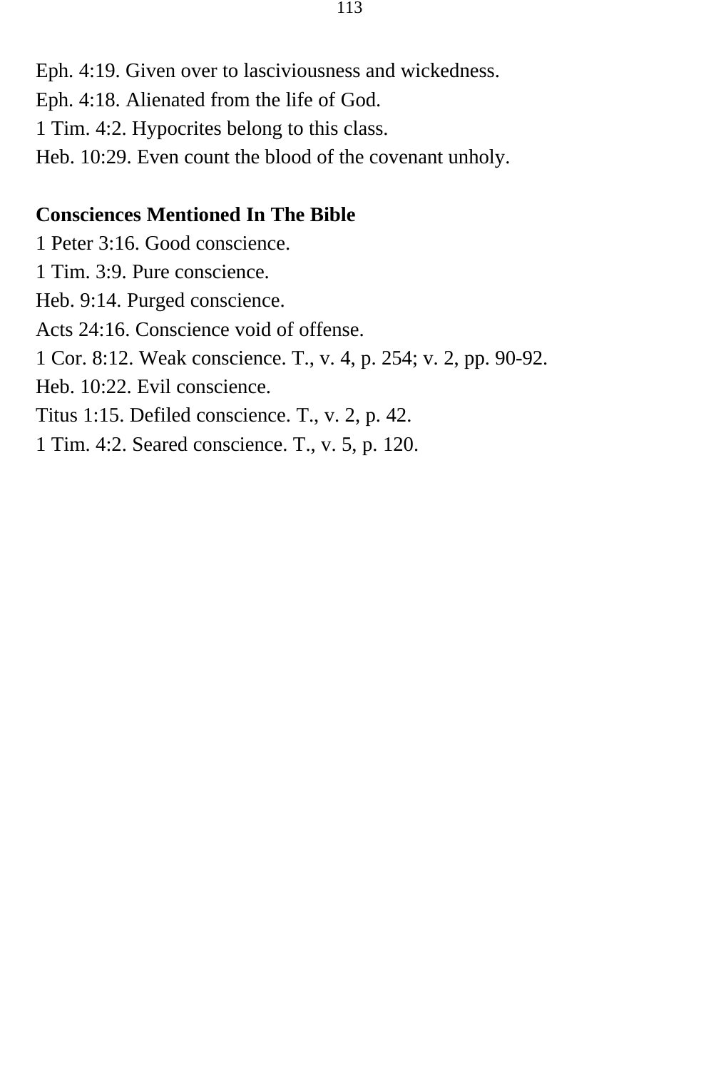Eph. 4:19. Given over to lasciviousness and wickedness.
Eph. 4:18. Alienated from the life of God.
1 Tim. 4:2. Hypocrites belong to this class.
Heb. 10:29. Even count the blood of the covenant unholy.

**Consciences Mentioned In The Bible**
1 Peter 3:16. Good conscience.
1 Tim. 3:9. Pure conscience.
Heb. 9:14. Purged conscience.
Acts 24:16. Conscience void of offense.
1 Cor. 8:12. Weak conscience. T., v. 4, p. 254; v. 2, pp. 90-92.
Heb. 10:22. Evil conscience.
Titus 1:15. Defiled conscience. T., v. 2, p. 42.
1 Tim. 4:2. Seared conscience. T., v. 5, p. 120.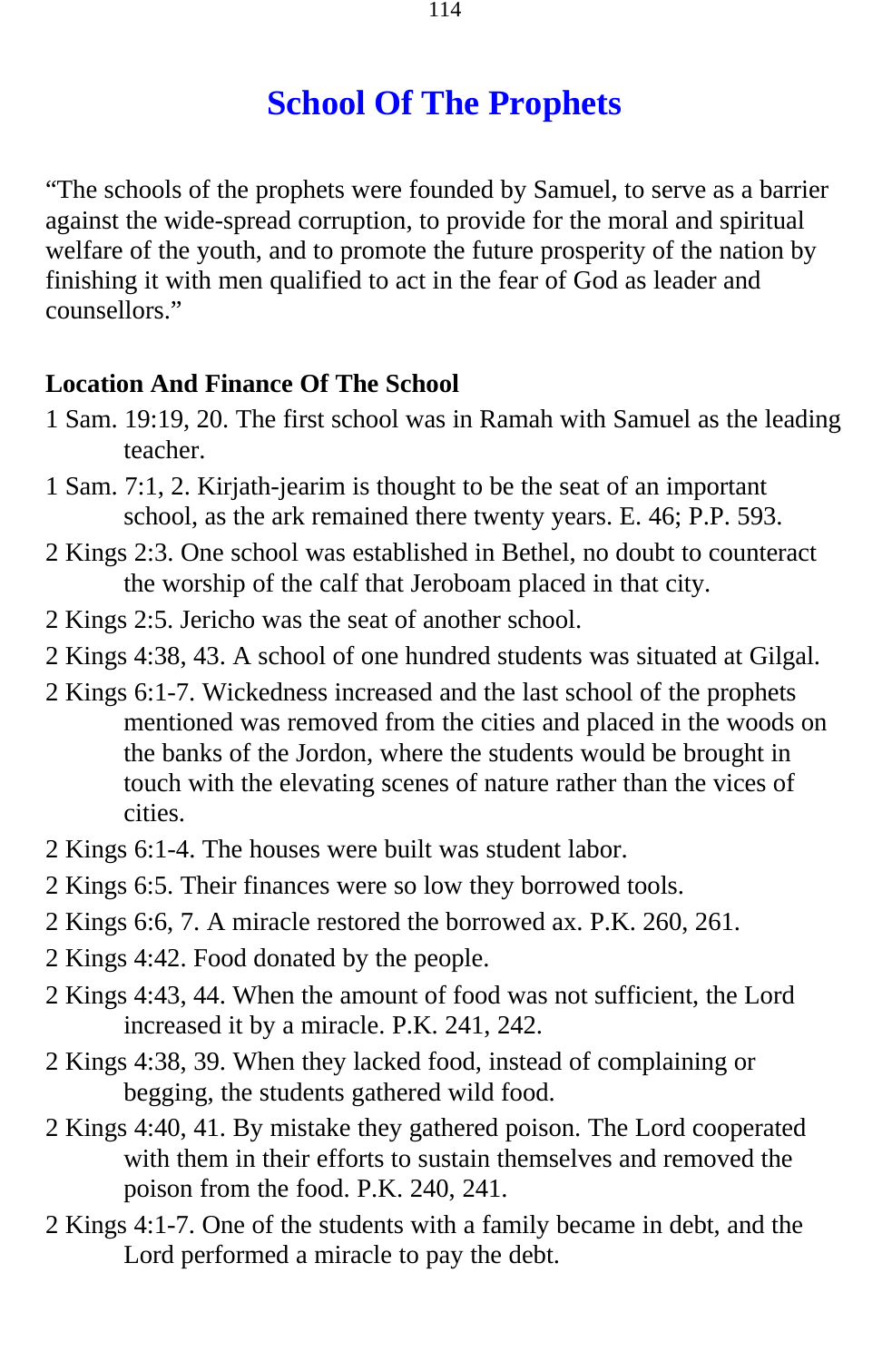# School Of The Prophets

“The schools of the prophets were founded by Samuel, to serve as a barrier against the wide-spread corruption, to provide for the moral and spiritual welfare of the youth, and to promote the future prosperity of the nation by finishing it with men qualified to act in the fear of God as leader and counsellors.”

**Location And Finance Of The School**

1 Sam. 19:19, 20. The first school was in Ramah with Samuel as the leading teacher.

1 Sam. 7:1, 2. Kirjath-jearim is thought to be the seat of an important school, as the ark remained there twenty years. E. 46; P.P. 593.

2 Kings 2:3. One school was established in Bethel, no doubt to counteract the worship of the calf that Jeroboam placed in that city.

2 Kings 2:5. Jericho was the seat of another school.

2 Kings 4:38, 43. A school of one hundred students was situated at Gilgal.

2 Kings 6:1-7. Wickedness increased and the last school of the prophets mentioned was removed from the cities and placed in the woods on the banks of the Jordon, where the students would be brought in touch with the elevating scenes of nature rather than the vices of cities.

2 Kings 6:1-4. The houses were built was student labor.

2 Kings 6:5. Their finances were so low they borrowed tools.

2 Kings 6:6, 7. A miracle restored the borrowed ax. P.K. 260, 261.

2 Kings 4:42. Food donated by the people.

2 Kings 4:43, 44. When the amount of food was not sufficient, the Lord increased it by a miracle. P.K. 241, 242.

2 Kings 4:38, 39. When they lacked food, instead of complaining or begging, the students gathered wild food.

2 Kings 4:40, 41. By mistake they gathered poison. The Lord cooperated with them in their efforts to sustain themselves and removed the poison from the food. P.K. 240, 241.

2 Kings 4:1-7. One of the students with a family became in debt, and the Lord performed a miracle to pay the debt.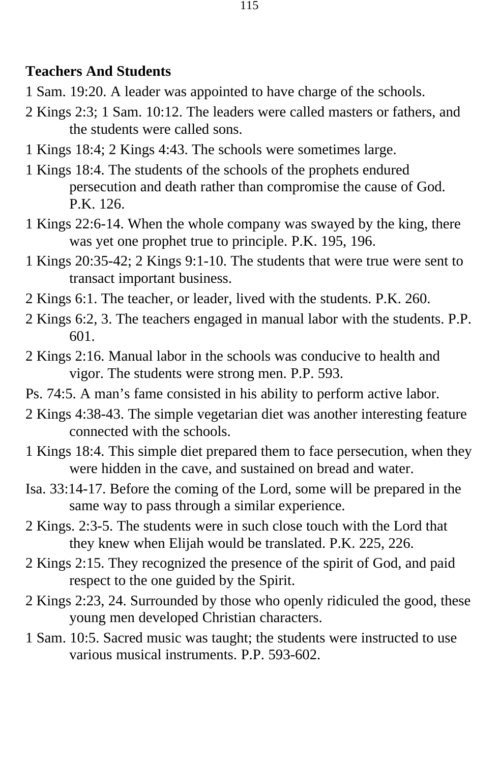**Teachers And Students**

1 Sam. 19:20. A leader was appointed to have charge of the schools.

2 Kings 2:3; 1 Sam. 10:12. The leaders were called masters or fathers, and the students were called sons.

1 Kings 18:4; 2 Kings 4:43. The schools were sometimes large.

1 Kings 18:4. The students of the schools of the prophets endured persecution and death rather than compromise the cause of God. P.K. 126.

1 Kings 22:6-14. When the whole company was swayed by the king, there was yet one prophet true to principle. P.K. 195, 196.

1 Kings 20:35-42; 2 Kings 9:1-10. The students that were true were sent to transact important business.

2 Kings 6:1. The teacher, or leader, lived with the students. P.K. 260.

2 Kings 6:2, 3. The teachers engaged in manual labor with the students. P.P. 601.

2 Kings 2:16. Manual labor in the schools was conducive to health and vigor. The students were strong men. P.P. 593.

Ps. 74:5. A man’s fame consisted in his ability to perform active labor.

2 Kings 4:38-43. The simple vegetarian diet was another interesting feature connected with the schools.

1 Kings 18:4. This simple diet prepared them to face persecution, when they were hidden in the cave, and sustained on bread and water.

Isa. 33:14-17. Before the coming of the Lord, some will be prepared in the same way to pass through a similar experience.

2 Kings. 2:3-5. The students were in such close touch with the Lord that they knew when Elijah would be translated. P.K. 225, 226.

2 Kings 2:15. They recognized the presence of the spirit of God, and paid respect to the one guided by the Spirit.

2 Kings 2:23, 24. Surrounded by those who openly ridiculed the good, these young men developed Christian characters.

1 Sam. 10:5. Sacred music was taught; the students were instructed to use various musical instruments. P.P. 593-602.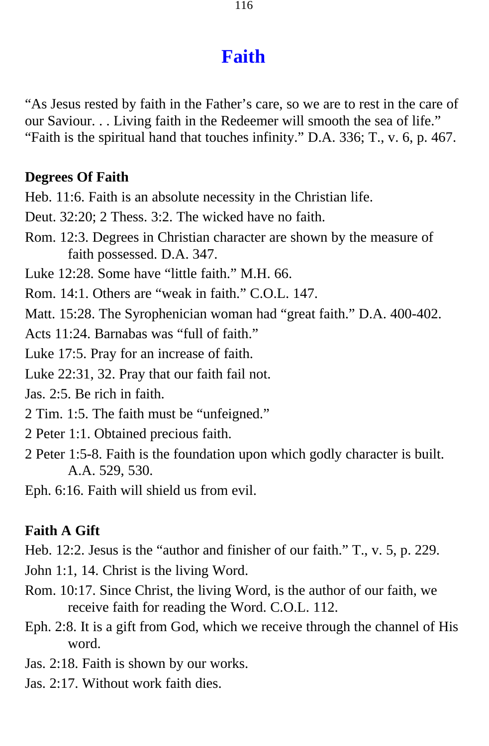# Faith

"As Jesus rested by faith in the Father's care, so we are to rest in the care of our Saviour. . . Living faith in the Redeemer will smooth the sea of life." "Faith is the spiritual hand that touches infinity." D.A. 336; T., v. 6, p. 467.

**Degrees Of Faith**

Heb. 11:6. Faith is an absolute necessity in the Christian life.

Deut. 32:20; 2 Thess. 3:2. The wicked have no faith.

Rom. 12:3. Degrees in Christian character are shown by the measure of faith possessed. D.A. 347.

Luke 12:28. Some have "little faith." M.H. 66.

Rom. 14:1. Others are "weak in faith." C.O.L. 147.

Matt. 15:28. The Syrophenician woman had "great faith." D.A. 400-402.

Acts 11:24. Barnabas was "full of faith."

Luke 17:5. Pray for an increase of faith.

Luke 22:31, 32. Pray that our faith fail not.

Jas. 2:5. Be rich in faith.

2 Tim. 1:5. The faith must be "unfeigned."

2 Peter 1:1. Obtained precious faith.

2 Peter 1:5-8. Faith is the foundation upon which godly character is built. A.A. 529, 530.

Eph. 6:16. Faith will shield us from evil.

**Faith A Gift**

Heb. 12:2. Jesus is the "author and finisher of our faith." T., v. 5, p. 229.

John 1:1, 14. Christ is the living Word.

Rom. 10:17. Since Christ, the living Word, is the author of our faith, we receive faith for reading the Word. C.O.L. 112.

Eph. 2:8. It is a gift from God, which we receive through the channel of His word.

Jas. 2:18. Faith is shown by our works.

Jas. 2:17. Without work faith dies.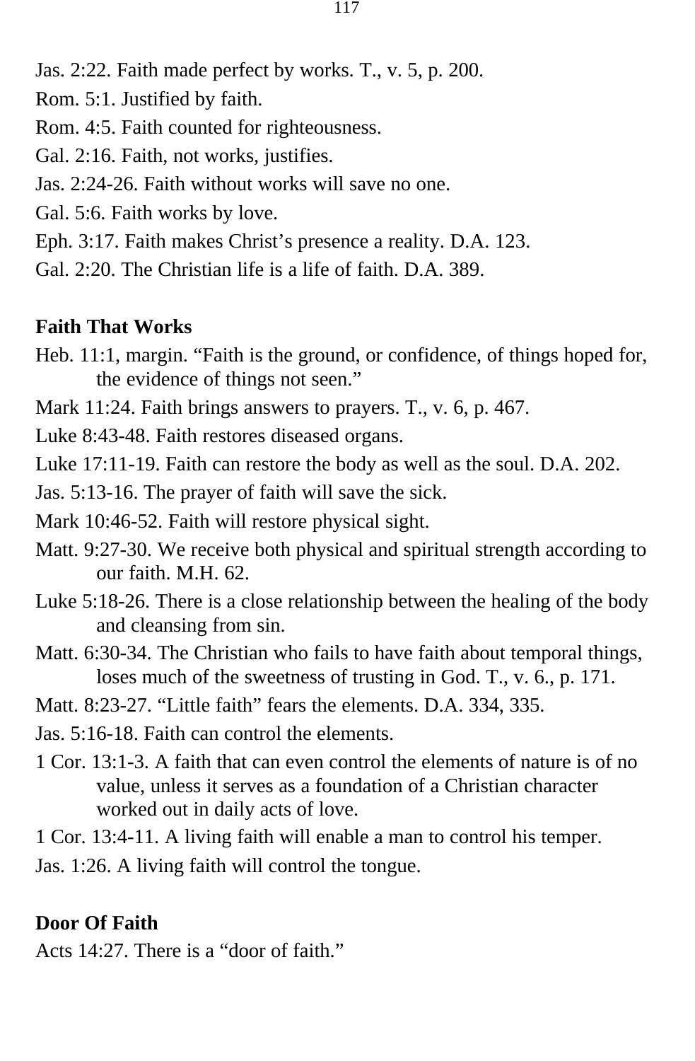Jas. 2:22. Faith made perfect by works. T., v. 5, p. 200.

Rom. 5:1. Justified by faith.

Rom. 4:5. Faith counted for righteousness.

Gal. 2:16. Faith, not works, justifies.

Jas. 2:24-26. Faith without works will save no one.

Gal. 5:6. Faith works by love.

Eph. 3:17. Faith makes Christ's presence a reality. D.A. 123.

Gal. 2:20. The Christian life is a life of faith. D.A. 389.

**Faith That Works**

Heb. 11:1, margin. "Faith is the ground, or confidence, of things hoped for, the evidence of things not seen."

Mark 11:24. Faith brings answers to prayers. T., v. 6, p. 467.

Luke 8:43-48. Faith restores diseased organs.

Luke 17:11-19. Faith can restore the body as well as the soul. D.A. 202.

Jas. 5:13-16. The prayer of faith will save the sick.

Mark 10:46-52. Faith will restore physical sight.

Matt. 9:27-30. We receive both physical and spiritual strength according to our faith. M.H. 62.

Luke 5:18-26. There is a close relationship between the healing of the body and cleansing from sin.

Matt. 6:30-34. The Christian who fails to have faith about temporal things, loses much of the sweetness of trusting in God. T., v. 6., p. 171.

Matt. 8:23-27. "Little faith" fears the elements. D.A. 334, 335.

Jas. 5:16-18. Faith can control the elements.

1 Cor. 13:1-3. A faith that can even control the elements of nature is of no value, unless it serves as a foundation of a Christian character worked out in daily acts of love.

1 Cor. 13:4-11. A living faith will enable a man to control his temper.

Jas. 1:26. A living faith will control the tongue.

**Door Of Faith**

Acts 14:27. There is a "door of faith."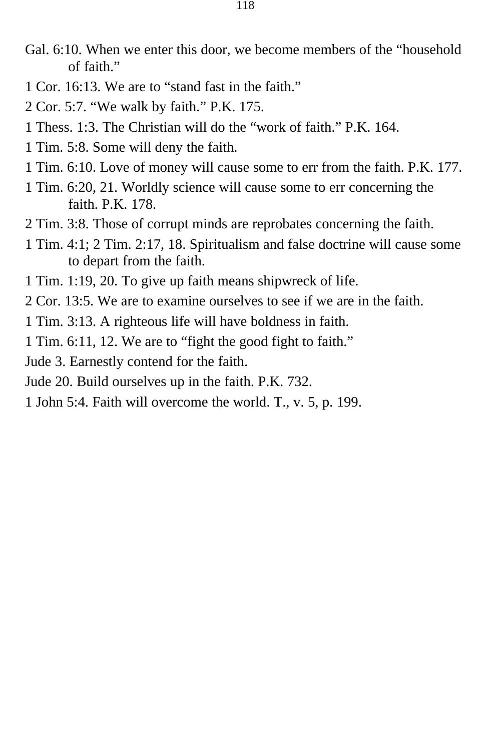Gal. 6:10. When we enter this door, we become members of the “household of faith.”

1 Cor. 16:13. We are to “stand fast in the faith.”

2 Cor. 5:7. “We walk by faith.” P.K. 175.

1 Thess. 1:3. The Christian will do the “work of faith.” P.K. 164.

1 Tim. 5:8. Some will deny the faith.

1 Tim. 6:10. Love of money will cause some to err from the faith. P.K. 177.

1 Tim. 6:20, 21. Worldly science will cause some to err concerning the faith. P.K. 178.

2 Tim. 3:8. Those of corrupt minds are reprobates concerning the faith.

1 Tim. 4:1; 2 Tim. 2:17, 18. Spiritualism and false doctrine will cause some to depart from the faith.

1 Tim. 1:19, 20. To give up faith means shipwreck of life.

2 Cor. 13:5. We are to examine ourselves to see if we are in the faith.

1 Tim. 3:13. A righteous life will have boldness in faith.

1 Tim. 6:11, 12. We are to “fight the good fight to faith.”

Jude 3. Earnestly contend for the faith.

Jude 20. Build ourselves up in the faith. P.K. 732.

1 John 5:4. Faith will overcome the world. T., v. 5, p. 199.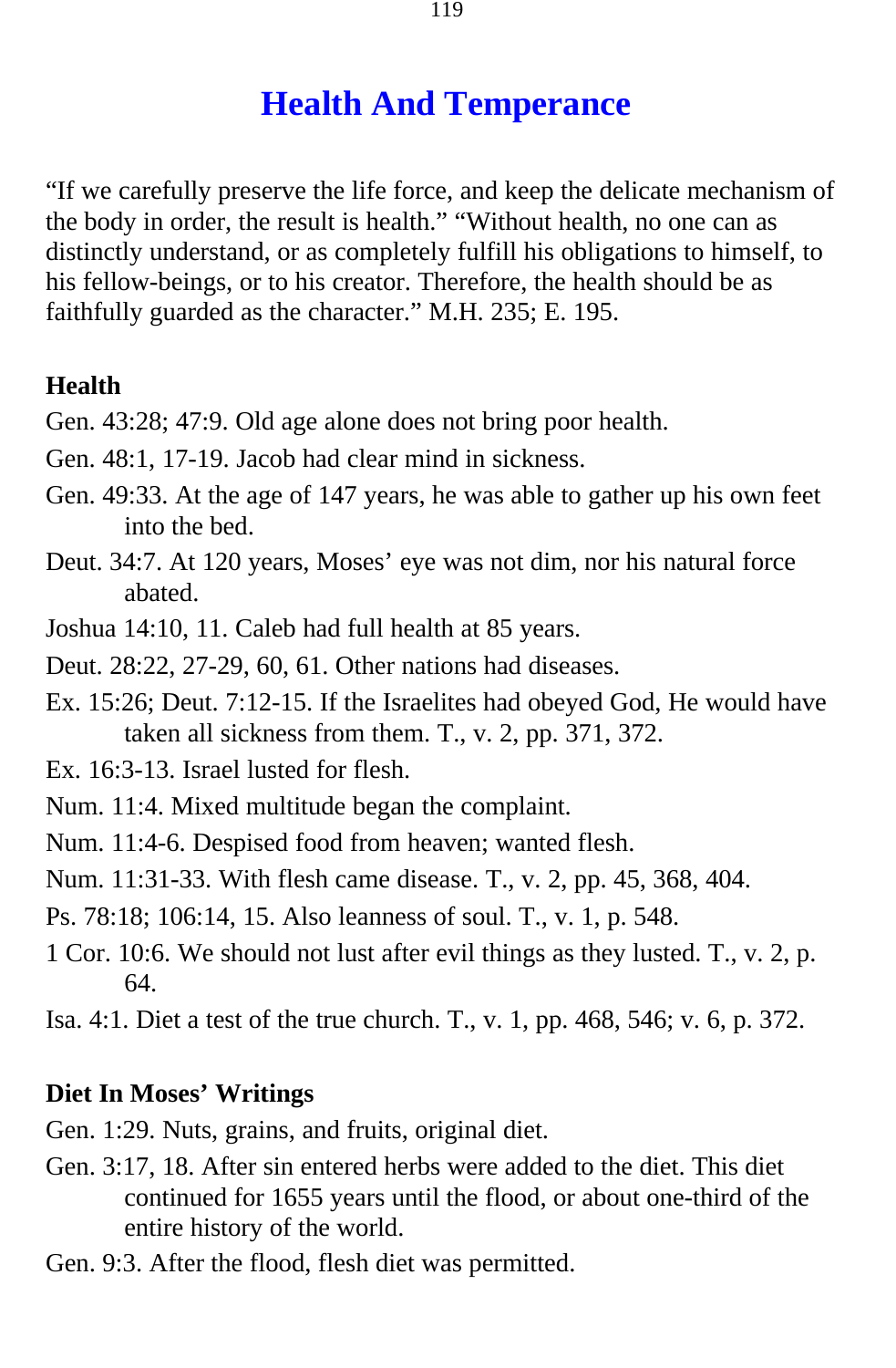# Health And Temperance

"If we carefully preserve the life force, and keep the delicate mechanism of the body in order, the result is health." "Without health, no one can as distinctly understand, or as completely fulfill his obligations to himself, to his fellow-beings, or to his creator. Therefore, the health should be as faithfully guarded as the character." M.H. 235; E. 195.

## Health

Gen. 43:28; 47:9. Old age alone does not bring poor health.

Gen. 48:1, 17-19. Jacob had clear mind in sickness.

Gen. 49:33. At the age of 147 years, he was able to gather up his own feet into the bed.

Deut. 34:7. At 120 years, Moses' eye was not dim, nor his natural force abated.

Joshua 14:10, 11. Caleb had full health at 85 years.

Deut. 28:22, 27-29, 60, 61. Other nations had diseases.

Ex. 15:26; Deut. 7:12-15. If the Israelites had obeyed God, He would have taken all sickness from them. T., v. 2, pp. 371, 372.

Ex. 16:3-13. Israel lusted for flesh.

Num. 11:4. Mixed multitude began the complaint.

Num. 11:4-6. Despised food from heaven; wanted flesh.

Num. 11:31-33. With flesh came disease. T., v. 2, pp. 45, 368, 404.

Ps. 78:18; 106:14, 15. Also leanness of soul. T., v. 1, p. 548.

1 Cor. 10:6. We should not lust after evil things as they lusted. T., v. 2, p. 64.

Isa. 4:1. Diet a test of the true church. T., v. 1, pp. 468, 546; v. 6, p. 372.

## Diet In Moses' Writings

Gen. 1:29. Nuts, grains, and fruits, original diet.

Gen. 3:17, 18. After sin entered herbs were added to the diet. This diet continued for 1655 years until the flood, or about one-third of the entire history of the world.

Gen. 9:3. After the flood, flesh diet was permitted.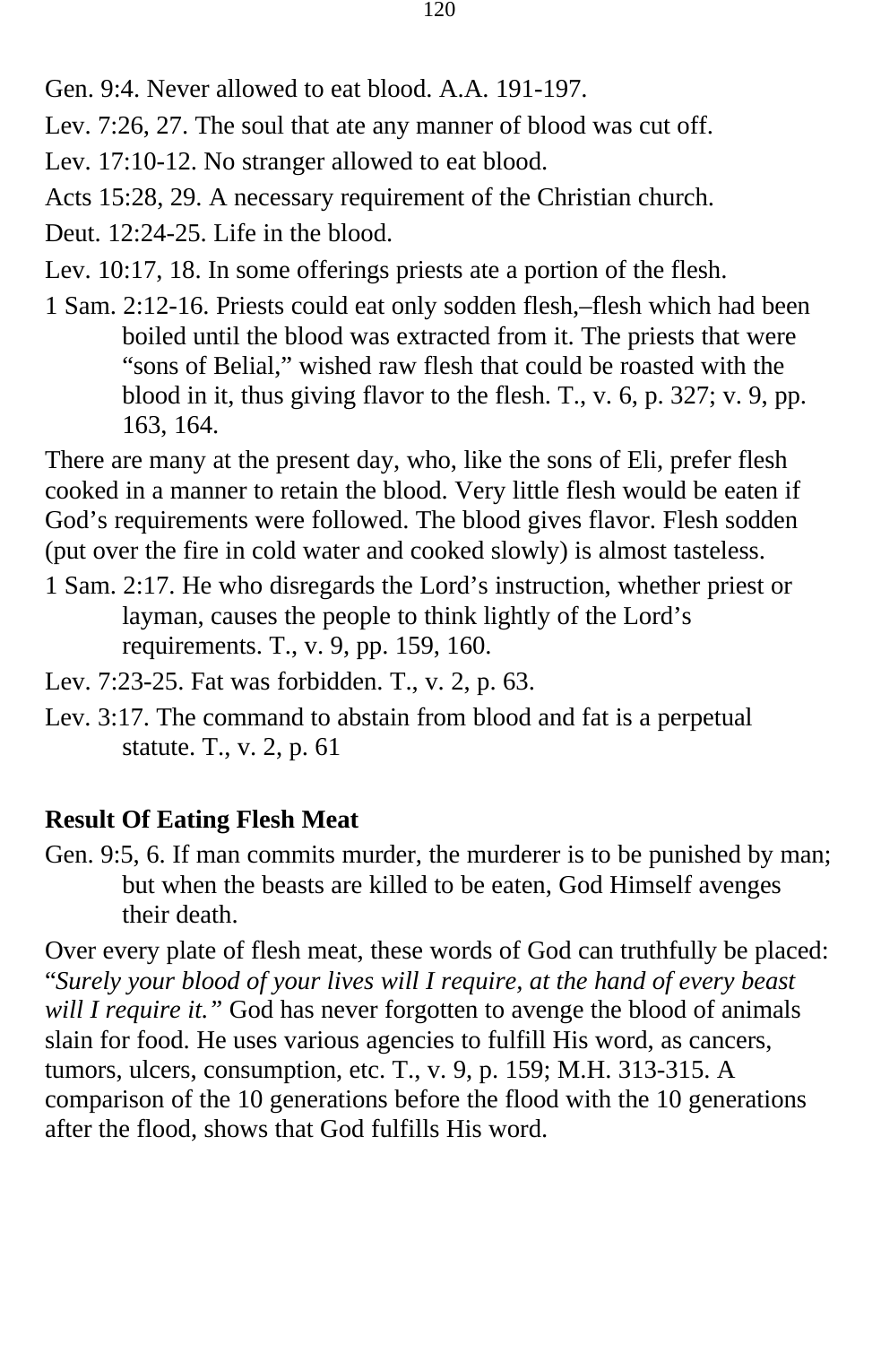Gen. 9:4. Never allowed to eat blood. A.A. 191-197.

Lev. 7:26, 27. The soul that ate any manner of blood was cut off.

Lev. 17:10-12. No stranger allowed to eat blood.

Acts 15:28, 29. A necessary requirement of the Christian church.

Deut. 12:24-25. Life in the blood.

Lev. 10:17, 18. In some offerings priests ate a portion of the flesh.

1 Sam. 2:12-16. Priests could eat only sodden flesh,–flesh which had been boiled until the blood was extracted from it. The priests that were "sons of Belial," wished raw flesh that could be roasted with the blood in it, thus giving flavor to the flesh. T., v. 6, p. 327; v. 9, pp. 163, 164.

There are many at the present day, who, like the sons of Eli, prefer flesh cooked in a manner to retain the blood. Very little flesh would be eaten if God's requirements were followed. The blood gives flavor. Flesh sodden (put over the fire in cold water and cooked slowly) is almost tasteless.

1 Sam. 2:17. He who disregards the Lord's instruction, whether priest or layman, causes the people to think lightly of the Lord's requirements. T., v. 9, pp. 159, 160.

Lev. 7:23-25. Fat was forbidden. T., v. 2, p. 63.

Lev. 3:17. The command to abstain from blood and fat is a perpetual statute. T., v. 2, p. 61

**Result Of Eating Flesh Meat**

Gen. 9:5, 6. If man commits murder, the murderer is to be punished by man; but when the beasts are killed to be eaten, God Himself avenges their death.

Over every plate of flesh meat, these words of God can truthfully be placed: "*Surely your blood of your lives will I require, at the hand of every beast will I require it."* God has never forgotten to avenge the blood of animals slain for food. He uses various agencies to fulfill His word, as cancers, tumors, ulcers, consumption, etc. T., v. 9, p. 159; M.H. 313-315. A comparison of the 10 generations before the flood with the 10 generations after the flood, shows that God fulfills His word.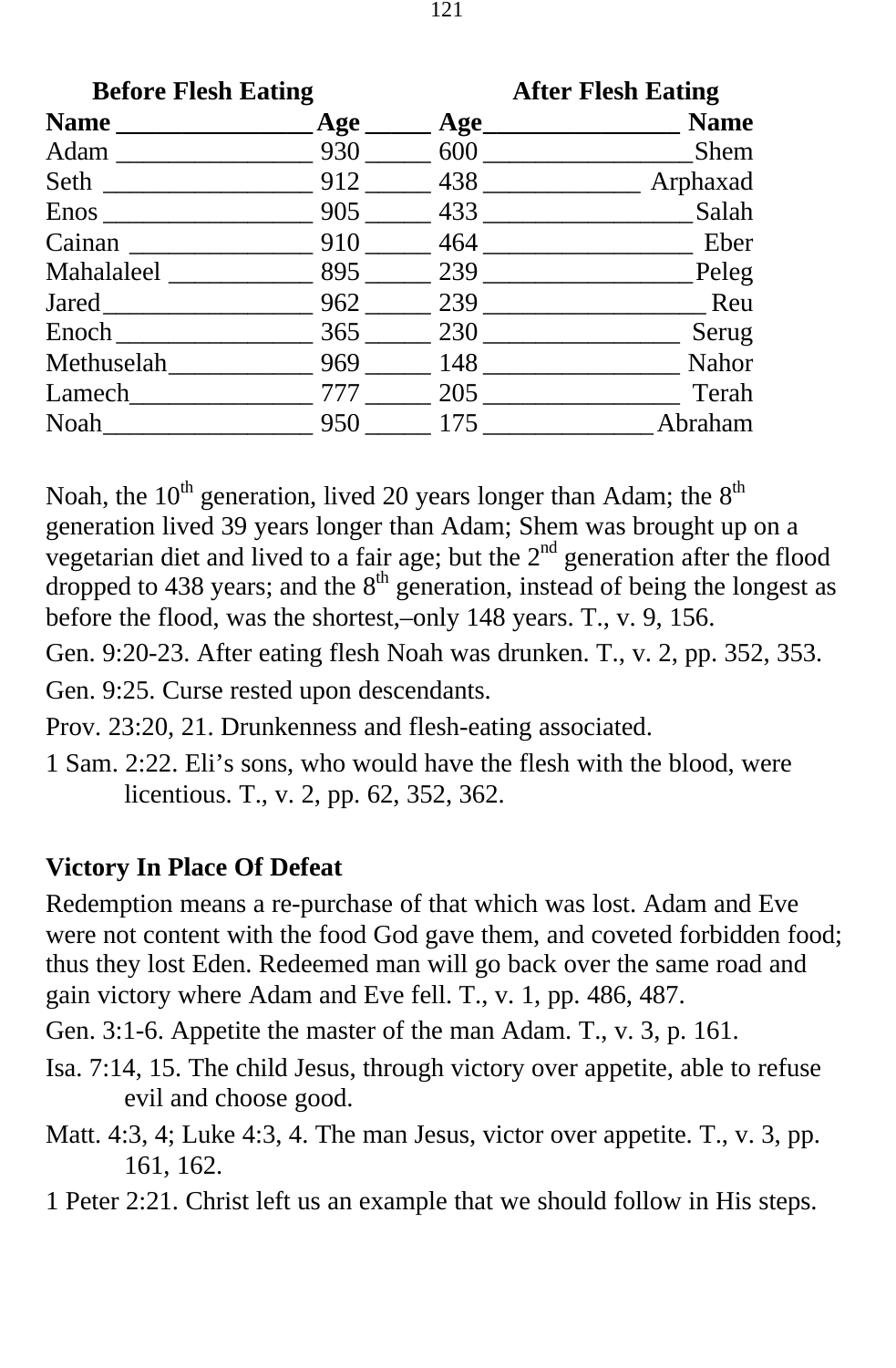| Before Flesh Eating | | | After Flesh Eating |
|---|---|---|---|
| **Name** | **Age** | **Age** | **Name** |
| Adam | 930 | 600 | Shem |
| Seth | 912 | 438 | Arphaxad |
| Enos | 905 | 433 | Salah |
| Cainan | 910 | 464 | Eber |
| Mahalaleel | 895 | 239 | Peleg |
| Jared | 962 | 239 | Reu |
| Enoch | 365 | 230 | Serug |
| Methuselah | 969 | 148 | Nahor |
| Lamech | 777 | 205 | Terah |
| Noah | 950 | 175 | Abraham |

Noah, the 10th generation, lived 20 years longer than Adam; the 8th generation lived 39 years longer than Adam; Shem was brought up on a vegetarian diet and lived to a fair age; but the 2nd generation after the flood dropped to 438 years; and the 8th generation, instead of being the longest as before the flood, was the shortest,–only 148 years. T., v. 9, 156.

Gen. 9:20-23. After eating flesh Noah was drunken. T., v. 2, pp. 352, 353.

Gen. 9:25. Curse rested upon descendants.

Prov. 23:20, 21. Drunkenness and flesh-eating associated.

1 Sam. 2:22. Eli's sons, who would have the flesh with the blood, were licentious. T., v. 2, pp. 62, 352, 362.

**Victory In Place Of Defeat**

Redemption means a re-purchase of that which was lost. Adam and Eve were not content with the food God gave them, and coveted forbidden food; thus they lost Eden. Redeemed man will go back over the same road and gain victory where Adam and Eve fell. T., v. 1, pp. 486, 487.

Gen. 3:1-6. Appetite the master of the man Adam. T., v. 3, p. 161.

Isa. 7:14, 15. The child Jesus, through victory over appetite, able to refuse evil and choose good.

Matt. 4:3, 4; Luke 4:3, 4. The man Jesus, victor over appetite. T., v. 3, pp. 161, 162.

1 Peter 2:21. Christ left us an example that we should follow in His steps.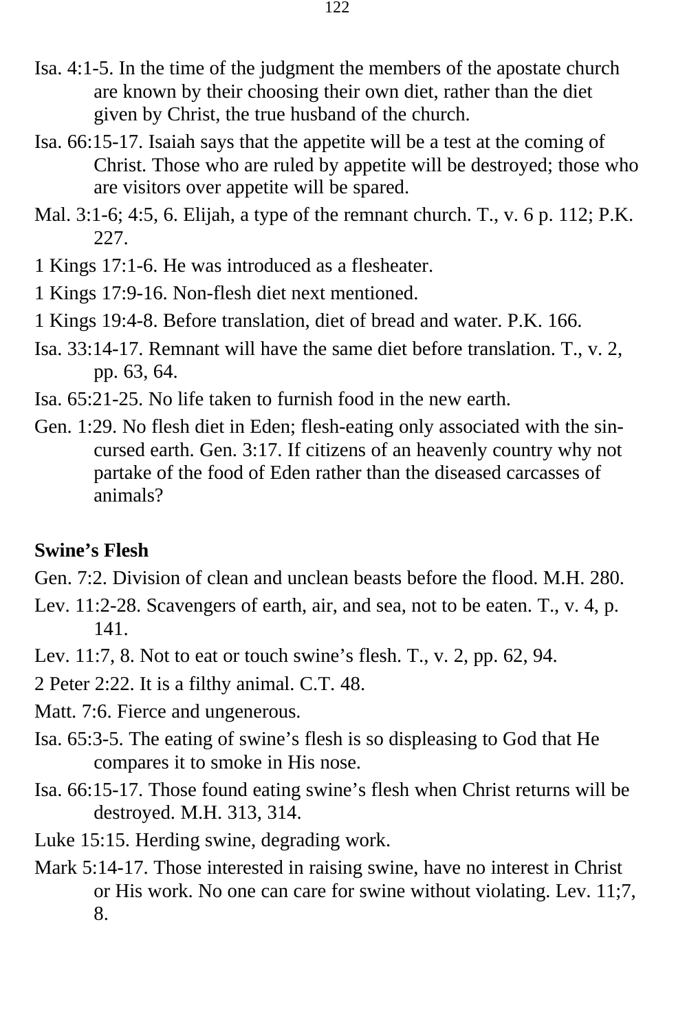Isa. 4:1-5. In the time of the judgment the members of the apostate church are known by their choosing their own diet, rather than the diet given by Christ, the true husband of the church.

Isa. 66:15-17. Isaiah says that the appetite will be a test at the coming of Christ. Those who are ruled by appetite will be destroyed; those who are visitors over appetite will be spared.

Mal. 3:1-6; 4:5, 6. Elijah, a type of the remnant church. T., v. 6 p. 112; P.K. 227.

1 Kings 17:1-6. He was introduced as a flesheater.

1 Kings 17:9-16. Non-flesh diet next mentioned.

1 Kings 19:4-8. Before translation, diet of bread and water. P.K. 166.

Isa. 33:14-17. Remnant will have the same diet before translation. T., v. 2, pp. 63, 64.

Isa. 65:21-25. No life taken to furnish food in the new earth.

Gen. 1:29. No flesh diet in Eden; flesh-eating only associated with the sin-cursed earth. Gen. 3:17. If citizens of an heavenly country why not partake of the food of Eden rather than the diseased carcasses of animals?

**Swine's Flesh**

Gen. 7:2. Division of clean and unclean beasts before the flood. M.H. 280.

Lev. 11:2-28. Scavengers of earth, air, and sea, not to be eaten. T., v. 4, p. 141.

Lev. 11:7, 8. Not to eat or touch swine's flesh. T., v. 2, pp. 62, 94.

2 Peter 2:22. It is a filthy animal. C.T. 48.

Matt. 7:6. Fierce and ungenerous.

Isa. 65:3-5. The eating of swine's flesh is so displeasing to God that He compares it to smoke in His nose.

Isa. 66:15-17. Those found eating swine's flesh when Christ returns will be destroyed. M.H. 313, 314.

Luke 15:15. Herding swine, degrading work.

Mark 5:14-17. Those interested in raising swine, have no interest in Christ or His work. No one can care for swine without violating. Lev. 11;7, 8.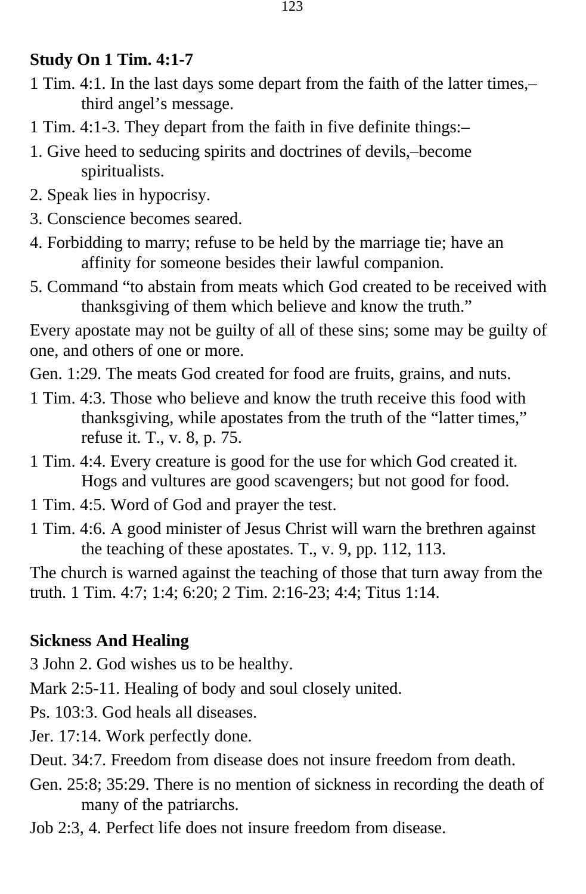**Study On 1 Tim. 4:1-7**

1 Tim. 4:1. In the last days some depart from the faith of the latter times,–third angel’s message.

1 Tim. 4:1-3. They depart from the faith in five definite things:–

1. Give heed to seducing spirits and doctrines of devils,–become spiritualists.
2. Speak lies in hypocrisy.
3. Conscience becomes seared.
4. Forbidding to marry; refuse to be held by the marriage tie; have an affinity for someone besides their lawful companion.
5. Command “to abstain from meats which God created to be received with thanksgiving of them which believe and know the truth.”

Every apostate may not be guilty of all of these sins; some may be guilty of one, and others of one or more.

Gen. 1:29. The meats God created for food are fruits, grains, and nuts.

1 Tim. 4:3. Those who believe and know the truth receive this food with thanksgiving, while apostates from the truth of the “latter times,” refuse it. T., v. 8, p. 75.

1 Tim. 4:4. Every creature is good for the use for which God created it. Hogs and vultures are good scavengers; but not good for food.

1 Tim. 4:5. Word of God and prayer the test.

1 Tim. 4:6. A good minister of Jesus Christ will warn the brethren against the teaching of these apostates. T., v. 9, pp. 112, 113.

The church is warned against the teaching of those that turn away from the truth. 1 Tim. 4:7; 1:4; 6:20; 2 Tim. 2:16-23; 4:4; Titus 1:14.

**Sickness And Healing**

3 John 2. God wishes us to be healthy.

Mark 2:5-11. Healing of body and soul closely united.

Ps. 103:3. God heals all diseases.

Jer. 17:14. Work perfectly done.

Deut. 34:7. Freedom from disease does not insure freedom from death.

Gen. 25:8; 35:29. There is no mention of sickness in recording the death of many of the patriarchs.

Job 2:3, 4. Perfect life does not insure freedom from disease.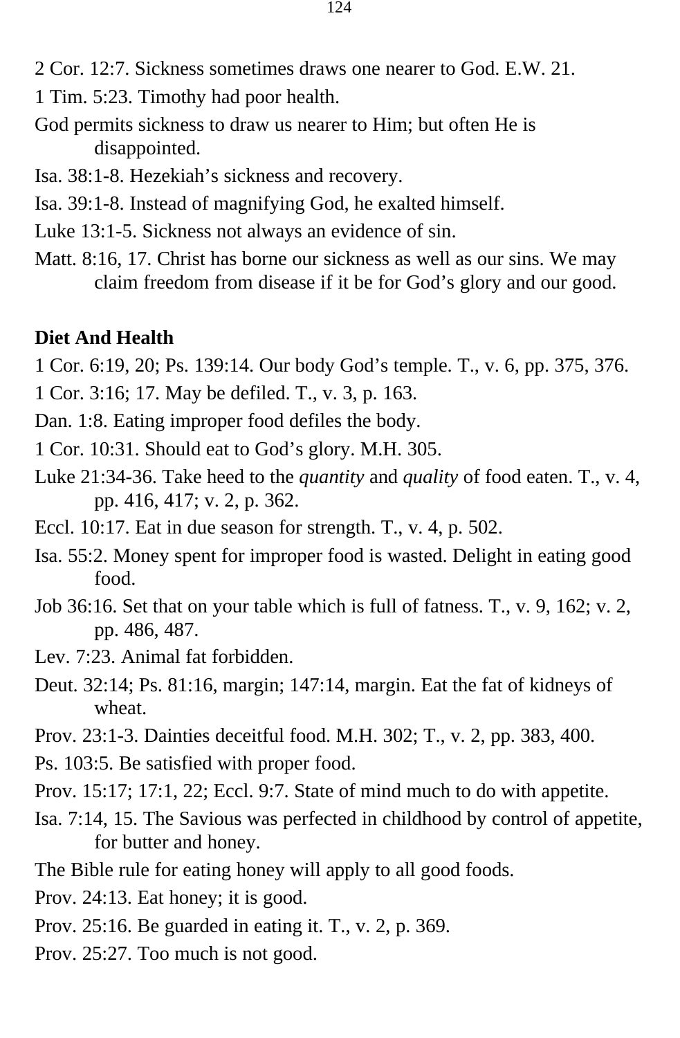2 Cor. 12:7. Sickness sometimes draws one nearer to God. E.W. 21.

1 Tim. 5:23. Timothy had poor health.

God permits sickness to draw us nearer to Him; but often He is disappointed.

Isa. 38:1-8. Hezekiah's sickness and recovery.

Isa. 39:1-8. Instead of magnifying God, he exalted himself.

Luke 13:1-5. Sickness not always an evidence of sin.

Matt. 8:16, 17. Christ has borne our sickness as well as our sins. We may claim freedom from disease if it be for God's glory and our good.

**Diet And Health**

1 Cor. 6:19, 20; Ps. 139:14. Our body God's temple. T., v. 6, pp. 375, 376.

1 Cor. 3:16; 17. May be defiled. T., v. 3, p. 163.

Dan. 1:8. Eating improper food defiles the body.

1 Cor. 10:31. Should eat to God's glory. M.H. 305.

Luke 21:34-36. Take heed to the *quantity* and *quality* of food eaten. T., v. 4, pp. 416, 417; v. 2, p. 362.

Eccl. 10:17. Eat in due season for strength. T., v. 4, p. 502.

Isa. 55:2. Money spent for improper food is wasted. Delight in eating good food.

Job 36:16. Set that on your table which is full of fatness. T., v. 9, 162; v. 2, pp. 486, 487.

Lev. 7:23. Animal fat forbidden.

Deut. 32:14; Ps. 81:16, margin; 147:14, margin. Eat the fat of kidneys of wheat.

Prov. 23:1-3. Dainties deceitful food. M.H. 302; T., v. 2, pp. 383, 400.

Ps. 103:5. Be satisfied with proper food.

Prov. 15:17; 17:1, 22; Eccl. 9:7. State of mind much to do with appetite.

Isa. 7:14, 15. The Savious was perfected in childhood by control of appetite, for butter and honey.

The Bible rule for eating honey will apply to all good foods.

Prov. 24:13. Eat honey; it is good.

Prov. 25:16. Be guarded in eating it. T., v. 2, p. 369.

Prov. 25:27. Too much is not good.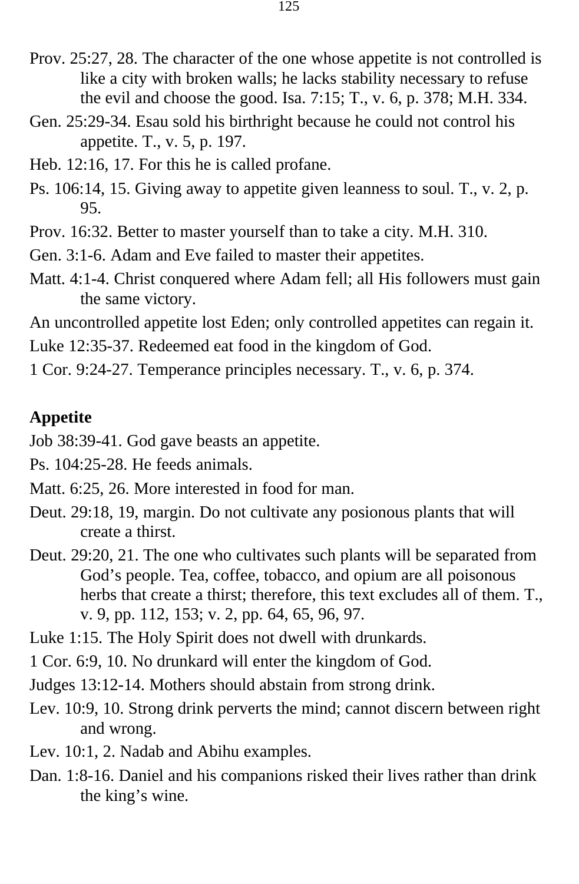Prov. 25:27, 28. The character of the one whose appetite is not controlled is like a city with broken walls; he lacks stability necessary to refuse the evil and choose the good. Isa. 7:15; T., v. 6, p. 378; M.H. 334.

Gen. 25:29-34. Esau sold his birthright because he could not control his appetite. T., v. 5, p. 197.

Heb. 12:16, 17. For this he is called profane.

Ps. 106:14, 15. Giving away to appetite given leanness to soul. T., v. 2, p. 95.

Prov. 16:32. Better to master yourself than to take a city. M.H. 310.

Gen. 3:1-6. Adam and Eve failed to master their appetites.

Matt. 4:1-4. Christ conquered where Adam fell; all His followers must gain the same victory.

An uncontrolled appetite lost Eden; only controlled appetites can regain it.

Luke 12:35-37. Redeemed eat food in the kingdom of God.

1 Cor. 9:24-27. Temperance principles necessary. T., v. 6, p. 374.

**Appetite**

Job 38:39-41. God gave beasts an appetite.

Ps. 104:25-28. He feeds animals.

Matt. 6:25, 26. More interested in food for man.

Deut. 29:18, 19, margin. Do not cultivate any posionous plants that will create a thirst.

Deut. 29:20, 21. The one who cultivates such plants will be separated from God’s people. Tea, coffee, tobacco, and opium are all poisonous herbs that create a thirst; therefore, this text excludes all of them. T., v. 9, pp. 112, 153; v. 2, pp. 64, 65, 96, 97.

Luke 1:15. The Holy Spirit does not dwell with drunkards.

1 Cor. 6:9, 10. No drunkard will enter the kingdom of God.

Judges 13:12-14. Mothers should abstain from strong drink.

Lev. 10:9, 10. Strong drink perverts the mind; cannot discern between right and wrong.

Lev. 10:1, 2. Nadab and Abihu examples.

Dan. 1:8-16. Daniel and his companions risked their lives rather than drink the king’s wine.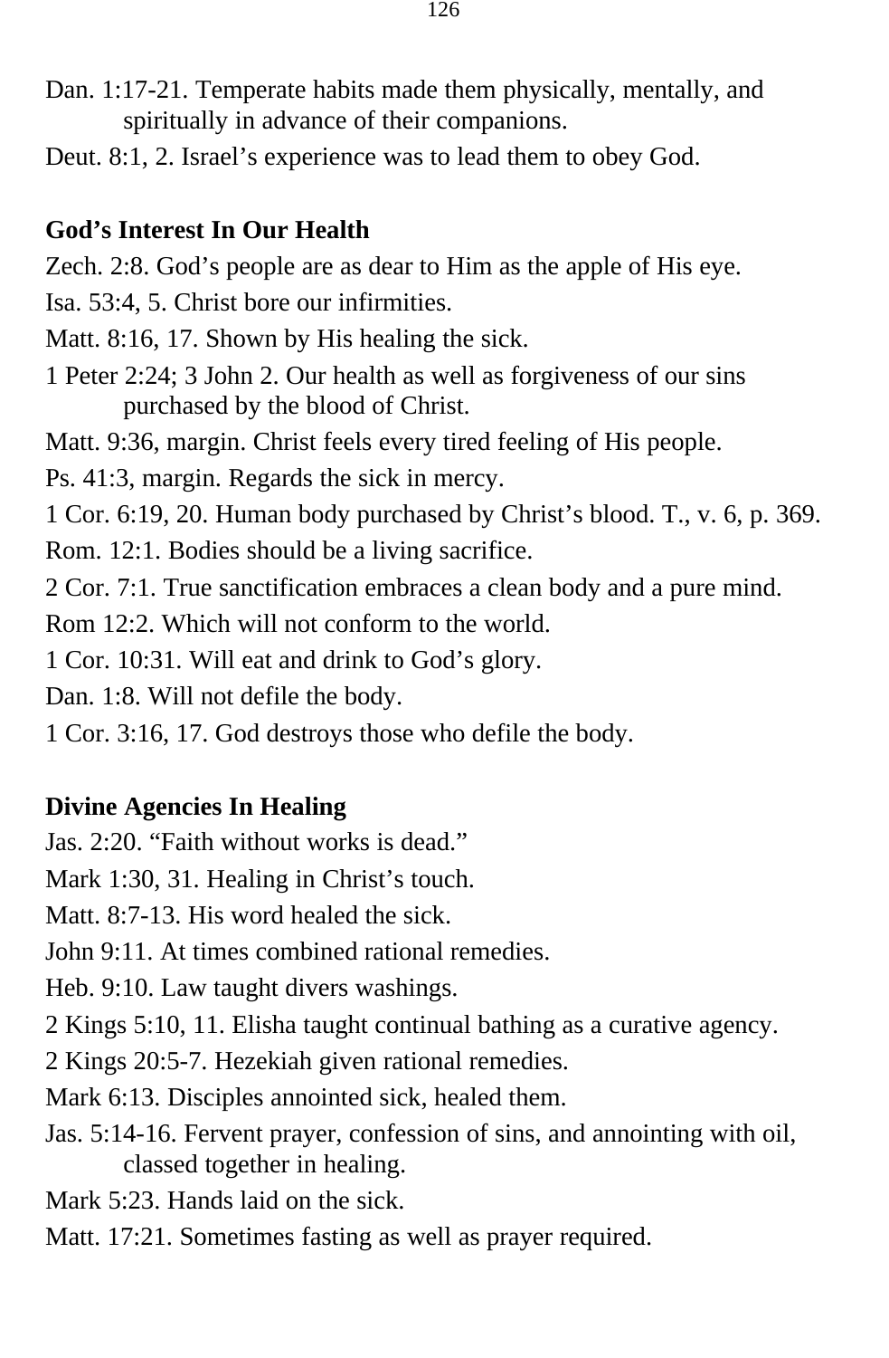Dan. 1:17-21. Temperate habits made them physically, mentally, and spiritually in advance of their companions.

Deut. 8:1, 2. Israel's experience was to lead them to obey God.

**God's Interest In Our Health**

Zech. 2:8. God's people are as dear to Him as the apple of His eye.

Isa. 53:4, 5. Christ bore our infirmities.

Matt. 8:16, 17. Shown by His healing the sick.

1 Peter 2:24; 3 John 2. Our health as well as forgiveness of our sins purchased by the blood of Christ.

Matt. 9:36, margin. Christ feels every tired feeling of His people.

Ps. 41:3, margin. Regards the sick in mercy.

1 Cor. 6:19, 20. Human body purchased by Christ's blood. T., v. 6, p. 369.

Rom. 12:1. Bodies should be a living sacrifice.

2 Cor. 7:1. True sanctification embraces a clean body and a pure mind.

Rom 12:2. Which will not conform to the world.

1 Cor. 10:31. Will eat and drink to God's glory.

Dan. 1:8. Will not defile the body.

1 Cor. 3:16, 17. God destroys those who defile the body.

**Divine Agencies In Healing**

Jas. 2:20. "Faith without works is dead."

Mark 1:30, 31. Healing in Christ's touch.

Matt. 8:7-13. His word healed the sick.

John 9:11. At times combined rational remedies.

Heb. 9:10. Law taught divers washings.

2 Kings 5:10, 11. Elisha taught continual bathing as a curative agency.

2 Kings 20:5-7. Hezekiah given rational remedies.

Mark 6:13. Disciples annointed sick, healed them.

Jas. 5:14-16. Fervent prayer, confession of sins, and annointing with oil, classed together in healing.

Mark 5:23. Hands laid on the sick.

Matt. 17:21. Sometimes fasting as well as prayer required.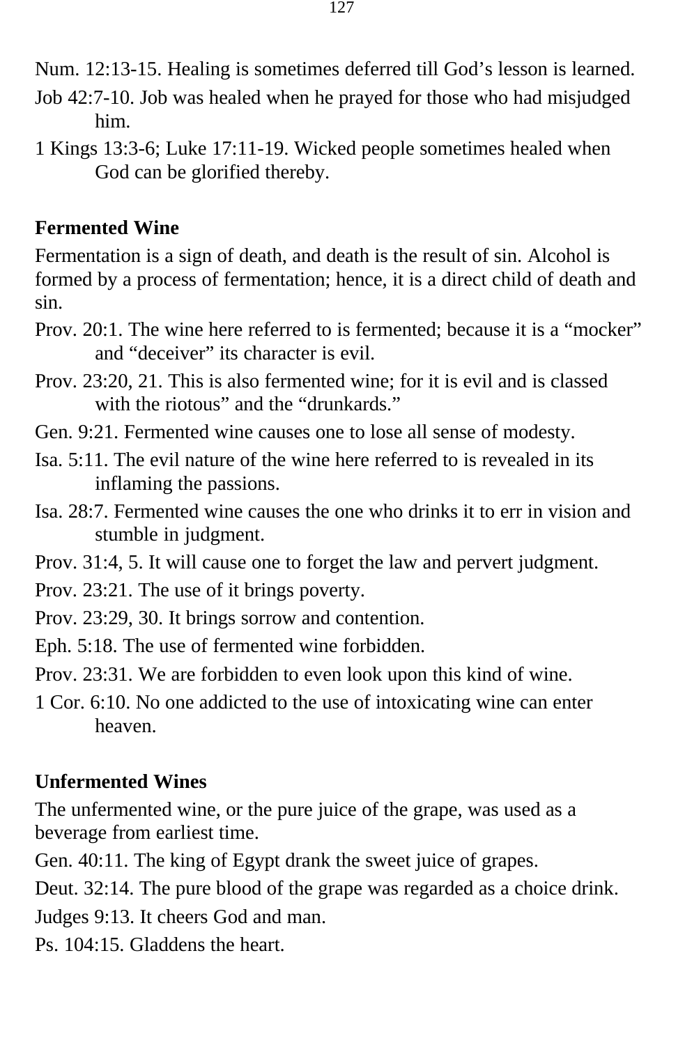Num. 12:13-15. Healing is sometimes deferred till God’s lesson is learned.

Job 42:7-10. Job was healed when he prayed for those who had misjudged him.

1 Kings 13:3-6; Luke 17:11-19. Wicked people sometimes healed when God can be glorified thereby.

**Fermented Wine**

Fermentation is a sign of death, and death is the result of sin. Alcohol is formed by a process of fermentation; hence, it is a direct child of death and sin.

Prov. 20:1. The wine here referred to is fermented; because it is a “mocker” and “deceiver” its character is evil.

Prov. 23:20, 21. This is also fermented wine; for it is evil and is classed with the riotous” and the “drunkards.”

Gen. 9:21. Fermented wine causes one to lose all sense of modesty.

Isa. 5:11. The evil nature of the wine here referred to is revealed in its inflaming the passions.

Isa. 28:7. Fermented wine causes the one who drinks it to err in vision and stumble in judgment.

Prov. 31:4, 5. It will cause one to forget the law and pervert judgment.

Prov. 23:21. The use of it brings poverty.

Prov. 23:29, 30. It brings sorrow and contention.

Eph. 5:18. The use of fermented wine forbidden.

Prov. 23:31. We are forbidden to even look upon this kind of wine.

1 Cor. 6:10. No one addicted to the use of intoxicating wine can enter heaven.

**Unfermented Wines**

The unfermented wine, or the pure juice of the grape, was used as a beverage from earliest time.

Gen. 40:11. The king of Egypt drank the sweet juice of grapes.

Deut. 32:14. The pure blood of the grape was regarded as a choice drink.

Judges 9:13. It cheers God and man.

Ps. 104:15. Gladdens the heart.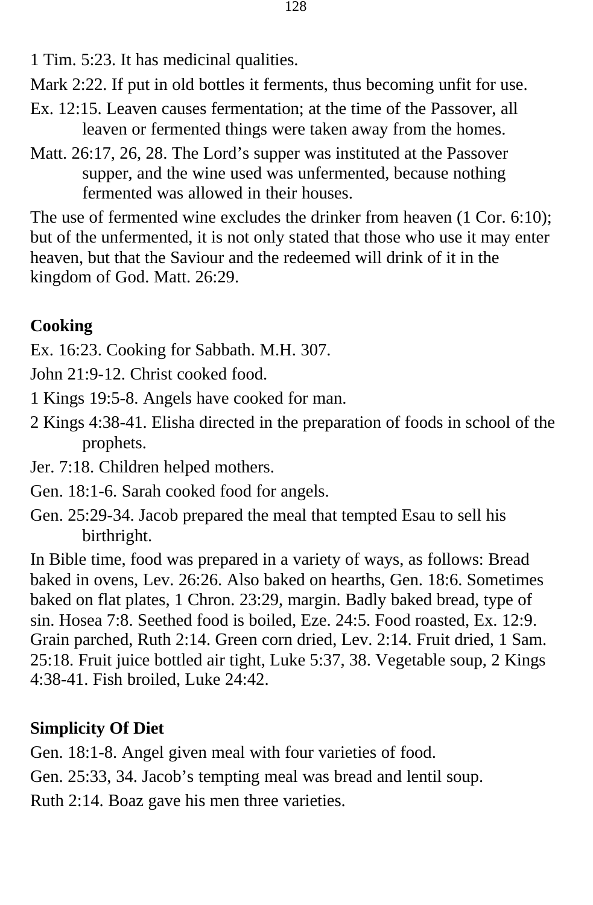1 Tim. 5:23. It has medicinal qualities.

Mark 2:22. If put in old bottles it ferments, thus becoming unfit for use.

Ex. 12:15. Leaven causes fermentation; at the time of the Passover, all leaven or fermented things were taken away from the homes.

Matt. 26:17, 26, 28. The Lord’s supper was instituted at the Passover supper, and the wine used was unfermented, because nothing fermented was allowed in their houses.

The use of fermented wine excludes the drinker from heaven (1 Cor. 6:10); but of the unfermented, it is not only stated that those who use it may enter heaven, but that the Saviour and the redeemed will drink of it in the kingdom of God. Matt. 26:29.

**Cooking**

Ex. 16:23. Cooking for Sabbath. M.H. 307.

John 21:9-12. Christ cooked food.

1 Kings 19:5-8. Angels have cooked for man.

2 Kings 4:38-41. Elisha directed in the preparation of foods in school of the prophets.

Jer. 7:18. Children helped mothers.

Gen. 18:1-6. Sarah cooked food for angels.

Gen. 25:29-34. Jacob prepared the meal that tempted Esau to sell his birthright.

In Bible time, food was prepared in a variety of ways, as follows: Bread baked in ovens, Lev. 26:26. Also baked on hearths, Gen. 18:6. Sometimes baked on flat plates, 1 Chron. 23:29, margin. Badly baked bread, type of sin. Hosea 7:8. Seethed food is boiled, Eze. 24:5. Food roasted, Ex. 12:9. Grain parched, Ruth 2:14. Green corn dried, Lev. 2:14. Fruit dried, 1 Sam. 25:18. Fruit juice bottled air tight, Luke 5:37, 38. Vegetable soup, 2 Kings 4:38-41. Fish broiled, Luke 24:42.

**Simplicity Of Diet**

Gen. 18:1-8. Angel given meal with four varieties of food.

Gen. 25:33, 34. Jacob’s tempting meal was bread and lentil soup.

Ruth 2:14. Boaz gave his men three varieties.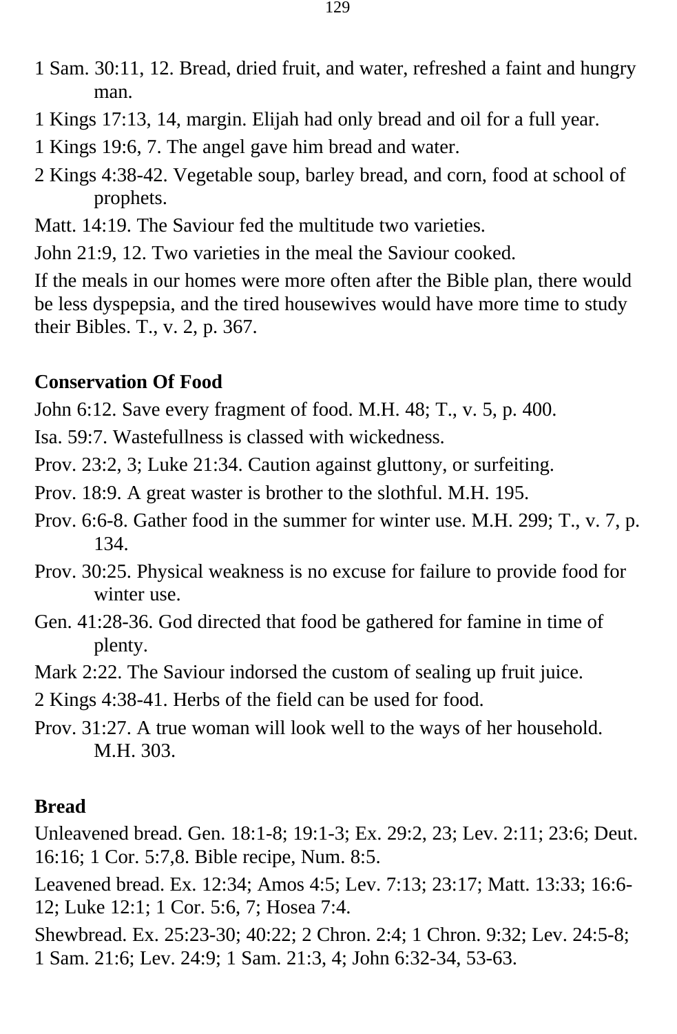1 Sam. 30:11, 12. Bread, dried fruit, and water, refreshed a faint and hungry man.

1 Kings 17:13, 14, margin. Elijah had only bread and oil for a full year.

1 Kings 19:6, 7. The angel gave him bread and water.

2 Kings 4:38-42. Vegetable soup, barley bread, and corn, food at school of prophets.

Matt. 14:19. The Saviour fed the multitude two varieties.

John 21:9, 12. Two varieties in the meal the Saviour cooked.

If the meals in our homes were more often after the Bible plan, there would be less dyspepsia, and the tired housewives would have more time to study their Bibles. T., v. 2, p. 367.

**Conservation Of Food**

John 6:12. Save every fragment of food. M.H. 48; T., v. 5, p. 400.

Isa. 59:7. Wastefullness is classed with wickedness.

Prov. 23:2, 3; Luke 21:34. Caution against gluttony, or surfeiting.

Prov. 18:9. A great waster is brother to the slothful. M.H. 195.

Prov. 6:6-8. Gather food in the summer for winter use. M.H. 299; T., v. 7, p. 134.

Prov. 30:25. Physical weakness is no excuse for failure to provide food for winter use.

Gen. 41:28-36. God directed that food be gathered for famine in time of plenty.

Mark 2:22. The Saviour indorsed the custom of sealing up fruit juice.

2 Kings 4:38-41. Herbs of the field can be used for food.

Prov. 31:27. A true woman will look well to the ways of her household. M.H. 303.

**Bread**

Unleavened bread. Gen. 18:1-8; 19:1-3; Ex. 29:2, 23; Lev. 2:11; 23:6; Deut. 16:16; 1 Cor. 5:7,8. Bible recipe, Num. 8:5.

Leavened bread. Ex. 12:34; Amos 4:5; Lev. 7:13; 23:17; Matt. 13:33; 16:6-12; Luke 12:1; 1 Cor. 5:6, 7; Hosea 7:4.

Shewbread. Ex. 25:23-30; 40:22; 2 Chron. 2:4; 1 Chron. 9:32; Lev. 24:5-8; 1 Sam. 21:6; Lev. 24:9; 1 Sam. 21:3, 4; John 6:32-34, 53-63.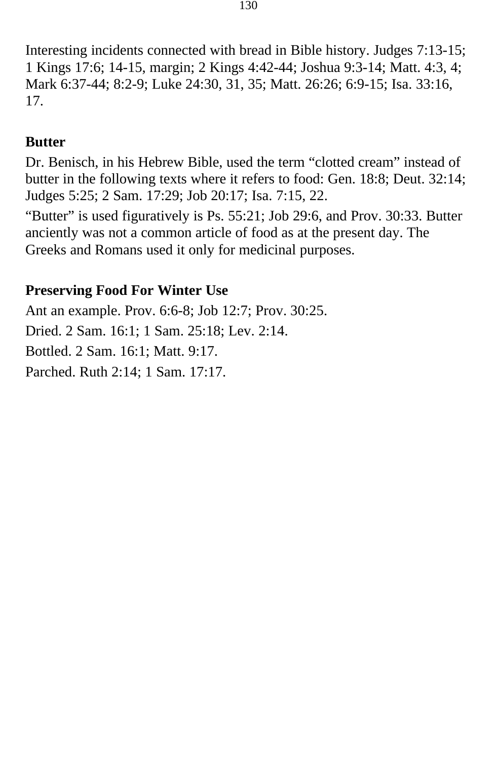Interesting incidents connected with bread in Bible history. Judges 7:13-15; 1 Kings 17:6; 14-15, margin; 2 Kings 4:42-44; Joshua 9:3-14; Matt. 4:3, 4; Mark 6:37-44; 8:2-9; Luke 24:30, 31, 35; Matt. 26:26; 6:9-15; Isa. 33:16, 17.

**Butter**

Dr. Benisch, in his Hebrew Bible, used the term “clotted cream” instead of butter in the following texts where it refers to food: Gen. 18:8; Deut. 32:14; Judges 5:25; 2 Sam. 17:29; Job 20:17; Isa. 7:15, 22.

“Butter” is used figuratively is Ps. 55:21; Job 29:6, and Prov. 30:33. Butter anciently was not a common article of food as at the present day. The Greeks and Romans used it only for medicinal purposes.

**Preserving Food For Winter Use**

Ant an example. Prov. 6:6-8; Job 12:7; Prov. 30:25.

Dried. 2 Sam. 16:1; 1 Sam. 25:18; Lev. 2:14.

Bottled. 2 Sam. 16:1; Matt. 9:17.

Parched. Ruth 2:14; 1 Sam. 17:17.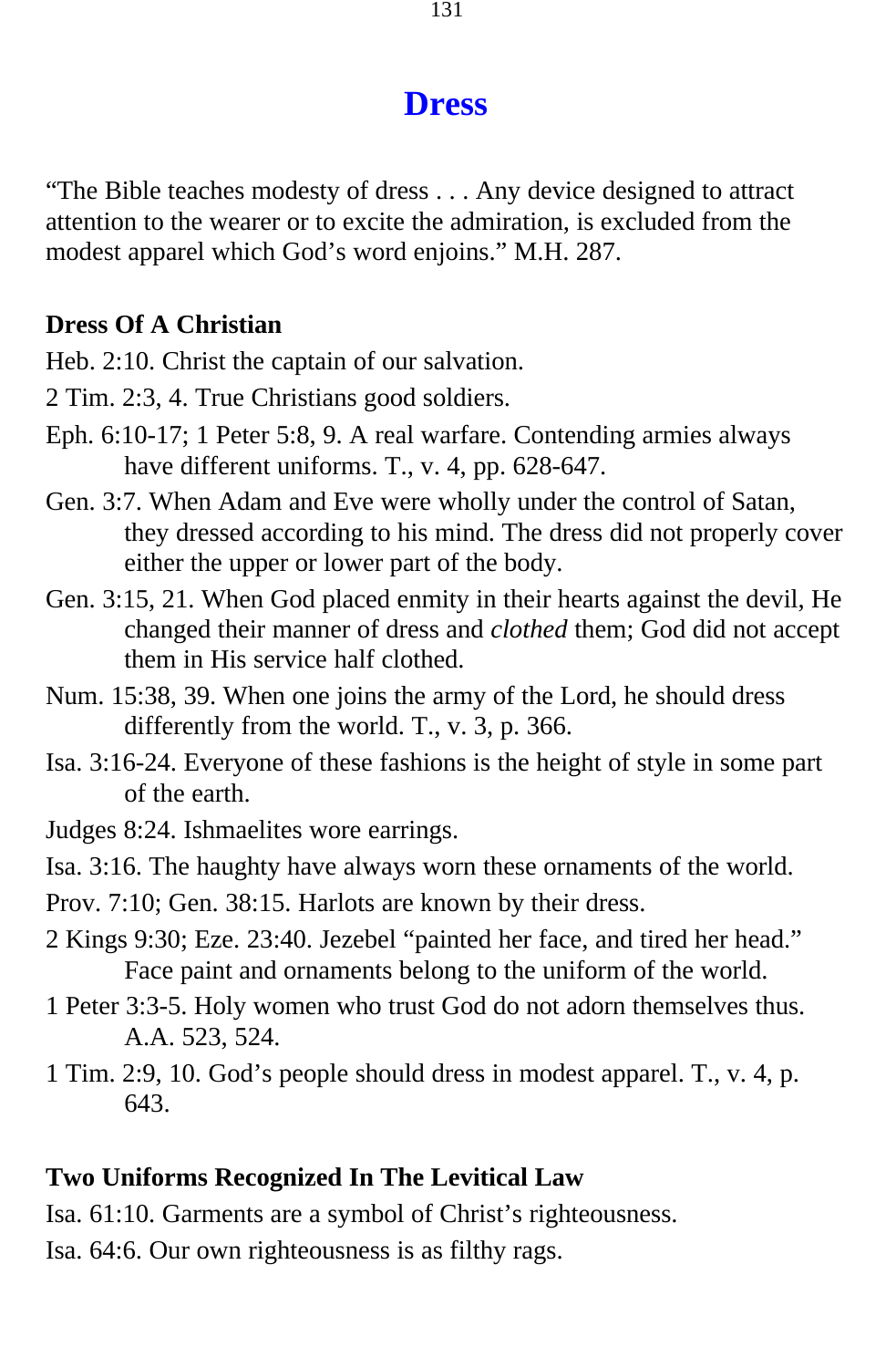# Dress

"The Bible teaches modesty of dress . . . Any device designed to attract attention to the wearer or to excite the admiration, is excluded from the modest apparel which God's word enjoins." M.H. 287.

**Dress Of A Christian**

Heb. 2:10. Christ the captain of our salvation.

2 Tim. 2:3, 4. True Christians good soldiers.

Eph. 6:10-17; 1 Peter 5:8, 9. A real warfare. Contending armies always have different uniforms. T., v. 4, pp. 628-647.

Gen. 3:7. When Adam and Eve were wholly under the control of Satan, they dressed according to his mind. The dress did not properly cover either the upper or lower part of the body.

Gen. 3:15, 21. When God placed enmity in their hearts against the devil, He changed their manner of dress and *clothed* them; God did not accept them in His service half clothed.

Num. 15:38, 39. When one joins the army of the Lord, he should dress differently from the world. T., v. 3, p. 366.

Isa. 3:16-24. Everyone of these fashions is the height of style in some part of the earth.

Judges 8:24. Ishmaelites wore earrings.

Isa. 3:16. The haughty have always worn these ornaments of the world.

Prov. 7:10; Gen. 38:15. Harlots are known by their dress.

2 Kings 9:30; Eze. 23:40. Jezebel "painted her face, and tired her head." Face paint and ornaments belong to the uniform of the world.

1 Peter 3:3-5. Holy women who trust God do not adorn themselves thus. A.A. 523, 524.

1 Tim. 2:9, 10. God's people should dress in modest apparel. T., v. 4, p. 643.

**Two Uniforms Recognized In The Levitical Law**

Isa. 61:10. Garments are a symbol of Christ's righteousness.

Isa. 64:6. Our own righteousness is as filthy rags.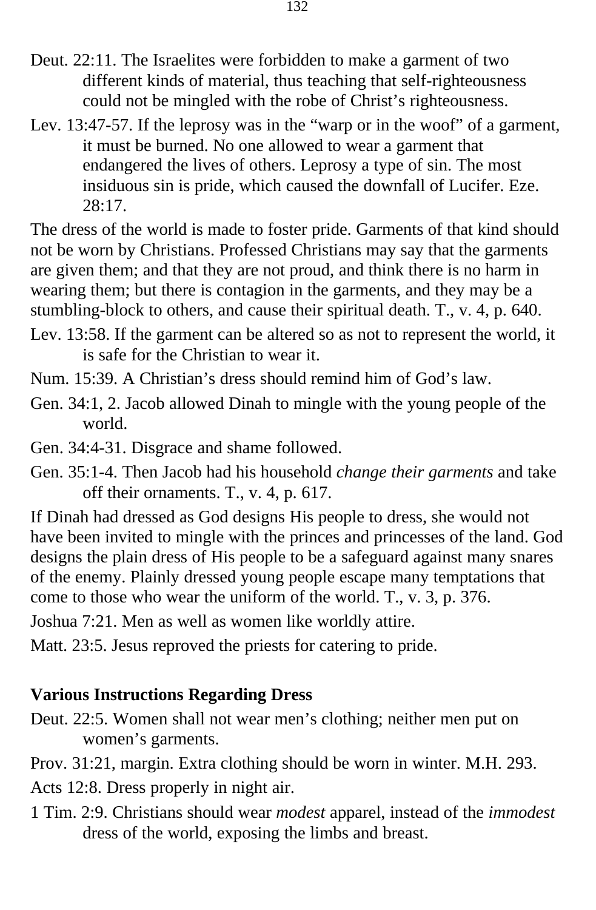Deut. 22:11. The Israelites were forbidden to make a garment of two different kinds of material, thus teaching that self-righteousness could not be mingled with the robe of Christ's righteousness.

Lev. 13:47-57. If the leprosy was in the "warp or in the woof" of a garment, it must be burned. No one allowed to wear a garment that endangered the lives of others. Leprosy a type of sin. The most insiduous sin is pride, which caused the downfall of Lucifer. Eze. 28:17.

The dress of the world is made to foster pride. Garments of that kind should not be worn by Christians. Professed Christians may say that the garments are given them; and that they are not proud, and think there is no harm in wearing them; but there is contagion in the garments, and they may be a stumbling-block to others, and cause their spiritual death. T., v. 4, p. 640.

Lev. 13:58. If the garment can be altered so as not to represent the world, it is safe for the Christian to wear it.

Num. 15:39. A Christian's dress should remind him of God's law.

Gen. 34:1, 2. Jacob allowed Dinah to mingle with the young people of the world.

Gen. 34:4-31. Disgrace and shame followed.

Gen. 35:1-4. Then Jacob had his household *change their garments* and take off their ornaments. T., v. 4, p. 617.

If Dinah had dressed as God designs His people to dress, she would not have been invited to mingle with the princes and princesses of the land. God designs the plain dress of His people to be a safeguard against many snares of the enemy. Plainly dressed young people escape many temptations that come to those who wear the uniform of the world. T., v. 3, p. 376.

Joshua 7:21. Men as well as women like worldly attire.

Matt. 23:5. Jesus reproved the priests for catering to pride.

**Various Instructions Regarding Dress**

Deut. 22:5. Women shall not wear men's clothing; neither men put on women's garments.

Prov. 31:21, margin. Extra clothing should be worn in winter. M.H. 293.

Acts 12:8. Dress properly in night air.

1 Tim. 2:9. Christians should wear *modest* apparel, instead of the *immodest* dress of the world, exposing the limbs and breast.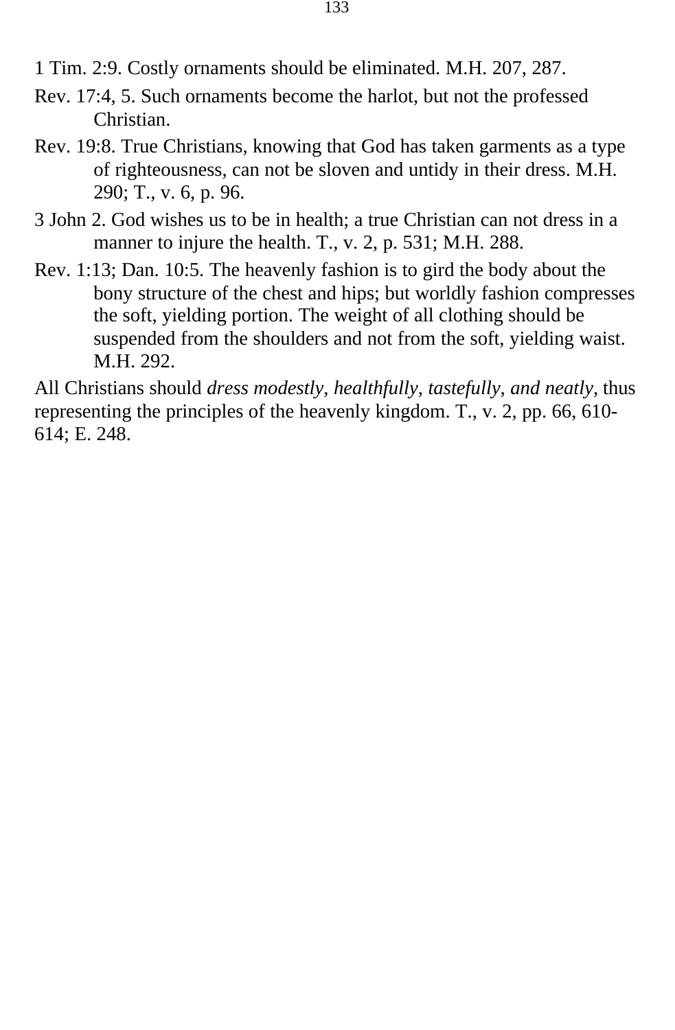1 Tim. 2:9. Costly ornaments should be eliminated. M.H. 207, 287.

Rev. 17:4, 5. Such ornaments become the harlot, but not the professed Christian.

Rev. 19:8. True Christians, knowing that God has taken garments as a type of righteousness, can not be sloven and untidy in their dress. M.H. 290; T., v. 6, p. 96.

3 John 2. God wishes us to be in health; a true Christian can not dress in a manner to injure the health. T., v. 2, p. 531; M.H. 288.

Rev. 1:13; Dan. 10:5. The heavenly fashion is to gird the body about the bony structure of the chest and hips; but worldly fashion compresses the soft, yielding portion. The weight of all clothing should be suspended from the shoulders and not from the soft, yielding waist. M.H. 292.

All Christians should *dress modestly, healthfully, tastefully, and neatly,* thus representing the principles of the heavenly kingdom. T., v. 2, pp. 66, 610-614; E. 248.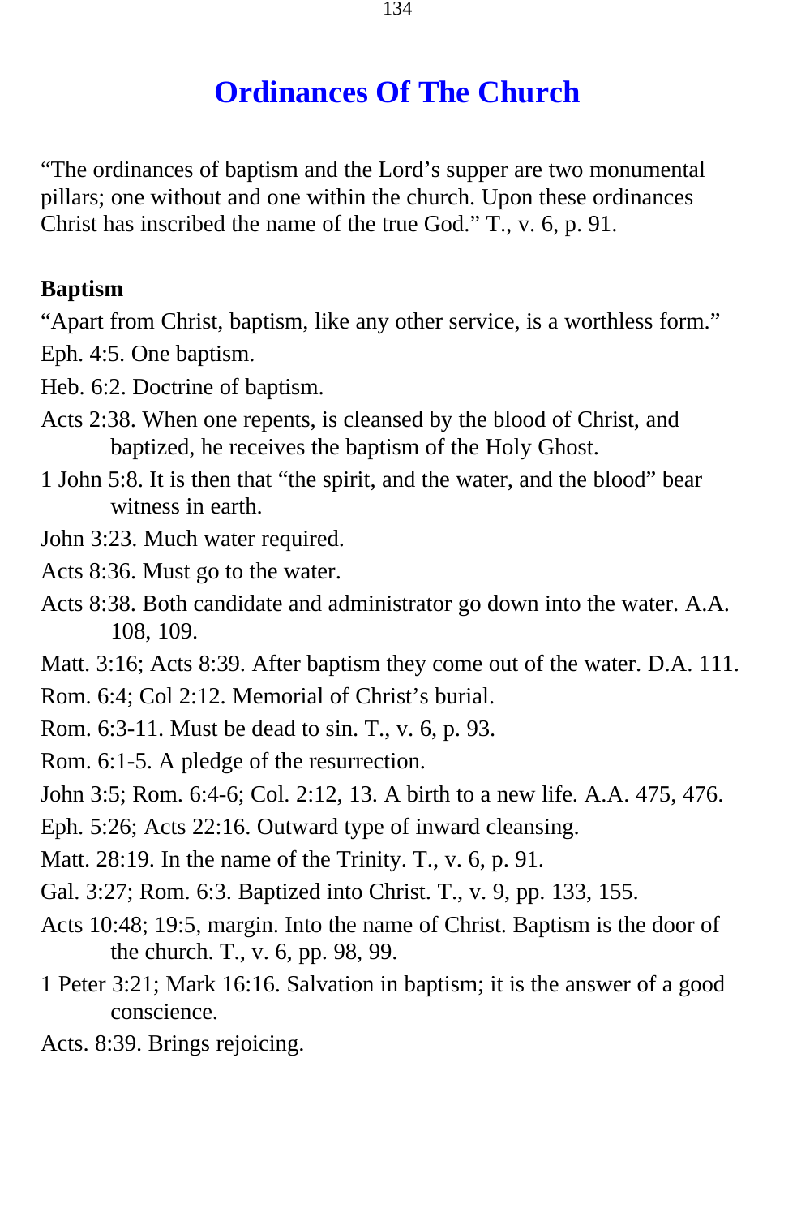# Ordinances Of The Church

"The ordinances of baptism and the Lord's supper are two monumental pillars; one without and one within the church. Upon these ordinances Christ has inscribed the name of the true God." T., v. 6, p. 91.

**Baptism**

"Apart from Christ, baptism, like any other service, is a worthless form."

Eph. 4:5. One baptism.

Heb. 6:2. Doctrine of baptism.

Acts 2:38. When one repents, is cleansed by the blood of Christ, and baptized, he receives the baptism of the Holy Ghost.

1 John 5:8. It is then that "the spirit, and the water, and the blood" bear witness in earth.

John 3:23. Much water required.

Acts 8:36. Must go to the water.

Acts 8:38. Both candidate and administrator go down into the water. A.A. 108, 109.

Matt. 3:16; Acts 8:39. After baptism they come out of the water. D.A. 111.

Rom. 6:4; Col 2:12. Memorial of Christ's burial.

Rom. 6:3-11. Must be dead to sin. T., v. 6, p. 93.

Rom. 6:1-5. A pledge of the resurrection.

John 3:5; Rom. 6:4-6; Col. 2:12, 13. A birth to a new life. A.A. 475, 476.

Eph. 5:26; Acts 22:16. Outward type of inward cleansing.

Matt. 28:19. In the name of the Trinity. T., v. 6, p. 91.

Gal. 3:27; Rom. 6:3. Baptized into Christ. T., v. 9, pp. 133, 155.

Acts 10:48; 19:5, margin. Into the name of Christ. Baptism is the door of the church. T., v. 6, pp. 98, 99.

1 Peter 3:21; Mark 16:16. Salvation in baptism; it is the answer of a good conscience.

Acts. 8:39. Brings rejoicing.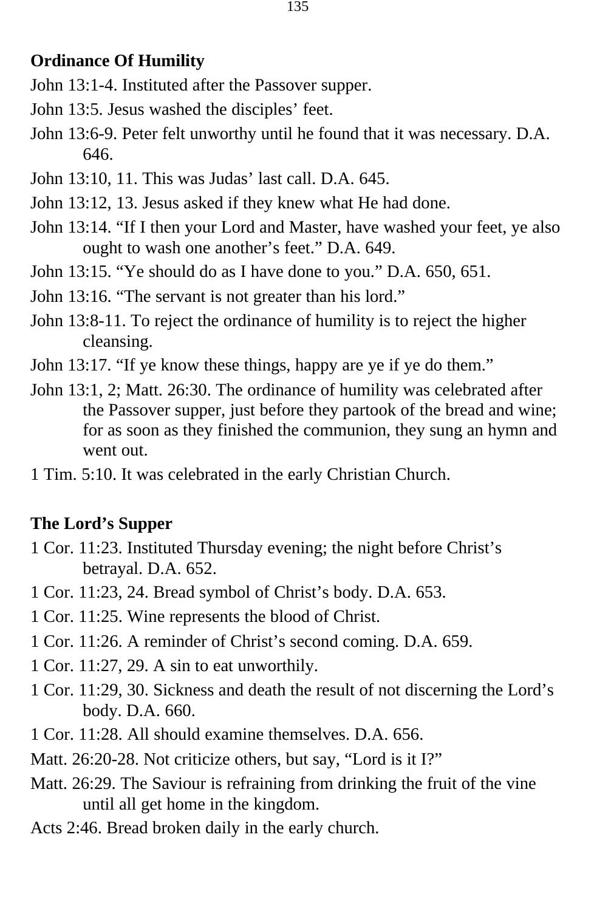**Ordinance Of Humility**

John 13:1-4. Instituted after the Passover supper.

John 13:5. Jesus washed the disciples' feet.

John 13:6-9. Peter felt unworthy until he found that it was necessary. D.A. 646.

John 13:10, 11. This was Judas' last call. D.A. 645.

John 13:12, 13. Jesus asked if they knew what He had done.

John 13:14. "If I then your Lord and Master, have washed your feet, ye also ought to wash one another's feet." D.A. 649.

John 13:15. "Ye should do as I have done to you." D.A. 650, 651.

John 13:16. "The servant is not greater than his lord."

John 13:8-11. To reject the ordinance of humility is to reject the higher cleansing.

John 13:17. "If ye know these things, happy are ye if ye do them."

John 13:1, 2; Matt. 26:30. The ordinance of humility was celebrated after the Passover supper, just before they partook of the bread and wine; for as soon as they finished the communion, they sung an hymn and went out.

1 Tim. 5:10. It was celebrated in the early Christian Church.

**The Lord's Supper**

1 Cor. 11:23. Instituted Thursday evening; the night before Christ's betrayal. D.A. 652.

1 Cor. 11:23, 24. Bread symbol of Christ's body. D.A. 653.

1 Cor. 11:25. Wine represents the blood of Christ.

1 Cor. 11:26. A reminder of Christ's second coming. D.A. 659.

1 Cor. 11:27, 29. A sin to eat unworthily.

1 Cor. 11:29, 30. Sickness and death the result of not discerning the Lord's body. D.A. 660.

1 Cor. 11:28. All should examine themselves. D.A. 656.

Matt. 26:20-28. Not criticize others, but say, "Lord is it I?"

Matt. 26:29. The Saviour is refraining from drinking the fruit of the vine until all get home in the kingdom.

Acts 2:46. Bread broken daily in the early church.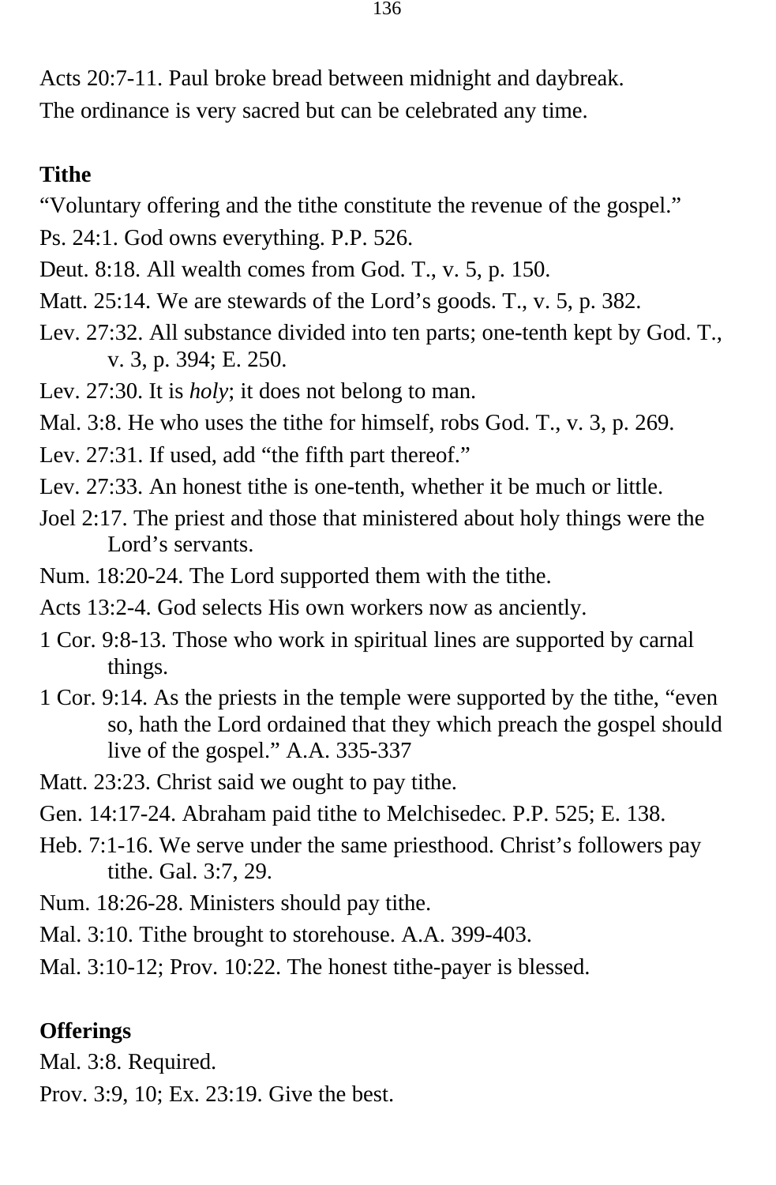Acts 20:7-11. Paul broke bread between midnight and daybreak.

The ordinance is very sacred but can be celebrated any time.

**Tithe**

"Voluntary offering and the tithe constitute the revenue of the gospel."

Ps. 24:1. God owns everything. P.P. 526.

Deut. 8:18. All wealth comes from God. T., v. 5, p. 150.

Matt. 25:14. We are stewards of the Lord's goods. T., v. 5, p. 382.

Lev. 27:32. All substance divided into ten parts; one-tenth kept by God. T., v. 3, p. 394; E. 250.

Lev. 27:30. It is *holy*; it does not belong to man.

Mal. 3:8. He who uses the tithe for himself, robs God. T., v. 3, p. 269.

Lev. 27:31. If used, add "the fifth part thereof."

Lev. 27:33. An honest tithe is one-tenth, whether it be much or little.

Joel 2:17. The priest and those that ministered about holy things were the Lord's servants.

Num. 18:20-24. The Lord supported them with the tithe.

Acts 13:2-4. God selects His own workers now as anciently.

1 Cor. 9:8-13. Those who work in spiritual lines are supported by carnal things.

1 Cor. 9:14. As the priests in the temple were supported by the tithe, "even so, hath the Lord ordained that they which preach the gospel should live of the gospel." A.A. 335-337

Matt. 23:23. Christ said we ought to pay tithe.

Gen. 14:17-24. Abraham paid tithe to Melchisedec. P.P. 525; E. 138.

Heb. 7:1-16. We serve under the same priesthood. Christ's followers pay tithe. Gal. 3:7, 29.

Num. 18:26-28. Ministers should pay tithe.

Mal. 3:10. Tithe brought to storehouse. A.A. 399-403.

Mal. 3:10-12; Prov. 10:22. The honest tithe-payer is blessed.

**Offerings**

Mal. 3:8. Required.

Prov. 3:9, 10; Ex. 23:19. Give the best.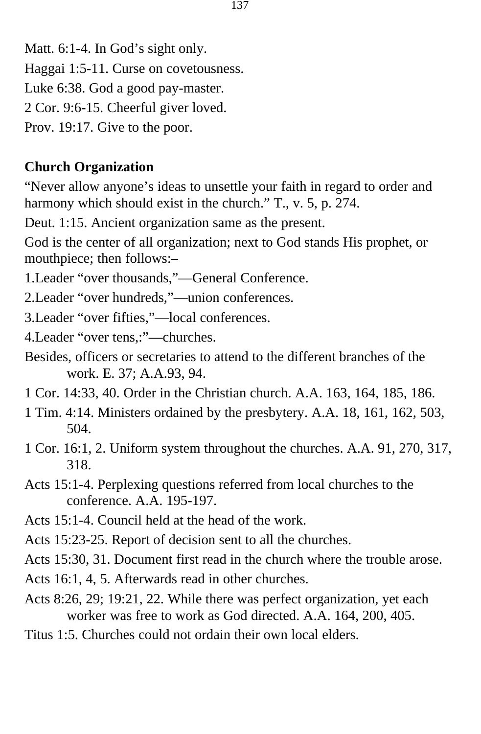Matt. 6:1-4. In God’s sight only.

Haggai 1:5-11. Curse on covetousness.

Luke 6:38. God a good pay-master.

2 Cor. 9:6-15. Cheerful giver loved.

Prov. 19:17. Give to the poor.

**Church Organization**

“Never allow anyone’s ideas to unsettle your faith in regard to order and harmony which should exist in the church.” T., v. 5, p. 274.

Deut. 1:15. Ancient organization same as the present.

God is the center of all organization; next to God stands His prophet, or mouthpiece; then follows:–

1.Leader “over thousands,”—General Conference.

2.Leader “over hundreds,”—union conferences.

3.Leader “over fifties,”—local conferences.

4.Leader “over tens,:”—churches.

Besides, officers or secretaries to attend to the different branches of the work. E. 37; A.A.93, 94.

1 Cor. 14:33, 40. Order in the Christian church. A.A. 163, 164, 185, 186.

1 Tim. 4:14. Ministers ordained by the presbytery. A.A. 18, 161, 162, 503, 504.

1 Cor. 16:1, 2. Uniform system throughout the churches. A.A. 91, 270, 317, 318.

Acts 15:1-4. Perplexing questions referred from local churches to the conference. A.A. 195-197.

Acts 15:1-4. Council held at the head of the work.

Acts 15:23-25. Report of decision sent to all the churches.

Acts 15:30, 31. Document first read in the church where the trouble arose.

Acts 16:1, 4, 5. Afterwards read in other churches.

Acts 8:26, 29; 19:21, 22. While there was perfect organization, yet each worker was free to work as God directed. A.A. 164, 200, 405.

Titus 1:5. Churches could not ordain their own local elders.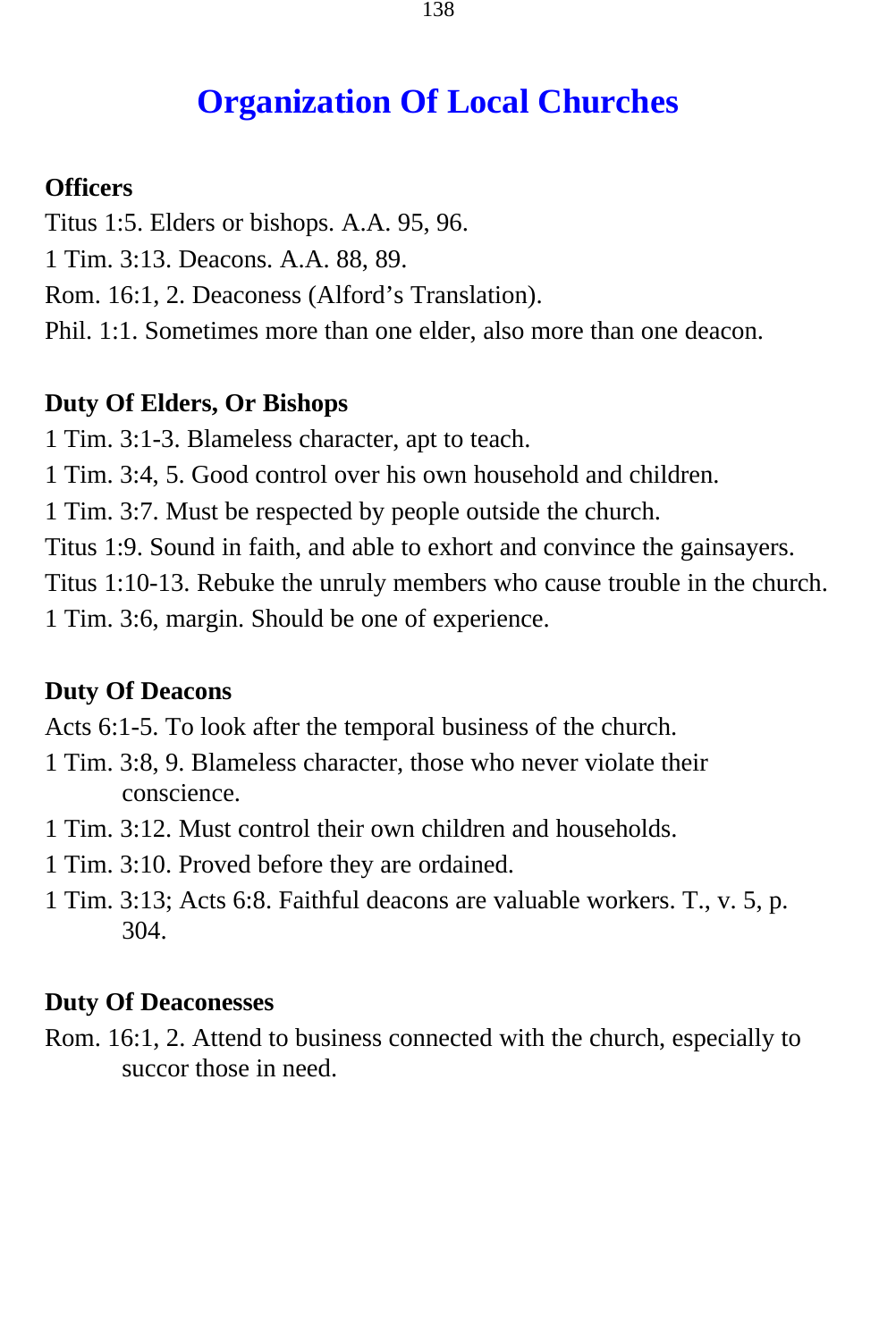# Organization Of Local Churches

**Officers**

Titus 1:5. Elders or bishops. A.A. 95, 96.

1 Tim. 3:13. Deacons. A.A. 88, 89.

Rom. 16:1, 2. Deaconess (Alford's Translation).

Phil. 1:1. Sometimes more than one elder, also more than one deacon.

**Duty Of Elders, Or Bishops**

1 Tim. 3:1-3. Blameless character, apt to teach.

1 Tim. 3:4, 5. Good control over his own household and children.

1 Tim. 3:7. Must be respected by people outside the church.

Titus 1:9. Sound in faith, and able to exhort and convince the gainsayers.

Titus 1:10-13. Rebuke the unruly members who cause trouble in the church.

1 Tim. 3:6, margin. Should be one of experience.

**Duty Of Deacons**

Acts 6:1-5. To look after the temporal business of the church.

1 Tim. 3:8, 9. Blameless character, those who never violate their conscience.

1 Tim. 3:12. Must control their own children and households.

1 Tim. 3:10. Proved before they are ordained.

1 Tim. 3:13; Acts 6:8. Faithful deacons are valuable workers. T., v. 5, p. 304.

**Duty Of Deaconesses**

Rom. 16:1, 2. Attend to business connected with the church, especially to succor those in need.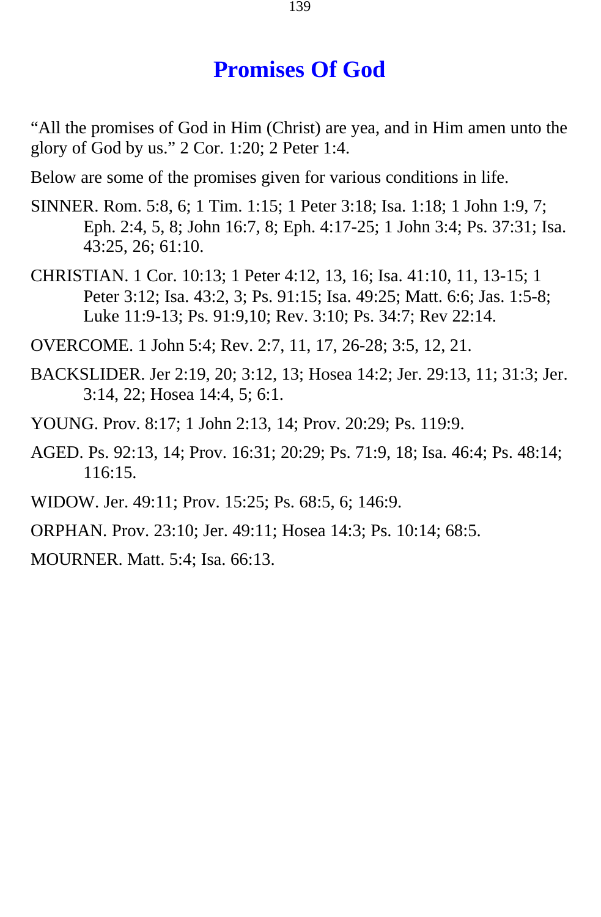# Promises Of God

“All the promises of God in Him (Christ) are yea, and in Him amen unto the glory of God by us.” 2 Cor. 1:20; 2 Peter 1:4.

Below are some of the promises given for various conditions in life.

SINNER. Rom. 5:8, 6; 1 Tim. 1:15; 1 Peter 3:18; Isa. 1:18; 1 John 1:9, 7; Eph. 2:4, 5, 8; John 16:7, 8; Eph. 4:17-25; 1 John 3:4; Ps. 37:31; Isa. 43:25, 26; 61:10.

CHRISTIAN. 1 Cor. 10:13; 1 Peter 4:12, 13, 16; Isa. 41:10, 11, 13-15; 1 Peter 3:12; Isa. 43:2, 3; Ps. 91:15; Isa. 49:25; Matt. 6:6; Jas. 1:5-8; Luke 11:9-13; Ps. 91:9,10; Rev. 3:10; Ps. 34:7; Rev 22:14.

OVERCOME. 1 John 5:4; Rev. 2:7, 11, 17, 26-28; 3:5, 12, 21.

BACKSLIDER. Jer 2:19, 20; 3:12, 13; Hosea 14:2; Jer. 29:13, 11; 31:3; Jer. 3:14, 22; Hosea 14:4, 5; 6:1.

YOUNG. Prov. 8:17; 1 John 2:13, 14; Prov. 20:29; Ps. 119:9.

AGED. Ps. 92:13, 14; Prov. 16:31; 20:29; Ps. 71:9, 18; Isa. 46:4; Ps. 48:14; 116:15.

WIDOW. Jer. 49:11; Prov. 15:25; Ps. 68:5, 6; 146:9.

ORPHAN. Prov. 23:10; Jer. 49:11; Hosea 14:3; Ps. 10:14; 68:5.

MOURNER. Matt. 5:4; Isa. 66:13.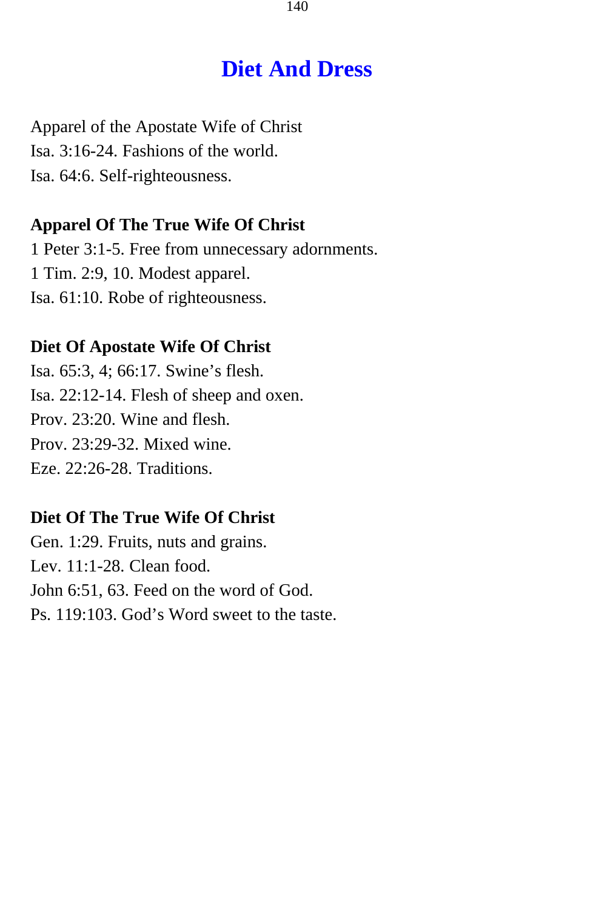# Diet And Dress

Apparel of the Apostate Wife of Christ
Isa. 3:16-24. Fashions of the world.
Isa. 64:6. Self-righteousness.

**Apparel Of The True Wife Of Christ**
1 Peter 3:1-5. Free from unnecessary adornments.
1 Tim. 2:9, 10. Modest apparel.
Isa. 61:10. Robe of righteousness.

**Diet Of Apostate Wife Of Christ**
Isa. 65:3, 4; 66:17. Swine's flesh.
Isa. 22:12-14. Flesh of sheep and oxen.
Prov. 23:20. Wine and flesh.
Prov. 23:29-32. Mixed wine.
Eze. 22:26-28. Traditions.

**Diet Of The True Wife Of Christ**
Gen. 1:29. Fruits, nuts and grains.
Lev. 11:1-28. Clean food.
John 6:51, 63. Feed on the word of God.
Ps. 119:103. God's Word sweet to the taste.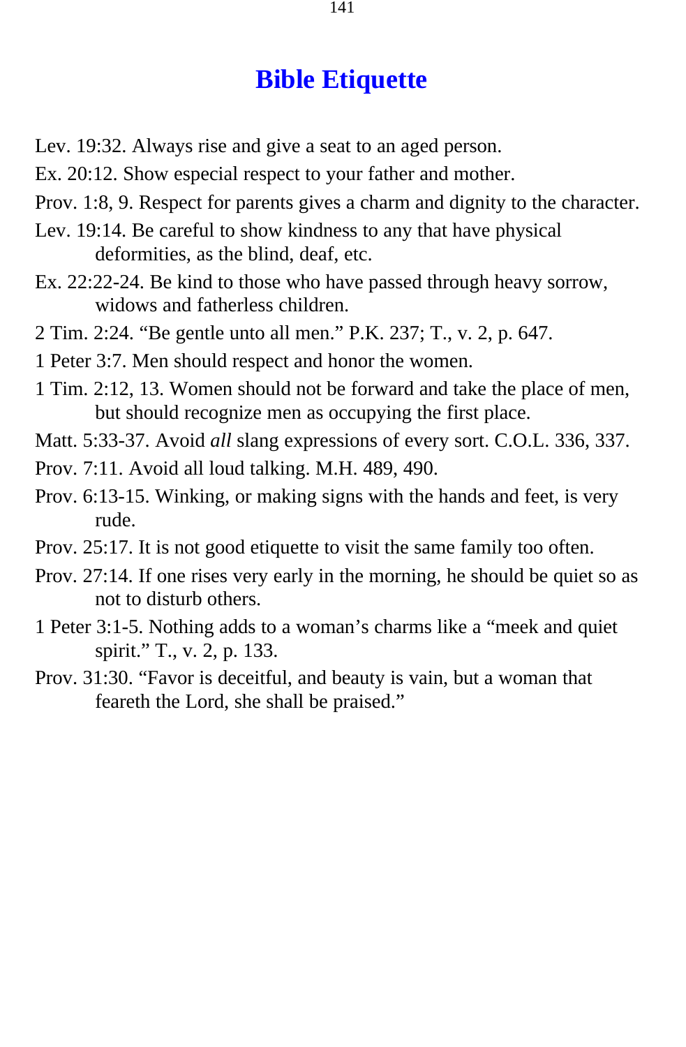# Bible Etiquette

Lev. 19:32. Always rise and give a seat to an aged person.

Ex. 20:12. Show especial respect to your father and mother.

Prov. 1:8, 9. Respect for parents gives a charm and dignity to the character.

Lev. 19:14. Be careful to show kindness to any that have physical deformities, as the blind, deaf, etc.

Ex. 22:22-24. Be kind to those who have passed through heavy sorrow, widows and fatherless children.

2 Tim. 2:24. “Be gentle unto all men.” P.K. 237; T., v. 2, p. 647.

1 Peter 3:7. Men should respect and honor the women.

1 Tim. 2:12, 13. Women should not be forward and take the place of men, but should recognize men as occupying the first place.

Matt. 5:33-37. Avoid *all* slang expressions of every sort. C.O.L. 336, 337.

Prov. 7:11. Avoid all loud talking. M.H. 489, 490.

Prov. 6:13-15. Winking, or making signs with the hands and feet, is very rude.

Prov. 25:17. It is not good etiquette to visit the same family too often.

Prov. 27:14. If one rises very early in the morning, he should be quiet so as not to disturb others.

1 Peter 3:1-5. Nothing adds to a woman’s charms like a “meek and quiet spirit.” T., v. 2, p. 133.

Prov. 31:30. “Favor is deceitful, and beauty is vain, but a woman that feareth the Lord, she shall be praised.”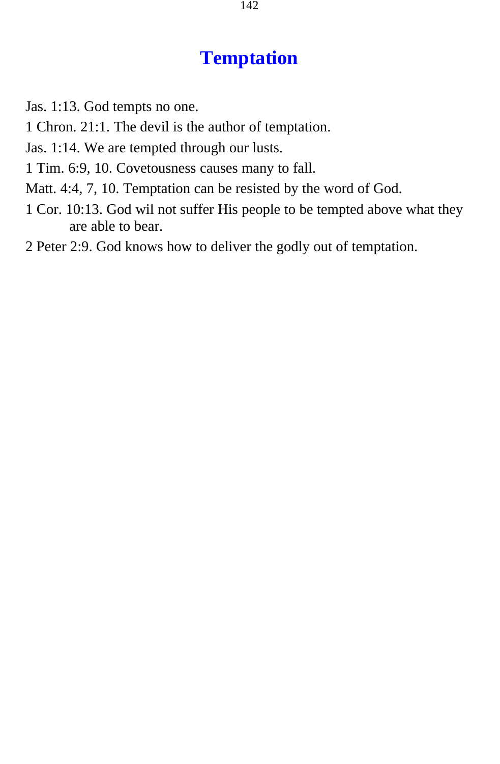# Temptation

Jas. 1:13. God tempts no one.

1 Chron. 21:1. The devil is the author of temptation.

Jas. 1:14. We are tempted through our lusts.

1 Tim. 6:9, 10. Covetousness causes many to fall.

Matt. 4:4, 7, 10. Temptation can be resisted by the word of God.

1 Cor. 10:13. God wil not suffer His people to be tempted above what they are able to bear.

2 Peter 2:9. God knows how to deliver the godly out of temptation.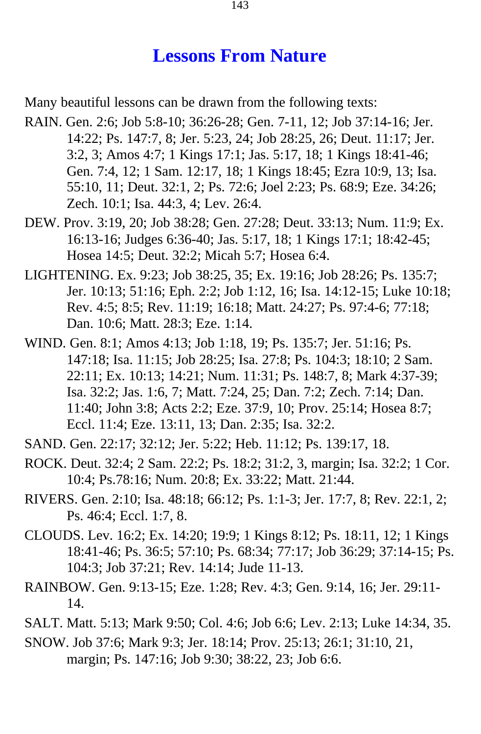# Lessons From Nature

Many beautiful lessons can be drawn from the following texts:

RAIN. Gen. 2:6; Job 5:8-10; 36:26-28; Gen. 7-11, 12; Job 37:14-16; Jer. 14:22; Ps. 147:7, 8; Jer. 5:23, 24; Job 28:25, 26; Deut. 11:17; Jer. 3:2, 3; Amos 4:7; 1 Kings 17:1; Jas. 5:17, 18; 1 Kings 18:41-46; Gen. 7:4, 12; 1 Sam. 12:17, 18; 1 Kings 18:45; Ezra 10:9, 13; Isa. 55:10, 11; Deut. 32:1, 2; Ps. 72:6; Joel 2:23; Ps. 68:9; Eze. 34:26; Zech. 10:1; Isa. 44:3, 4; Lev. 26:4.

DEW. Prov. 3:19, 20; Job 38:28; Gen. 27:28; Deut. 33:13; Num. 11:9; Ex. 16:13-16; Judges 6:36-40; Jas. 5:17, 18; 1 Kings 17:1; 18:42-45; Hosea 14:5; Deut. 32:2; Micah 5:7; Hosea 6:4.

LIGHTENING. Ex. 9:23; Job 38:25, 35; Ex. 19:16; Job 28:26; Ps. 135:7; Jer. 10:13; 51:16; Eph. 2:2; Job 1:12, 16; Isa. 14:12-15; Luke 10:18; Rev. 4:5; 8:5; Rev. 11:19; 16:18; Matt. 24:27; Ps. 97:4-6; 77:18; Dan. 10:6; Matt. 28:3; Eze. 1:14.

WIND. Gen. 8:1; Amos 4:13; Job 1:18, 19; Ps. 135:7; Jer. 51:16; Ps. 147:18; Isa. 11:15; Job 28:25; Isa. 27:8; Ps. 104:3; 18:10; 2 Sam. 22:11; Ex. 10:13; 14:21; Num. 11:31; Ps. 148:7, 8; Mark 4:37-39; Isa. 32:2; Jas. 1:6, 7; Matt. 7:24, 25; Dan. 7:2; Zech. 7:14; Dan. 11:40; John 3:8; Acts 2:2; Eze. 37:9, 10; Prov. 25:14; Hosea 8:7; Eccl. 11:4; Eze. 13:11, 13; Dan. 2:35; Isa. 32:2.

SAND. Gen. 22:17; 32:12; Jer. 5:22; Heb. 11:12; Ps. 139:17, 18.

ROCK. Deut. 32:4; 2 Sam. 22:2; Ps. 18:2; 31:2, 3, margin; Isa. 32:2; 1 Cor. 10:4; Ps.78:16; Num. 20:8; Ex. 33:22; Matt. 21:44.

RIVERS. Gen. 2:10; Isa. 48:18; 66:12; Ps. 1:1-3; Jer. 17:7, 8; Rev. 22:1, 2; Ps. 46:4; Eccl. 1:7, 8.

CLOUDS. Lev. 16:2; Ex. 14:20; 19:9; 1 Kings 8:12; Ps. 18:11, 12; 1 Kings 18:41-46; Ps. 36:5; 57:10; Ps. 68:34; 77:17; Job 36:29; 37:14-15; Ps. 104:3; Job 37:21; Rev. 14:14; Jude 11-13.

RAINBOW. Gen. 9:13-15; Eze. 1:28; Rev. 4:3; Gen. 9:14, 16; Jer. 29:11-14.

SALT. Matt. 5:13; Mark 9:50; Col. 4:6; Job 6:6; Lev. 2:13; Luke 14:34, 35.

SNOW. Job 37:6; Mark 9:3; Jer. 18:14; Prov. 25:13; 26:1; 31:10, 21, margin; Ps. 147:16; Job 9:30; 38:22, 23; Job 6:6.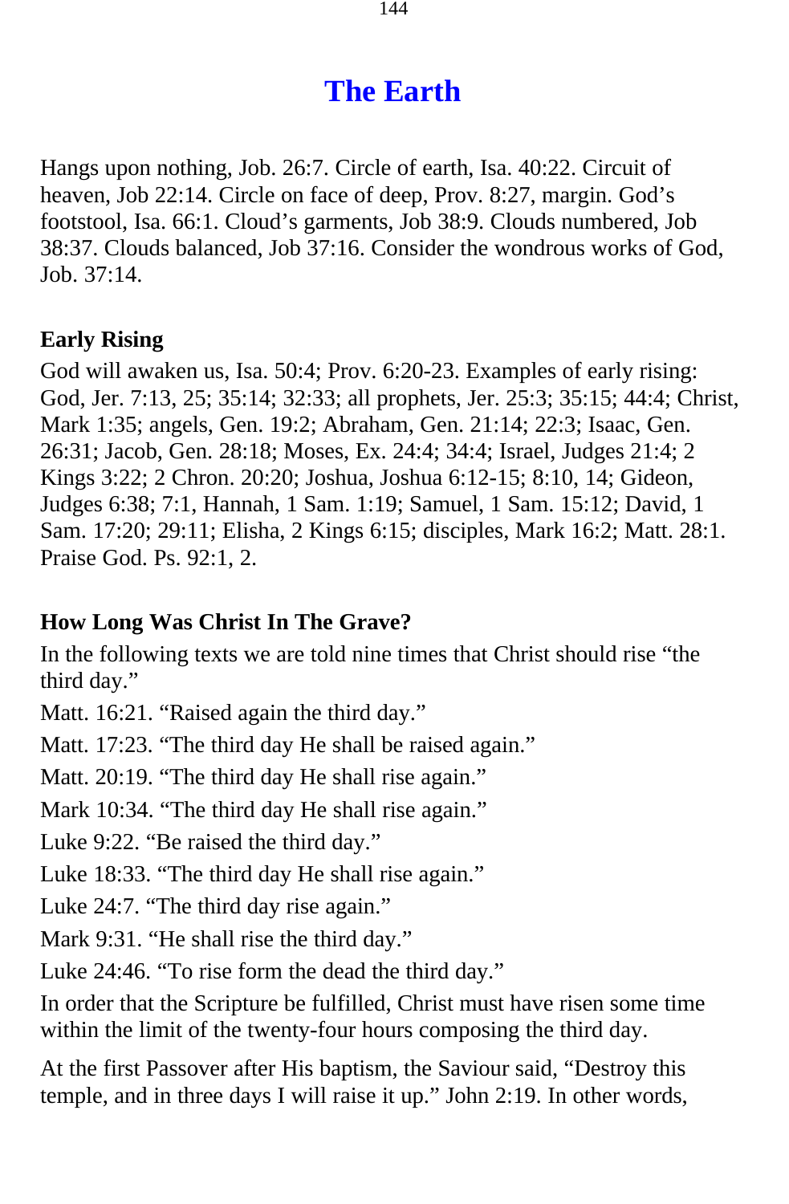## The Earth

Hangs upon nothing, Job. 26:7. Circle of earth, Isa. 40:22. Circuit of heaven, Job 22:14. Circle on face of deep, Prov. 8:27, margin. God's footstool, Isa. 66:1. Cloud's garments, Job 38:9. Clouds numbered, Job 38:37. Clouds balanced, Job 37:16. Consider the wondrous works of God, Job. 37:14.

**Early Rising**

God will awaken us, Isa. 50:4; Prov. 6:20-23. Examples of early rising: God, Jer. 7:13, 25; 35:14; 32:33; all prophets, Jer. 25:3; 35:15; 44:4; Christ, Mark 1:35; angels, Gen. 19:2; Abraham, Gen. 21:14; 22:3; Isaac, Gen. 26:31; Jacob, Gen. 28:18; Moses, Ex. 24:4; 34:4; Israel, Judges 21:4; 2 Kings 3:22; 2 Chron. 20:20; Joshua, Joshua 6:12-15; 8:10, 14; Gideon, Judges 6:38; 7:1, Hannah, 1 Sam. 1:19; Samuel, 1 Sam. 15:12; David, 1 Sam. 17:20; 29:11; Elisha, 2 Kings 6:15; disciples, Mark 16:2; Matt. 28:1. Praise God. Ps. 92:1, 2.

**How Long Was Christ In The Grave?**

In the following texts we are told nine times that Christ should rise "the third day."

Matt. 16:21. "Raised again the third day."

Matt. 17:23. "The third day He shall be raised again."

Matt. 20:19. "The third day He shall rise again."

Mark 10:34. "The third day He shall rise again."

Luke 9:22. "Be raised the third day."

Luke 18:33. "The third day He shall rise again."

Luke 24:7. "The third day rise again."

Mark 9:31. "He shall rise the third day."

Luke 24:46. "To rise form the dead the third day."

In order that the Scripture be fulfilled, Christ must have risen some time within the limit of the twenty-four hours composing the third day.

At the first Passover after His baptism, the Saviour said, "Destroy this temple, and in three days I will raise it up." John 2:19. In other words,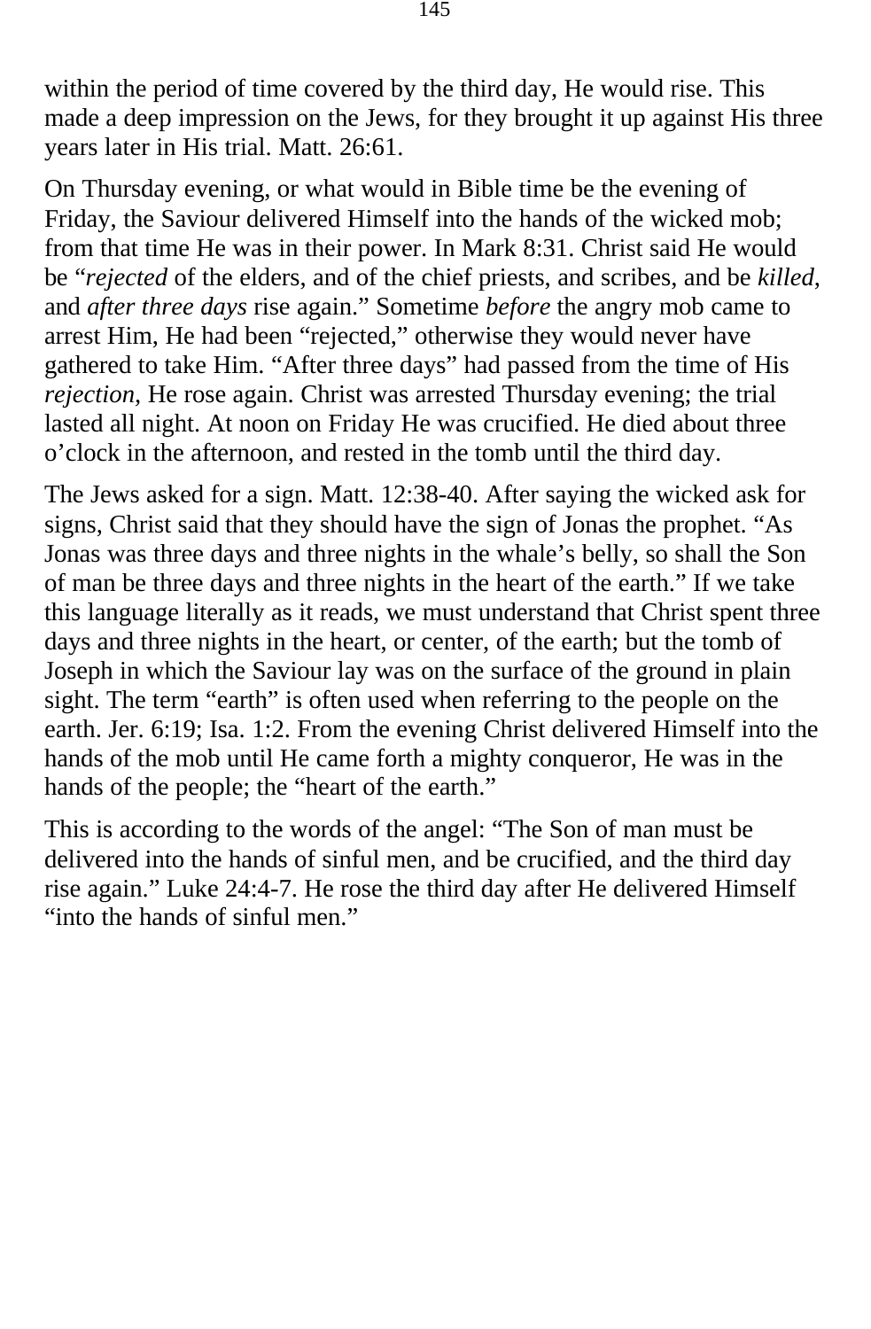within the period of time covered by the third day, He would rise. This made a deep impression on the Jews, for they brought it up against His three years later in His trial. Matt. 26:61.

On Thursday evening, or what would in Bible time be the evening of Friday, the Saviour delivered Himself into the hands of the wicked mob; from that time He was in their power. In Mark 8:31. Christ said He would be “*rejected* of the elders, and of the chief priests, and scribes, and be *killed*, and *after three days* rise again.” Sometime *before* the angry mob came to arrest Him, He had been “rejected,” otherwise they would never have gathered to take Him. “After three days” had passed from the time of His *rejection*, He rose again. Christ was arrested Thursday evening; the trial lasted all night. At noon on Friday He was crucified. He died about three o’clock in the afternoon, and rested in the tomb until the third day.

The Jews asked for a sign. Matt. 12:38-40. After saying the wicked ask for signs, Christ said that they should have the sign of Jonas the prophet. “As Jonas was three days and three nights in the whale’s belly, so shall the Son of man be three days and three nights in the heart of the earth.” If we take this language literally as it reads, we must understand that Christ spent three days and three nights in the heart, or center, of the earth; but the tomb of Joseph in which the Saviour lay was on the surface of the ground in plain sight. The term “earth” is often used when referring to the people on the earth. Jer. 6:19; Isa. 1:2. From the evening Christ delivered Himself into the hands of the mob until He came forth a mighty conqueror, He was in the hands of the people; the “heart of the earth.”

This is according to the words of the angel: “The Son of man must be delivered into the hands of sinful men, and be crucified, and the third day rise again.” Luke 24:4-7. He rose the third day after He delivered Himself “into the hands of sinful men.”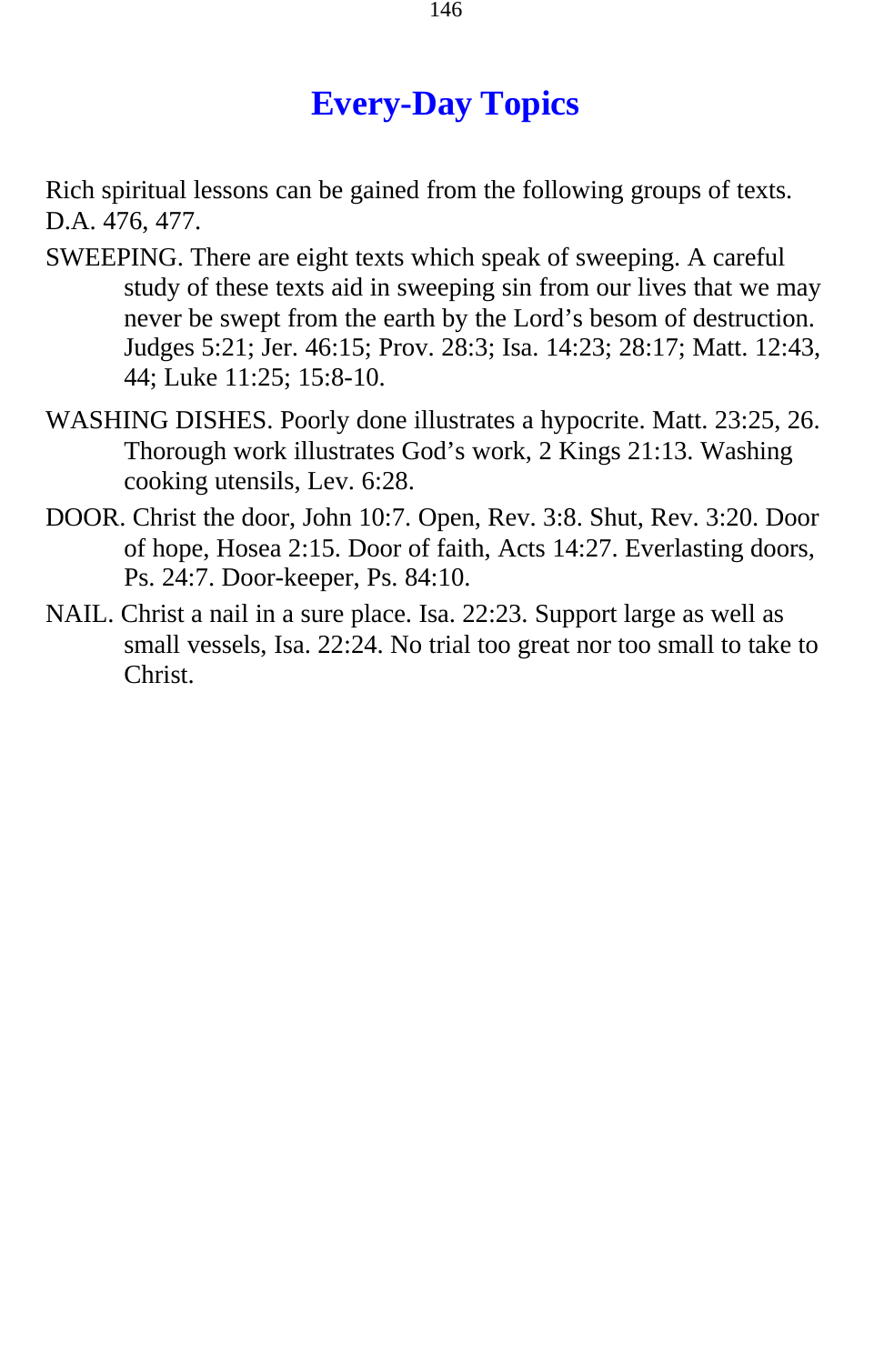# Every-Day Topics

Rich spiritual lessons can be gained from the following groups of texts. D.A. 476, 477.

SWEEPING. There are eight texts which speak of sweeping. A careful study of these texts aid in sweeping sin from our lives that we may never be swept from the earth by the Lord's besom of destruction. Judges 5:21; Jer. 46:15; Prov. 28:3; Isa. 14:23; 28:17; Matt. 12:43, 44; Luke 11:25; 15:8-10.

WASHING DISHES. Poorly done illustrates a hypocrite. Matt. 23:25, 26. Thorough work illustrates God's work, 2 Kings 21:13. Washing cooking utensils, Lev. 6:28.

DOOR. Christ the door, John 10:7. Open, Rev. 3:8. Shut, Rev. 3:20. Door of hope, Hosea 2:15. Door of faith, Acts 14:27. Everlasting doors, Ps. 24:7. Door-keeper, Ps. 84:10.

NAIL. Christ a nail in a sure place. Isa. 22:23. Support large as well as small vessels, Isa. 22:24. No trial too great nor too small to take to Christ.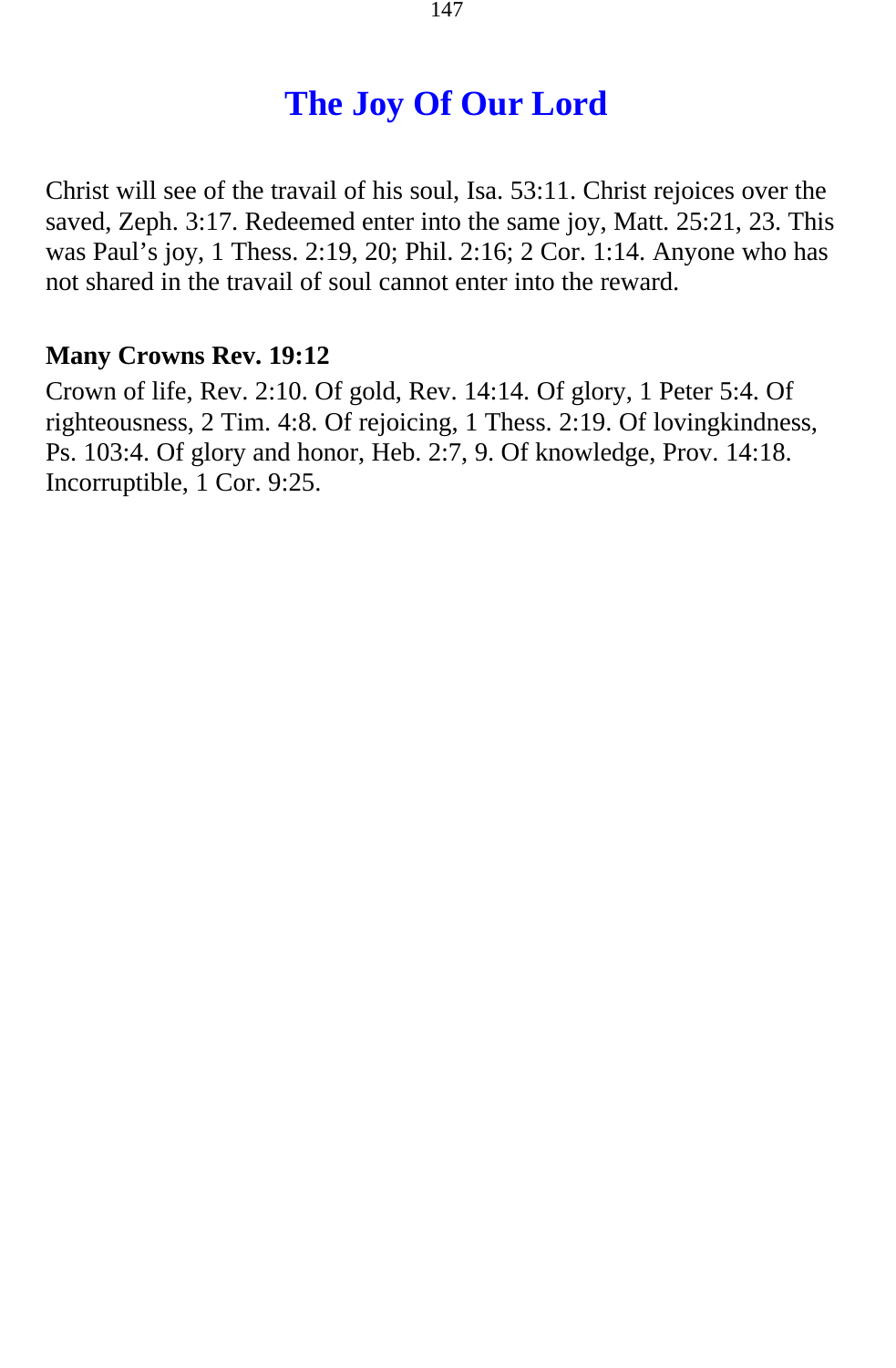# The Joy Of Our Lord

Christ will see of the travail of his soul, Isa. 53:11. Christ rejoices over the saved, Zeph. 3:17. Redeemed enter into the same joy, Matt. 25:21, 23. This was Paul's joy, 1 Thess. 2:19, 20; Phil. 2:16; 2 Cor. 1:14. Anyone who has not shared in the travail of soul cannot enter into the reward.

**Many Crowns Rev. 19:12**

Crown of life, Rev. 2:10. Of gold, Rev. 14:14. Of glory, 1 Peter 5:4. Of righteousness, 2 Tim. 4:8. Of rejoicing, 1 Thess. 2:19. Of lovingkindness, Ps. 103:4. Of glory and honor, Heb. 2:7, 9. Of knowledge, Prov. 14:18. Incorruptible, 1 Cor. 9:25.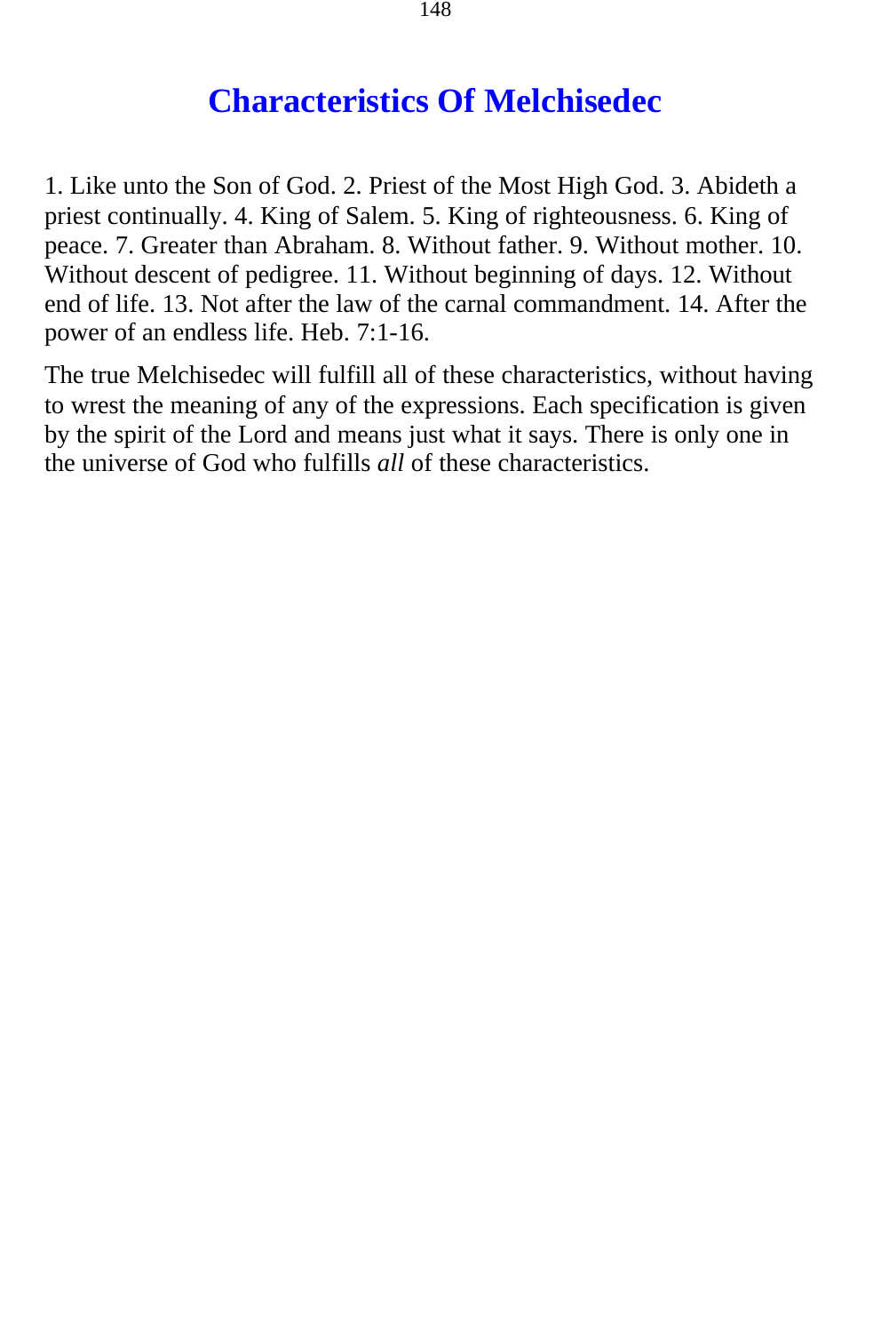# Characteristics Of Melchisedec

1. Like unto the Son of God. 2. Priest of the Most High God. 3. Abideth a priest continually. 4. King of Salem. 5. King of righteousness. 6. King of peace. 7. Greater than Abraham. 8. Without father. 9. Without mother. 10. Without descent of pedigree. 11. Without beginning of days. 12. Without end of life. 13. Not after the law of the carnal commandment. 14. After the power of an endless life. Heb. 7:1-16.

The true Melchisedec will fulfill all of these characteristics, without having to wrest the meaning of any of the expressions. Each specification is given by the spirit of the Lord and means just what it says. There is only one in the universe of God who fulfills *all* of these characteristics.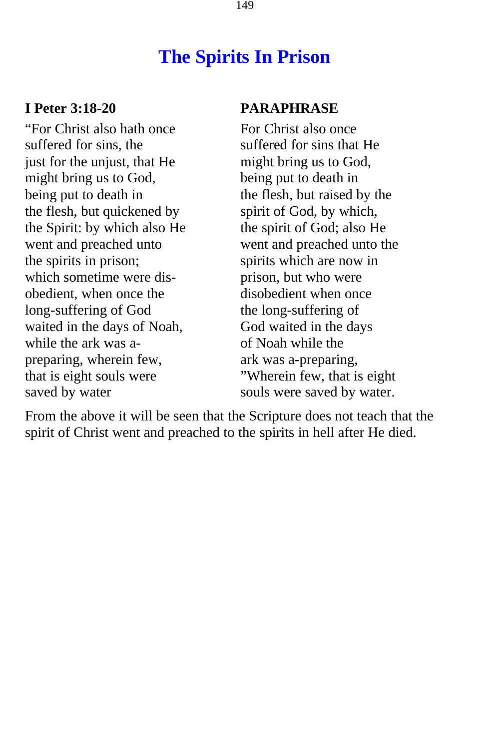# The Spirits In Prison

**I Peter 3:18-20**

"For Christ also hath once suffered for sins, the just for the unjust, that He might bring us to God, being put to death in the flesh, but quickened by the Spirit: by which also He went and preached unto the spirits in prison; which sometime were disobedient, when once the long-suffering of God waited in the days of Noah, while the ark was a-preparing, wherein few, that is eight souls were saved by water

**PARAPHRASE**

For Christ also once suffered for sins that He might bring us to God, being put to death in the flesh, but raised by the spirit of God, by which, the spirit of God; also He went and preached unto the spirits which are now in prison, but who were disobedient when once the long-suffering of God waited in the days of Noah while the ark was a-preparing, "Wherein few, that is eight souls were saved by water.

From the above it will be seen that the Scripture does not teach that the spirit of Christ went and preached to the spirits in hell after He died.